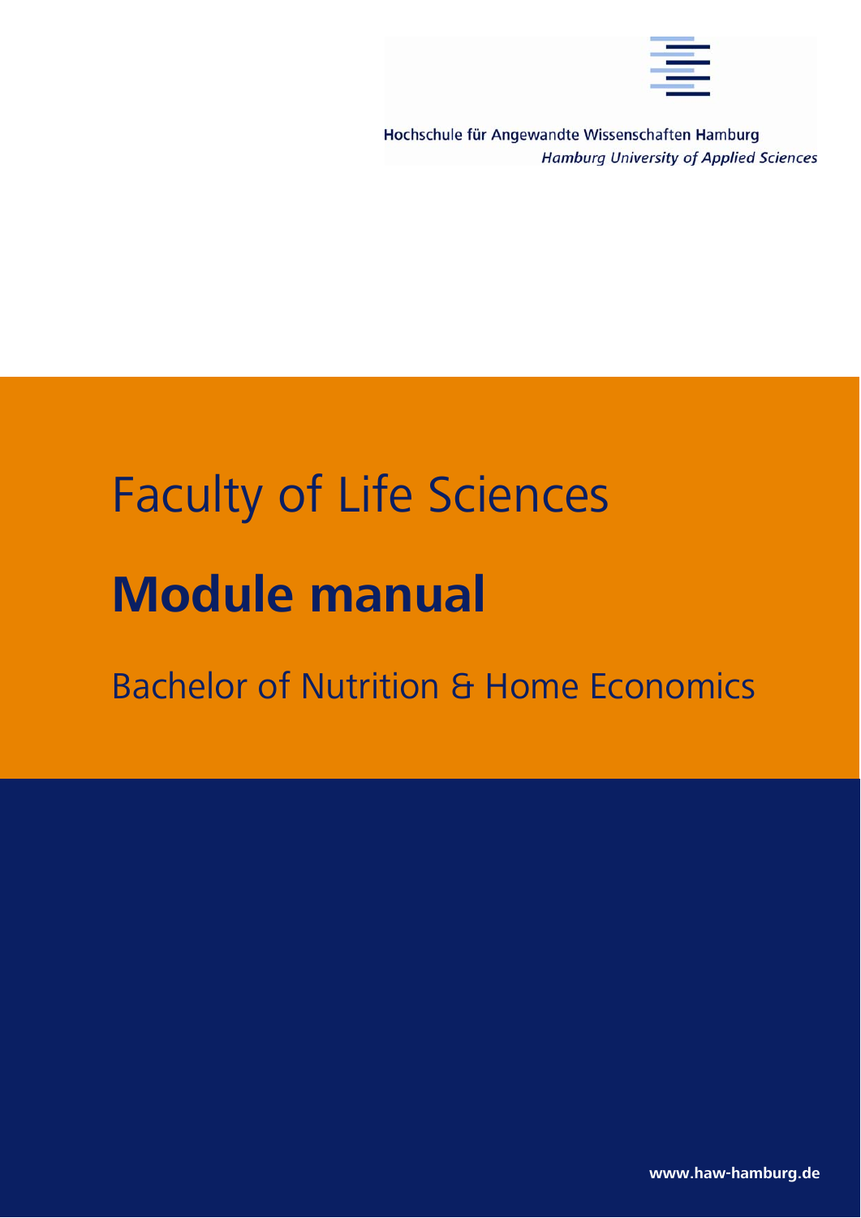Hochschule für Angewandte Wissenschaften Hamburg
*Hamburg University of Applied Sciences*

# Faculty of Life Sciences

# **Module manual**

## Bachelor of Nutrition & Home Economics

**www.haw-hamburg.de**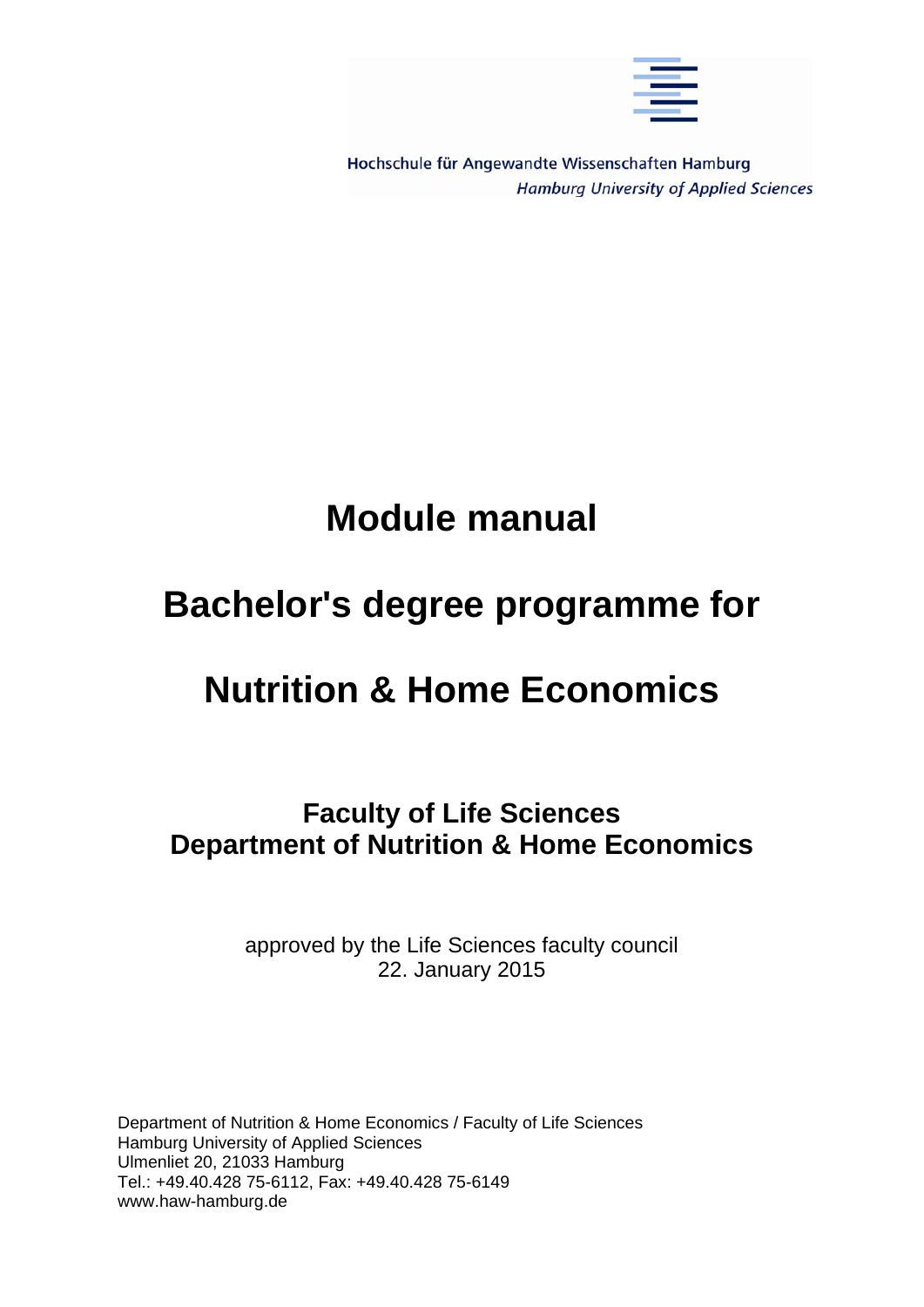Hochschule für Angewandte Wissenschaften Hamburg
*Hamburg University of Applied Sciences*

# Module manual

# Bachelor's degree programme for

# Nutrition & Home Economics

## Faculty of Life Sciences
## Department of Nutrition & Home Economics

approved by the Life Sciences faculty council
22. January 2015

Department of Nutrition & Home Economics / Faculty of Life Sciences
Hamburg University of Applied Sciences
Ulmenliet 20, 21033 Hamburg
Tel.: +49.40.428 75-6112, Fax: +49.40.428 75-6149
www.haw-hamburg.de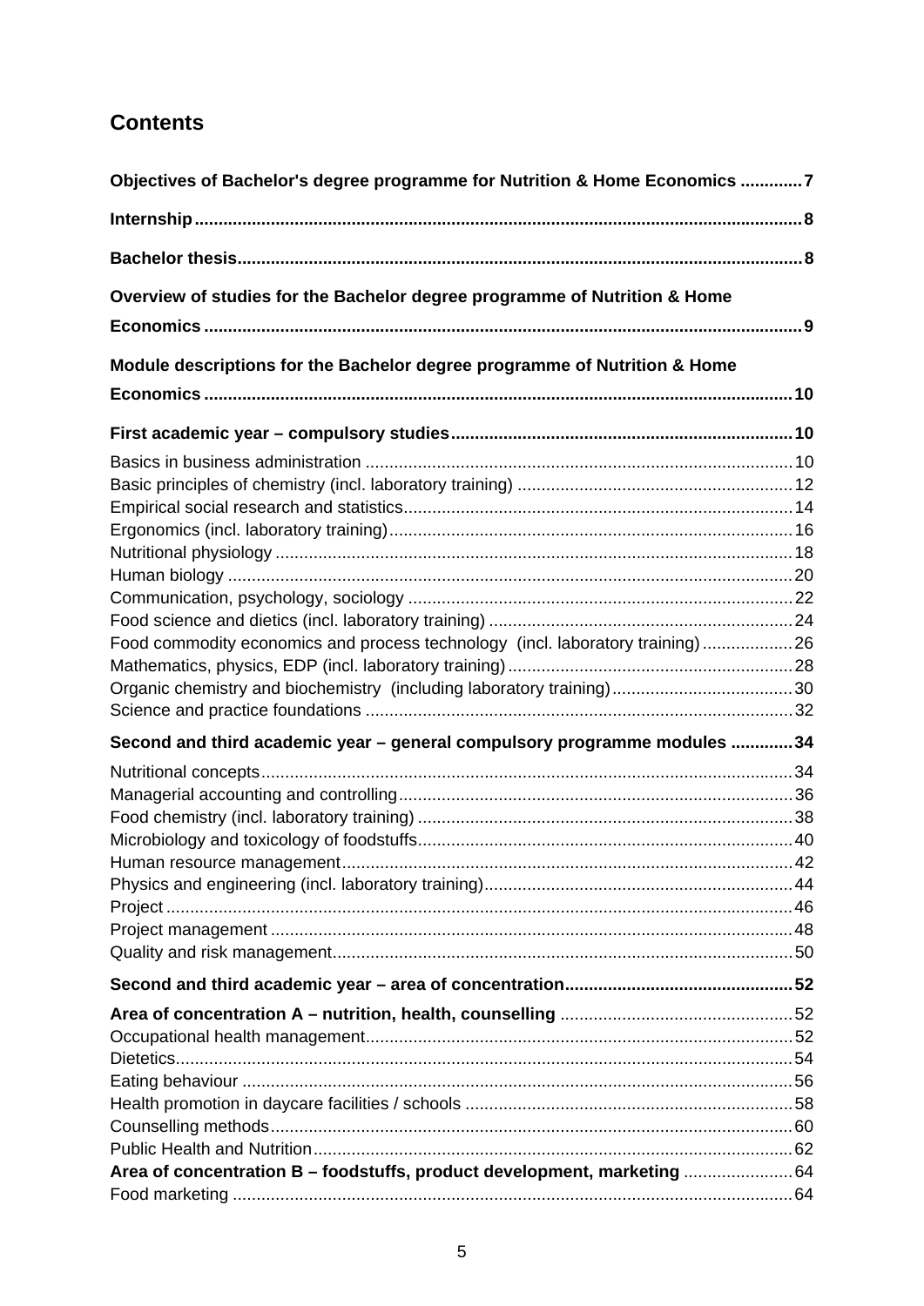## Contents

**Objectives of Bachelor's degree programme for Nutrition & Home Economics** ............ **7**

**Internship** ............ **8**

**Bachelor thesis** ............ **8**

**Overview of studies for the Bachelor degree programme of Nutrition & Home Economics** ............ **9**

**Module descriptions for the Bachelor degree programme of Nutrition & Home Economics** ............ **10**

**First academic year – compulsory studies** ............ **10**

Basics in business administration ............ 10
Basic principles of chemistry (incl. laboratory training) ............ 12
Empirical social research and statistics ............ 14
Ergonomics (incl. laboratory training) ............ 16
Nutritional physiology ............ 18
Human biology ............ 20
Communication, psychology, sociology ............ 22
Food science and dietics (incl. laboratory training) ............ 24
Food commodity economics and process technology (incl. laboratory training) ............ 26
Mathematics, physics, EDP (incl. laboratory training) ............ 28
Organic chemistry and biochemistry (including laboratory training) ............ 30
Science and practice foundations ............ 32

**Second and third academic year – general compulsory programme modules** ............ **34**

Nutritional concepts ............ 34
Managerial accounting and controlling ............ 36
Food chemistry (incl. laboratory training) ............ 38
Microbiology and toxicology of foodstuffs ............ 40
Human resource management ............ 42
Physics and engineering (incl. laboratory training) ............ 44
Project ............ 46
Project management ............ 48
Quality and risk management ............ 50

**Second and third academic year – area of concentration** ............ **52**

**Area of concentration A – nutrition, health, counselling** ............ 52
Occupational health management ............ 52
Dietetics ............ 54
Eating behaviour ............ 56
Health promotion in daycare facilities / schools ............ 58
Counselling methods ............ 60
Public Health and Nutrition ............ 62
**Area of concentration B – foodstuffs, product development, marketing** ............ 64
Food marketing ............ 64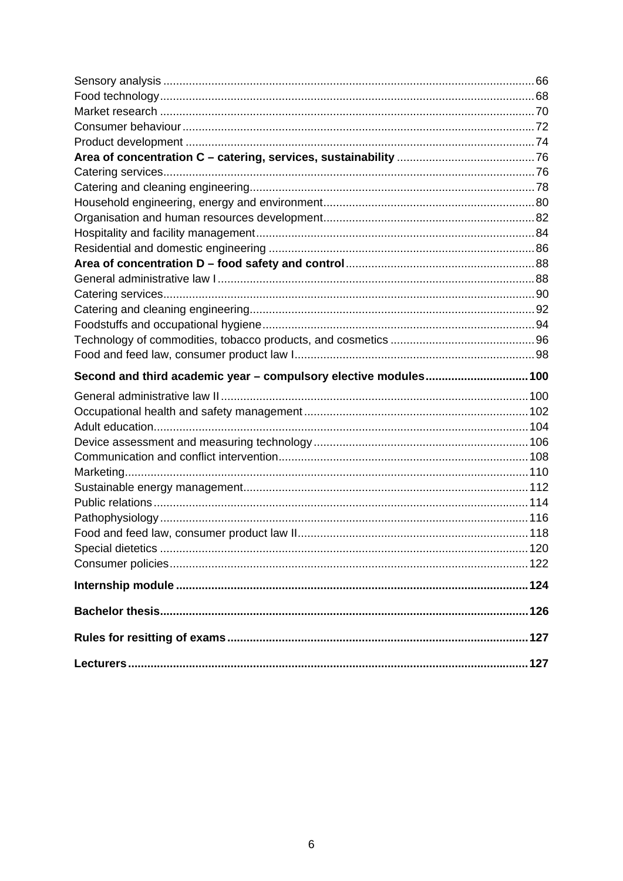Sensory analysis ....................................................................................................................66
Food technology.....................................................................................................................68
Market research .....................................................................................................................70
Consumer behaviour..............................................................................................................72
Product development .............................................................................................................74
**Area of concentration C – catering, services, sustainability** ............................................76
Catering services....................................................................................................................76
Catering and cleaning engineering.........................................................................................78
Household engineering, energy and environment..................................................................80
Organisation and human resources development..................................................................82
Hospitality and facility management.......................................................................................84
Residential and domestic engineering ...................................................................................86
**Area of concentration D – food safety and control**...........................................................88
General administrative law I...................................................................................................88
Catering services....................................................................................................................90
Catering and cleaning engineering.........................................................................................92
Foodstuffs and occupational hygiene.....................................................................................94
Technology of commodities, tobacco products, and cosmetics .............................................96
Food and feed law, consumer product law I...........................................................................98

**Second and third academic year – compulsory elective modules................................100**

General administrative law II................................................................................................100
Occupational health and safety management......................................................................102
Adult education.....................................................................................................................104
Device assessment and measuring technology...................................................................106
Communication and conflict intervention..............................................................................108
Marketing..............................................................................................................................110
Sustainable energy management.........................................................................................112
Public relations.....................................................................................................................114
Pathophysiology...................................................................................................................116
Food and feed law, consumer product law II........................................................................118
Special dietetics ...................................................................................................................120
Consumer policies................................................................................................................122

**Internship module ............................................................................................................124**

**Bachelor thesis..................................................................................................................126**

**Rules for resitting of exams.............................................................................................127**

**Lecturers............................................................................................................................127**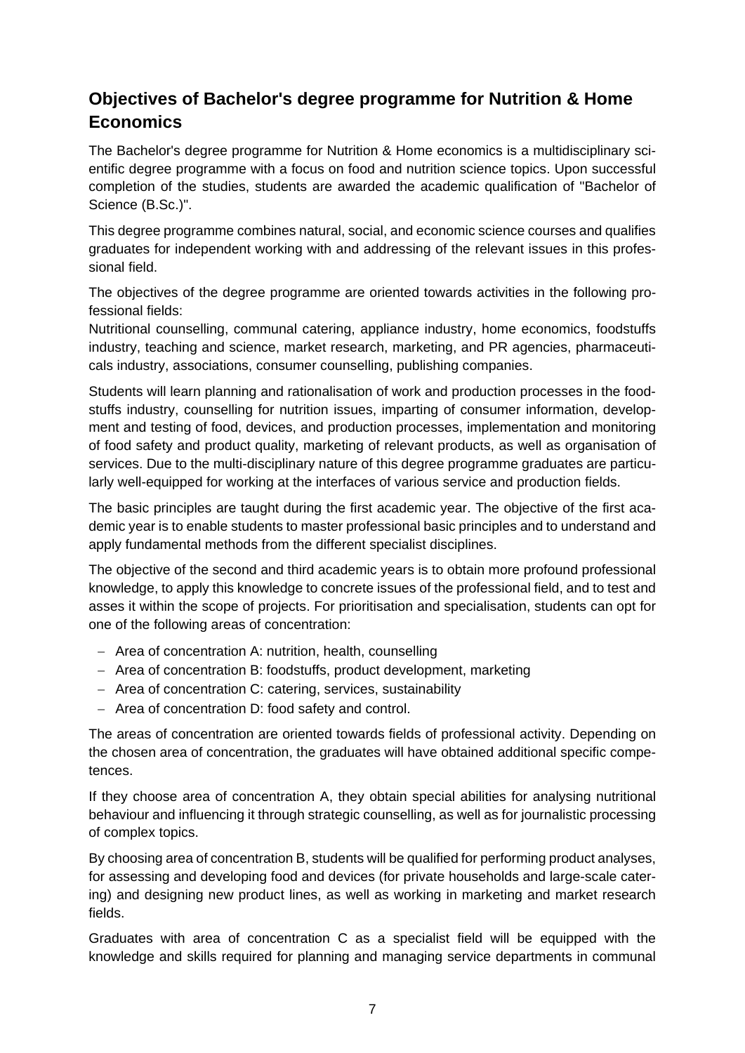## Objectives of Bachelor's degree programme for Nutrition & Home Economics

The Bachelor's degree programme for Nutrition & Home economics is a multidisciplinary scientific degree programme with a focus on food and nutrition science topics. Upon successful completion of the studies, students are awarded the academic qualification of "Bachelor of Science (B.Sc.)".

This degree programme combines natural, social, and economic science courses and qualifies graduates for independent working with and addressing of the relevant issues in this professional field.

The objectives of the degree programme are oriented towards activities in the following professional fields:
Nutritional counselling, communal catering, appliance industry, home economics, foodstuffs industry, teaching and science, market research, marketing, and PR agencies, pharmaceuticals industry, associations, consumer counselling, publishing companies.

Students will learn planning and rationalisation of work and production processes in the foodstuffs industry, counselling for nutrition issues, imparting of consumer information, development and testing of food, devices, and production processes, implementation and monitoring of food safety and product quality, marketing of relevant products, as well as organisation of services. Due to the multi-disciplinary nature of this degree programme graduates are particularly well-equipped for working at the interfaces of various service and production fields.

The basic principles are taught during the first academic year. The objective of the first academic year is to enable students to master professional basic principles and to understand and apply fundamental methods from the different specialist disciplines.

The objective of the second and third academic years is to obtain more profound professional knowledge, to apply this knowledge to concrete issues of the professional field, and to test and asses it within the scope of projects. For prioritisation and specialisation, students can opt for one of the following areas of concentration:

- Area of concentration A: nutrition, health, counselling
- Area of concentration B: foodstuffs, product development, marketing
- Area of concentration C: catering, services, sustainability
- Area of concentration D: food safety and control.

The areas of concentration are oriented towards fields of professional activity. Depending on the chosen area of concentration, the graduates will have obtained additional specific competences.

If they choose area of concentration A, they obtain special abilities for analysing nutritional behaviour and influencing it through strategic counselling, as well as for journalistic processing of complex topics.

By choosing area of concentration B, students will be qualified for performing product analyses, for assessing and developing food and devices (for private households and large-scale catering) and designing new product lines, as well as working in marketing and market research fields.

Graduates with area of concentration C as a specialist field will be equipped with the knowledge and skills required for planning and managing service departments in communal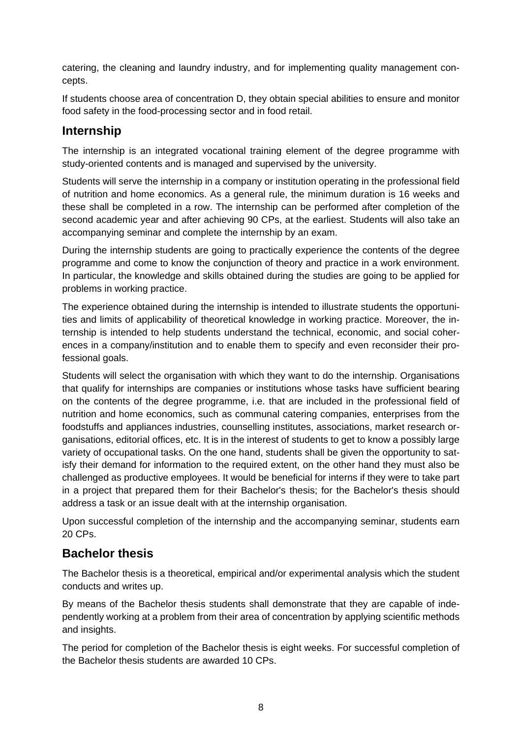catering, the cleaning and laundry industry, and for implementing quality management concepts.

If students choose area of concentration D, they obtain special abilities to ensure and monitor food safety in the food-processing sector and in food retail.

## Internship

The internship is an integrated vocational training element of the degree programme with study-oriented contents and is managed and supervised by the university.

Students will serve the internship in a company or institution operating in the professional field of nutrition and home economics. As a general rule, the minimum duration is 16 weeks and these shall be completed in a row. The internship can be performed after completion of the second academic year and after achieving 90 CPs, at the earliest. Students will also take an accompanying seminar and complete the internship by an exam.

During the internship students are going to practically experience the contents of the degree programme and come to know the conjunction of theory and practice in a work environment. In particular, the knowledge and skills obtained during the studies are going to be applied for problems in working practice.

The experience obtained during the internship is intended to illustrate students the opportunities and limits of applicability of theoretical knowledge in working practice. Moreover, the internship is intended to help students understand the technical, economic, and social coherences in a company/institution and to enable them to specify and even reconsider their professional goals.

Students will select the organisation with which they want to do the internship. Organisations that qualify for internships are companies or institutions whose tasks have sufficient bearing on the contents of the degree programme, i.e. that are included in the professional field of nutrition and home economics, such as communal catering companies, enterprises from the foodstuffs and appliances industries, counselling institutes, associations, market research organisations, editorial offices, etc. It is in the interest of students to get to know a possibly large variety of occupational tasks. On the one hand, students shall be given the opportunity to satisfy their demand for information to the required extent, on the other hand they must also be challenged as productive employees. It would be beneficial for interns if they were to take part in a project that prepared them for their Bachelor's thesis; for the Bachelor's thesis should address a task or an issue dealt with at the internship organisation.

Upon successful completion of the internship and the accompanying seminar, students earn 20 CPs.

## Bachelor thesis

The Bachelor thesis is a theoretical, empirical and/or experimental analysis which the student conducts and writes up.

By means of the Bachelor thesis students shall demonstrate that they are capable of independently working at a problem from their area of concentration by applying scientific methods and insights.

The period for completion of the Bachelor thesis is eight weeks. For successful completion of the Bachelor thesis students are awarded 10 CPs.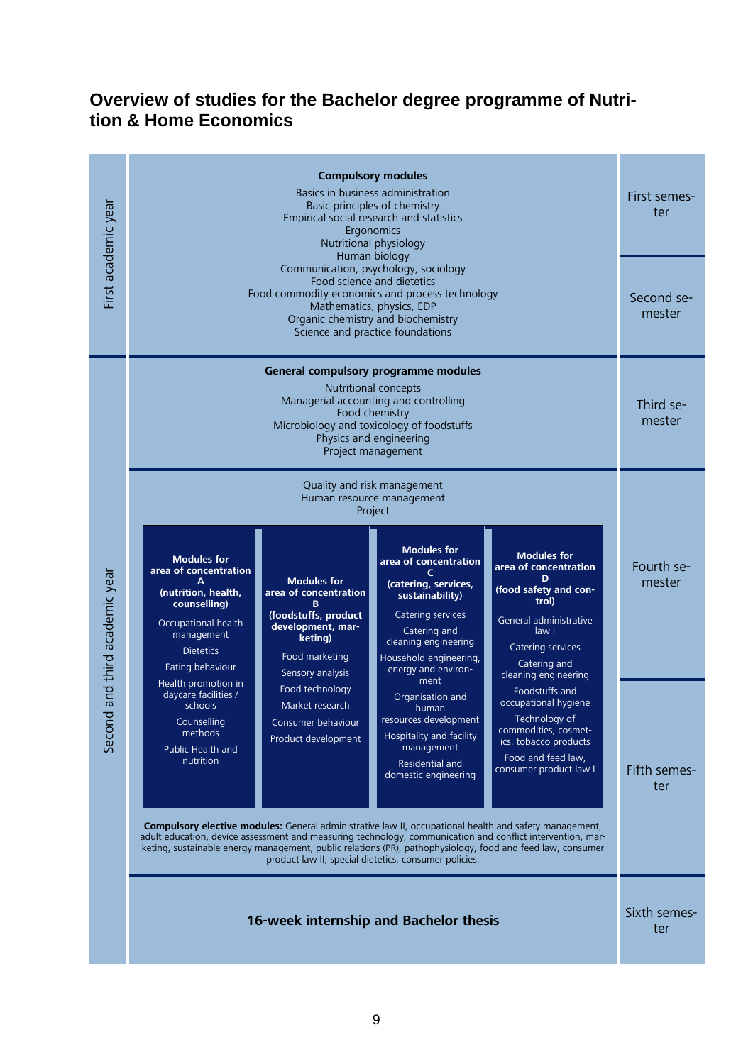## Overview of studies for the Bachelor degree programme of Nutrition & Home Economics

**First academic year** (First semester, Second semester)

**Compulsory modules**

Basics in business administration
Basic principles of chemistry
Empirical social research and statistics
Ergonomics
Nutritional physiology
Human biology
Communication, psychology, sociology
Food science and dietetics
Food commodity economics and process technology
Mathematics, physics, EDP
Organic chemistry and biochemistry
Science and practice foundations

**Second and third academic year**

**Third semester**

**General compulsory programme modules**

Nutritional concepts
Managerial accounting and controlling
Food chemistry
Microbiology and toxicology of foodstuffs
Physics and engineering
Project management

**Fourth semester, Fifth semester**

Quality and risk management
Human resource management
Project

| Modules for area of concentration A (nutrition, health, counselling) | Modules for area of concentration B (foodstuffs, product development, marketing) | Modules for area of concentration C (catering, services, sustainability) | Modules for area of concentration D (food safety and control) |
|---|---|---|---|
| Occupational health management | Food marketing | Catering services | General administrative law I |
| Dietetics | Sensory analysis | Catering and cleaning engineering | Catering services |
| Eating behaviour | Food technology | Household engineering, energy and environment | Catering and cleaning engineering |
| Health promotion in daycare facilities / schools | Market research | Organisation and human resources development | Foodstuffs and occupational hygiene |
| Counselling methods | Consumer behaviour | Hospitality and facility management | Technology of commodities, cosmetics, tobacco products |
| Public Health and nutrition | Product development | Residential and domestic engineering | Food and feed law, consumer product law I |

**Compulsory elective modules:** General administrative law II, occupational health and safety management, adult education, device assessment and measuring technology, communication and conflict intervention, marketing, sustainable energy management, public relations (PR), pathophysiology, food and feed law, consumer product law II, special dietetics, consumer policies.

**Sixth semester**

**16-week internship and Bachelor thesis**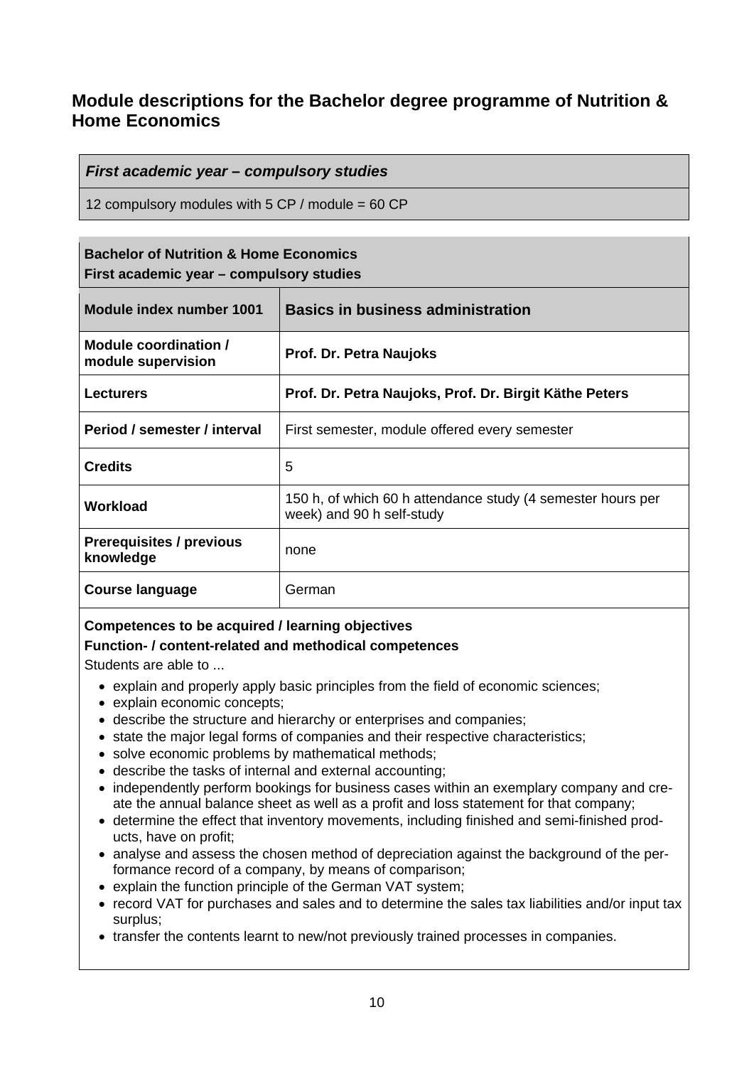## Module descriptions for the Bachelor degree programme of Nutrition & Home Economics

| ***First academic year – compulsory studies*** |
| --- |
| 12 compulsory modules with 5 CP / module = 60 CP |

| **Bachelor of Nutrition & Home Economics**<br>**First academic year – compulsory studies** | |
| --- | --- |
| **Module index number 1001** | **Basics in business administration** |
| **Module coordination / module supervision** | **Prof. Dr. Petra Naujoks** |
| **Lecturers** | **Prof. Dr. Petra Naujoks, Prof. Dr. Birgit Käthe Peters** |
| **Period / semester / interval** | First semester, module offered every semester |
| **Credits** | 5 |
| **Workload** | 150 h, of which 60 h attendance study (4 semester hours per week) and 90 h self-study |
| **Prerequisites / previous knowledge** | none |
| **Course language** | German |

**Competences to be acquired / learning objectives**

**Function- / content-related and methodical competences**

Students are able to ...

- explain and properly apply basic principles from the field of economic sciences;
- explain economic concepts;
- describe the structure and hierarchy or enterprises and companies;
- state the major legal forms of companies and their respective characteristics;
- solve economic problems by mathematical methods;
- describe the tasks of internal and external accounting;
- independently perform bookings for business cases within an exemplary company and create the annual balance sheet as well as a profit and loss statement for that company;
- determine the effect that inventory movements, including finished and semi-finished products, have on profit;
- analyse and assess the chosen method of depreciation against the background of the performance record of a company, by means of comparison;
- explain the function principle of the German VAT system;
- record VAT for purchases and sales and to determine the sales tax liabilities and/or input tax surplus;
- transfer the contents learnt to new/not previously trained processes in companies.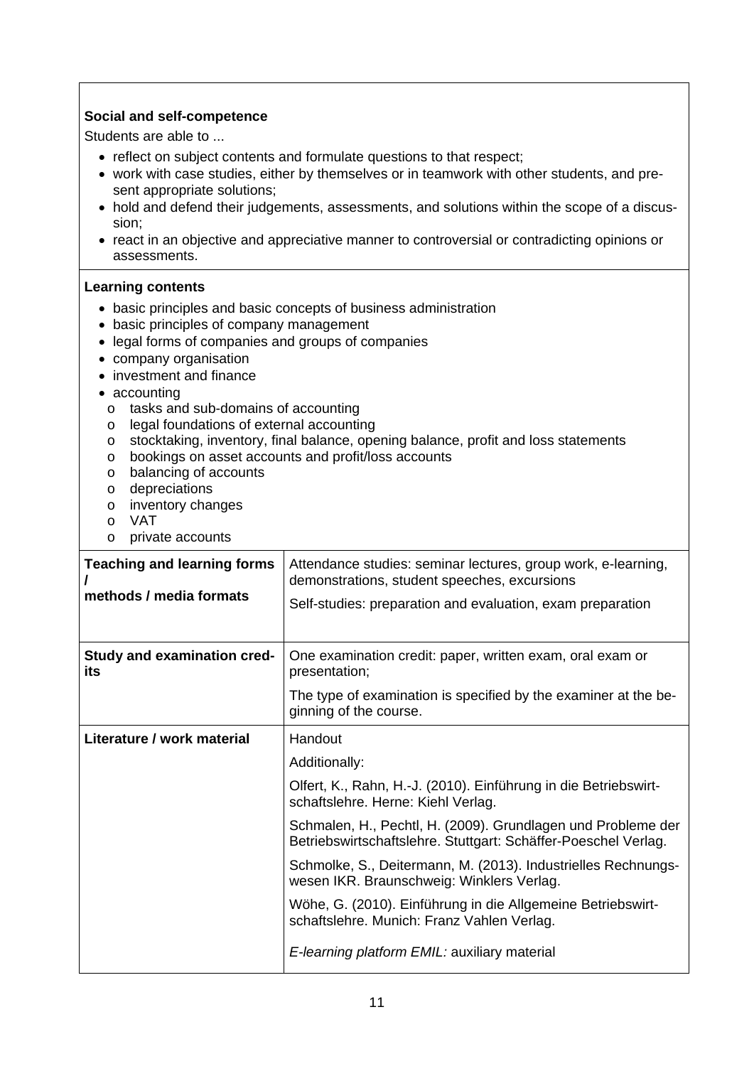**Social and self-competence**

Students are able to ...

- reflect on subject contents and formulate questions to that respect;
- work with case studies, either by themselves or in teamwork with other students, and present appropriate solutions;
- hold and defend their judgements, assessments, and solutions within the scope of a discussion;
- react in an objective and appreciative manner to controversial or contradicting opinions or assessments.

**Learning contents**

- basic principles and basic concepts of business administration
- basic principles of company management
- legal forms of companies and groups of companies
- company organisation
- investment and finance
- accounting
  - tasks and sub-domains of accounting
  - legal foundations of external accounting
  - stocktaking, inventory, final balance, opening balance, profit and loss statements
  - bookings on asset accounts and profit/loss accounts
  - balancing of accounts
  - depreciations
  - inventory changes
  - VAT
  - private accounts

| | |
|---|---|
| **Teaching and learning forms / methods / media formats** | Attendance studies: seminar lectures, group work, e-learning, demonstrations, student speeches, excursions<br><br>Self-studies: preparation and evaluation, exam preparation |
| **Study and examination credits** | One examination credit: paper, written exam, oral exam or presentation;<br><br>The type of examination is specified by the examiner at the beginning of the course. |
| **Literature / work material** | Handout<br><br>Additionally:<br><br>Olfert, K., Rahn, H.-J. (2010). Einführung in die Betriebswirtschaftslehre. Herne: Kiehl Verlag.<br><br>Schmalen, H., Pechtl, H. (2009). Grundlagen und Probleme der Betriebswirtschaftslehre. Stuttgart: Schäffer-Poeschel Verlag.<br><br>Schmolke, S., Deitermann, M. (2013). Industrielles Rechnungswesen IKR. Braunschweig: Winklers Verlag.<br><br>Wöhe, G. (2010). Einführung in die Allgemeine Betriebswirtschaftslehre. Munich: Franz Vahlen Verlag.<br><br>*E-learning platform EMIL:* auxiliary material |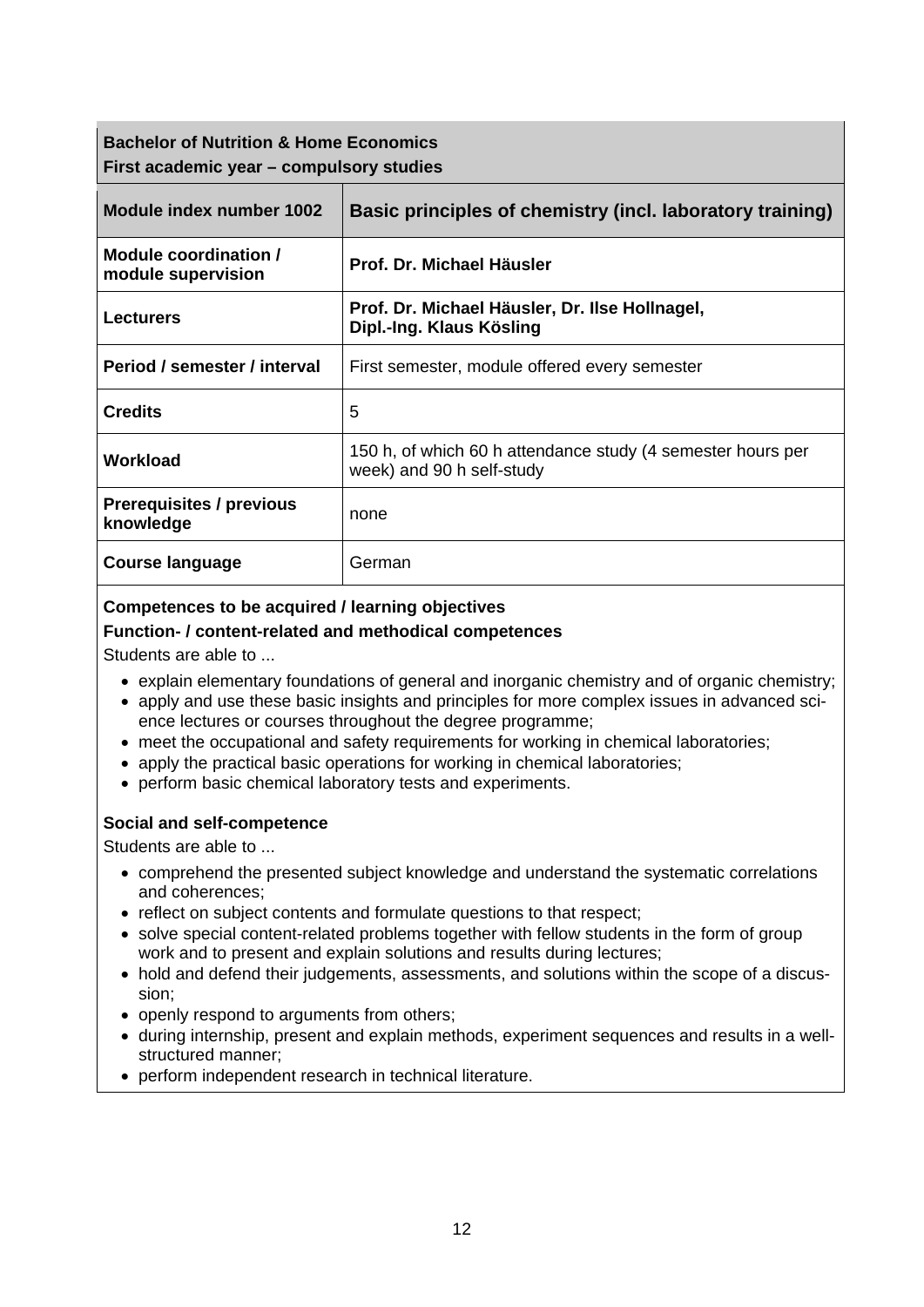**Bachelor of Nutrition & Home Economics**
**First academic year – compulsory studies**

| Module index number 1002 | Basic principles of chemistry (incl. laboratory training) |
|---|---|
| **Module coordination / module supervision** | **Prof. Dr. Michael Häusler** |
| **Lecturers** | **Prof. Dr. Michael Häusler, Dr. Ilse Hollnagel, Dipl.-Ing. Klaus Kösling** |
| **Period / semester / interval** | First semester, module offered every semester |
| **Credits** | 5 |
| **Workload** | 150 h, of which 60 h attendance study (4 semester hours per week) and 90 h self-study |
| **Prerequisites / previous knowledge** | none |
| **Course language** | German |

**Competences to be acquired / learning objectives**

**Function- / content-related and methodical competences**

Students are able to ...

- explain elementary foundations of general and inorganic chemistry and of organic chemistry;
- apply and use these basic insights and principles for more complex issues in advanced science lectures or courses throughout the degree programme;
- meet the occupational and safety requirements for working in chemical laboratories;
- apply the practical basic operations for working in chemical laboratories;
- perform basic chemical laboratory tests and experiments.

**Social and self-competence**

Students are able to ...

- comprehend the presented subject knowledge and understand the systematic correlations and coherences;
- reflect on subject contents and formulate questions to that respect;
- solve special content-related problems together with fellow students in the form of group work and to present and explain solutions and results during lectures;
- hold and defend their judgements, assessments, and solutions within the scope of a discussion;
- openly respond to arguments from others;
- during internship, present and explain methods, experiment sequences and results in a well-structured manner;
- perform independent research in technical literature.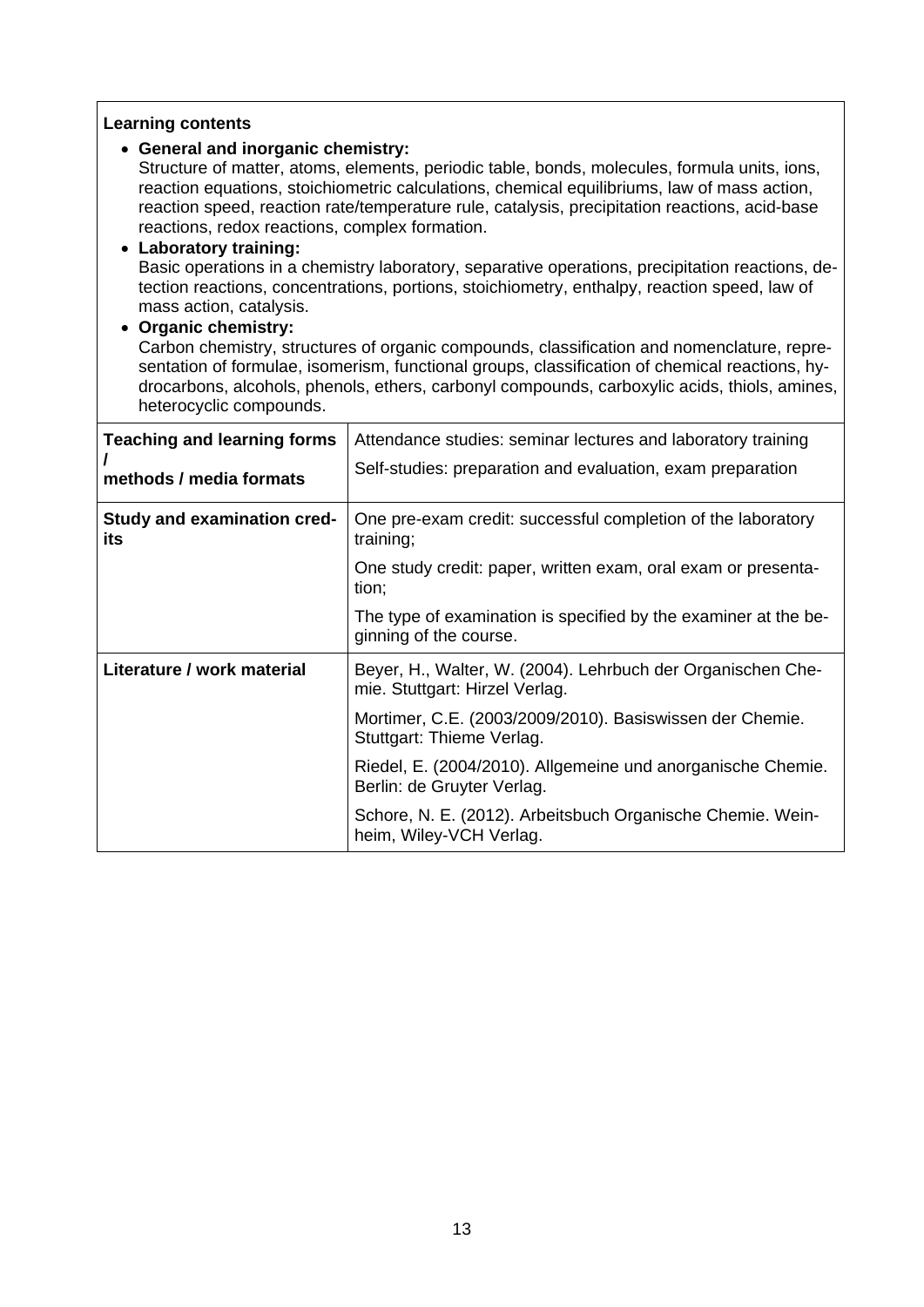**Learning contents**

- **General and inorganic chemistry:**
  Structure of matter, atoms, elements, periodic table, bonds, molecules, formula units, ions, reaction equations, stoichiometric calculations, chemical equilibriums, law of mass action, reaction speed, reaction rate/temperature rule, catalysis, precipitation reactions, acid-base reactions, redox reactions, complex formation.
- **Laboratory training:**
  Basic operations in a chemistry laboratory, separative operations, precipitation reactions, detection reactions, concentrations, portions, stoichiometry, enthalpy, reaction speed, law of mass action, catalysis.
- **Organic chemistry:**
  Carbon chemistry, structures of organic compounds, classification and nomenclature, representation of formulae, isomerism, functional groups, classification of chemical reactions, hydrocarbons, alcohols, phenols, ethers, carbonyl compounds, carboxylic acids, thiols, amines, heterocyclic compounds.

| | |
|---|---|
| **Teaching and learning forms / methods / media formats** | Attendance studies: seminar lectures and laboratory training<br><br>Self-studies: preparation and evaluation, exam preparation |
| **Study and examination credits** | One pre-exam credit: successful completion of the laboratory training;<br><br>One study credit: paper, written exam, oral exam or presentation;<br><br>The type of examination is specified by the examiner at the beginning of the course. |
| **Literature / work material** | Beyer, H., Walter, W. (2004). Lehrbuch der Organischen Chemie. Stuttgart: Hirzel Verlag.<br><br>Mortimer, C.E. (2003/2009/2010). Basiswissen der Chemie. Stuttgart: Thieme Verlag.<br><br>Riedel, E. (2004/2010). Allgemeine und anorganische Chemie. Berlin: de Gruyter Verlag.<br><br>Schore, N. E. (2012). Arbeitsbuch Organische Chemie. Weinheim, Wiley-VCH Verlag. |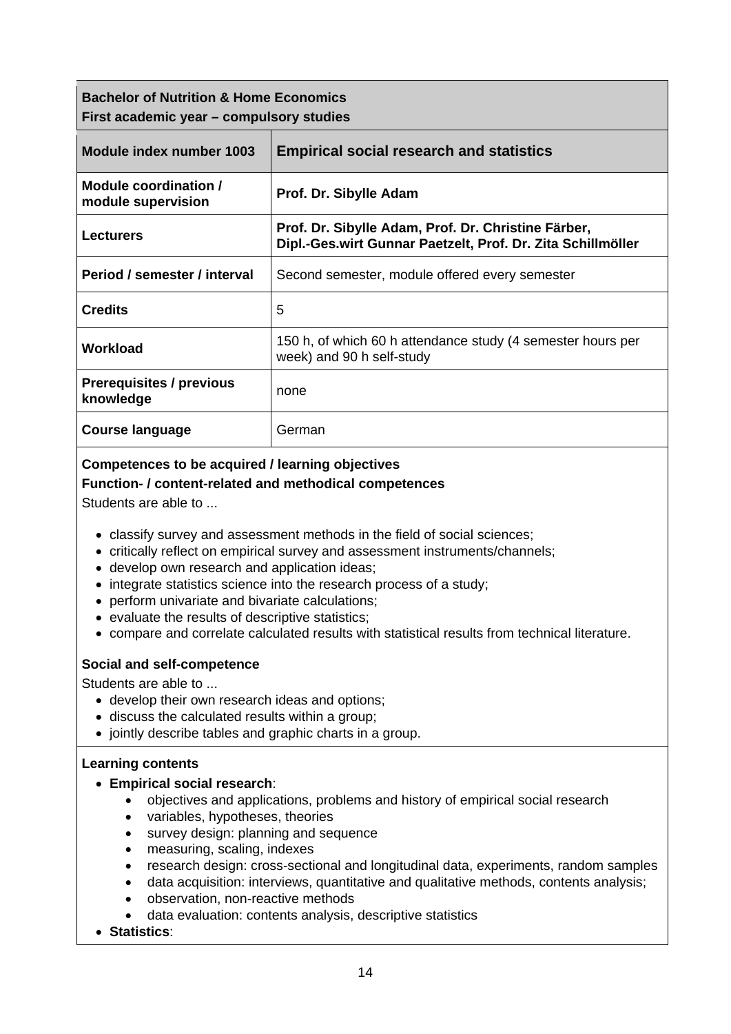| **Bachelor of Nutrition & Home Economics**<br>**First academic year – compulsory studies** | |
|---|---|
| **Module index number 1003** | **Empirical social research and statistics** |
| **Module coordination / module supervision** | **Prof. Dr. Sibylle Adam** |
| **Lecturers** | **Prof. Dr. Sibylle Adam, Prof. Dr. Christine Färber, Dipl.-Ges.wirt Gunnar Paetzelt, Prof. Dr. Zita Schillmöller** |
| **Period / semester / interval** | Second semester, module offered every semester |
| **Credits** | 5 |
| **Workload** | 150 h, of which 60 h attendance study (4 semester hours per week) and 90 h self-study |
| **Prerequisites / previous knowledge** | none |
| **Course language** | German |

**Competences to be acquired / learning objectives**

**Function- / content-related and methodical competences**

Students are able to ...

- classify survey and assessment methods in the field of social sciences;
- critically reflect on empirical survey and assessment instruments/channels;
- develop own research and application ideas;
- integrate statistics science into the research process of a study;
- perform univariate and bivariate calculations;
- evaluate the results of descriptive statistics;
- compare and correlate calculated results with statistical results from technical literature.

**Social and self-competence**

Students are able to ...

- develop their own research ideas and options;
- discuss the calculated results within a group;
- jointly describe tables and graphic charts in a group.

**Learning contents**

- **Empirical social research**:
  - objectives and applications, problems and history of empirical social research
  - variables, hypotheses, theories
  - survey design: planning and sequence
  - measuring, scaling, indexes
  - research design: cross-sectional and longitudinal data, experiments, random samples
  - data acquisition: interviews, quantitative and qualitative methods, contents analysis;
  - observation, non-reactive methods
  - data evaluation: contents analysis, descriptive statistics
- **Statistics**: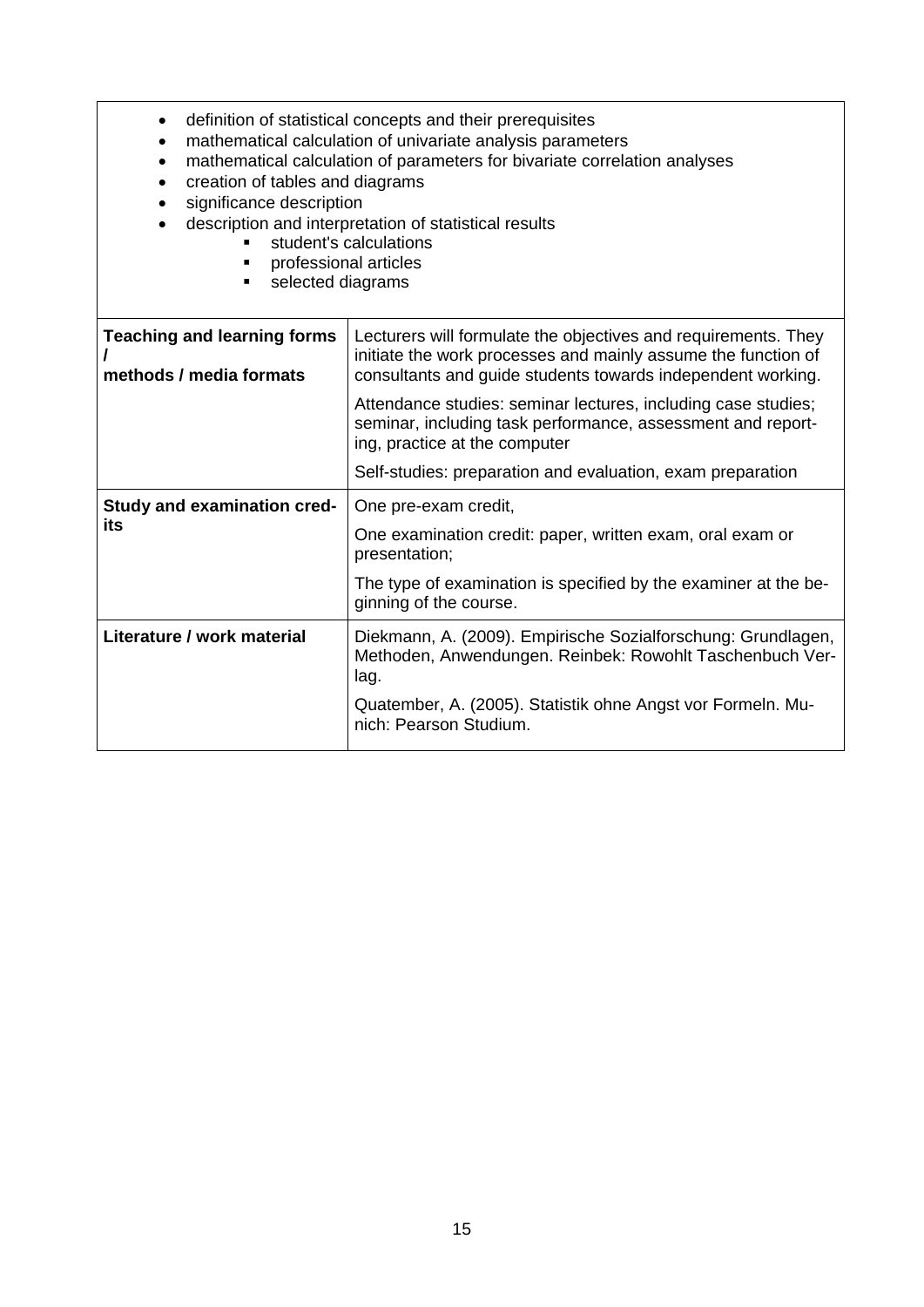- definition of statistical concepts and their prerequisites
- mathematical calculation of univariate analysis parameters
- mathematical calculation of parameters for bivariate correlation analyses
- creation of tables and diagrams
- significance description
- description and interpretation of statistical results
  - student's calculations
  - professional articles
  - selected diagrams

| | |
|---|---|
| **Teaching and learning forms / methods / media formats** | Lecturers will formulate the objectives and requirements. They initiate the work processes and mainly assume the function of consultants and guide students towards independent working.<br><br>Attendance studies: seminar lectures, including case studies; seminar, including task performance, assessment and reporting, practice at the computer<br><br>Self-studies: preparation and evaluation, exam preparation |
| **Study and examination credits** | One pre-exam credit,<br><br>One examination credit: paper, written exam, oral exam or presentation;<br><br>The type of examination is specified by the examiner at the beginning of the course. |
| **Literature / work material** | Diekmann, A. (2009). Empirische Sozialforschung: Grundlagen, Methoden, Anwendungen. Reinbek: Rowohlt Taschenbuch Verlag.<br><br>Quatember, A. (2005). Statistik ohne Angst vor Formeln. Munich: Pearson Studium. |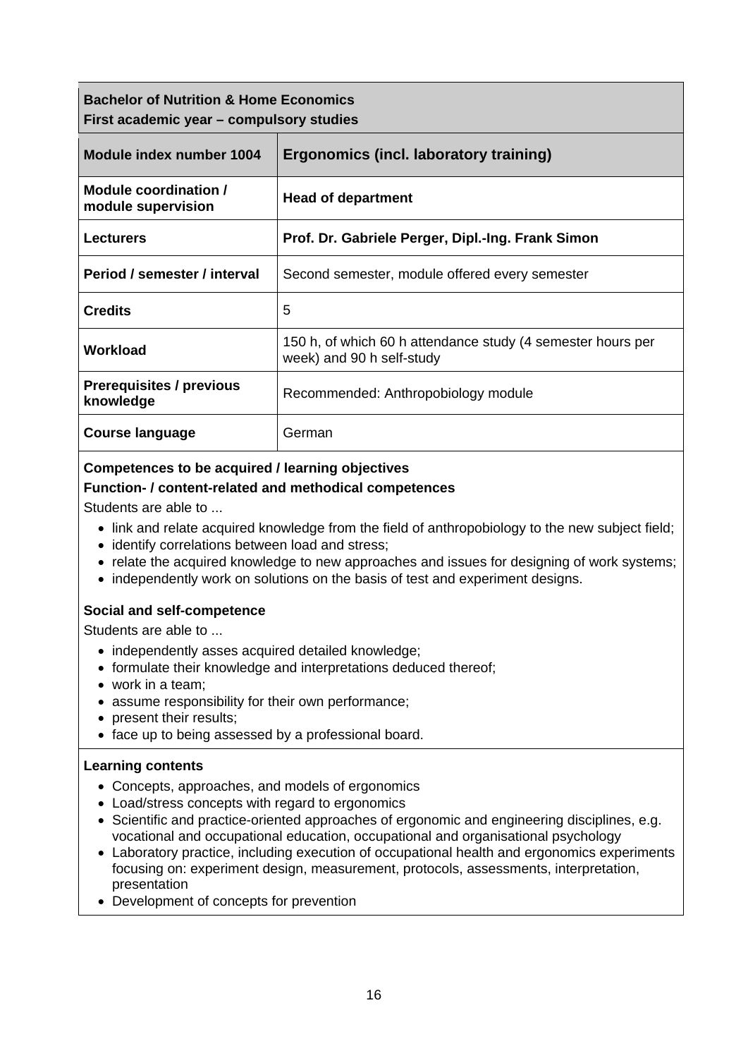| **Bachelor of Nutrition & Home Economics**<br>**First academic year – compulsory studies** | |
|---|---|
| **Module index number 1004** | **Ergonomics (incl. laboratory training)** |
| **Module coordination / module supervision** | **Head of department** |
| **Lecturers** | **Prof. Dr. Gabriele Perger, Dipl.-Ing. Frank Simon** |
| **Period / semester / interval** | Second semester, module offered every semester |
| **Credits** | 5 |
| **Workload** | 150 h, of which 60 h attendance study (4 semester hours per week) and 90 h self-study |
| **Prerequisites / previous knowledge** | Recommended: Anthropobiology module |
| **Course language** | German |

**Competences to be acquired / learning objectives**

**Function- / content-related and methodical competences**

Students are able to ...

- link and relate acquired knowledge from the field of anthropobiology to the new subject field;
- identify correlations between load and stress;
- relate the acquired knowledge to new approaches and issues for designing of work systems;
- independently work on solutions on the basis of test and experiment designs.

**Social and self-competence**

Students are able to ...

- independently asses acquired detailed knowledge;
- formulate their knowledge and interpretations deduced thereof;
- work in a team;
- assume responsibility for their own performance;
- present their results;
- face up to being assessed by a professional board.

**Learning contents**

- Concepts, approaches, and models of ergonomics
- Load/stress concepts with regard to ergonomics
- Scientific and practice-oriented approaches of ergonomic and engineering disciplines, e.g. vocational and occupational education, occupational and organisational psychology
- Laboratory practice, including execution of occupational health and ergonomics experiments focusing on: experiment design, measurement, protocols, assessments, interpretation, presentation
- Development of concepts for prevention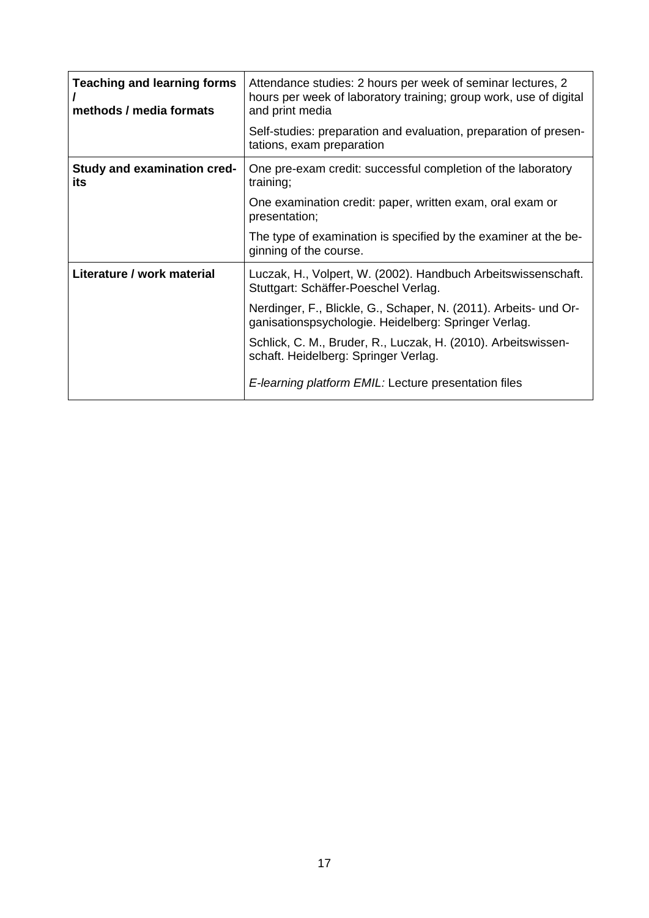| | |
|---|---|
| **Teaching and learning forms / methods / media formats** | Attendance studies: 2 hours per week of seminar lectures, 2 hours per week of laboratory training; group work, use of digital and print media<br><br>Self-studies: preparation and evaluation, preparation of presentations, exam preparation |
| **Study and examination credits** | One pre-exam credit: successful completion of the laboratory training;<br><br>One examination credit: paper, written exam, oral exam or presentation;<br><br>The type of examination is specified by the examiner at the beginning of the course. |
| **Literature / work material** | Luczak, H., Volpert, W. (2002). Handbuch Arbeitswissenschaft. Stuttgart: Schäffer-Poeschel Verlag.<br><br>Nerdinger, F., Blickle, G., Schaper, N. (2011). Arbeits- und Organisationspsychologie. Heidelberg: Springer Verlag.<br><br>Schlick, C. M., Bruder, R., Luczak, H. (2010). Arbeitswissenschaft. Heidelberg: Springer Verlag.<br><br>*E-learning platform EMIL:* Lecture presentation files |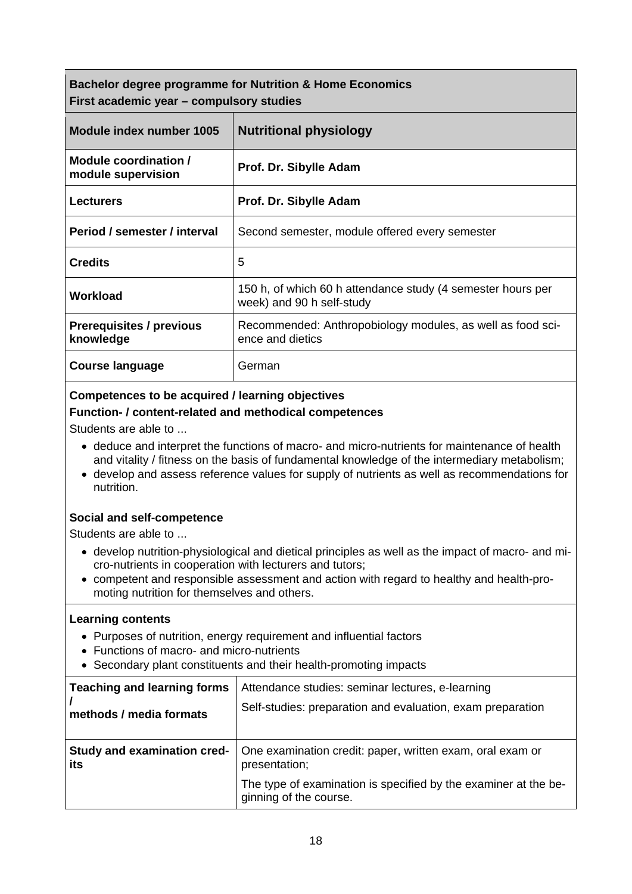| **Bachelor degree programme for Nutrition & Home Economics**<br>**First academic year – compulsory studies** | |
|---|---|
| **Module index number 1005** | **Nutritional physiology** |
| **Module coordination / module supervision** | **Prof. Dr. Sibylle Adam** |
| **Lecturers** | **Prof. Dr. Sibylle Adam** |
| **Period / semester / interval** | Second semester, module offered every semester |
| **Credits** | 5 |
| **Workload** | 150 h, of which 60 h attendance study (4 semester hours per week) and 90 h self-study |
| **Prerequisites / previous knowledge** | Recommended: Anthropobiology modules, as well as food science and dietics |
| **Course language** | German |

**Competences to be acquired / learning objectives**

**Function- / content-related and methodical competences**

Students are able to ...

- deduce and interpret the functions of macro- and micro-nutrients for maintenance of health and vitality / fitness on the basis of fundamental knowledge of the intermediary metabolism;
- develop and assess reference values for supply of nutrients as well as recommendations for nutrition.

**Social and self-competence**

Students are able to ...

- develop nutrition-physiological and dietical principles as well as the impact of macro- and micro-nutrients in cooperation with lecturers and tutors;
- competent and responsible assessment and action with regard to healthy and health-promoting nutrition for themselves and others.

**Learning contents**

- Purposes of nutrition, energy requirement and influential factors
- Functions of macro- and micro-nutrients
- Secondary plant constituents and their health-promoting impacts

| **Teaching and learning forms / methods / media formats** | Attendance studies: seminar lectures, e-learning<br>Self-studies: preparation and evaluation, exam preparation |
|---|---|
| **Study and examination credits** | One examination credit: paper, written exam, oral exam or presentation;<br>The type of examination is specified by the examiner at the beginning of the course. |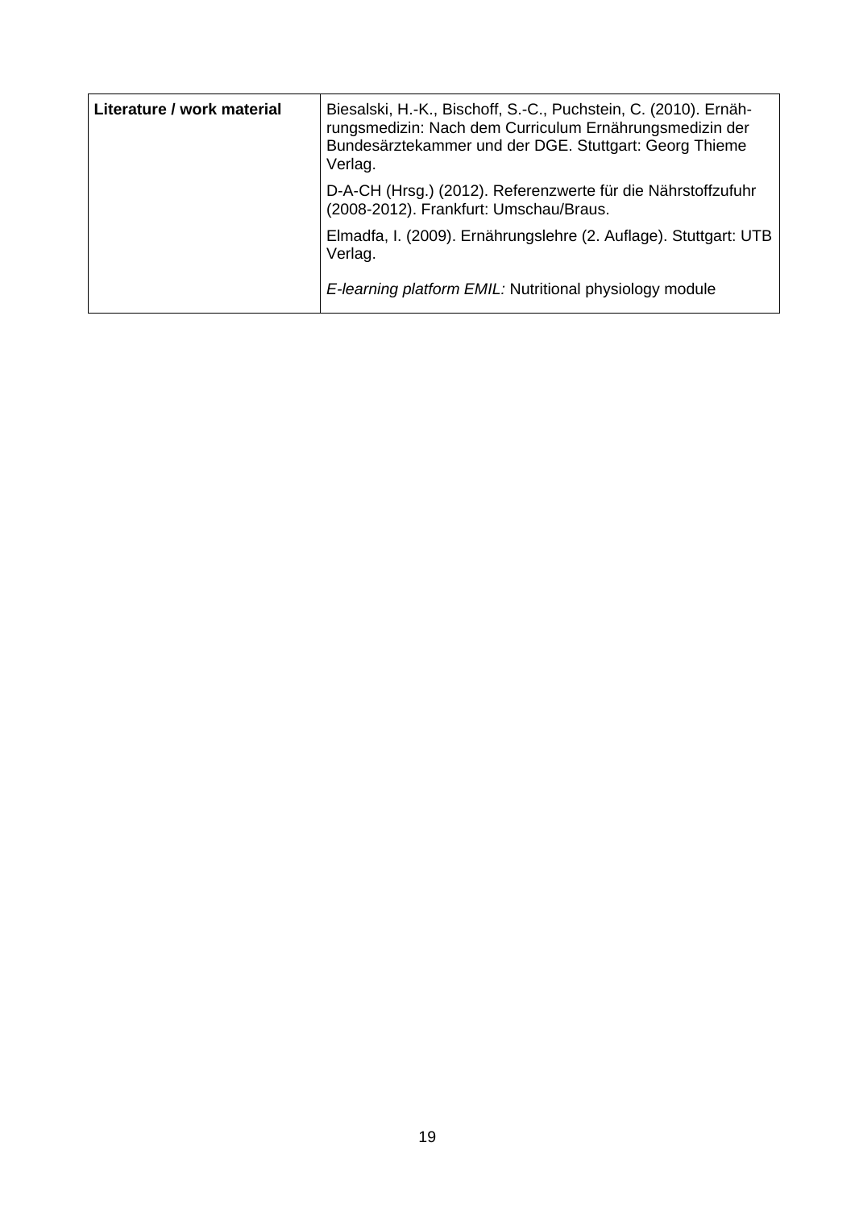| **Literature / work material** | Biesalski, H.-K., Bischoff, S.-C., Puchstein, C. (2010). Ernährungsmedizin: Nach dem Curriculum Ernährungsmedizin der Bundesärztekammer und der DGE. Stuttgart: Georg Thieme Verlag.<br><br>D-A-CH (Hrsg.) (2012). Referenzwerte für die Nährstoffzufuhr (2008-2012). Frankfurt: Umschau/Braus.<br><br>Elmadfa, I. (2009). Ernährungslehre (2. Auflage). Stuttgart: UTB Verlag.<br><br>*E-learning platform EMIL:* Nutritional physiology module |
|---|---|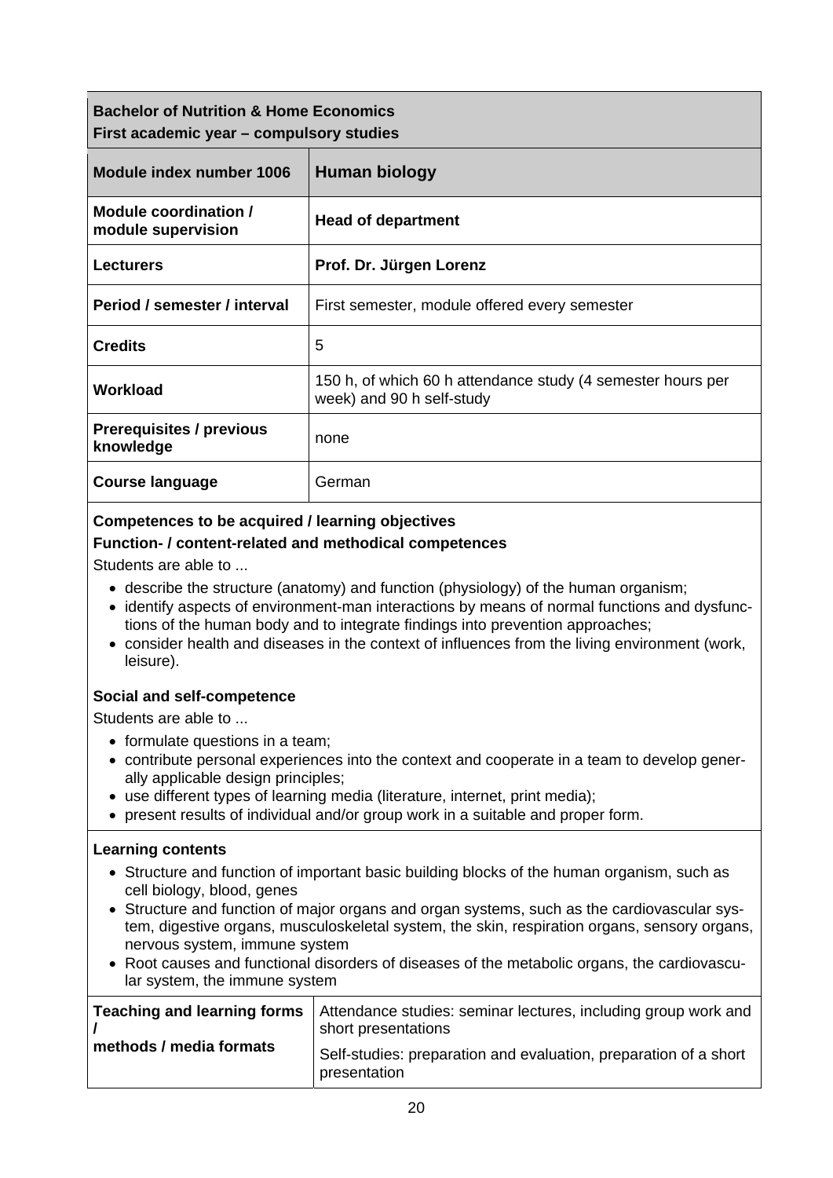| **Bachelor of Nutrition & Home Economics**<br>**First academic year – compulsory studies** | |
|---|---|
| **Module index number 1006** | **Human biology** |
| **Module coordination / module supervision** | **Head of department** |
| **Lecturers** | **Prof. Dr. Jürgen Lorenz** |
| **Period / semester / interval** | First semester, module offered every semester |
| **Credits** | 5 |
| **Workload** | 150 h, of which 60 h attendance study (4 semester hours per week) and 90 h self-study |
| **Prerequisites / previous knowledge** | none |
| **Course language** | German |

**Competences to be acquired / learning objectives**

**Function- / content-related and methodical competences**

Students are able to ...

- describe the structure (anatomy) and function (physiology) of the human organism;
- identify aspects of environment-man interactions by means of normal functions and dysfunctions of the human body and to integrate findings into prevention approaches;
- consider health and diseases in the context of influences from the living environment (work, leisure).

**Social and self-competence**

Students are able to ...

- formulate questions in a team;
- contribute personal experiences into the context and cooperate in a team to develop generally applicable design principles;
- use different types of learning media (literature, internet, print media);
- present results of individual and/or group work in a suitable and proper form.

**Learning contents**

- Structure and function of important basic building blocks of the human organism, such as cell biology, blood, genes
- Structure and function of major organs and organ systems, such as the cardiovascular system, digestive organs, musculoskeletal system, the skin, respiration organs, sensory organs, nervous system, immune system
- Root causes and functional disorders of diseases of the metabolic organs, the cardiovascular system, the immune system

| **Teaching and learning forms / methods / media formats** | Attendance studies: seminar lectures, including group work and short presentations<br>Self-studies: preparation and evaluation, preparation of a short presentation |
|---|---|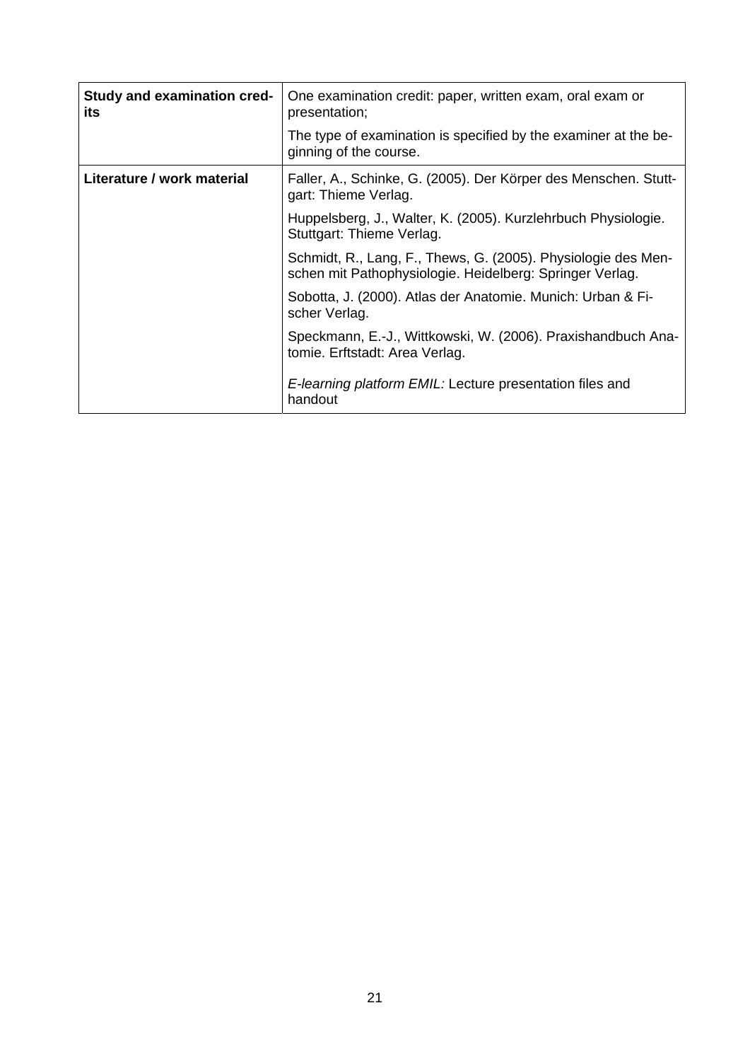| | |
|---|---|
| **Study and examination credits** | One examination credit: paper, written exam, oral exam or presentation;<br><br>The type of examination is specified by the examiner at the beginning of the course. |
| **Literature / work material** | Faller, A., Schinke, G. (2005). Der Körper des Menschen. Stuttgart: Thieme Verlag.<br><br>Huppelsberg, J., Walter, K. (2005). Kurzlehrbuch Physiologie. Stuttgart: Thieme Verlag.<br><br>Schmidt, R., Lang, F., Thews, G. (2005). Physiologie des Menschen mit Pathophysiologie. Heidelberg: Springer Verlag.<br><br>Sobotta, J. (2000). Atlas der Anatomie. Munich: Urban & Fischer Verlag.<br><br>Speckmann, E.-J., Wittkowski, W. (2006). Praxishandbuch Anatomie. Erftstadt: Area Verlag.<br><br>*E-learning platform EMIL:* Lecture presentation files and handout |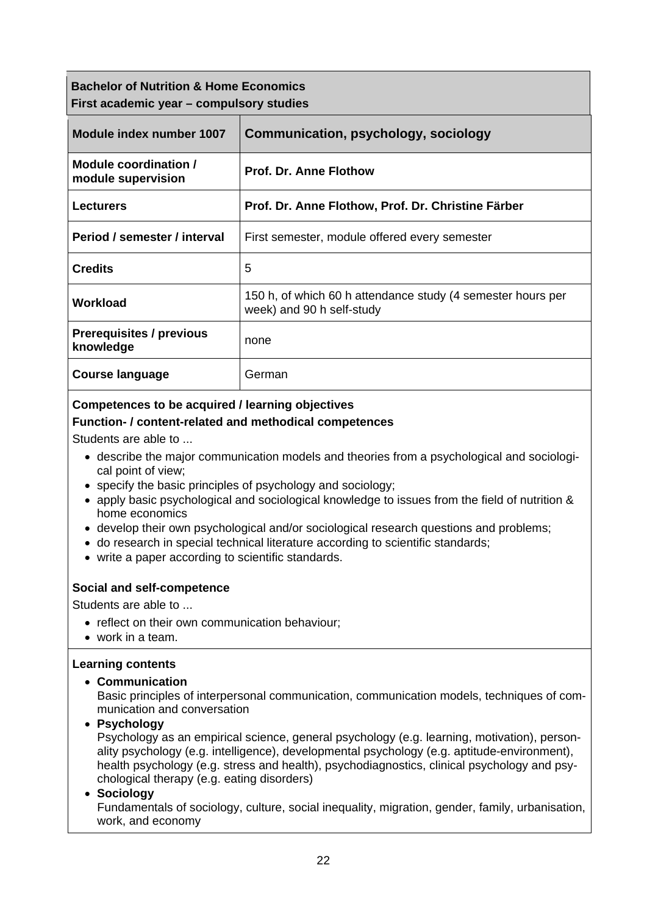**Bachelor of Nutrition & Home Economics**
**First academic year – compulsory studies**

| **Module index number 1007** | **Communication, psychology, sociology** |
|---|---|
| **Module coordination / module supervision** | **Prof. Dr. Anne Flothow** |
| **Lecturers** | **Prof. Dr. Anne Flothow, Prof. Dr. Christine Färber** |
| **Period / semester / interval** | First semester, module offered every semester |
| **Credits** | 5 |
| **Workload** | 150 h, of which 60 h attendance study (4 semester hours per week) and 90 h self-study |
| **Prerequisites / previous knowledge** | none |
| **Course language** | German |

**Competences to be acquired / learning objectives**

**Function- / content-related and methodical competences**

Students are able to ...

- describe the major communication models and theories from a psychological and sociological point of view;
- specify the basic principles of psychology and sociology;
- apply basic psychological and sociological knowledge to issues from the field of nutrition & home economics
- develop their own psychological and/or sociological research questions and problems;
- do research in special technical literature according to scientific standards;
- write a paper according to scientific standards.

**Social and self-competence**

Students are able to ...

- reflect on their own communication behaviour;
- work in a team.

**Learning contents**

- **Communication**
  Basic principles of interpersonal communication, communication models, techniques of communication and conversation
- **Psychology**
  Psychology as an empirical science, general psychology (e.g. learning, motivation), personality psychology (e.g. intelligence), developmental psychology (e.g. aptitude-environment), health psychology (e.g. stress and health), psychodiagnostics, clinical psychology and psychological therapy (e.g. eating disorders)
- **Sociology**
  Fundamentals of sociology, culture, social inequality, migration, gender, family, urbanisation, work, and economy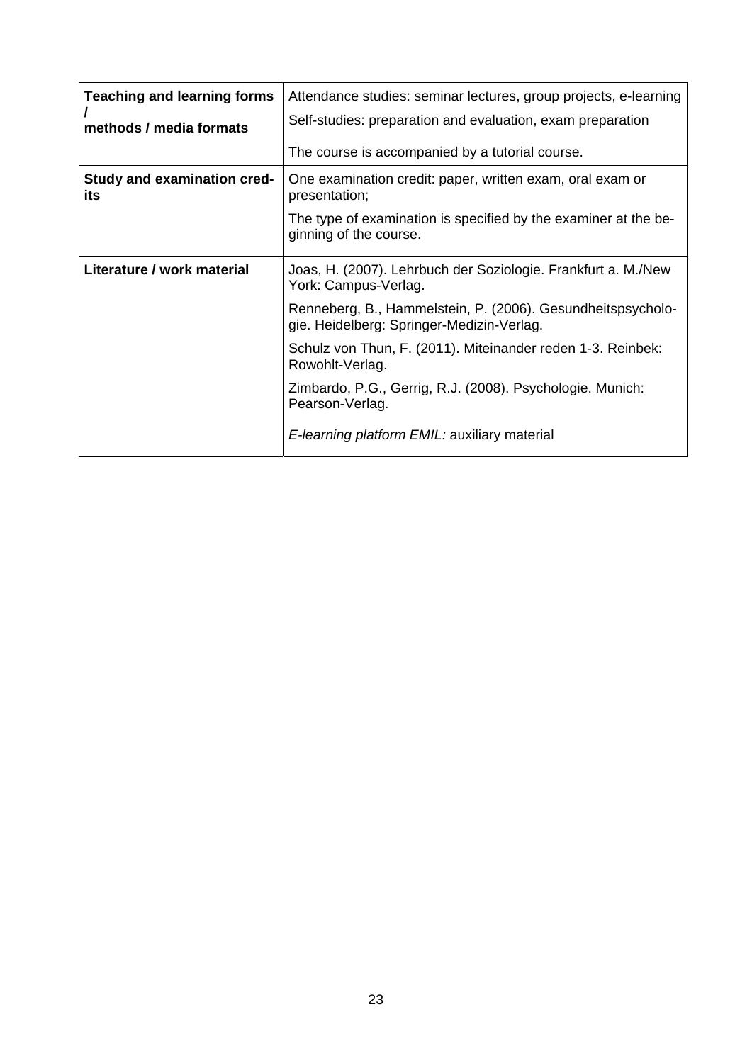| | |
|---|---|
| **Teaching and learning forms / methods / media formats** | Attendance studies: seminar lectures, group projects, e-learning<br>Self-studies: preparation and evaluation, exam preparation<br>The course is accompanied by a tutorial course. |
| **Study and examination credits** | One examination credit: paper, written exam, oral exam or presentation;<br>The type of examination is specified by the examiner at the beginning of the course. |
| **Literature / work material** | Joas, H. (2007). Lehrbuch der Soziologie. Frankfurt a. M./New York: Campus-Verlag.<br>Renneberg, B., Hammelstein, P. (2006). Gesundheitspsychologie. Heidelberg: Springer-Medizin-Verlag.<br>Schulz von Thun, F. (2011). Miteinander reden 1-3. Reinbek: Rowohlt-Verlag.<br>Zimbardo, P.G., Gerrig, R.J. (2008). Psychologie. Munich: Pearson-Verlag.<br>*E-learning platform EMIL:* auxiliary material |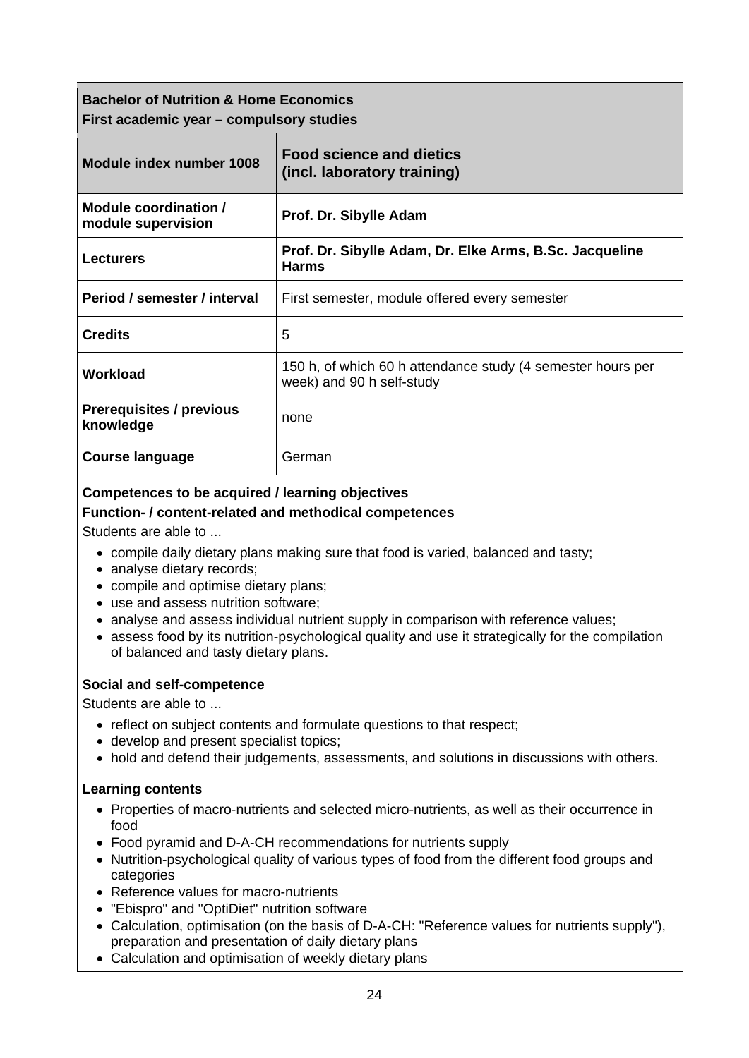| **Bachelor of Nutrition & Home Economics**<br>**First academic year – compulsory studies** | |
|---|---|
| **Module index number 1008** | **Food science and dietics (incl. laboratory training)** |
| **Module coordination / module supervision** | **Prof. Dr. Sibylle Adam** |
| **Lecturers** | **Prof. Dr. Sibylle Adam, Dr. Elke Arms, B.Sc. Jacqueline Harms** |
| **Period / semester / interval** | First semester, module offered every semester |
| **Credits** | 5 |
| **Workload** | 150 h, of which 60 h attendance study (4 semester hours per week) and 90 h self-study |
| **Prerequisites / previous knowledge** | none |
| **Course language** | German |

**Competences to be acquired / learning objectives**

**Function- / content-related and methodical competences**

Students are able to ...

- compile daily dietary plans making sure that food is varied, balanced and tasty;
- analyse dietary records;
- compile and optimise dietary plans;
- use and assess nutrition software;
- analyse and assess individual nutrient supply in comparison with reference values;
- assess food by its nutrition-psychological quality and use it strategically for the compilation of balanced and tasty dietary plans.

**Social and self-competence**

Students are able to ...

- reflect on subject contents and formulate questions to that respect;
- develop and present specialist topics;
- hold and defend their judgements, assessments, and solutions in discussions with others.

**Learning contents**

- Properties of macro-nutrients and selected micro-nutrients, as well as their occurrence in food
- Food pyramid and D-A-CH recommendations for nutrients supply
- Nutrition-psychological quality of various types of food from the different food groups and categories
- Reference values for macro-nutrients
- "Ebispro" and "OptiDiet" nutrition software
- Calculation, optimisation (on the basis of D-A-CH: "Reference values for nutrients supply"), preparation and presentation of daily dietary plans
- Calculation and optimisation of weekly dietary plans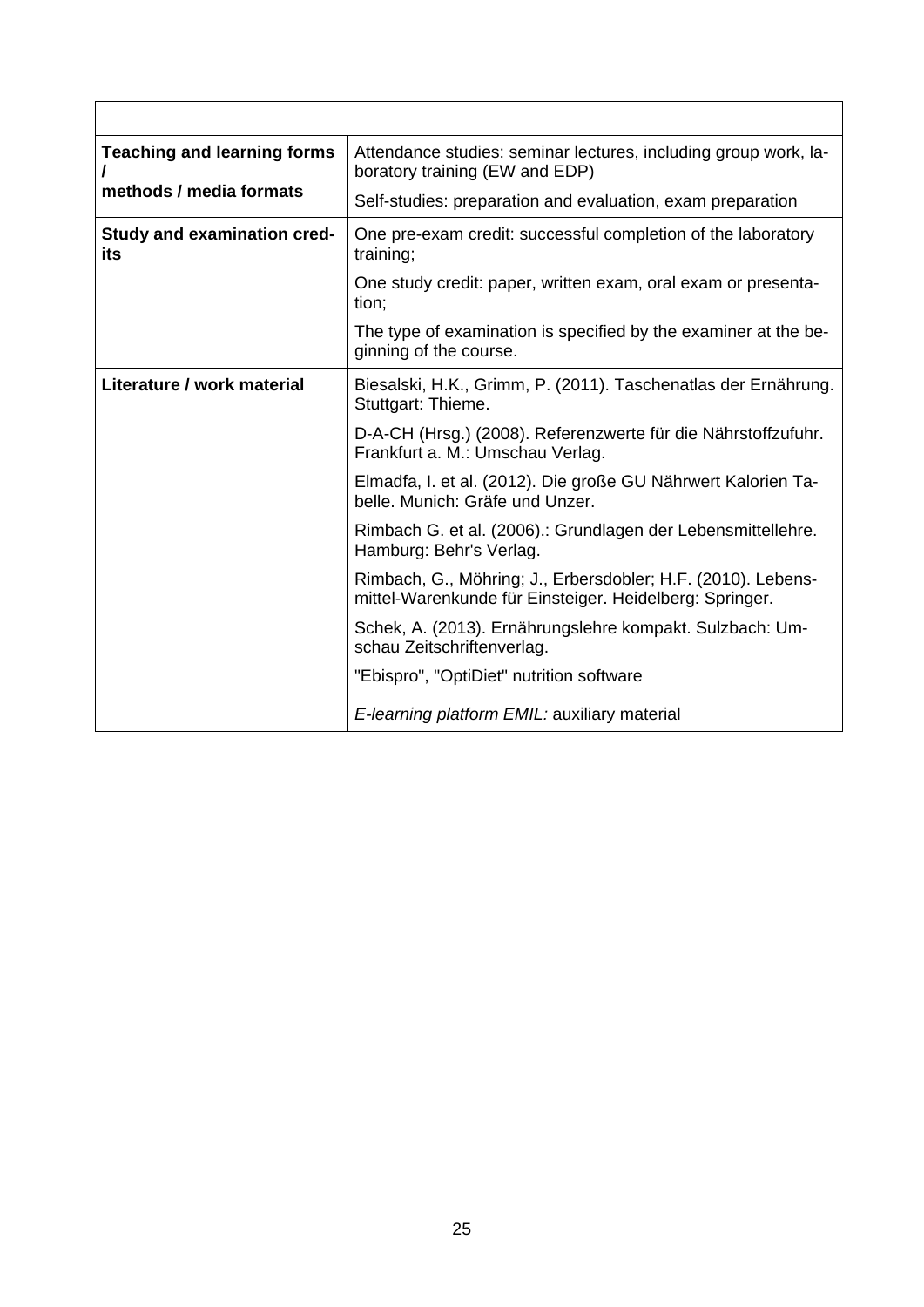| | |
|---|---|
| **Teaching and learning forms / methods / media formats** | Attendance studies: seminar lectures, including group work, laboratory training (EW and EDP)<br><br>Self-studies: preparation and evaluation, exam preparation |
| **Study and examination credits** | One pre-exam credit: successful completion of the laboratory training;<br><br>One study credit: paper, written exam, oral exam or presentation;<br><br>The type of examination is specified by the examiner at the beginning of the course. |
| **Literature / work material** | Biesalski, H.K., Grimm, P. (2011). Taschenatlas der Ernährung. Stuttgart: Thieme.<br><br>D-A-CH (Hrsg.) (2008). Referenzwerte für die Nährstoffzufuhr. Frankfurt a. M.: Umschau Verlag.<br><br>Elmadfa, I. et al. (2012). Die große GU Nährwert Kalorien Tabelle. Munich: Gräfe und Unzer.<br><br>Rimbach G. et al. (2006).: Grundlagen der Lebensmittellehre. Hamburg: Behr's Verlag.<br><br>Rimbach, G., Möhring; J., Erbersdobler; H.F. (2010). Lebensmittel-Warenkunde für Einsteiger. Heidelberg: Springer.<br><br>Schek, A. (2013). Ernährungslehre kompakt. Sulzbach: Umschau Zeitschriftenverlag.<br><br>"Ebispro", "OptiDiet" nutrition software<br><br>*E-learning platform EMIL:* auxiliary material |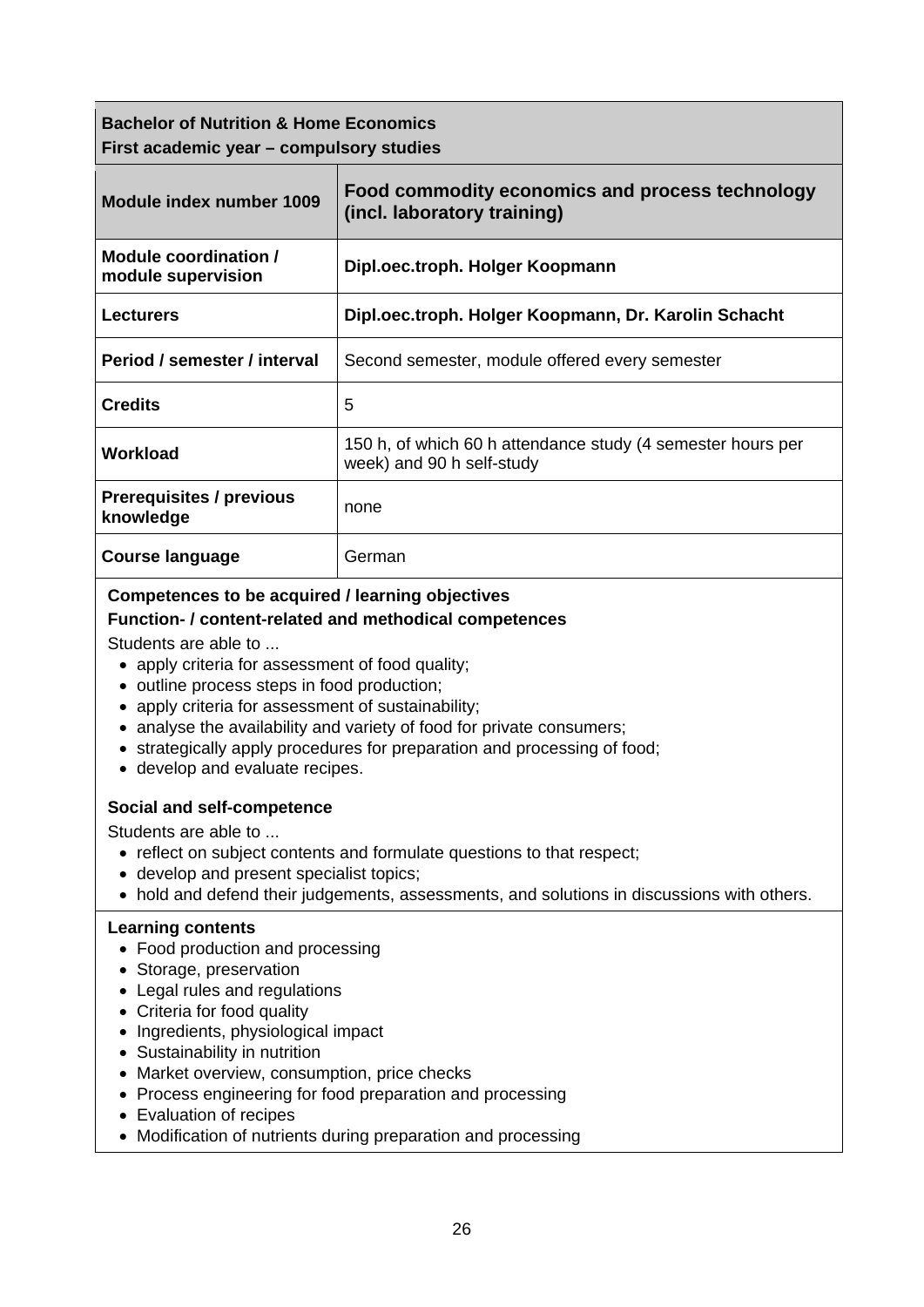| **Bachelor of Nutrition & Home Economics**<br>**First academic year – compulsory studies** | |
|---|---|
| **Module index number 1009** | **Food commodity economics and process technology (incl. laboratory training)** |
| **Module coordination / module supervision** | **Dipl.oec.troph. Holger Koopmann** |
| **Lecturers** | **Dipl.oec.troph. Holger Koopmann, Dr. Karolin Schacht** |
| **Period / semester / interval** | Second semester, module offered every semester |
| **Credits** | 5 |
| **Workload** | 150 h, of which 60 h attendance study (4 semester hours per week) and 90 h self-study |
| **Prerequisites / previous knowledge** | none |
| **Course language** | German |

**Competences to be acquired / learning objectives**

**Function- / content-related and methodical competences**

Students are able to ...

- apply criteria for assessment of food quality;
- outline process steps in food production;
- apply criteria for assessment of sustainability;
- analyse the availability and variety of food for private consumers;
- strategically apply procedures for preparation and processing of food;
- develop and evaluate recipes.

**Social and self-competence**

Students are able to ...

- reflect on subject contents and formulate questions to that respect;
- develop and present specialist topics;
- hold and defend their judgements, assessments, and solutions in discussions with others.

**Learning contents**

- Food production and processing
- Storage, preservation
- Legal rules and regulations
- Criteria for food quality
- Ingredients, physiological impact
- Sustainability in nutrition
- Market overview, consumption, price checks
- Process engineering for food preparation and processing
- Evaluation of recipes
- Modification of nutrients during preparation and processing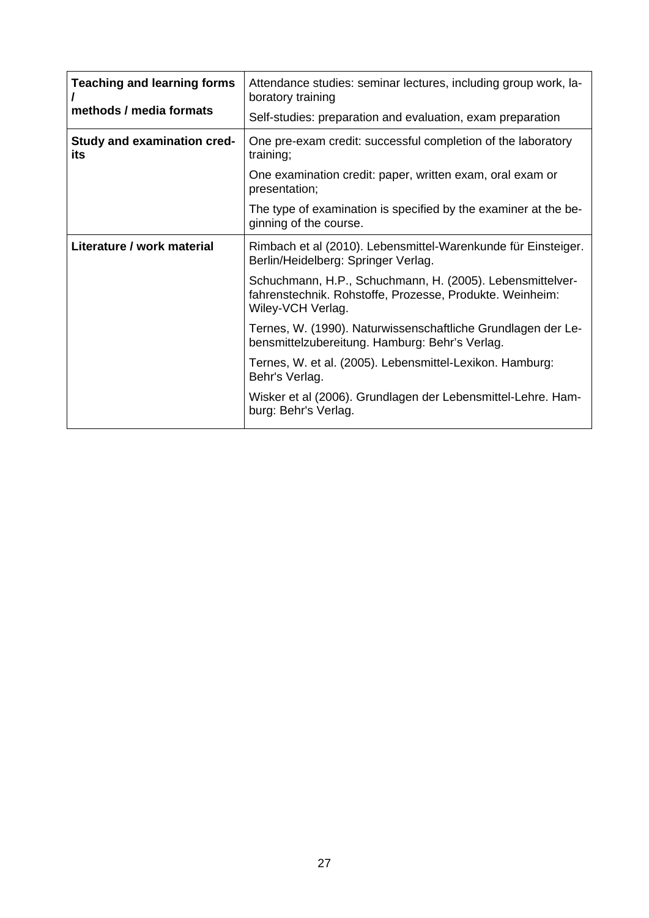| Teaching and learning forms / methods / media formats | Attendance studies: seminar lectures, including group work, laboratory training<br>Self-studies: preparation and evaluation, exam preparation |
|---|---|
| **Study and examination credits** | One pre-exam credit: successful completion of the laboratory training;<br>One examination credit: paper, written exam, oral exam or presentation;<br>The type of examination is specified by the examiner at the beginning of the course. |
| **Literature / work material** | Rimbach et al (2010). Lebensmittel-Warenkunde für Einsteiger. Berlin/Heidelberg: Springer Verlag.<br>Schuchmann, H.P., Schuchmann, H. (2005). Lebensmittelverfahrenstechnik. Rohstoffe, Prozesse, Produkte. Weinheim: Wiley-VCH Verlag.<br>Ternes, W. (1990). Naturwissenschaftliche Grundlagen der Lebensmittelzubereitung. Hamburg: Behr's Verlag.<br>Ternes, W. et al. (2005). Lebensmittel-Lexikon. Hamburg: Behr's Verlag.<br>Wisker et al (2006). Grundlagen der Lebensmittel-Lehre. Hamburg: Behr's Verlag. |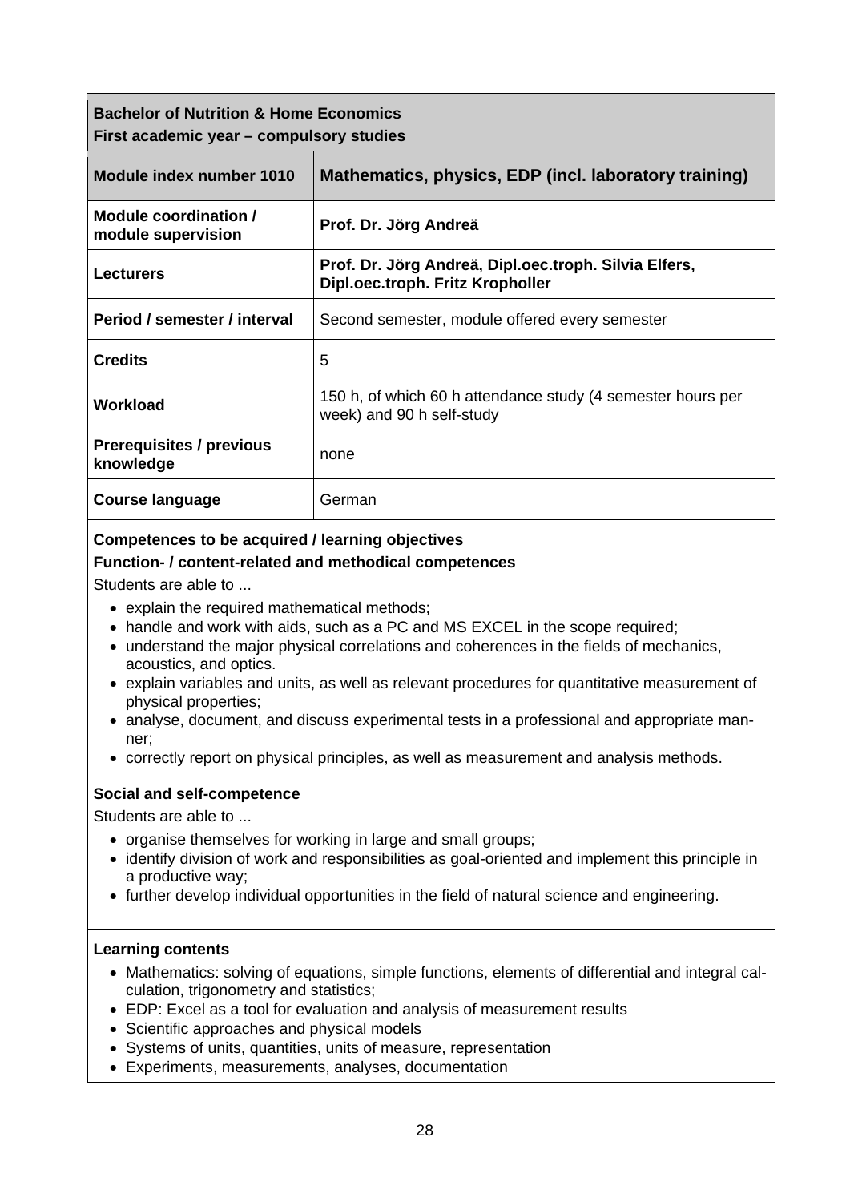| **Bachelor of Nutrition & Home Economics**<br>**First academic year – compulsory studies** | |
|---|---|
| **Module index number 1010** | **Mathematics, physics, EDP (incl. laboratory training)** |
| **Module coordination / module supervision** | **Prof. Dr. Jörg Andreä** |
| **Lecturers** | **Prof. Dr. Jörg Andreä, Dipl.oec.troph. Silvia Elfers, Dipl.oec.troph. Fritz Kropholler** |
| **Period / semester / interval** | Second semester, module offered every semester |
| **Credits** | 5 |
| **Workload** | 150 h, of which 60 h attendance study (4 semester hours per week) and 90 h self-study |
| **Prerequisites / previous knowledge** | none |
| **Course language** | German |

**Competences to be acquired / learning objectives**

**Function- / content-related and methodical competences**

Students are able to ...

- explain the required mathematical methods;
- handle and work with aids, such as a PC and MS EXCEL in the scope required;
- understand the major physical correlations and coherences in the fields of mechanics, acoustics, and optics.
- explain variables and units, as well as relevant procedures for quantitative measurement of physical properties;
- analyse, document, and discuss experimental tests in a professional and appropriate manner;
- correctly report on physical principles, as well as measurement and analysis methods.

**Social and self-competence**

Students are able to ...

- organise themselves for working in large and small groups;
- identify division of work and responsibilities as goal-oriented and implement this principle in a productive way;
- further develop individual opportunities in the field of natural science and engineering.

**Learning contents**

- Mathematics: solving of equations, simple functions, elements of differential and integral calculation, trigonometry and statistics;
- EDP: Excel as a tool for evaluation and analysis of measurement results
- Scientific approaches and physical models
- Systems of units, quantities, units of measure, representation
- Experiments, measurements, analyses, documentation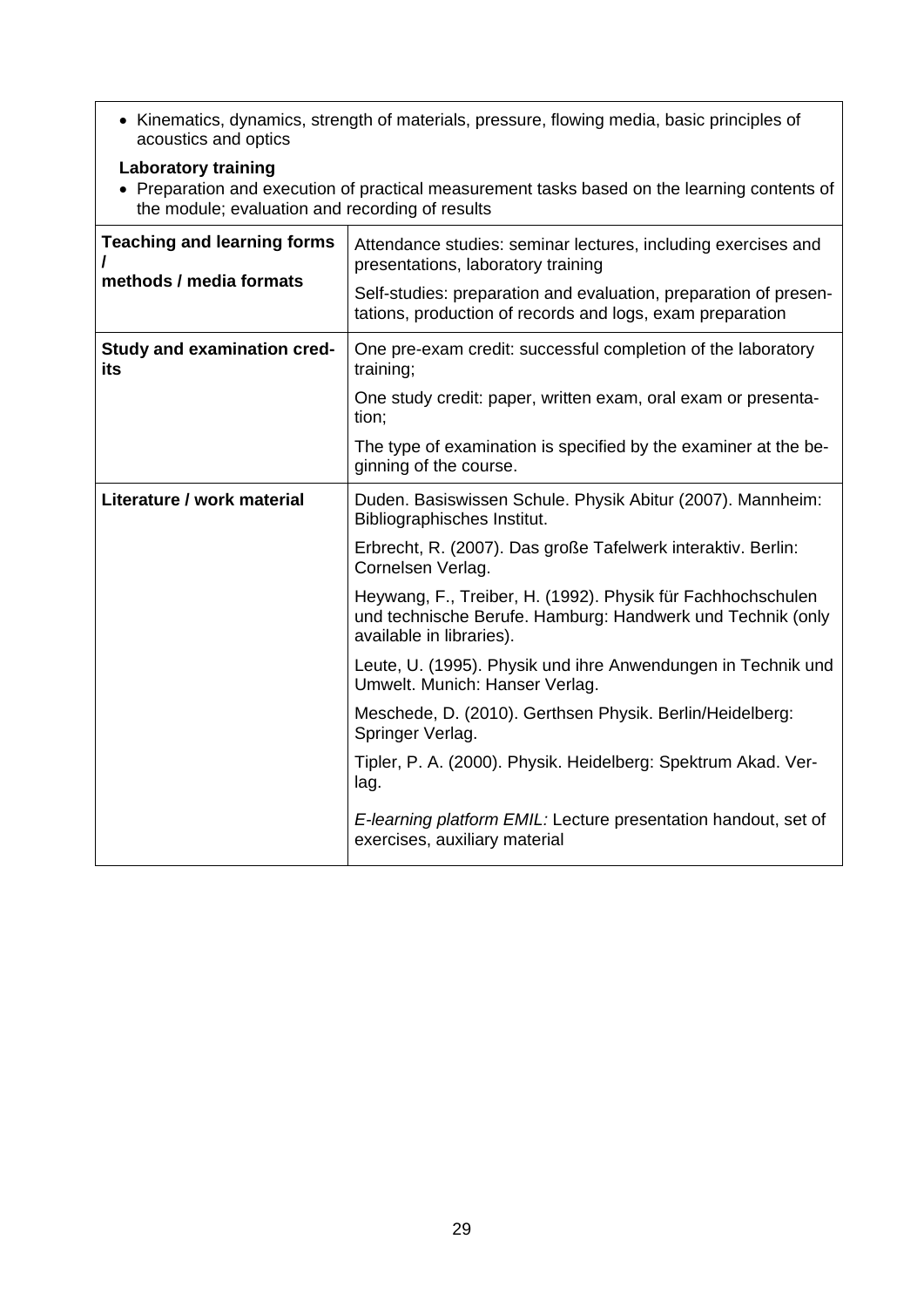- Kinematics, dynamics, strength of materials, pressure, flowing media, basic principles of acoustics and optics

**Laboratory training**

- Preparation and execution of practical measurement tasks based on the learning contents of the module; evaluation and recording of results

| | |
|---|---|
| **Teaching and learning forms / methods / media formats** | Attendance studies: seminar lectures, including exercises and presentations, laboratory training<br><br>Self-studies: preparation and evaluation, preparation of presentations, production of records and logs, exam preparation |
| **Study and examination credits** | One pre-exam credit: successful completion of the laboratory training;<br><br>One study credit: paper, written exam, oral exam or presentation;<br><br>The type of examination is specified by the examiner at the beginning of the course. |
| **Literature / work material** | Duden. Basiswissen Schule. Physik Abitur (2007). Mannheim: Bibliographisches Institut.<br><br>Erbrecht, R. (2007). Das große Tafelwerk interaktiv. Berlin: Cornelsen Verlag.<br><br>Heywang, F., Treiber, H. (1992). Physik für Fachhochschulen und technische Berufe. Hamburg: Handwerk und Technik (only available in libraries).<br><br>Leute, U. (1995). Physik und ihre Anwendungen in Technik und Umwelt. Munich: Hanser Verlag.<br><br>Meschede, D. (2010). Gerthsen Physik. Berlin/Heidelberg: Springer Verlag.<br><br>Tipler, P. A. (2000). Physik. Heidelberg: Spektrum Akad. Verlag.<br><br>*E-learning platform EMIL:* Lecture presentation handout, set of exercises, auxiliary material |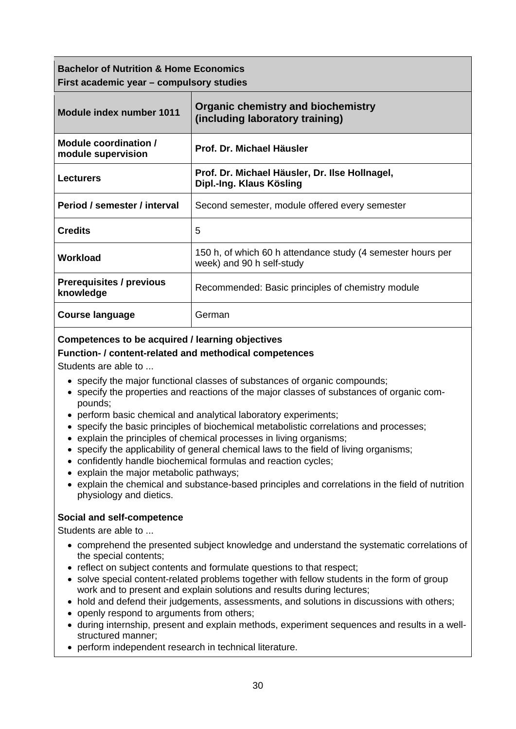| **Bachelor of Nutrition & Home Economics**<br>**First academic year – compulsory studies** | |
|---|---|
| **Module index number 1011** | **Organic chemistry and biochemistry (including laboratory training)** |
| **Module coordination / module supervision** | **Prof. Dr. Michael Häusler** |
| **Lecturers** | **Prof. Dr. Michael Häusler, Dr. Ilse Hollnagel, Dipl.-Ing. Klaus Kösling** |
| **Period / semester / interval** | Second semester, module offered every semester |
| **Credits** | 5 |
| **Workload** | 150 h, of which 60 h attendance study (4 semester hours per week) and 90 h self-study |
| **Prerequisites / previous knowledge** | Recommended: Basic principles of chemistry module |
| **Course language** | German |

**Competences to be acquired / learning objectives**

**Function- / content-related and methodical competences**

Students are able to ...

- specify the major functional classes of substances of organic compounds;
- specify the properties and reactions of the major classes of substances of organic compounds;
- perform basic chemical and analytical laboratory experiments;
- specify the basic principles of biochemical metabolistic correlations and processes;
- explain the principles of chemical processes in living organisms;
- specify the applicability of general chemical laws to the field of living organisms;
- confidently handle biochemical formulas and reaction cycles;
- explain the major metabolic pathways;
- explain the chemical and substance-based principles and correlations in the field of nutrition physiology and dietics.

**Social and self-competence**

Students are able to ...

- comprehend the presented subject knowledge and understand the systematic correlations of the special contents;
- reflect on subject contents and formulate questions to that respect;
- solve special content-related problems together with fellow students in the form of group work and to present and explain solutions and results during lectures;
- hold and defend their judgements, assessments, and solutions in discussions with others;
- openly respond to arguments from others;
- during internship, present and explain methods, experiment sequences and results in a well-structured manner;
- perform independent research in technical literature.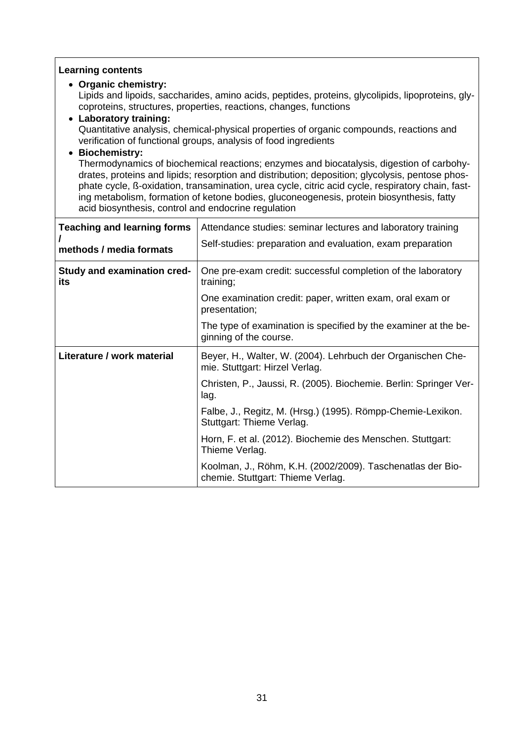**Learning contents**

- **Organic chemistry:**
  Lipids and lipoids, saccharides, amino acids, peptides, proteins, glycolipids, lipoproteins, glycoproteins, structures, properties, reactions, changes, functions
- **Laboratory training:**
  Quantitative analysis, chemical-physical properties of organic compounds, reactions and verification of functional groups, analysis of food ingredients
- **Biochemistry:**
  Thermodynamics of biochemical reactions; enzymes and biocatalysis, digestion of carbohydrates, proteins and lipids; resorption and distribution; deposition; glycolysis, pentose phosphate cycle, ß-oxidation, transamination, urea cycle, citric acid cycle, respiratory chain, fasting metabolism, formation of ketone bodies, gluconeogenesis, protein biosynthesis, fatty acid biosynthesis, control and endocrine regulation

| | |
|---|---|
| **Teaching and learning forms / methods / media formats** | Attendance studies: seminar lectures and laboratory training<br>Self-studies: preparation and evaluation, exam preparation |
| **Study and examination credits** | One pre-exam credit: successful completion of the laboratory training;<br>One examination credit: paper, written exam, oral exam or presentation;<br>The type of examination is specified by the examiner at the beginning of the course. |
| **Literature / work material** | Beyer, H., Walter, W. (2004). Lehrbuch der Organischen Chemie. Stuttgart: Hirzel Verlag.<br>Christen, P., Jaussi, R. (2005). Biochemie. Berlin: Springer Verlag.<br>Falbe, J., Regitz, M. (Hrsg.) (1995). Römpp-Chemie-Lexikon. Stuttgart: Thieme Verlag.<br>Horn, F. et al. (2012). Biochemie des Menschen. Stuttgart: Thieme Verlag.<br>Koolman, J., Röhm, K.H. (2002/2009). Taschenatlas der Biochemie. Stuttgart: Thieme Verlag. |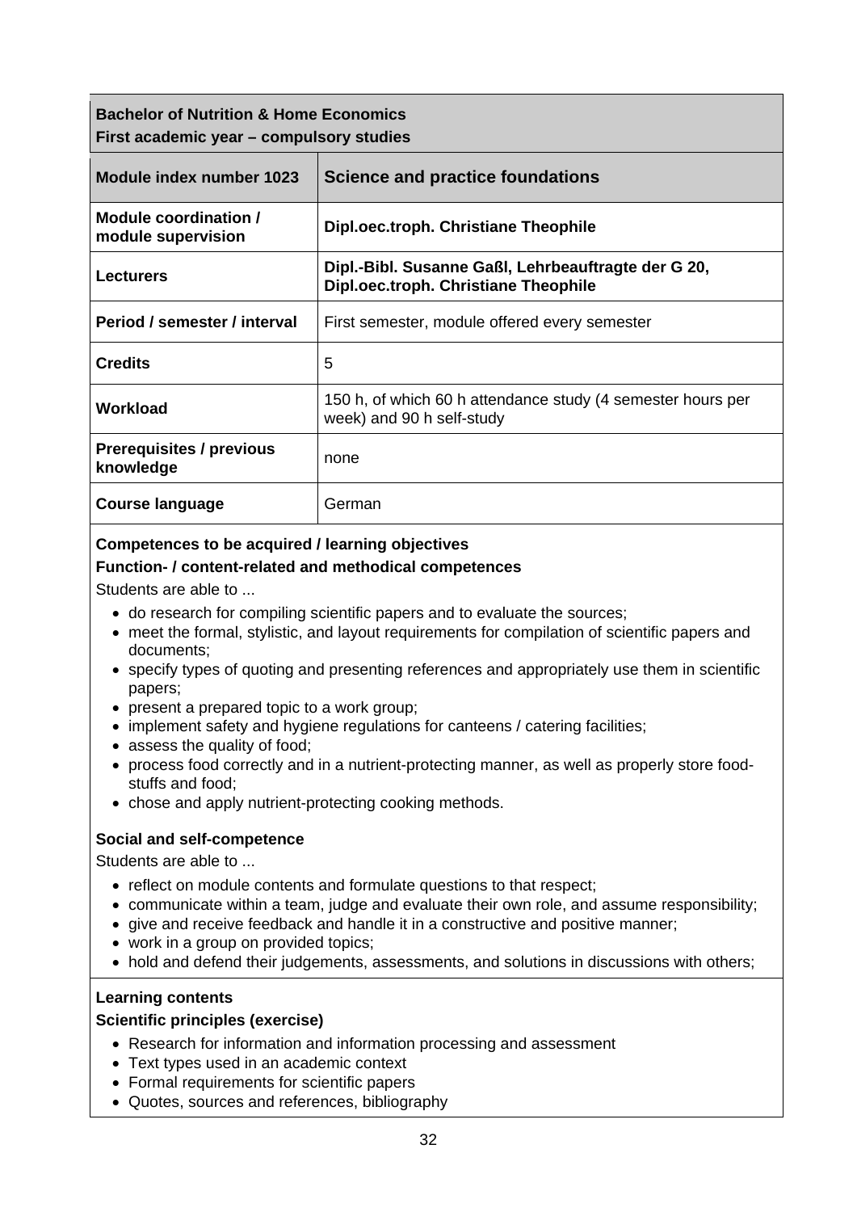| **Bachelor of Nutrition & Home Economics**<br>**First academic year – compulsory studies** | |
|---|---|
| **Module index number 1023** | **Science and practice foundations** |
| **Module coordination / module supervision** | **Dipl.oec.troph. Christiane Theophile** |
| **Lecturers** | **Dipl.-Bibl. Susanne Gaßl, Lehrbeauftragte der G 20, Dipl.oec.troph. Christiane Theophile** |
| **Period / semester / interval** | First semester, module offered every semester |
| **Credits** | 5 |
| **Workload** | 150 h, of which 60 h attendance study (4 semester hours per week) and 90 h self-study |
| **Prerequisites / previous knowledge** | none |
| **Course language** | German |

**Competences to be acquired / learning objectives**

**Function- / content-related and methodical competences**

Students are able to ...

- do research for compiling scientific papers and to evaluate the sources;
- meet the formal, stylistic, and layout requirements for compilation of scientific papers and documents;
- specify types of quoting and presenting references and appropriately use them in scientific papers;
- present a prepared topic to a work group;
- implement safety and hygiene regulations for canteens / catering facilities;
- assess the quality of food;
- process food correctly and in a nutrient-protecting manner, as well as properly store food-stuffs and food;
- chose and apply nutrient-protecting cooking methods.

**Social and self-competence**

Students are able to ...

- reflect on module contents and formulate questions to that respect;
- communicate within a team, judge and evaluate their own role, and assume responsibility;
- give and receive feedback and handle it in a constructive and positive manner;
- work in a group on provided topics;
- hold and defend their judgements, assessments, and solutions in discussions with others;

**Learning contents**

**Scientific principles (exercise)**

- Research for information and information processing and assessment
- Text types used in an academic context
- Formal requirements for scientific papers
- Quotes, sources and references, bibliography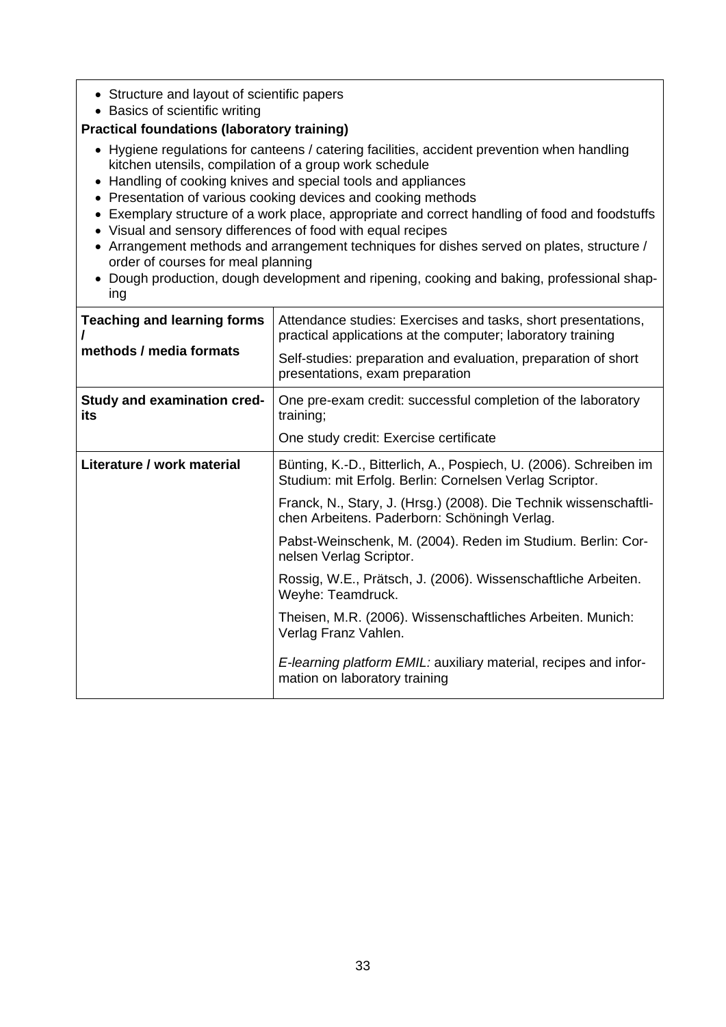- Structure and layout of scientific papers
- Basics of scientific writing

**Practical foundations (laboratory training)**

- Hygiene regulations for canteens / catering facilities, accident prevention when handling kitchen utensils, compilation of a group work schedule
- Handling of cooking knives and special tools and appliances
- Presentation of various cooking devices and cooking methods
- Exemplary structure of a work place, appropriate and correct handling of food and foodstuffs
- Visual and sensory differences of food with equal recipes
- Arrangement methods and arrangement techniques for dishes served on plates, structure / order of courses for meal planning
- Dough production, dough development and ripening, cooking and baking, professional shaping

| | |
|---|---|
| **Teaching and learning forms / methods / media formats** | Attendance studies: Exercises and tasks, short presentations, practical applications at the computer; laboratory training<br><br>Self-studies: preparation and evaluation, preparation of short presentations, exam preparation |
| **Study and examination credits** | One pre-exam credit: successful completion of the laboratory training;<br><br>One study credit: Exercise certificate |
| **Literature / work material** | Bünting, K.-D., Bitterlich, A., Pospiech, U. (2006). Schreiben im Studium: mit Erfolg. Berlin: Cornelsen Verlag Scriptor.<br><br>Franck, N., Stary, J. (Hrsg.) (2008). Die Technik wissenschaftlichen Arbeitens. Paderborn: Schöningh Verlag.<br><br>Pabst-Weinschenk, M. (2004). Reden im Studium. Berlin: Cornelsen Verlag Scriptor.<br><br>Rossig, W.E., Prätsch, J. (2006). Wissenschaftliche Arbeiten. Weyhe: Teamdruck.<br><br>Theisen, M.R. (2006). Wissenschaftliches Arbeiten. Munich: Verlag Franz Vahlen.<br><br>*E-learning platform EMIL:* auxiliary material, recipes and information on laboratory training |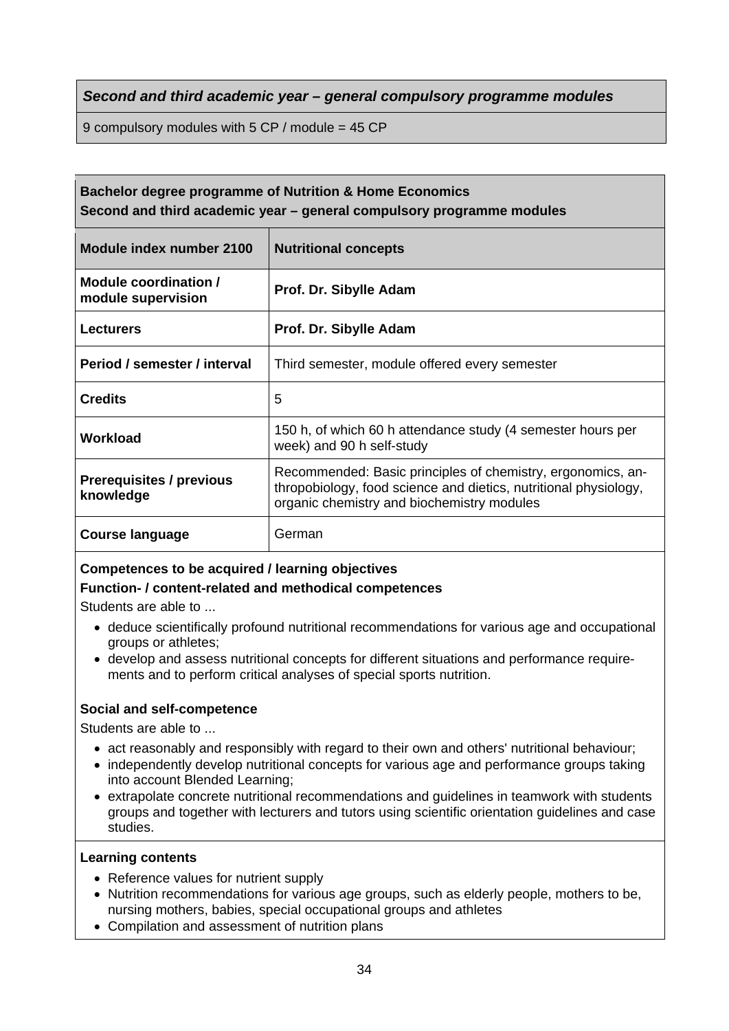### *Second and third academic year – general compulsory programme modules*

9 compulsory modules with 5 CP / module = 45 CP

**Bachelor degree programme of Nutrition & Home Economics**
**Second and third academic year – general compulsory programme modules**

| Module index number 2100 | Nutritional concepts |
|---|---|
| **Module coordination / module supervision** | **Prof. Dr. Sibylle Adam** |
| **Lecturers** | **Prof. Dr. Sibylle Adam** |
| **Period / semester / interval** | Third semester, module offered every semester |
| **Credits** | 5 |
| **Workload** | 150 h, of which 60 h attendance study (4 semester hours per week) and 90 h self-study |
| **Prerequisites / previous knowledge** | Recommended: Basic principles of chemistry, ergonomics, anthropobiology, food science and dietics, nutritional physiology, organic chemistry and biochemistry modules |
| **Course language** | German |

**Competences to be acquired / learning objectives**

**Function- / content-related and methodical competences**

Students are able to ...

- deduce scientifically profound nutritional recommendations for various age and occupational groups or athletes;
- develop and assess nutritional concepts for different situations and performance requirements and to perform critical analyses of special sports nutrition.

**Social and self-competence**

Students are able to ...

- act reasonably and responsibly with regard to their own and others' nutritional behaviour;
- independently develop nutritional concepts for various age and performance groups taking into account Blended Learning;
- extrapolate concrete nutritional recommendations and guidelines in teamwork with students groups and together with lecturers and tutors using scientific orientation guidelines and case studies.

**Learning contents**

- Reference values for nutrient supply
- Nutrition recommendations for various age groups, such as elderly people, mothers to be, nursing mothers, babies, special occupational groups and athletes
- Compilation and assessment of nutrition plans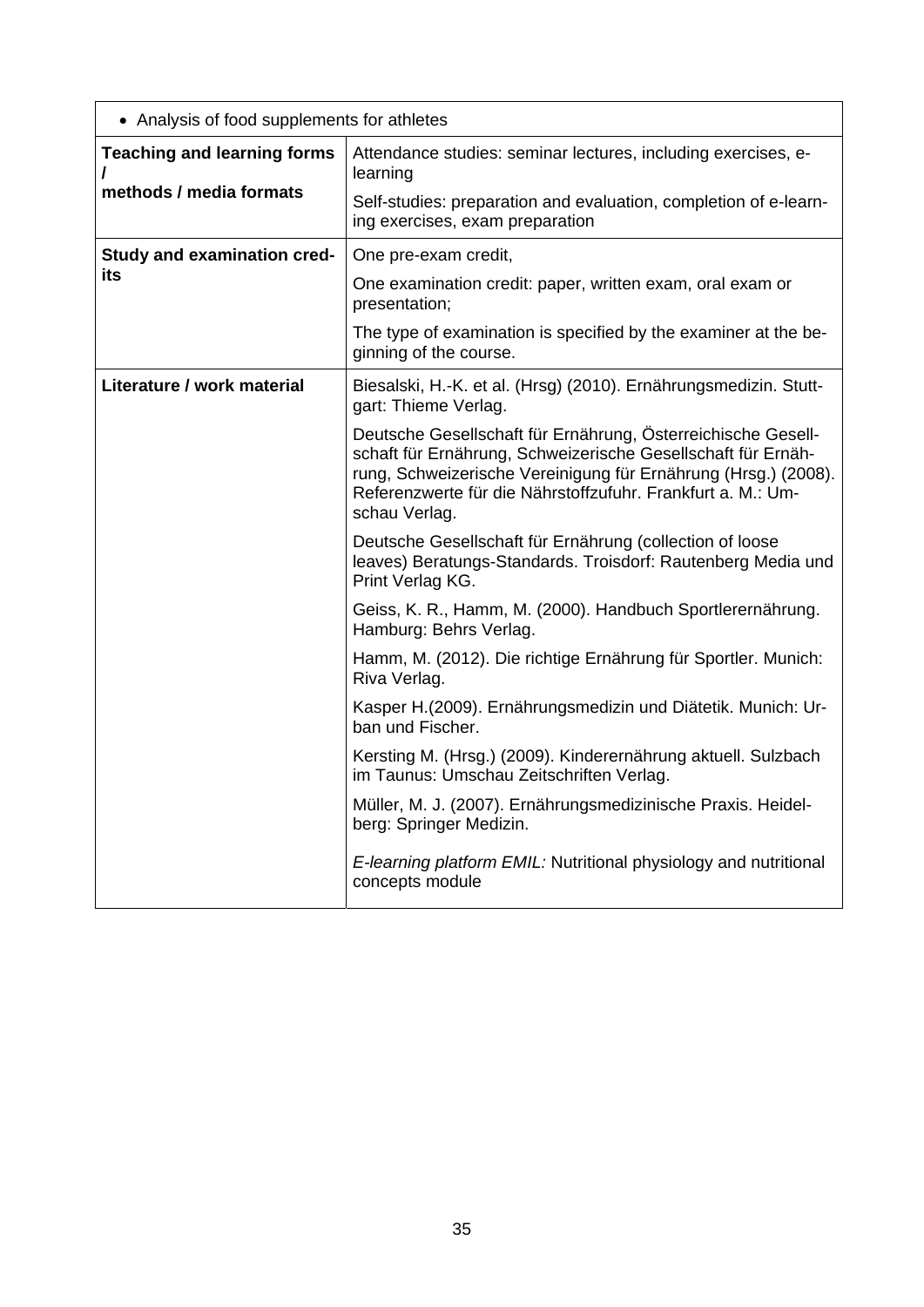| • Analysis of food supplements for athletes | |
|---|---|
| **Teaching and learning forms / methods / media formats** | Attendance studies: seminar lectures, including exercises, e-learning<br><br>Self-studies: preparation and evaluation, completion of e-learning exercises, exam preparation |
| **Study and examination credits** | One pre-exam credit,<br><br>One examination credit: paper, written exam, oral exam or presentation;<br><br>The type of examination is specified by the examiner at the beginning of the course. |
| **Literature / work material** | Biesalski, H.-K. et al. (Hrsg) (2010). Ernährungsmedizin. Stuttgart: Thieme Verlag.<br><br>Deutsche Gesellschaft für Ernährung, Österreichische Gesellschaft für Ernährung, Schweizerische Gesellschaft für Ernährung, Schweizerische Vereinigung für Ernährung (Hrsg.) (2008). Referenzwerte für die Nährstoffzufuhr. Frankfurt a. M.: Umschau Verlag.<br><br>Deutsche Gesellschaft für Ernährung (collection of loose leaves) Beratungs-Standards. Troisdorf: Rautenberg Media und Print Verlag KG.<br><br>Geiss, K. R., Hamm, M. (2000). Handbuch Sportlerernährung. Hamburg: Behrs Verlag.<br><br>Hamm, M. (2012). Die richtige Ernährung für Sportler. Munich: Riva Verlag.<br><br>Kasper H.(2009). Ernährungsmedizin und Diätetik. Munich: Urban und Fischer.<br><br>Kersting M. (Hrsg.) (2009). Kinderernährung aktuell. Sulzbach im Taunus: Umschau Zeitschriften Verlag.<br><br>Müller, M. J. (2007). Ernährungsmedizinische Praxis. Heidelberg: Springer Medizin.<br><br>*E-learning platform EMIL:* Nutritional physiology and nutritional concepts module |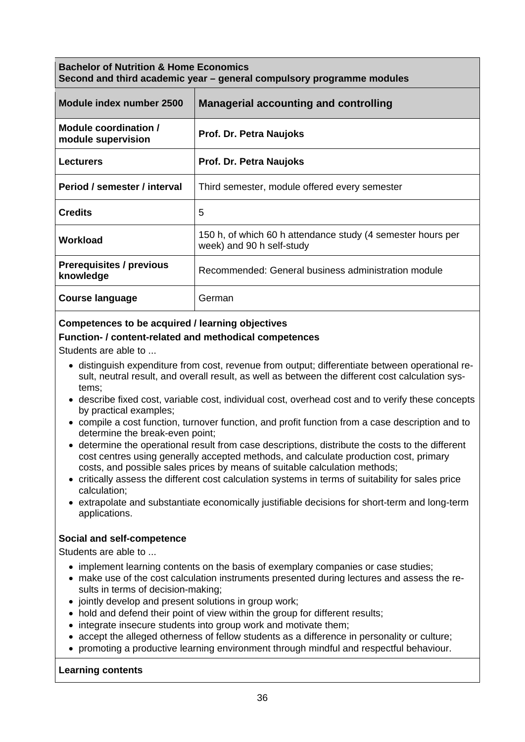| **Bachelor of Nutrition & Home Economics**<br>**Second and third academic year – general compulsory programme modules** | |
|---|---|
| **Module index number 2500** | **Managerial accounting and controlling** |
| **Module coordination / module supervision** | **Prof. Dr. Petra Naujoks** |
| **Lecturers** | **Prof. Dr. Petra Naujoks** |
| **Period / semester / interval** | Third semester, module offered every semester |
| **Credits** | 5 |
| **Workload** | 150 h, of which 60 h attendance study (4 semester hours per week) and 90 h self-study |
| **Prerequisites / previous knowledge** | Recommended: General business administration module |
| **Course language** | German |

**Competences to be acquired / learning objectives**

**Function- / content-related and methodical competences**

Students are able to ...

- distinguish expenditure from cost, revenue from output; differentiate between operational result, neutral result, and overall result, as well as between the different cost calculation systems;
- describe fixed cost, variable cost, individual cost, overhead cost and to verify these concepts by practical examples;
- compile a cost function, turnover function, and profit function from a case description and to determine the break-even point;
- determine the operational result from case descriptions, distribute the costs to the different cost centres using generally accepted methods, and calculate production cost, primary costs, and possible sales prices by means of suitable calculation methods;
- critically assess the different cost calculation systems in terms of suitability for sales price calculation;
- extrapolate and substantiate economically justifiable decisions for short-term and long-term applications.

**Social and self-competence**

Students are able to ...

- implement learning contents on the basis of exemplary companies or case studies;
- make use of the cost calculation instruments presented during lectures and assess the results in terms of decision-making;
- jointly develop and present solutions in group work;
- hold and defend their point of view within the group for different results;
- integrate insecure students into group work and motivate them;
- accept the alleged otherness of fellow students as a difference in personality or culture;
- promoting a productive learning environment through mindful and respectful behaviour.

**Learning contents**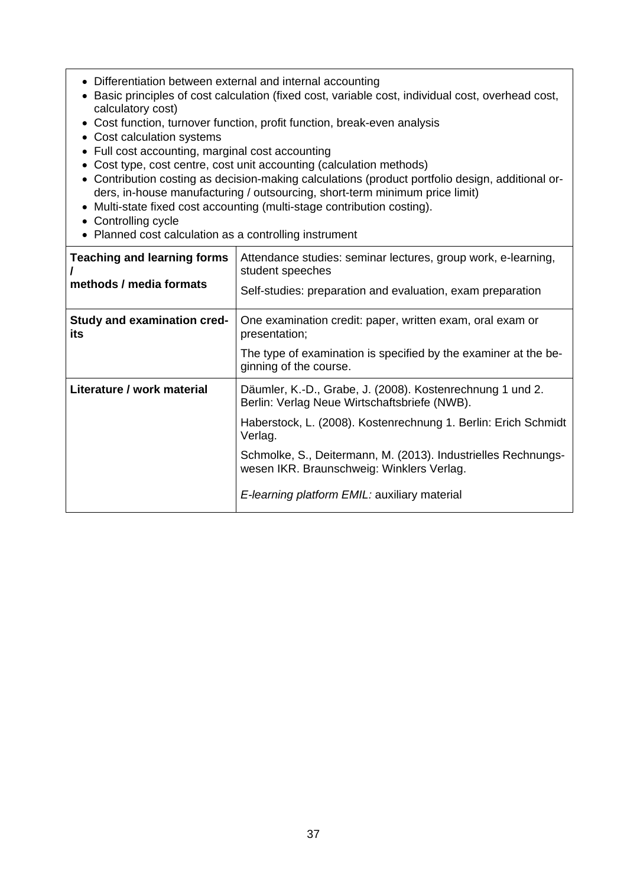- Differentiation between external and internal accounting
- Basic principles of cost calculation (fixed cost, variable cost, individual cost, overhead cost, calculatory cost)
- Cost function, turnover function, profit function, break-even analysis
- Cost calculation systems
- Full cost accounting, marginal cost accounting
- Cost type, cost centre, cost unit accounting (calculation methods)
- Contribution costing as decision-making calculations (product portfolio design, additional orders, in-house manufacturing / outsourcing, short-term minimum price limit)
- Multi-state fixed cost accounting (multi-stage contribution costing).
- Controlling cycle
- Planned cost calculation as a controlling instrument

| | |
|---|---|
| **Teaching and learning forms / methods / media formats** | Attendance studies: seminar lectures, group work, e-learning, student speeches<br><br>Self-studies: preparation and evaluation, exam preparation |
| **Study and examination credits** | One examination credit: paper, written exam, oral exam or presentation;<br><br>The type of examination is specified by the examiner at the beginning of the course. |
| **Literature / work material** | Däumler, K.-D., Grabe, J. (2008). Kostenrechnung 1 und 2. Berlin: Verlag Neue Wirtschaftsbriefe (NWB).<br><br>Haberstock, L. (2008). Kostenrechnung 1. Berlin: Erich Schmidt Verlag.<br><br>Schmolke, S., Deitermann, M. (2013). Industrielles Rechnungswesen IKR. Braunschweig: Winklers Verlag.<br><br>*E-learning platform EMIL:* auxiliary material |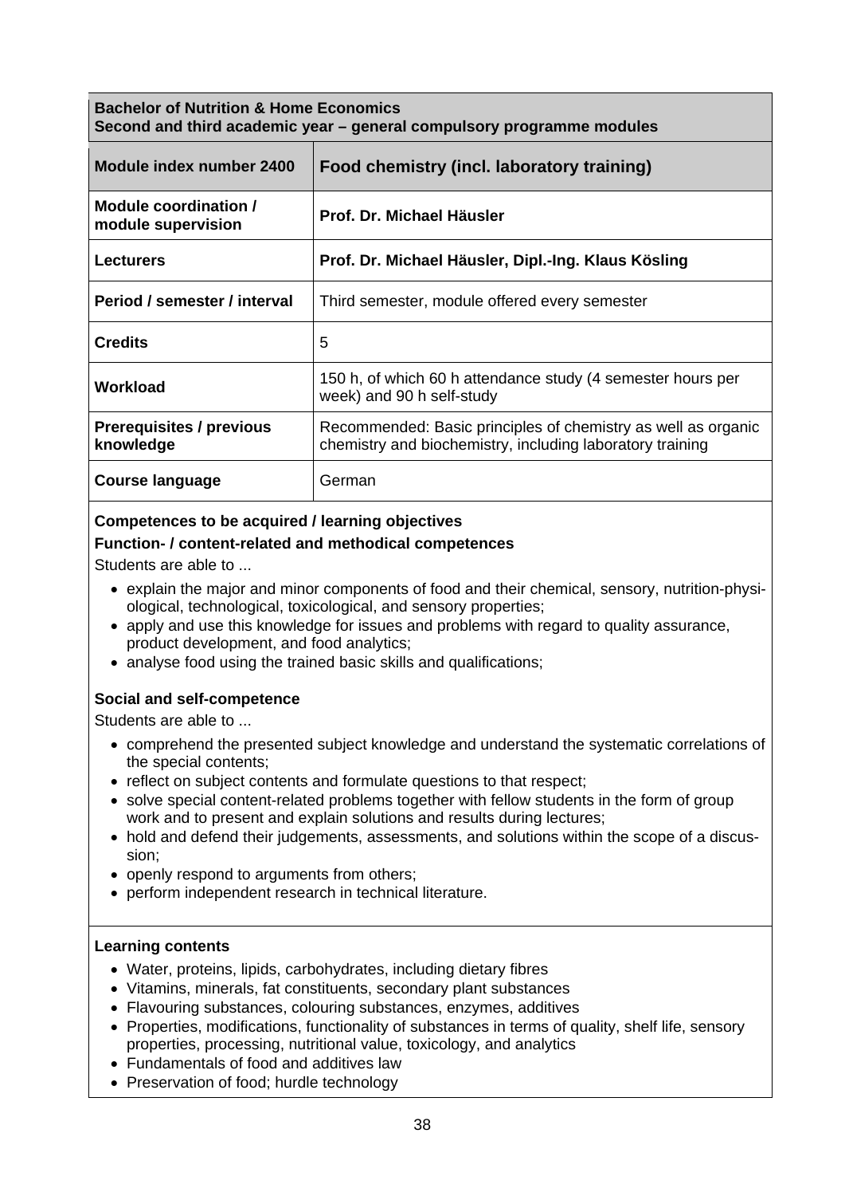| **Bachelor of Nutrition & Home Economics**<br>**Second and third academic year – general compulsory programme modules** | |
|---|---|
| **Module index number 2400** | **Food chemistry (incl. laboratory training)** |
| **Module coordination / module supervision** | **Prof. Dr. Michael Häusler** |
| **Lecturers** | **Prof. Dr. Michael Häusler, Dipl.-Ing. Klaus Kösling** |
| **Period / semester / interval** | Third semester, module offered every semester |
| **Credits** | 5 |
| **Workload** | 150 h, of which 60 h attendance study (4 semester hours per week) and 90 h self-study |
| **Prerequisites / previous knowledge** | Recommended: Basic principles of chemistry as well as organic chemistry and biochemistry, including laboratory training |
| **Course language** | German |

**Competences to be acquired / learning objectives**

**Function- / content-related and methodical competences**

Students are able to ...

- explain the major and minor components of food and their chemical, sensory, nutrition-physiological, technological, toxicological, and sensory properties;
- apply and use this knowledge for issues and problems with regard to quality assurance, product development, and food analytics;
- analyse food using the trained basic skills and qualifications;

**Social and self-competence**

Students are able to ...

- comprehend the presented subject knowledge and understand the systematic correlations of the special contents;
- reflect on subject contents and formulate questions to that respect;
- solve special content-related problems together with fellow students in the form of group work and to present and explain solutions and results during lectures;
- hold and defend their judgements, assessments, and solutions within the scope of a discussion;
- openly respond to arguments from others;
- perform independent research in technical literature.

**Learning contents**

- Water, proteins, lipids, carbohydrates, including dietary fibres
- Vitamins, minerals, fat constituents, secondary plant substances
- Flavouring substances, colouring substances, enzymes, additives
- Properties, modifications, functionality of substances in terms of quality, shelf life, sensory properties, processing, nutritional value, toxicology, and analytics
- Fundamentals of food and additives law
- Preservation of food; hurdle technology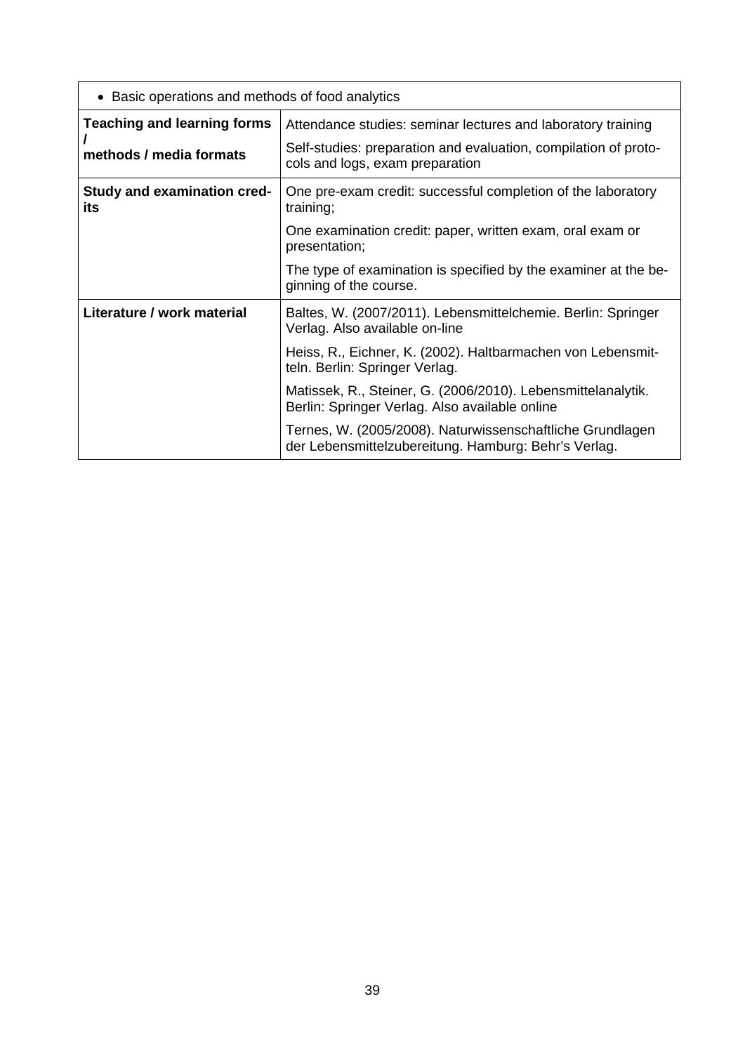| • Basic operations and methods of food analytics | |
|---|---|
| **Teaching and learning forms / methods / media formats** | Attendance studies: seminar lectures and laboratory training<br><br>Self-studies: preparation and evaluation, compilation of protocols and logs, exam preparation |
| **Study and examination credits** | One pre-exam credit: successful completion of the laboratory training;<br><br>One examination credit: paper, written exam, oral exam or presentation;<br><br>The type of examination is specified by the examiner at the beginning of the course. |
| **Literature / work material** | Baltes, W. (2007/2011). Lebensmittelchemie. Berlin: Springer Verlag. Also available on-line<br><br>Heiss, R., Eichner, K. (2002). Haltbarmachen von Lebensmitteln. Berlin: Springer Verlag.<br><br>Matissek, R., Steiner, G. (2006/2010). Lebensmittelanalytik. Berlin: Springer Verlag. Also available online<br><br>Ternes, W. (2005/2008). Naturwissenschaftliche Grundlagen der Lebensmittelzubereitung. Hamburg: Behr's Verlag. |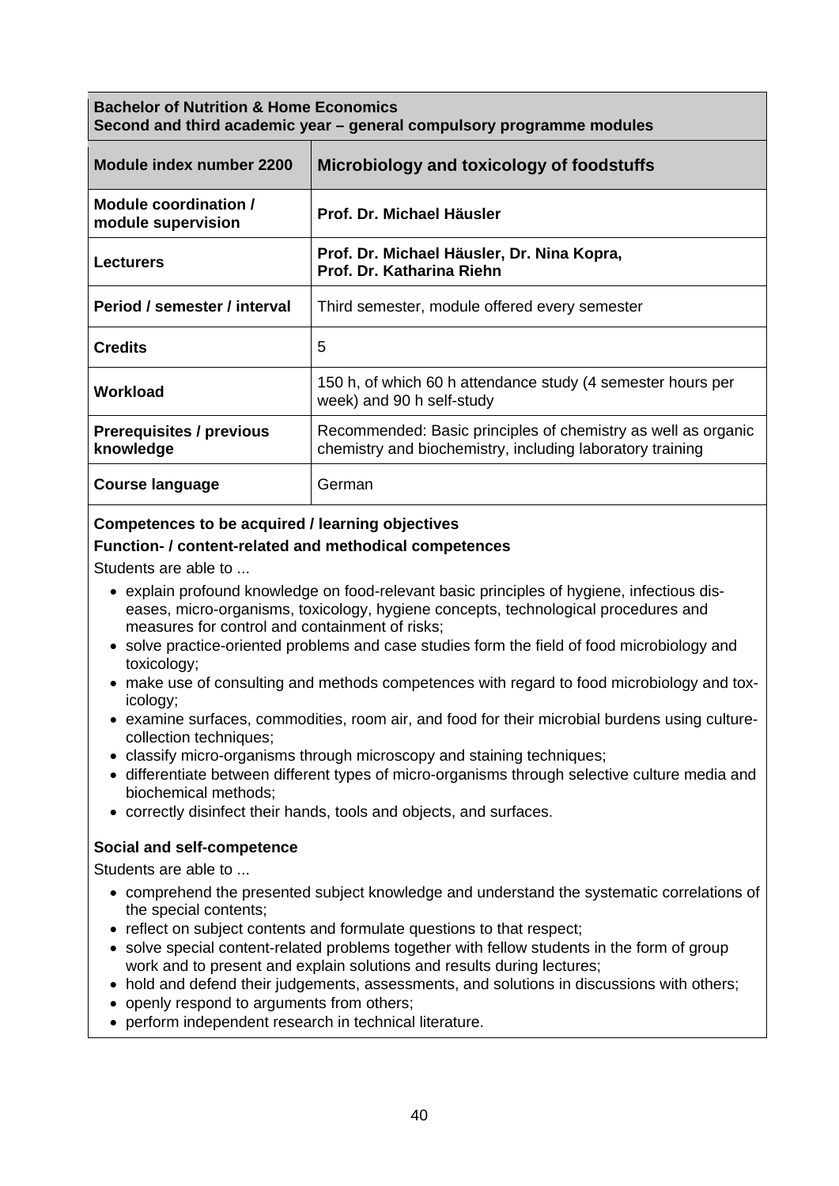| **Bachelor of Nutrition & Home Economics**<br>**Second and third academic year – general compulsory programme modules** | |
|---|---|
| **Module index number 2200** | **Microbiology and toxicology of foodstuffs** |
| **Module coordination / module supervision** | **Prof. Dr. Michael Häusler** |
| **Lecturers** | **Prof. Dr. Michael Häusler, Dr. Nina Kopra, Prof. Dr. Katharina Riehn** |
| **Period / semester / interval** | Third semester, module offered every semester |
| **Credits** | 5 |
| **Workload** | 150 h, of which 60 h attendance study (4 semester hours per week) and 90 h self-study |
| **Prerequisites / previous knowledge** | Recommended: Basic principles of chemistry as well as organic chemistry and biochemistry, including laboratory training |
| **Course language** | German |

**Competences to be acquired / learning objectives**

**Function- / content-related and methodical competences**

Students are able to ...

- explain profound knowledge on food-relevant basic principles of hygiene, infectious diseases, micro-organisms, toxicology, hygiene concepts, technological procedures and measures for control and containment of risks;
- solve practice-oriented problems and case studies form the field of food microbiology and toxicology;
- make use of consulting and methods competences with regard to food microbiology and toxicology;
- examine surfaces, commodities, room air, and food for their microbial burdens using culture-collection techniques;
- classify micro-organisms through microscopy and staining techniques;
- differentiate between different types of micro-organisms through selective culture media and biochemical methods;
- correctly disinfect their hands, tools and objects, and surfaces.

**Social and self-competence**

Students are able to ...

- comprehend the presented subject knowledge and understand the systematic correlations of the special contents;
- reflect on subject contents and formulate questions to that respect;
- solve special content-related problems together with fellow students in the form of group work and to present and explain solutions and results during lectures;
- hold and defend their judgements, assessments, and solutions in discussions with others;
- openly respond to arguments from others;
- perform independent research in technical literature.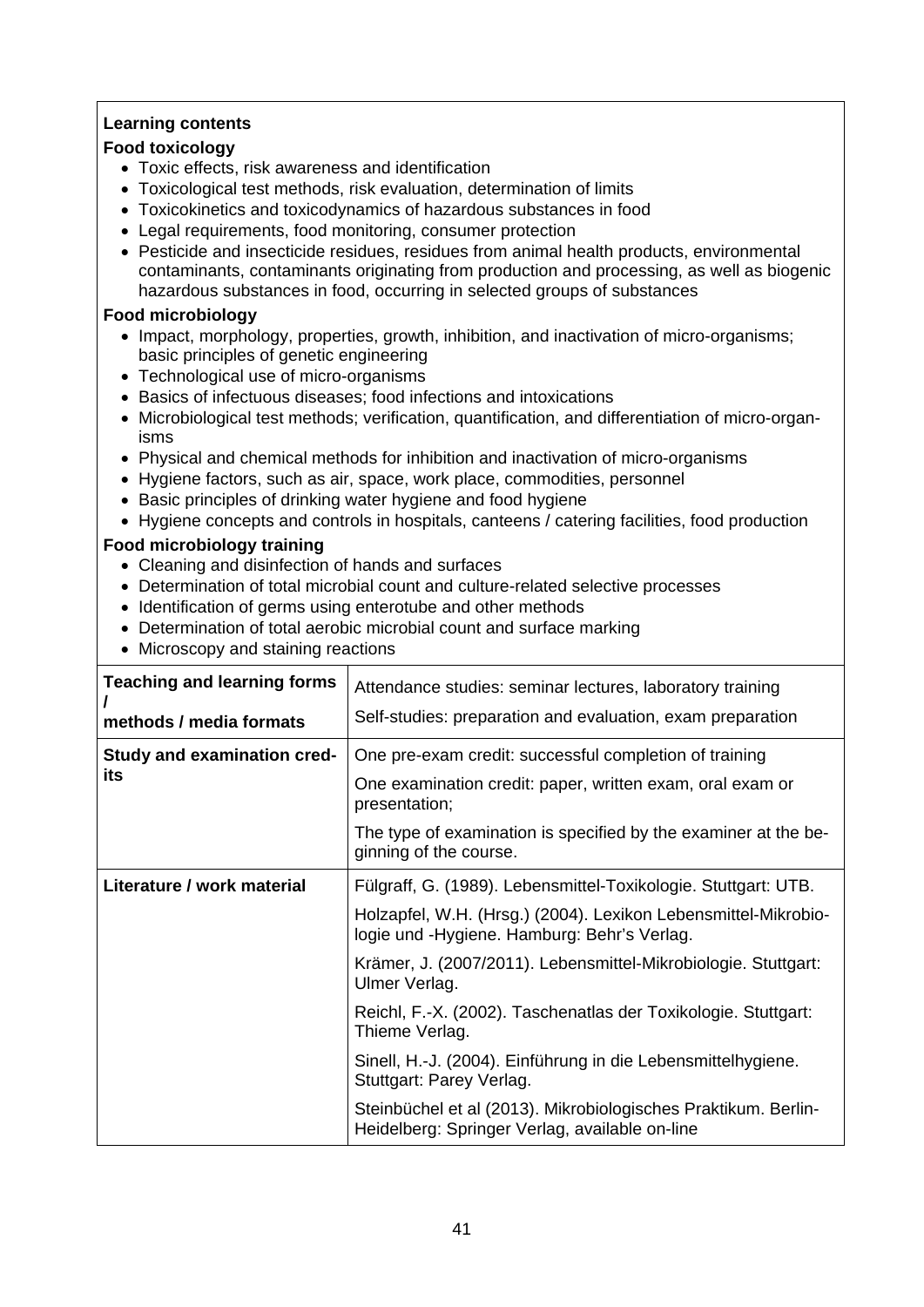**Learning contents**

**Food toxicology**

- Toxic effects, risk awareness and identification
- Toxicological test methods, risk evaluation, determination of limits
- Toxicokinetics and toxicodynamics of hazardous substances in food
- Legal requirements, food monitoring, consumer protection
- Pesticide and insecticide residues, residues from animal health products, environmental contaminants, contaminants originating from production and processing, as well as biogenic hazardous substances in food, occurring in selected groups of substances

**Food microbiology**

- Impact, morphology, properties, growth, inhibition, and inactivation of micro-organisms; basic principles of genetic engineering
- Technological use of micro-organisms
- Basics of infectuous diseases; food infections and intoxications
- Microbiological test methods; verification, quantification, and differentiation of micro-organisms
- Physical and chemical methods for inhibition and inactivation of micro-organisms
- Hygiene factors, such as air, space, work place, commodities, personnel
- Basic principles of drinking water hygiene and food hygiene
- Hygiene concepts and controls in hospitals, canteens / catering facilities, food production

**Food microbiology training**

- Cleaning and disinfection of hands and surfaces
- Determination of total microbial count and culture-related selective processes
- Identification of germs using enterotube and other methods
- Determination of total aerobic microbial count and surface marking
- Microscopy and staining reactions

| | |
|---|---|
| **Teaching and learning forms / methods / media formats** | Attendance studies: seminar lectures, laboratory training<br>Self-studies: preparation and evaluation, exam preparation |
| **Study and examination credits** | One pre-exam credit: successful completion of training<br>One examination credit: paper, written exam, oral exam or presentation;<br>The type of examination is specified by the examiner at the beginning of the course. |
| **Literature / work material** | Fülgraff, G. (1989). Lebensmittel-Toxikologie. Stuttgart: UTB.<br>Holzapfel, W.H. (Hrsg.) (2004). Lexikon Lebensmittel-Mikrobiologie und -Hygiene. Hamburg: Behr's Verlag.<br>Krämer, J. (2007/2011). Lebensmittel-Mikrobiologie. Stuttgart: Ulmer Verlag.<br>Reichl, F.-X. (2002). Taschenatlas der Toxikologie. Stuttgart: Thieme Verlag.<br>Sinell, H.-J. (2004). Einführung in die Lebensmittelhygiene. Stuttgart: Parey Verlag.<br>Steinbüchel et al (2013). Mikrobiologisches Praktikum. Berlin-Heidelberg: Springer Verlag, available on-line |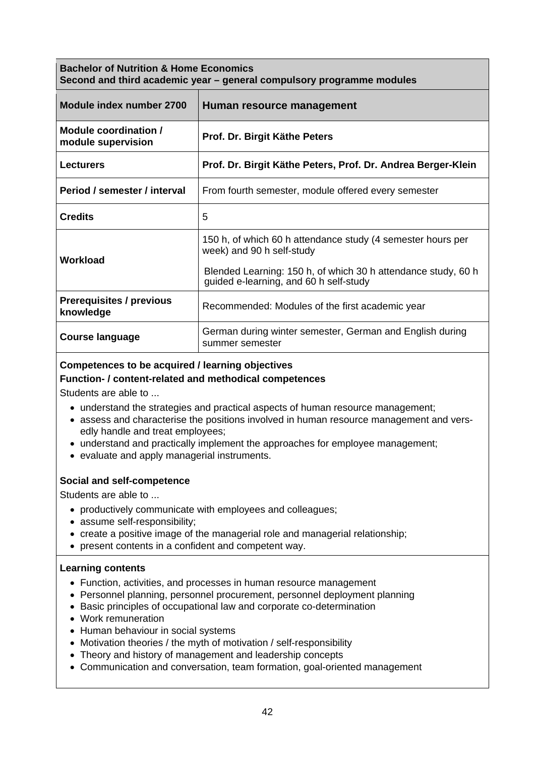**Bachelor of Nutrition & Home Economics**
**Second and third academic year – general compulsory programme modules**

| Module index number 2700 | Human resource management |
|---|---|
| **Module coordination / module supervision** | **Prof. Dr. Birgit Käthe Peters** |
| **Lecturers** | **Prof. Dr. Birgit Käthe Peters, Prof. Dr. Andrea Berger-Klein** |
| **Period / semester / interval** | From fourth semester, module offered every semester |
| **Credits** | 5 |
| **Workload** | 150 h, of which 60 h attendance study (4 semester hours per week) and 90 h self-study<br><br>Blended Learning: 150 h, of which 30 h attendance study, 60 h guided e-learning, and 60 h self-study |
| **Prerequisites / previous knowledge** | Recommended: Modules of the first academic year |
| **Course language** | German during winter semester, German and English during summer semester |

**Competences to be acquired / learning objectives**

**Function- / content-related and methodical competences**

Students are able to ...

- understand the strategies and practical aspects of human resource management;
- assess and characterise the positions involved in human resource management and versedly handle and treat employees;
- understand and practically implement the approaches for employee management;
- evaluate and apply managerial instruments.

**Social and self-competence**

Students are able to ...

- productively communicate with employees and colleagues;
- assume self-responsibility;
- create a positive image of the managerial role and managerial relationship;
- present contents in a confident and competent way.

**Learning contents**

- Function, activities, and processes in human resource management
- Personnel planning, personnel procurement, personnel deployment planning
- Basic principles of occupational law and corporate co-determination
- Work remuneration
- Human behaviour in social systems
- Motivation theories / the myth of motivation / self-responsibility
- Theory and history of management and leadership concepts
- Communication and conversation, team formation, goal-oriented management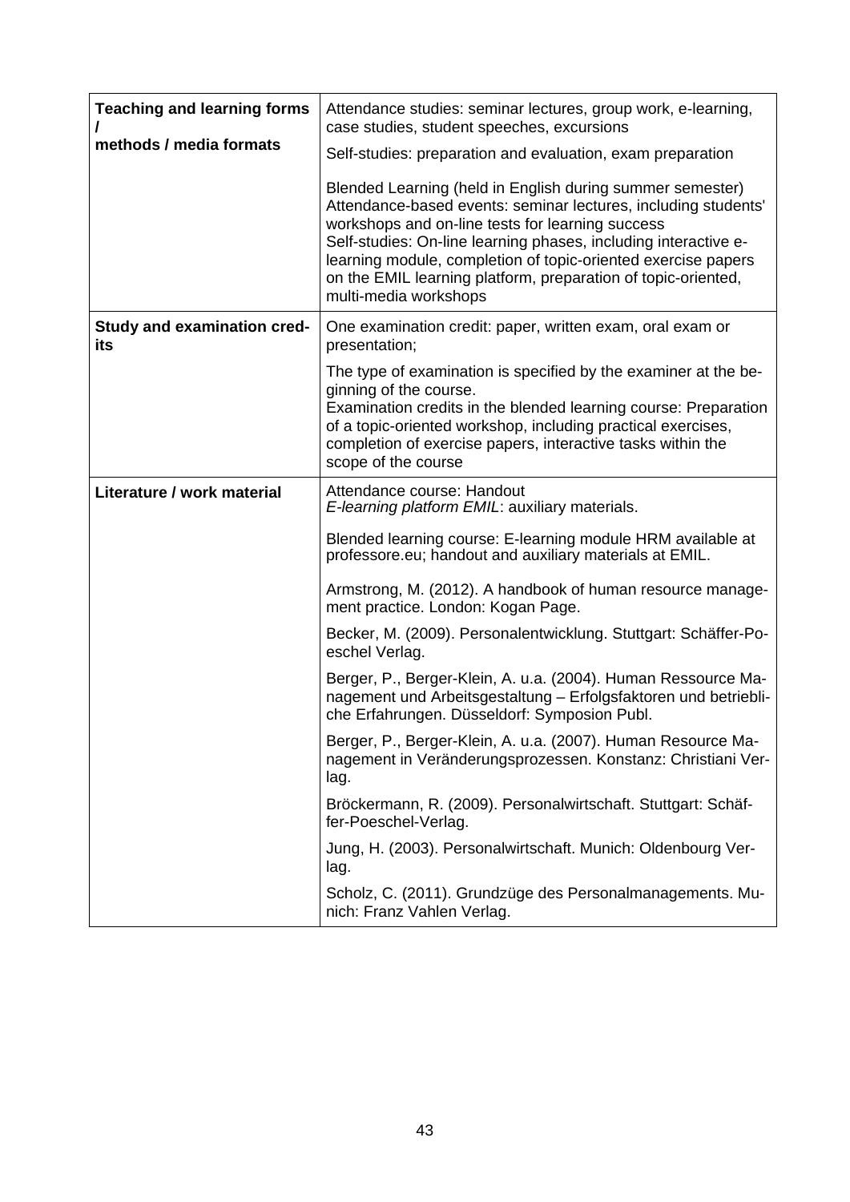| Teaching and learning forms / methods / media formats | Attendance studies: seminar lectures, group work, e-learning, case studies, student speeches, excursions<br><br>Self-studies: preparation and evaluation, exam preparation<br><br>Blended Learning (held in English during summer semester)<br>Attendance-based events: seminar lectures, including students' workshops and on-line tests for learning success<br>Self-studies: On-line learning phases, including interactive e-learning module, completion of topic-oriented exercise papers on the EMIL learning platform, preparation of topic-oriented, multi-media workshops |
|---|---|
| **Study and examination credits** | One examination credit: paper, written exam, oral exam or presentation;<br><br>The type of examination is specified by the examiner at the beginning of the course.<br>Examination credits in the blended learning course: Preparation of a topic-oriented workshop, including practical exercises, completion of exercise papers, interactive tasks within the scope of the course |
| **Literature / work material** | Attendance course: Handout<br>*E-learning platform EMIL*: auxiliary materials.<br><br>Blended learning course: E-learning module HRM available at professore.eu; handout and auxiliary materials at EMIL.<br><br>Armstrong, M. (2012). A handbook of human resource management practice. London: Kogan Page.<br><br>Becker, M. (2009). Personalentwicklung. Stuttgart: Schäffer-Poeschel Verlag.<br><br>Berger, P., Berger-Klein, A. u.a. (2004). Human Ressource Management und Arbeitsgestaltung – Erfolgsfaktoren und betriebliche Erfahrungen. Düsseldorf: Symposion Publ.<br><br>Berger, P., Berger-Klein, A. u.a. (2007). Human Resource Management in Veränderungsprozessen. Konstanz: Christiani Verlag.<br><br>Bröckermann, R. (2009). Personalwirtschaft. Stuttgart: Schäffer-Poeschel-Verlag.<br><br>Jung, H. (2003). Personalwirtschaft. Munich: Oldenbourg Verlag.<br><br>Scholz, C. (2011). Grundzüge des Personalmanagements. Munich: Franz Vahlen Verlag. |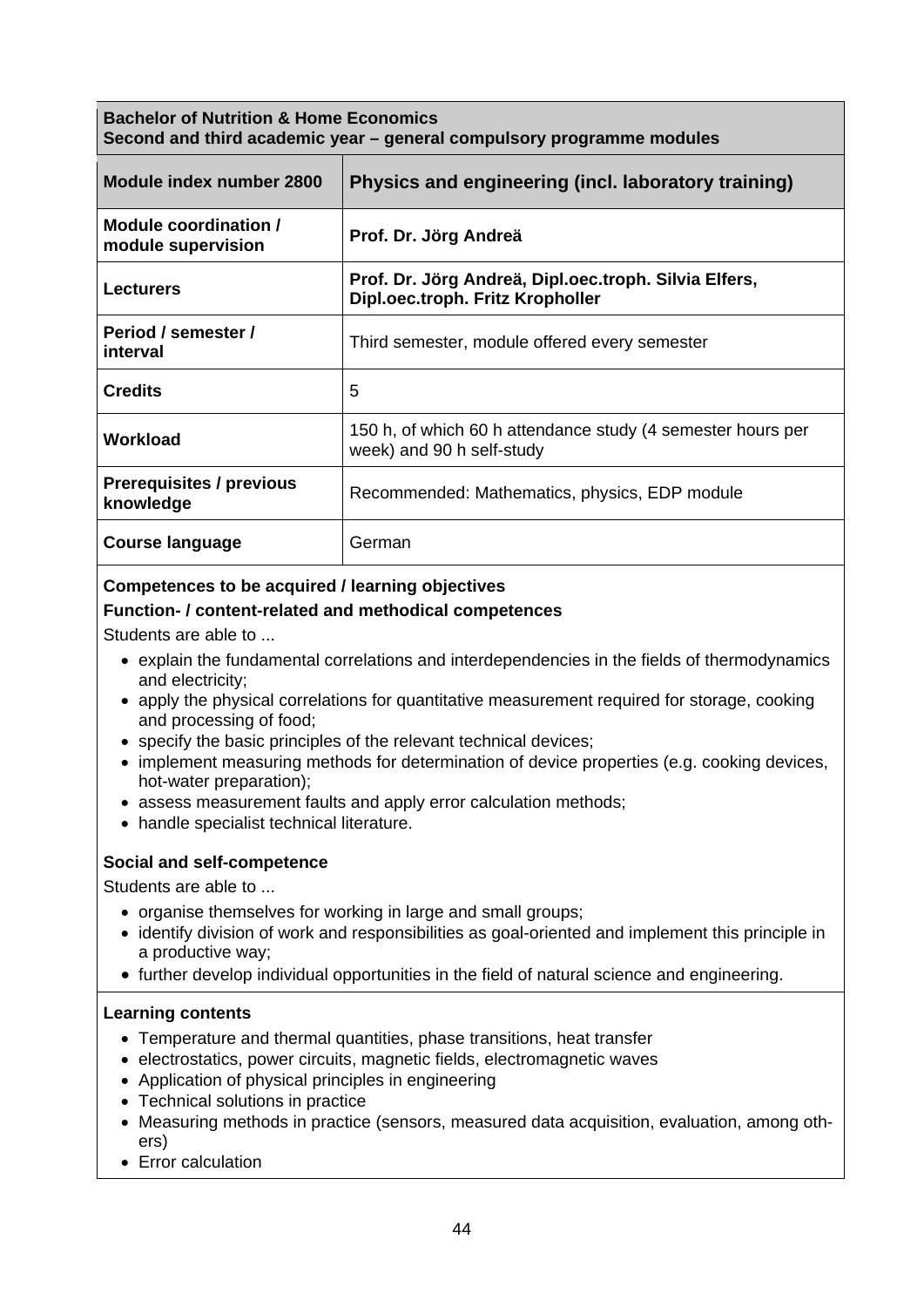| **Bachelor of Nutrition & Home Economics**<br>**Second and third academic year – general compulsory programme modules** | |
|---|---|
| **Module index number 2800** | **Physics and engineering (incl. laboratory training)** |
| **Module coordination / module supervision** | **Prof. Dr. Jörg Andreä** |
| **Lecturers** | **Prof. Dr. Jörg Andreä, Dipl.oec.troph. Silvia Elfers, Dipl.oec.troph. Fritz Kropholler** |
| **Period / semester / interval** | Third semester, module offered every semester |
| **Credits** | 5 |
| **Workload** | 150 h, of which 60 h attendance study (4 semester hours per week) and 90 h self-study |
| **Prerequisites / previous knowledge** | Recommended: Mathematics, physics, EDP module |
| **Course language** | German |

**Competences to be acquired / learning objectives**

**Function- / content-related and methodical competences**

Students are able to ...

- explain the fundamental correlations and interdependencies in the fields of thermodynamics and electricity;
- apply the physical correlations for quantitative measurement required for storage, cooking and processing of food;
- specify the basic principles of the relevant technical devices;
- implement measuring methods for determination of device properties (e.g. cooking devices, hot-water preparation);
- assess measurement faults and apply error calculation methods;
- handle specialist technical literature.

**Social and self-competence**

Students are able to ...

- organise themselves for working in large and small groups;
- identify division of work and responsibilities as goal-oriented and implement this principle in a productive way;
- further develop individual opportunities in the field of natural science and engineering.

**Learning contents**

- Temperature and thermal quantities, phase transitions, heat transfer
- electrostatics, power circuits, magnetic fields, electromagnetic waves
- Application of physical principles in engineering
- Technical solutions in practice
- Measuring methods in practice (sensors, measured data acquisition, evaluation, among others)
- Error calculation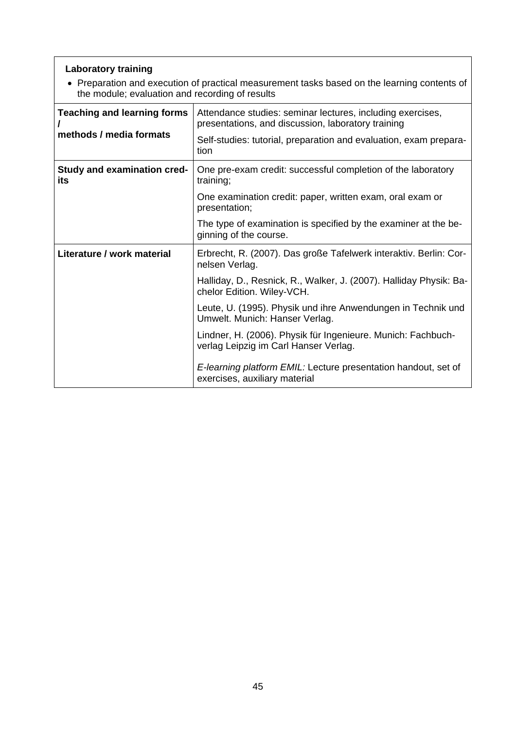**Laboratory training**

- Preparation and execution of practical measurement tasks based on the learning contents of the module; evaluation and recording of results

| | |
|---|---|
| **Teaching and learning forms / methods / media formats** | Attendance studies: seminar lectures, including exercises, presentations, and discussion, laboratory training<br><br>Self-studies: tutorial, preparation and evaluation, exam preparation |
| **Study and examination credits** | One pre-exam credit: successful completion of the laboratory training;<br><br>One examination credit: paper, written exam, oral exam or presentation;<br><br>The type of examination is specified by the examiner at the beginning of the course. |
| **Literature / work material** | Erbrecht, R. (2007). Das große Tafelwerk interaktiv. Berlin: Cornelsen Verlag.<br><br>Halliday, D., Resnick, R., Walker, J. (2007). Halliday Physik: Bachelor Edition. Wiley-VCH.<br><br>Leute, U. (1995). Physik und ihre Anwendungen in Technik und Umwelt. Munich: Hanser Verlag.<br><br>Lindner, H. (2006). Physik für Ingenieure. Munich: Fachbuchverlag Leipzig im Carl Hanser Verlag.<br><br>*E-learning platform EMIL:* Lecture presentation handout, set of exercises, auxiliary material |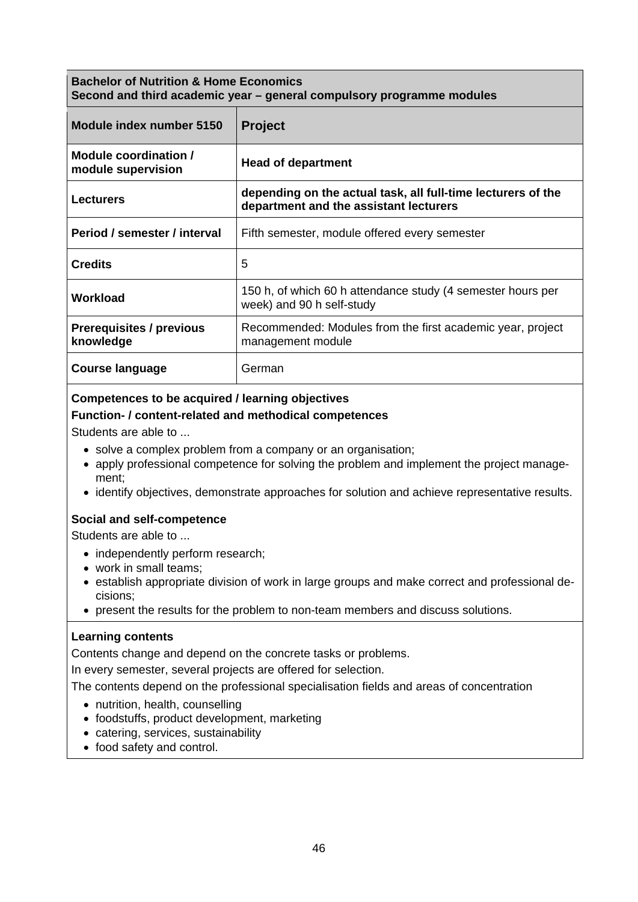**Bachelor of Nutrition & Home Economics**
**Second and third academic year – general compulsory programme modules**

| Module index number 5150 | Project |
|---|---|
| **Module coordination / module supervision** | **Head of department** |
| **Lecturers** | **depending on the actual task, all full-time lecturers of the department and the assistant lecturers** |
| **Period / semester / interval** | Fifth semester, module offered every semester |
| **Credits** | 5 |
| **Workload** | 150 h, of which 60 h attendance study (4 semester hours per week) and 90 h self-study |
| **Prerequisites / previous knowledge** | Recommended: Modules from the first academic year, project management module |
| **Course language** | German |

**Competences to be acquired / learning objectives**

**Function- / content-related and methodical competences**

Students are able to ...

- solve a complex problem from a company or an organisation;
- apply professional competence for solving the problem and implement the project management;
- identify objectives, demonstrate approaches for solution and achieve representative results.

**Social and self-competence**

Students are able to ...

- independently perform research;
- work in small teams;
- establish appropriate division of work in large groups and make correct and professional decisions;
- present the results for the problem to non-team members and discuss solutions.

**Learning contents**

Contents change and depend on the concrete tasks or problems.

In every semester, several projects are offered for selection.

The contents depend on the professional specialisation fields and areas of concentration

- nutrition, health, counselling
- foodstuffs, product development, marketing
- catering, services, sustainability
- food safety and control.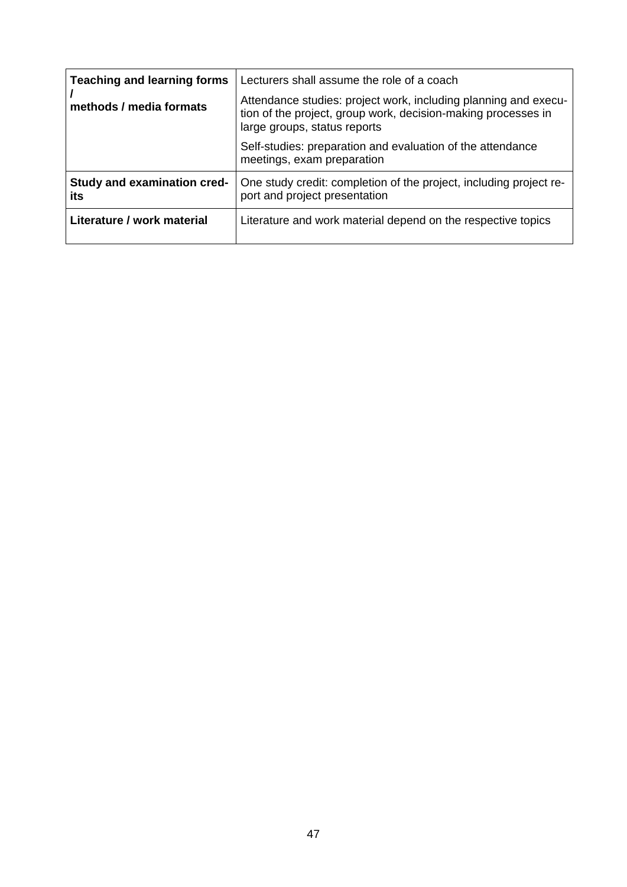| | |
|---|---|
| **Teaching and learning forms / methods / media formats** | Lecturers shall assume the role of a coach<br><br>Attendance studies: project work, including planning and execution of the project, group work, decision-making processes in large groups, status reports<br><br>Self-studies: preparation and evaluation of the attendance meetings, exam preparation |
| **Study and examination credits** | One study credit: completion of the project, including project report and project presentation |
| **Literature / work material** | Literature and work material depend on the respective topics |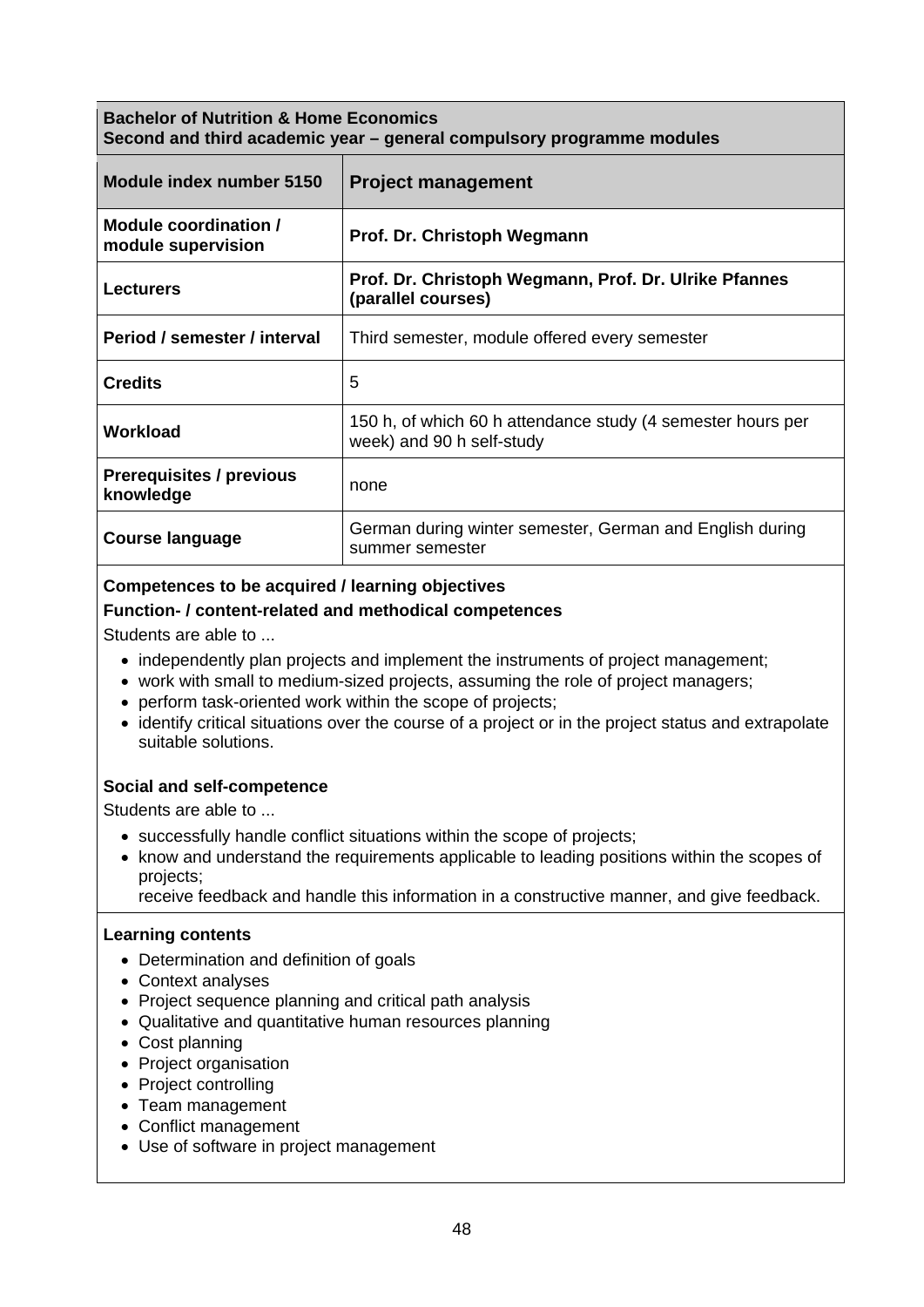| **Bachelor of Nutrition & Home Economics**<br>**Second and third academic year – general compulsory programme modules** | |
|---|---|
| **Module index number 5150** | **Project management** |
| **Module coordination / module supervision** | **Prof. Dr. Christoph Wegmann** |
| **Lecturers** | **Prof. Dr. Christoph Wegmann, Prof. Dr. Ulrike Pfannes (parallel courses)** |
| **Period / semester / interval** | Third semester, module offered every semester |
| **Credits** | 5 |
| **Workload** | 150 h, of which 60 h attendance study (4 semester hours per week) and 90 h self-study |
| **Prerequisites / previous knowledge** | none |
| **Course language** | German during winter semester, German and English during summer semester |

**Competences to be acquired / learning objectives**

**Function- / content-related and methodical competences**

Students are able to ...

- independently plan projects and implement the instruments of project management;
- work with small to medium-sized projects, assuming the role of project managers;
- perform task-oriented work within the scope of projects;
- identify critical situations over the course of a project or in the project status and extrapolate suitable solutions.

**Social and self-competence**

Students are able to ...

- successfully handle conflict situations within the scope of projects;
- know and understand the requirements applicable to leading positions within the scopes of projects;
  receive feedback and handle this information in a constructive manner, and give feedback.

**Learning contents**

- Determination and definition of goals
- Context analyses
- Project sequence planning and critical path analysis
- Qualitative and quantitative human resources planning
- Cost planning
- Project organisation
- Project controlling
- Team management
- Conflict management
- Use of software in project management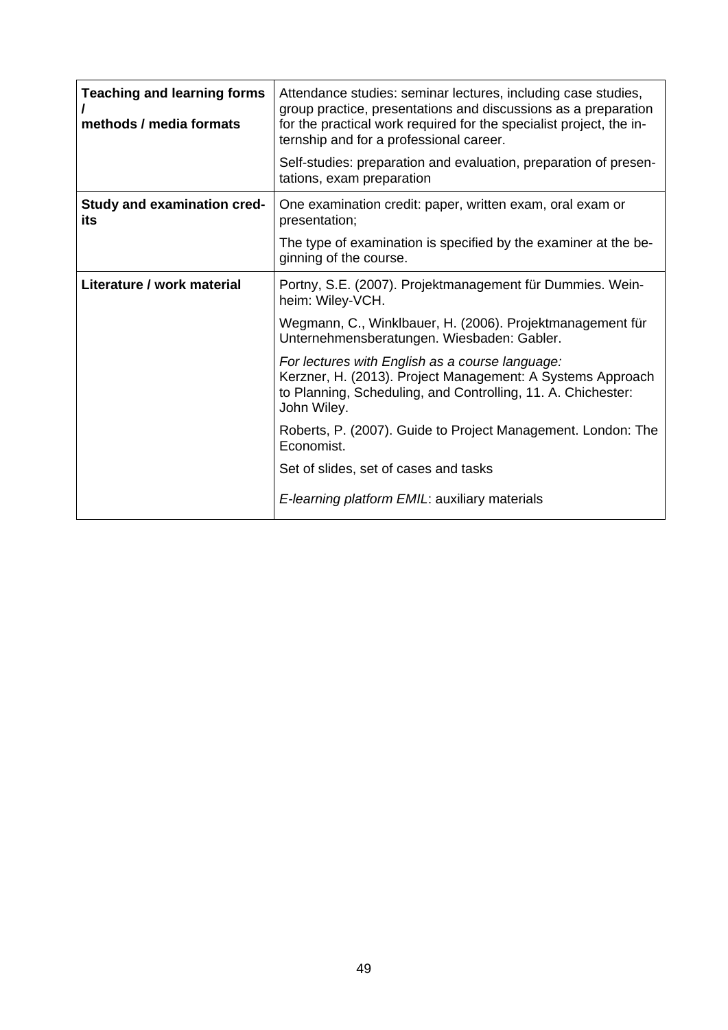| | |
|---|---|
| **Teaching and learning forms / methods / media formats** | Attendance studies: seminar lectures, including case studies, group practice, presentations and discussions as a preparation for the practical work required for the specialist project, the internship and for a professional career.<br><br>Self-studies: preparation and evaluation, preparation of presentations, exam preparation |
| **Study and examination credits** | One examination credit: paper, written exam, oral exam or presentation;<br><br>The type of examination is specified by the examiner at the beginning of the course. |
| **Literature / work material** | Portny, S.E. (2007). Projektmanagement für Dummies. Weinheim: Wiley-VCH.<br><br>Wegmann, C., Winklbauer, H. (2006). Projektmanagement für Unternehmensberatungen. Wiesbaden: Gabler.<br><br>*For lectures with English as a course language:*<br>Kerzner, H. (2013). Project Management: A Systems Approach to Planning, Scheduling, and Controlling, 11. A. Chichester: John Wiley.<br><br>Roberts, P. (2007). Guide to Project Management. London: The Economist.<br><br>Set of slides, set of cases and tasks<br><br>*E-learning platform EMIL*: auxiliary materials |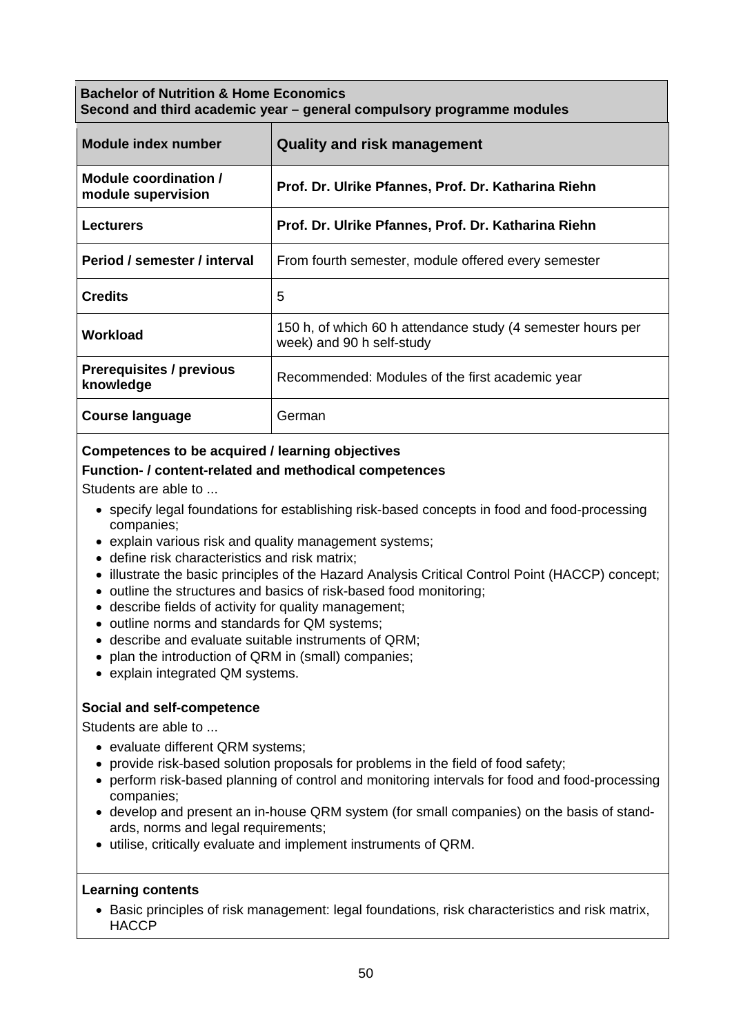**Bachelor of Nutrition & Home Economics**
**Second and third academic year – general compulsory programme modules**

| Module index number | Quality and risk management |
|---|---|
| Module coordination / module supervision | Prof. Dr. Ulrike Pfannes, Prof. Dr. Katharina Riehn |
| Lecturers | Prof. Dr. Ulrike Pfannes, Prof. Dr. Katharina Riehn |
| Period / semester / interval | From fourth semester, module offered every semester |
| Credits | 5 |
| Workload | 150 h, of which 60 h attendance study (4 semester hours per week) and 90 h self-study |
| Prerequisites / previous knowledge | Recommended: Modules of the first academic year |
| Course language | German |

**Competences to be acquired / learning objectives**

**Function- / content-related and methodical competences**

Students are able to ...

- specify legal foundations for establishing risk-based concepts in food and food-processing companies;
- explain various risk and quality management systems;
- define risk characteristics and risk matrix;
- illustrate the basic principles of the Hazard Analysis Critical Control Point (HACCP) concept;
- outline the structures and basics of risk-based food monitoring;
- describe fields of activity for quality management;
- outline norms and standards for QM systems;
- describe and evaluate suitable instruments of QRM;
- plan the introduction of QRM in (small) companies;
- explain integrated QM systems.

**Social and self-competence**

Students are able to ...

- evaluate different QRM systems;
- provide risk-based solution proposals for problems in the field of food safety;
- perform risk-based planning of control and monitoring intervals for food and food-processing companies;
- develop and present an in-house QRM system (for small companies) on the basis of standards, norms and legal requirements;
- utilise, critically evaluate and implement instruments of QRM.

**Learning contents**

- Basic principles of risk management: legal foundations, risk characteristics and risk matrix, HACCP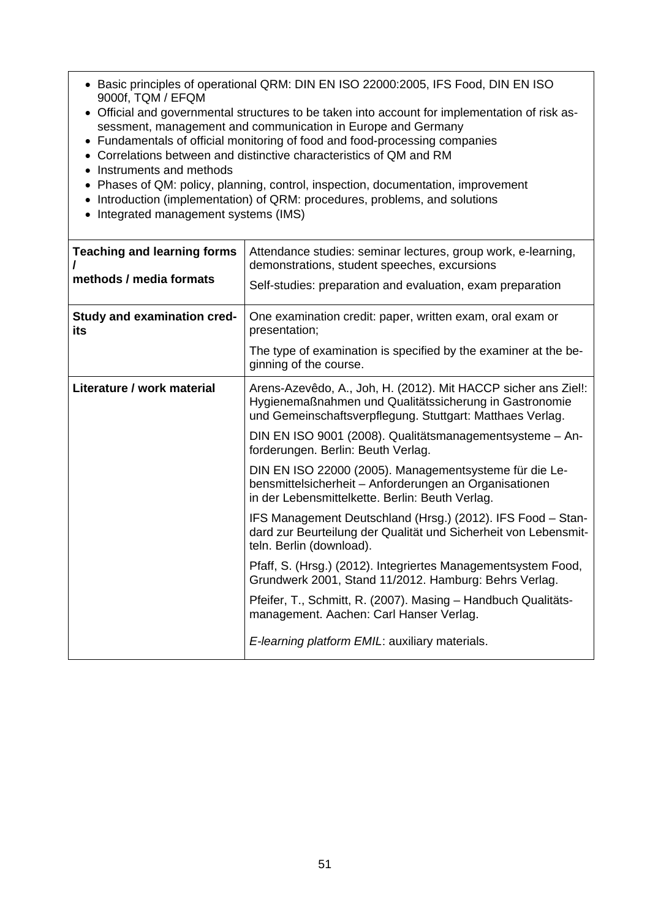- Basic principles of operational QRM: DIN EN ISO 22000:2005, IFS Food, DIN EN ISO 9000f, TQM / EFQM
- Official and governmental structures to be taken into account for implementation of risk assessment, management and communication in Europe and Germany
- Fundamentals of official monitoring of food and food-processing companies
- Correlations between and distinctive characteristics of QM and RM
- Instruments and methods
- Phases of QM: policy, planning, control, inspection, documentation, improvement
- Introduction (implementation) of QRM: procedures, problems, and solutions
- Integrated management systems (IMS)

| | |
|---|---|
| **Teaching and learning forms / methods / media formats** | Attendance studies: seminar lectures, group work, e-learning, demonstrations, student speeches, excursions<br><br>Self-studies: preparation and evaluation, exam preparation |
| **Study and examination credits** | One examination credit: paper, written exam, oral exam or presentation;<br><br>The type of examination is specified by the examiner at the beginning of the course. |
| **Literature / work material** | Arens-Azevêdo, A., Joh, H. (2012). Mit HACCP sicher ans Ziel!: Hygienemaßnahmen und Qualitätssicherung in Gastronomie und Gemeinschaftsverpflegung. Stuttgart: Matthaes Verlag.<br><br>DIN EN ISO 9001 (2008). Qualitätsmanagementsysteme – Anforderungen. Berlin: Beuth Verlag.<br><br>DIN EN ISO 22000 (2005). Managementsysteme für die Lebensmittelsicherheit – Anforderungen an Organisationen in der Lebensmittelkette. Berlin: Beuth Verlag.<br><br>IFS Management Deutschland (Hrsg.) (2012). IFS Food – Standard zur Beurteilung der Qualität und Sicherheit von Lebensmitteln. Berlin (download).<br><br>Pfaff, S. (Hrsg.) (2012). Integriertes Managementsystem Food, Grundwerk 2001, Stand 11/2012. Hamburg: Behrs Verlag.<br><br>Pfeifer, T., Schmitt, R. (2007). Masing – Handbuch Qualitätsmanagement. Aachen: Carl Hanser Verlag.<br><br>*E-learning platform EMIL*: auxiliary materials. |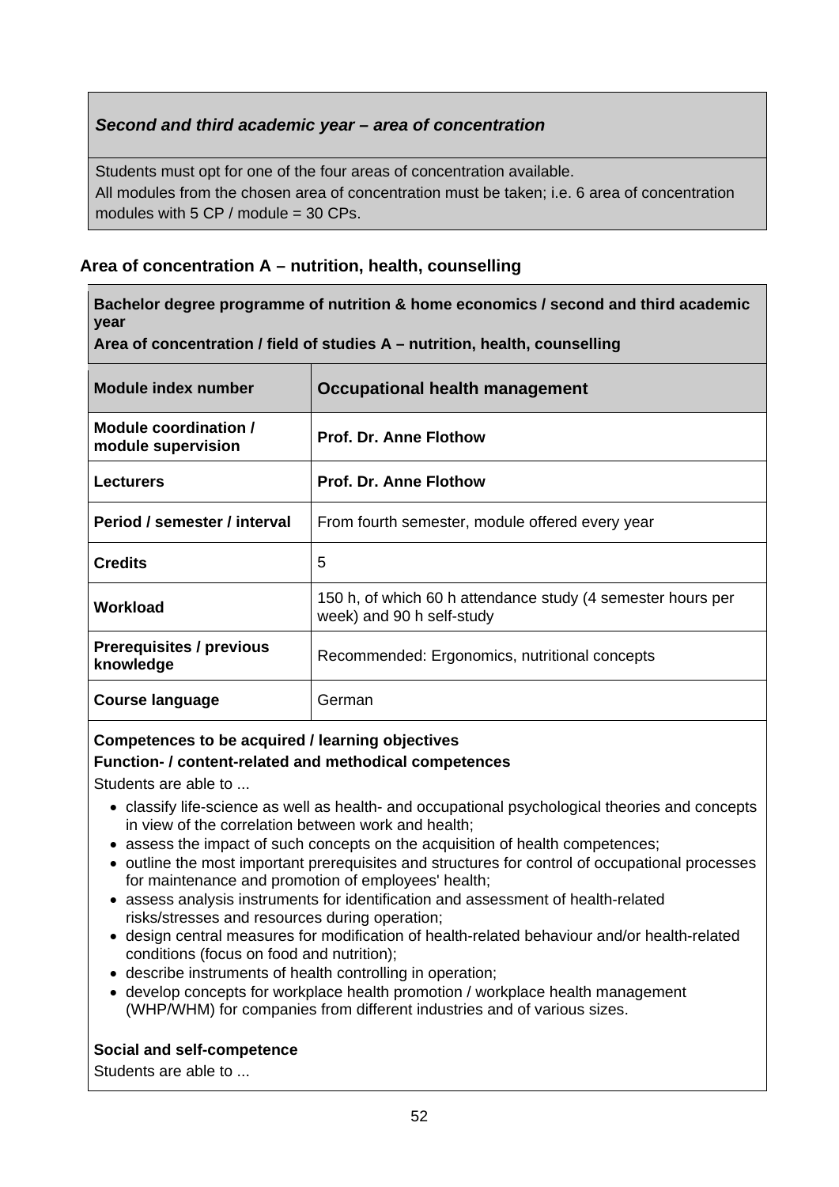### *Second and third academic year – area of concentration*

Students must opt for one of the four areas of concentration available.
All modules from the chosen area of concentration must be taken; i.e. 6 area of concentration modules with 5 CP / module = 30 CPs.

## Area of concentration A – nutrition, health, counselling

**Bachelor degree programme of nutrition & home economics / second and third academic year**
**Area of concentration / field of studies A – nutrition, health, counselling**

| **Module index number** | **Occupational health management** |
|---|---|
| **Module coordination / module supervision** | **Prof. Dr. Anne Flothow** |
| **Lecturers** | **Prof. Dr. Anne Flothow** |
| **Period / semester / interval** | From fourth semester, module offered every year |
| **Credits** | 5 |
| **Workload** | 150 h, of which 60 h attendance study (4 semester hours per week) and 90 h self-study |
| **Prerequisites / previous knowledge** | Recommended: Ergonomics, nutritional concepts |
| **Course language** | German |

**Competences to be acquired / learning objectives**
**Function- / content-related and methodical competences**

Students are able to ...

- classify life-science as well as health- and occupational psychological theories and concepts in view of the correlation between work and health;
- assess the impact of such concepts on the acquisition of health competences;
- outline the most important prerequisites and structures for control of occupational processes for maintenance and promotion of employees' health;
- assess analysis instruments for identification and assessment of health-related risks/stresses and resources during operation;
- design central measures for modification of health-related behaviour and/or health-related conditions (focus on food and nutrition);
- describe instruments of health controlling in operation;
- develop concepts for workplace health promotion / workplace health management (WHP/WHM) for companies from different industries and of various sizes.

**Social and self-competence**

Students are able to ...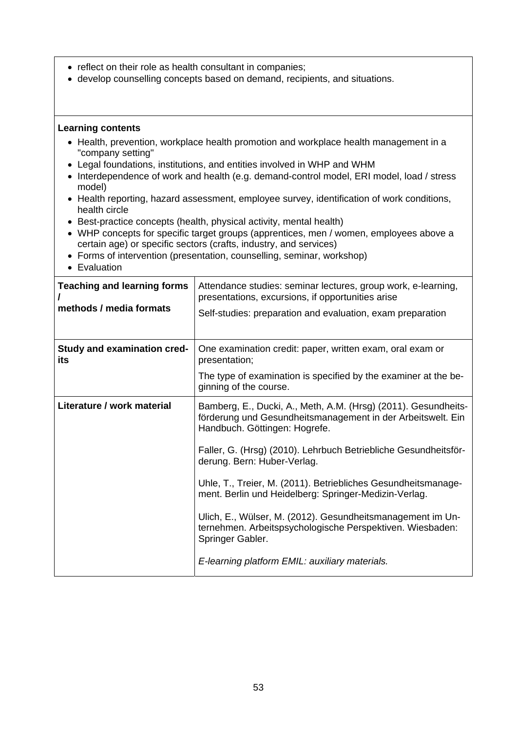- reflect on their role as health consultant in companies;
- develop counselling concepts based on demand, recipients, and situations.

**Learning contents**

- Health, prevention, workplace health promotion and workplace health management in a "company setting"
- Legal foundations, institutions, and entities involved in WHP and WHM
- Interdependence of work and health (e.g. demand-control model, ERI model, load / stress model)
- Health reporting, hazard assessment, employee survey, identification of work conditions, health circle
- Best-practice concepts (health, physical activity, mental health)
- WHP concepts for specific target groups (apprentices, men / women, employees above a certain age) or specific sectors (crafts, industry, and services)
- Forms of intervention (presentation, counselling, seminar, workshop)
- Evaluation

| | |
|---|---|
| **Teaching and learning forms / methods / media formats** | Attendance studies: seminar lectures, group work, e-learning, presentations, excursions, if opportunities arise<br><br>Self-studies: preparation and evaluation, exam preparation |
| **Study and examination credits** | One examination credit: paper, written exam, oral exam or presentation;<br><br>The type of examination is specified by the examiner at the beginning of the course. |
| **Literature / work material** | Bamberg, E., Ducki, A., Meth, A.M. (Hrsg) (2011). Gesundheitsförderung und Gesundheitsmanagement in der Arbeitswelt. Ein Handbuch. Göttingen: Hogrefe.<br><br>Faller, G. (Hrsg) (2010). Lehrbuch Betriebliche Gesundheitsförderung. Bern: Huber-Verlag.<br><br>Uhle, T., Treier, M. (2011). Betriebliches Gesundheitsmanagement. Berlin und Heidelberg: Springer-Medizin-Verlag.<br><br>Ulich, E., Wülser, M. (2012). Gesundheitsmanagement im Unternehmen. Arbeitspsychologische Perspektiven. Wiesbaden: Springer Gabler.<br><br>*E-learning platform EMIL: auxiliary materials.* |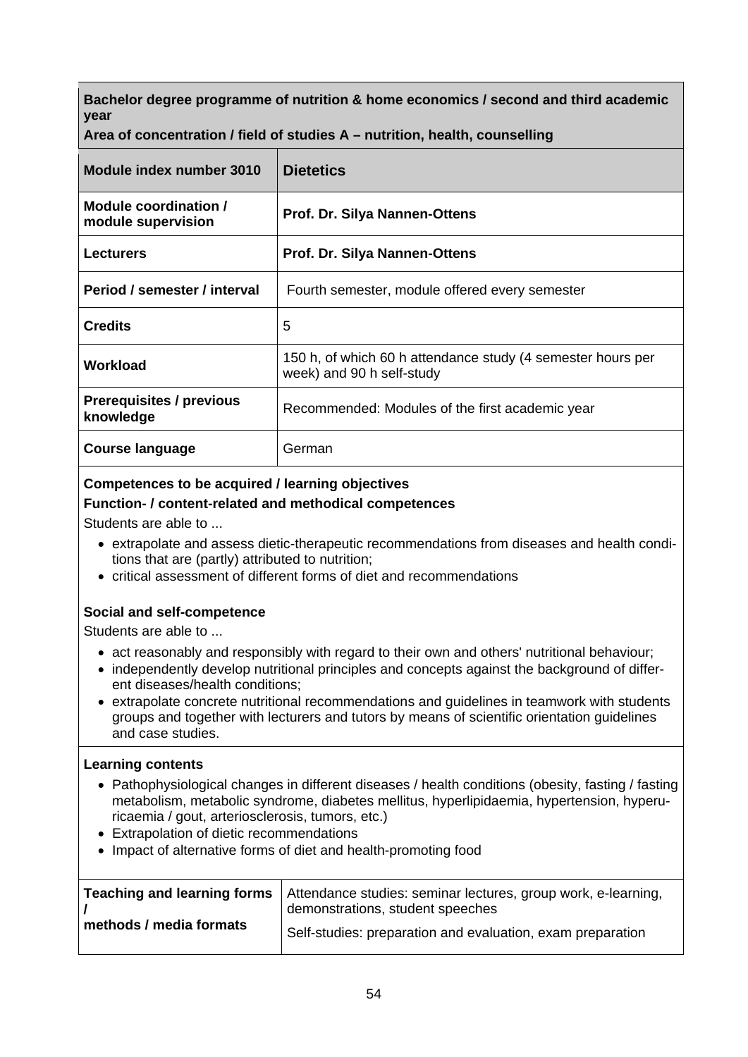**Bachelor degree programme of nutrition & home economics / second and third academic year**

**Area of concentration / field of studies A – nutrition, health, counselling**

| **Module index number 3010** | **Dietetics** |
|---|---|
| **Module coordination / module supervision** | **Prof. Dr. Silya Nannen-Ottens** |
| **Lecturers** | **Prof. Dr. Silya Nannen-Ottens** |
| **Period / semester / interval** | Fourth semester, module offered every semester |
| **Credits** | 5 |
| **Workload** | 150 h, of which 60 h attendance study (4 semester hours per week) and 90 h self-study |
| **Prerequisites / previous knowledge** | Recommended: Modules of the first academic year |
| **Course language** | German |

**Competences to be acquired / learning objectives**

**Function- / content-related and methodical competences**

Students are able to ...

- extrapolate and assess dietic-therapeutic recommendations from diseases and health conditions that are (partly) attributed to nutrition;
- critical assessment of different forms of diet and recommendations

**Social and self-competence**

Students are able to ...

- act reasonably and responsibly with regard to their own and others' nutritional behaviour;
- independently develop nutritional principles and concepts against the background of different diseases/health conditions;
- extrapolate concrete nutritional recommendations and guidelines in teamwork with students groups and together with lecturers and tutors by means of scientific orientation guidelines and case studies.

**Learning contents**

- Pathophysiological changes in different diseases / health conditions (obesity, fasting / fasting metabolism, metabolic syndrome, diabetes mellitus, hyperlipidaemia, hypertension, hyperuricaemia / gout, arteriosclerosis, tumors, etc.)
- Extrapolation of dietic recommendations
- Impact of alternative forms of diet and health-promoting food

| **Teaching and learning forms / methods / media formats** | Attendance studies: seminar lectures, group work, e-learning, demonstrations, student speeches<br>Self-studies: preparation and evaluation, exam preparation |
|---|---|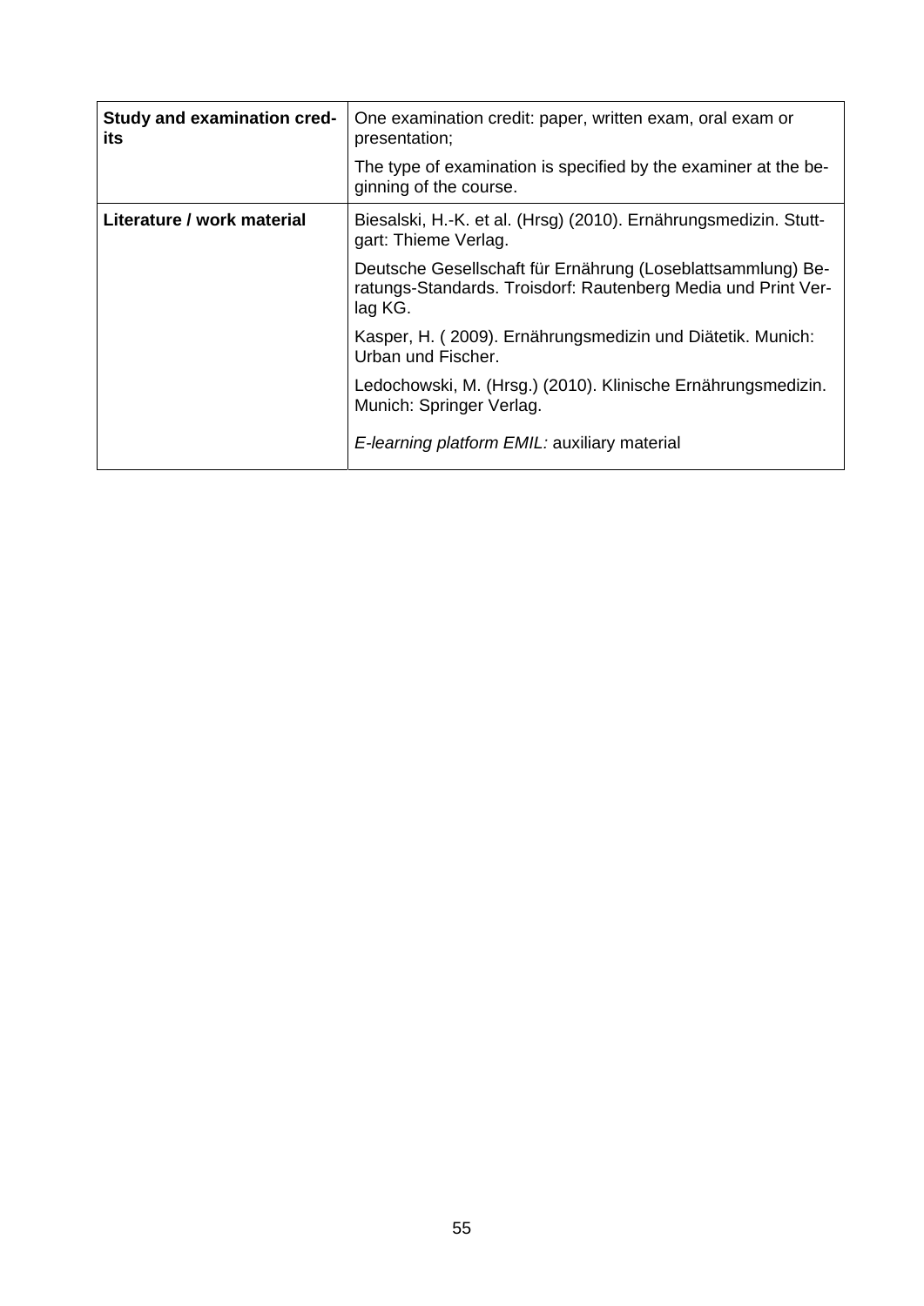| | |
|---|---|
| **Study and examination credits** | One examination credit: paper, written exam, oral exam or presentation;<br><br>The type of examination is specified by the examiner at the beginning of the course. |
| **Literature / work material** | Biesalski, H.-K. et al. (Hrsg) (2010). Ernährungsmedizin. Stuttgart: Thieme Verlag.<br><br>Deutsche Gesellschaft für Ernährung (Loseblattsammlung) Beratungs-Standards. Troisdorf: Rautenberg Media und Print Verlag KG.<br><br>Kasper, H. ( 2009). Ernährungsmedizin und Diätetik. Munich: Urban und Fischer.<br><br>Ledochowski, M. (Hrsg.) (2010). Klinische Ernährungsmedizin. Munich: Springer Verlag.<br><br>*E-learning platform EMIL:* auxiliary material |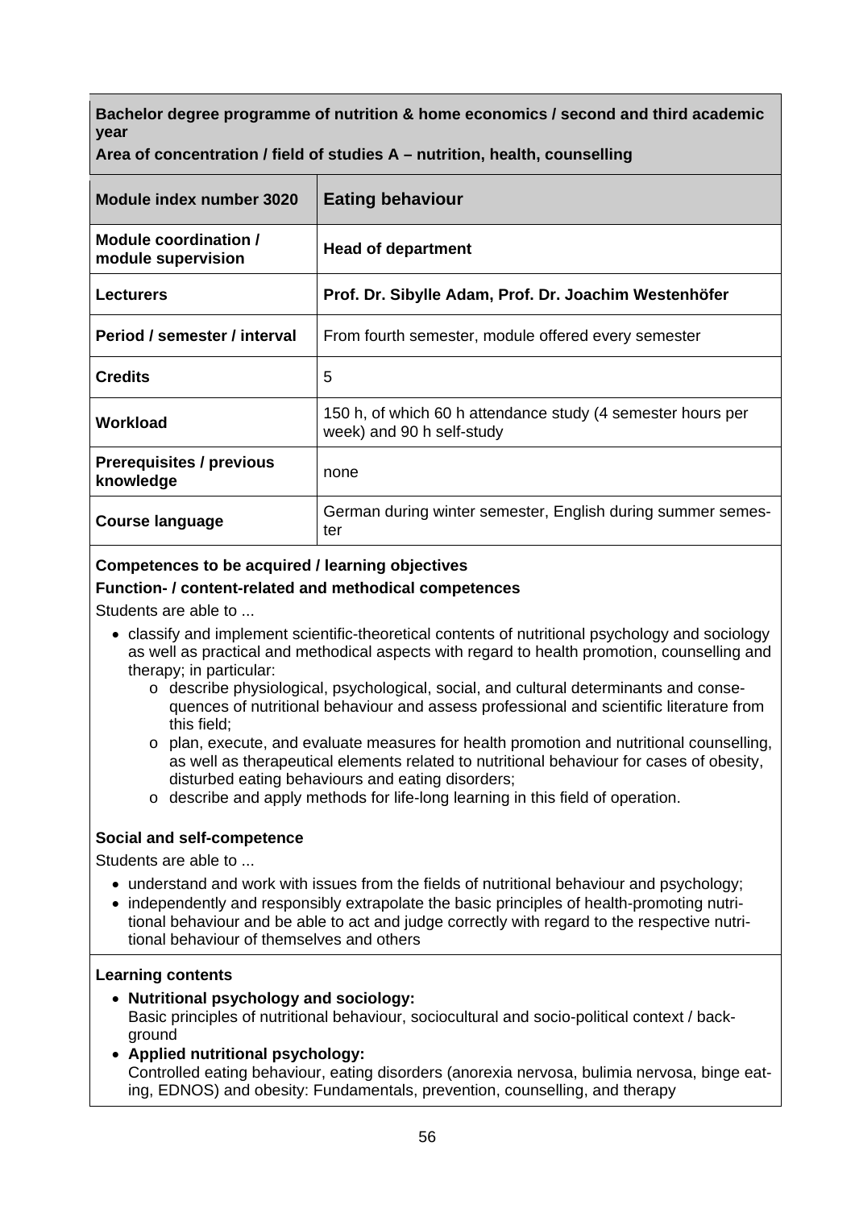**Bachelor degree programme of nutrition & home economics / second and third academic year**

**Area of concentration / field of studies A – nutrition, health, counselling**

| **Module index number 3020** | **Eating behaviour** |
|---|---|
| **Module coordination / module supervision** | **Head of department** |
| **Lecturers** | **Prof. Dr. Sibylle Adam, Prof. Dr. Joachim Westenhöfer** |
| **Period / semester / interval** | From fourth semester, module offered every semester |
| **Credits** | 5 |
| **Workload** | 150 h, of which 60 h attendance study (4 semester hours per week) and 90 h self-study |
| **Prerequisites / previous knowledge** | none |
| **Course language** | German during winter semester, English during summer semester |

**Competences to be acquired / learning objectives**

**Function- / content-related and methodical competences**

Students are able to ...

- classify and implement scientific-theoretical contents of nutritional psychology and sociology as well as practical and methodical aspects with regard to health promotion, counselling and therapy; in particular:
  - describe physiological, psychological, social, and cultural determinants and consequences of nutritional behaviour and assess professional and scientific literature from this field;
  - plan, execute, and evaluate measures for health promotion and nutritional counselling, as well as therapeutical elements related to nutritional behaviour for cases of obesity, disturbed eating behaviours and eating disorders;
  - describe and apply methods for life-long learning in this field of operation.

**Social and self-competence**

Students are able to ...

- understand and work with issues from the fields of nutritional behaviour and psychology;
- independently and responsibly extrapolate the basic principles of health-promoting nutritional behaviour and be able to act and judge correctly with regard to the respective nutritional behaviour of themselves and others

**Learning contents**

- **Nutritional psychology and sociology:**
  Basic principles of nutritional behaviour, sociocultural and socio-political context / background
- **Applied nutritional psychology:**
  Controlled eating behaviour, eating disorders (anorexia nervosa, bulimia nervosa, binge eating, EDNOS) and obesity: Fundamentals, prevention, counselling, and therapy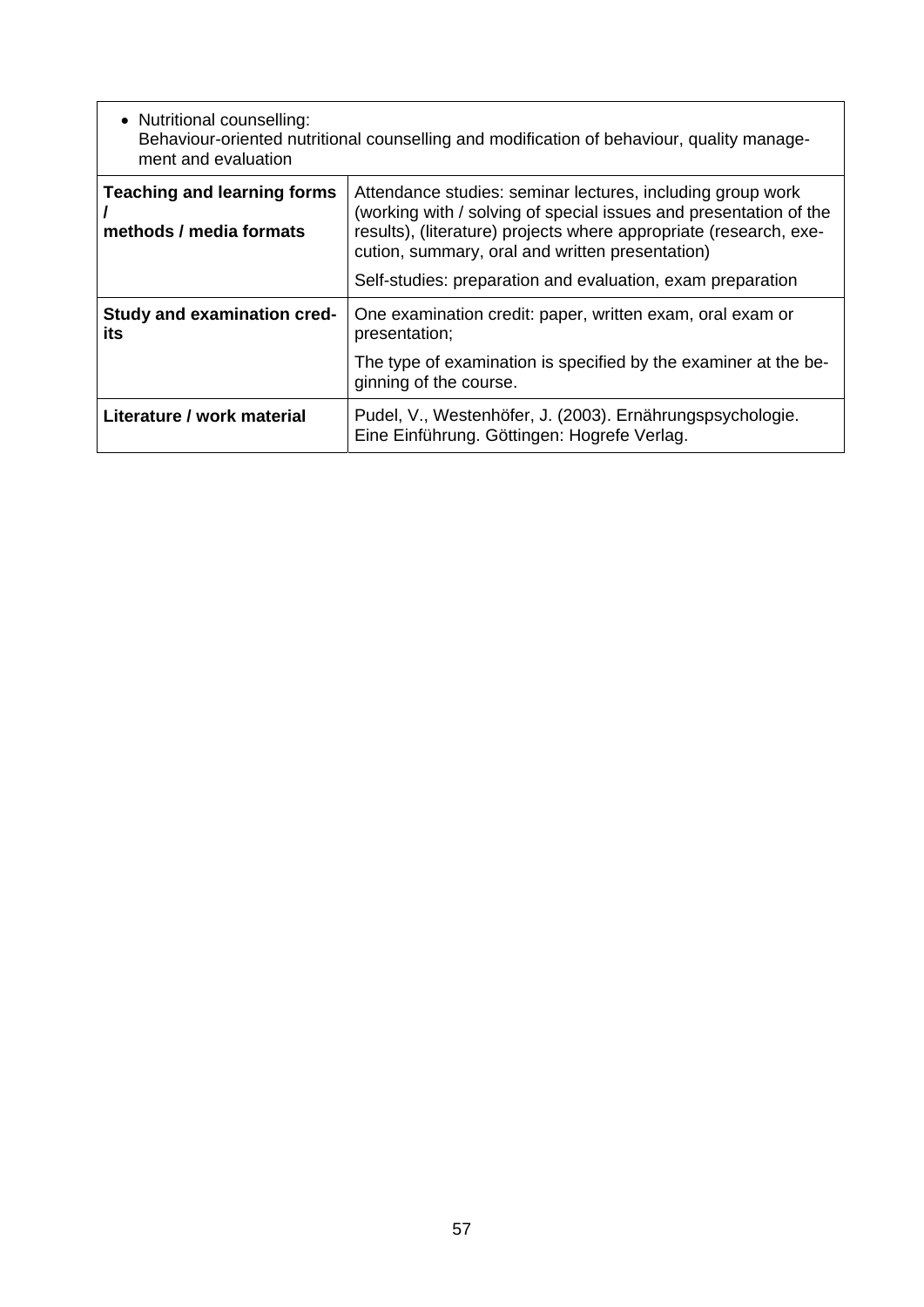- Nutritional counselling:
  Behaviour-oriented nutritional counselling and modification of behaviour, quality management and evaluation

| | |
|---|---|
| **Teaching and learning forms / methods / media formats** | Attendance studies: seminar lectures, including group work (working with / solving of special issues and presentation of the results), (literature) projects where appropriate (research, execution, summary, oral and written presentation)<br>Self-studies: preparation and evaluation, exam preparation |
| **Study and examination credits** | One examination credit: paper, written exam, oral exam or presentation;<br>The type of examination is specified by the examiner at the beginning of the course. |
| **Literature / work material** | Pudel, V., Westenhöfer, J. (2003). Ernährungspsychologie. Eine Einführung. Göttingen: Hogrefe Verlag. |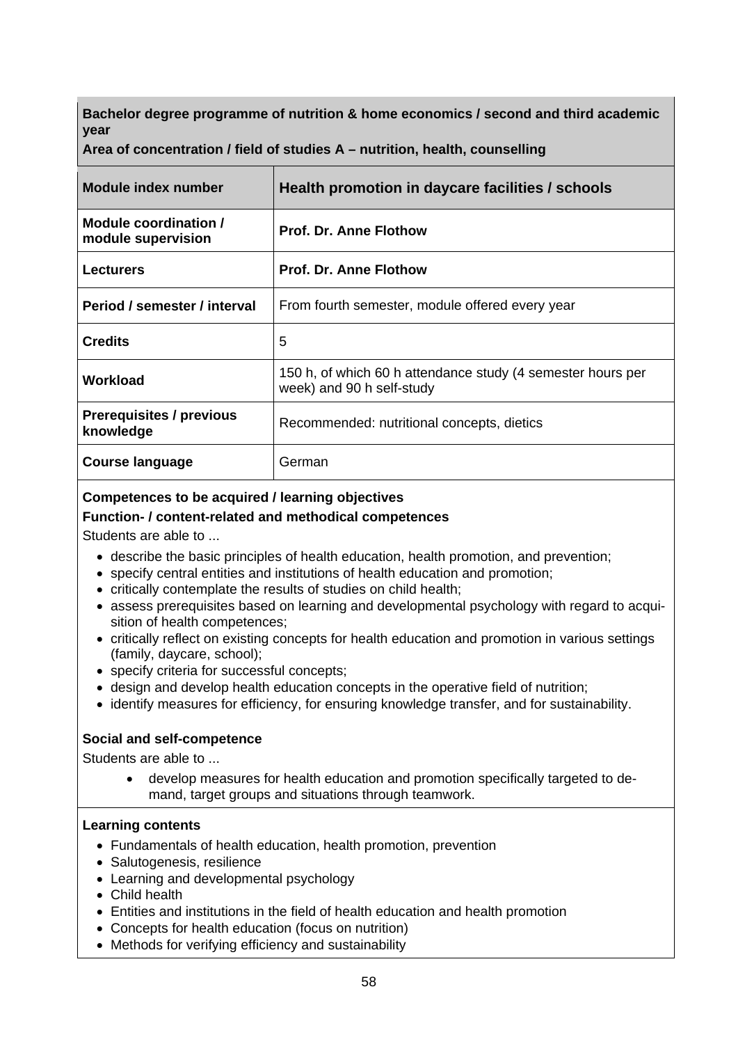**Bachelor degree programme of nutrition & home economics / second and third academic year**

**Area of concentration / field of studies A – nutrition, health, counselling**

| **Module index number** | **Health promotion in daycare facilities / schools** |
|---|---|
| **Module coordination / module supervision** | **Prof. Dr. Anne Flothow** |
| **Lecturers** | **Prof. Dr. Anne Flothow** |
| **Period / semester / interval** | From fourth semester, module offered every year |
| **Credits** | 5 |
| **Workload** | 150 h, of which 60 h attendance study (4 semester hours per week) and 90 h self-study |
| **Prerequisites / previous knowledge** | Recommended: nutritional concepts, dietics |
| **Course language** | German |

**Competences to be acquired / learning objectives**

**Function- / content-related and methodical competences**

Students are able to ...

- describe the basic principles of health education, health promotion, and prevention;
- specify central entities and institutions of health education and promotion;
- critically contemplate the results of studies on child health;
- assess prerequisites based on learning and developmental psychology with regard to acquisition of health competences;
- critically reflect on existing concepts for health education and promotion in various settings (family, daycare, school);
- specify criteria for successful concepts;
- design and develop health education concepts in the operative field of nutrition;
- identify measures for efficiency, for ensuring knowledge transfer, and for sustainability.

**Social and self-competence**

Students are able to ...

- develop measures for health education and promotion specifically targeted to demand, target groups and situations through teamwork.

**Learning contents**

- Fundamentals of health education, health promotion, prevention
- Salutogenesis, resilience
- Learning and developmental psychology
- Child health
- Entities and institutions in the field of health education and health promotion
- Concepts for health education (focus on nutrition)
- Methods for verifying efficiency and sustainability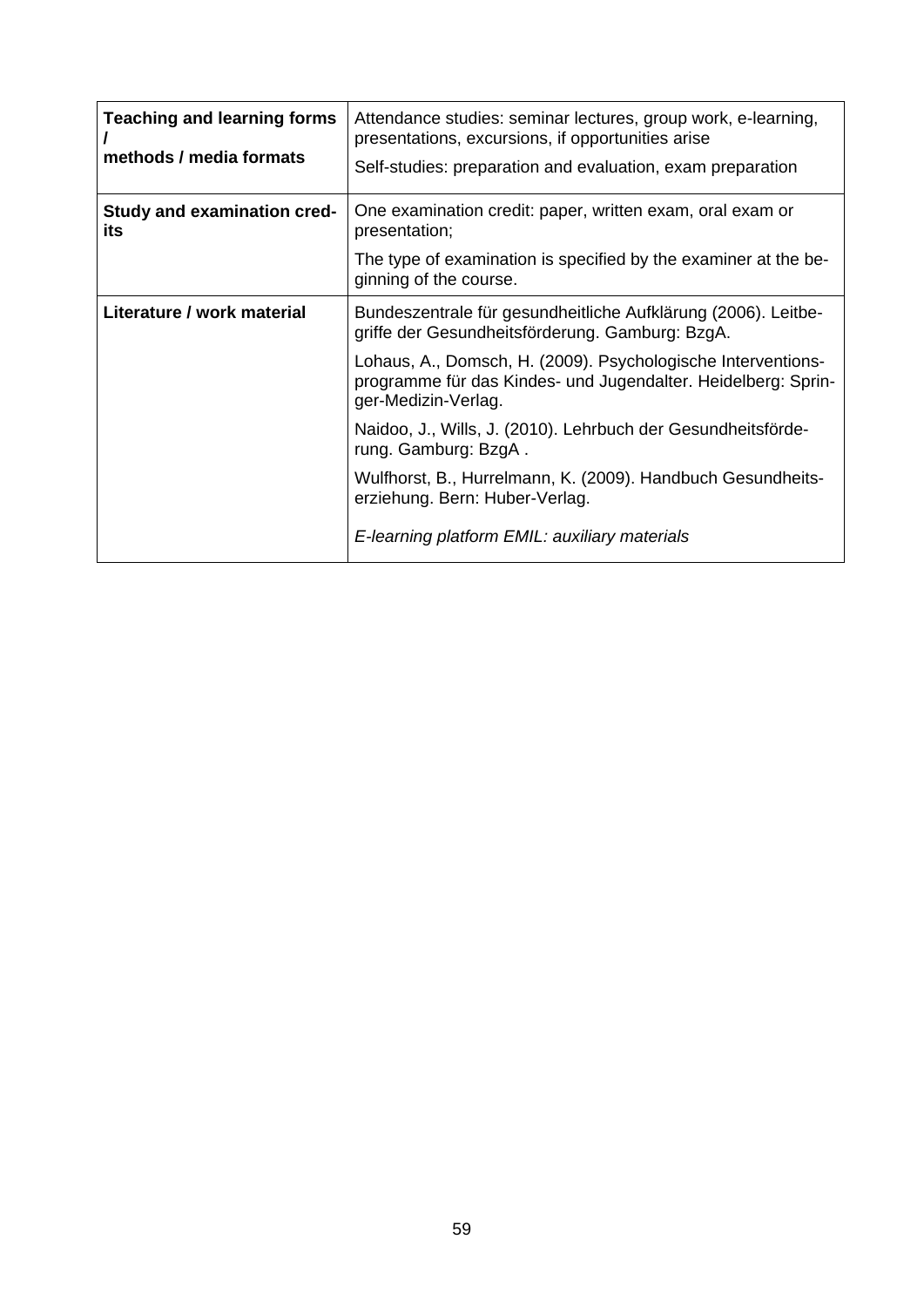| Teaching and learning forms / methods / media formats | Attendance studies: seminar lectures, group work, e-learning, presentations, excursions, if opportunities arise<br><br>Self-studies: preparation and evaluation, exam preparation |
|---|---|
| **Study and examination credits** | One examination credit: paper, written exam, oral exam or presentation;<br><br>The type of examination is specified by the examiner at the beginning of the course. |
| **Literature / work material** | Bundeszentrale für gesundheitliche Aufklärung (2006). Leitbegriffe der Gesundheitsförderung. Gamburg: BzgA.<br><br>Lohaus, A., Domsch, H. (2009). Psychologische Interventionsprogramme für das Kindes- und Jugendalter. Heidelberg: Springer-Medizin-Verlag.<br><br>Naidoo, J., Wills, J. (2010). Lehrbuch der Gesundheitsförderung. Gamburg: BzgA .<br><br>Wulfhorst, B., Hurrelmann, K. (2009). Handbuch Gesundheitserziehung. Bern: Huber-Verlag.<br><br>*E-learning platform EMIL: auxiliary materials* |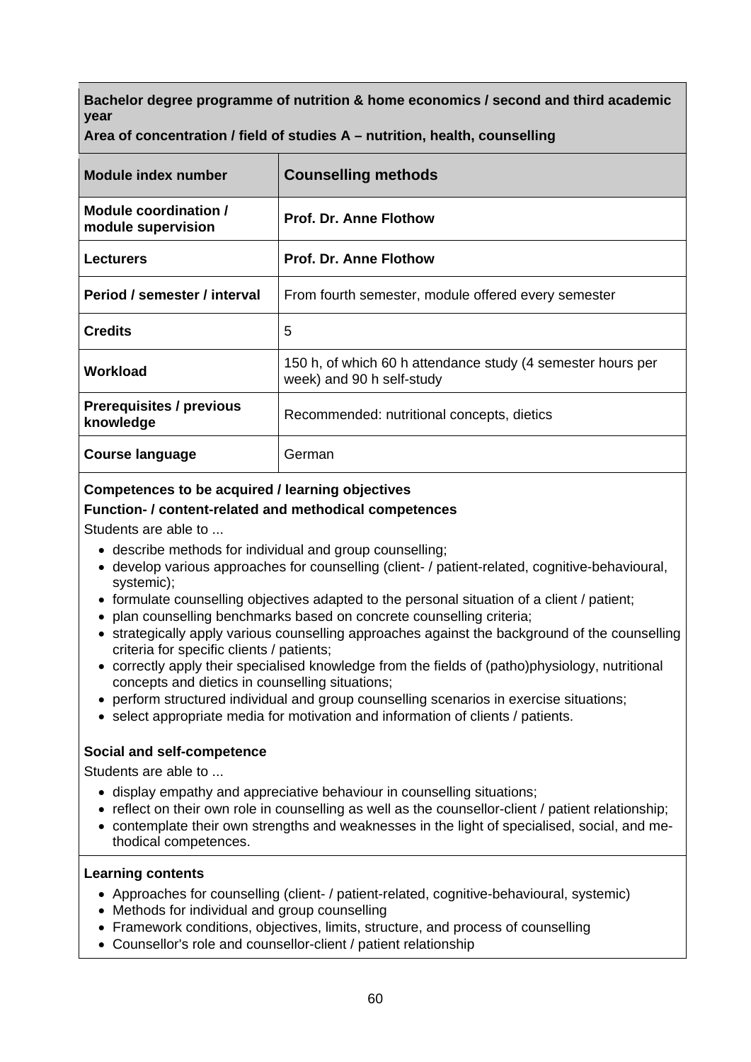**Bachelor degree programme of nutrition & home economics / second and third academic year**

**Area of concentration / field of studies A – nutrition, health, counselling**

| **Module index number** | **Counselling methods** |
|---|---|
| **Module coordination / module supervision** | **Prof. Dr. Anne Flothow** |
| **Lecturers** | **Prof. Dr. Anne Flothow** |
| **Period / semester / interval** | From fourth semester, module offered every semester |
| **Credits** | 5 |
| **Workload** | 150 h, of which 60 h attendance study (4 semester hours per week) and 90 h self-study |
| **Prerequisites / previous knowledge** | Recommended: nutritional concepts, dietics |
| **Course language** | German |

**Competences to be acquired / learning objectives**

**Function- / content-related and methodical competences**

Students are able to ...

- describe methods for individual and group counselling;
- develop various approaches for counselling (client- / patient-related, cognitive-behavioural, systemic);
- formulate counselling objectives adapted to the personal situation of a client / patient;
- plan counselling benchmarks based on concrete counselling criteria;
- strategically apply various counselling approaches against the background of the counselling criteria for specific clients / patients;
- correctly apply their specialised knowledge from the fields of (patho)physiology, nutritional concepts and dietics in counselling situations;
- perform structured individual and group counselling scenarios in exercise situations;
- select appropriate media for motivation and information of clients / patients.

**Social and self-competence**

Students are able to ...

- display empathy and appreciative behaviour in counselling situations;
- reflect on their own role in counselling as well as the counsellor-client / patient relationship;
- contemplate their own strengths and weaknesses in the light of specialised, social, and methodical competences.

**Learning contents**

- Approaches for counselling (client- / patient-related, cognitive-behavioural, systemic)
- Methods for individual and group counselling
- Framework conditions, objectives, limits, structure, and process of counselling
- Counsellor's role and counsellor-client / patient relationship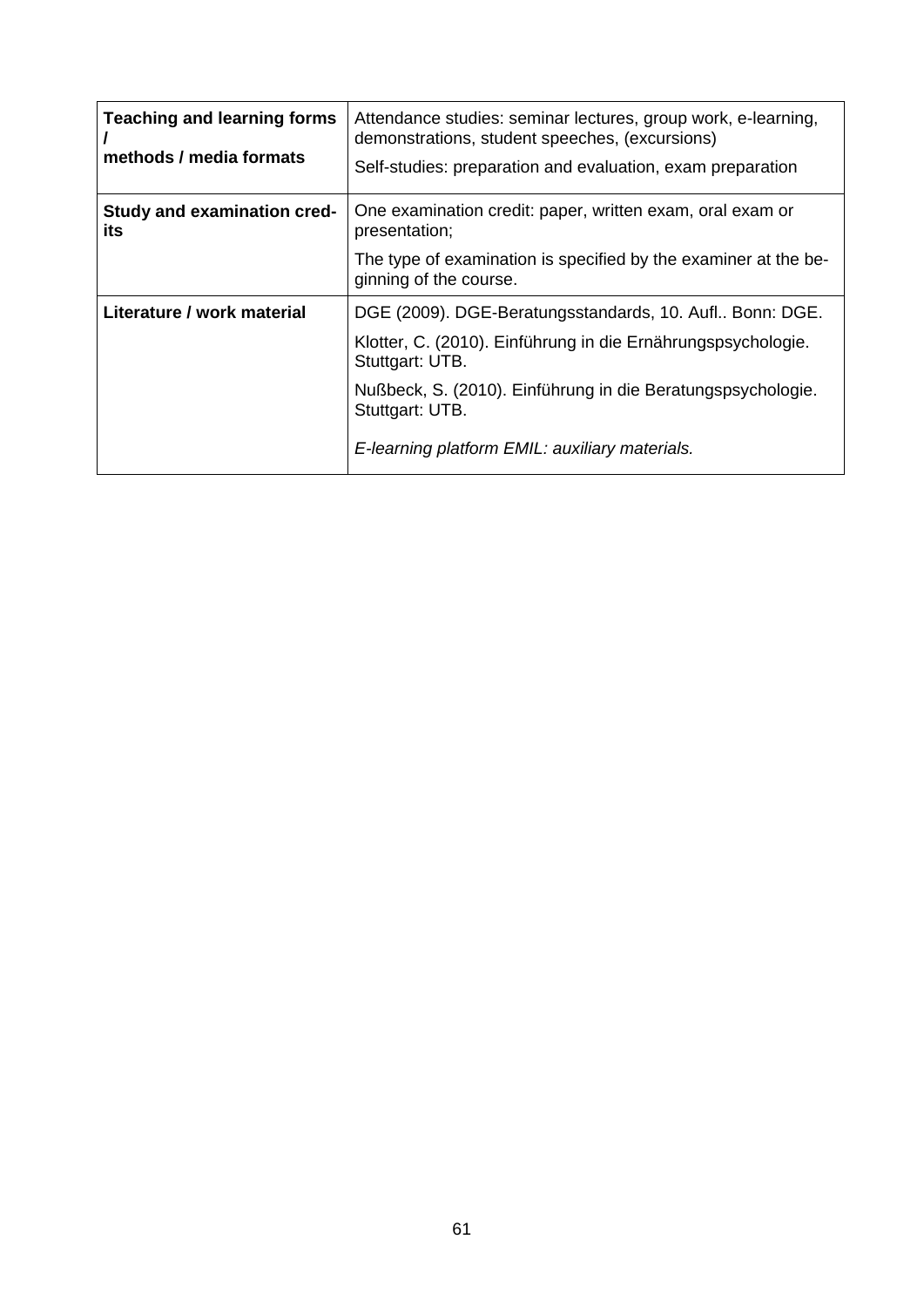| | |
|---|---|
| **Teaching and learning forms / methods / media formats** | Attendance studies: seminar lectures, group work, e-learning, demonstrations, student speeches, (excursions)<br>Self-studies: preparation and evaluation, exam preparation |
| **Study and examination credits** | One examination credit: paper, written exam, oral exam or presentation;<br>The type of examination is specified by the examiner at the beginning of the course. |
| **Literature / work material** | DGE (2009). DGE-Beratungsstandards, 10. Aufl.. Bonn: DGE.<br>Klotter, C. (2010). Einführung in die Ernährungspsychologie. Stuttgart: UTB.<br>Nußbeck, S. (2010). Einführung in die Beratungspsychologie. Stuttgart: UTB.<br>*E-learning platform EMIL: auxiliary materials.* |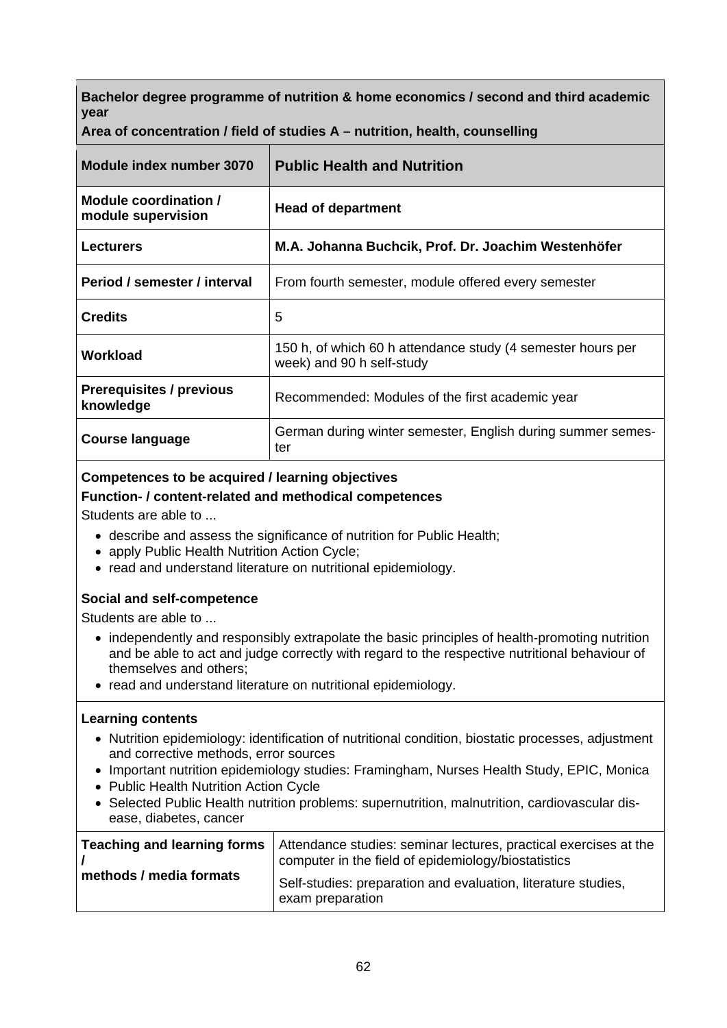**Bachelor degree programme of nutrition & home economics / second and third academic year**

**Area of concentration / field of studies A – nutrition, health, counselling**

| **Module index number 3070** | **Public Health and Nutrition** |
|---|---|
| **Module coordination / module supervision** | **Head of department** |
| **Lecturers** | **M.A. Johanna Buchcik, Prof. Dr. Joachim Westenhöfer** |
| **Period / semester / interval** | From fourth semester, module offered every semester |
| **Credits** | 5 |
| **Workload** | 150 h, of which 60 h attendance study (4 semester hours per week) and 90 h self-study |
| **Prerequisites / previous knowledge** | Recommended: Modules of the first academic year |
| **Course language** | German during winter semester, English during summer semester |

**Competences to be acquired / learning objectives**

**Function- / content-related and methodical competences**

Students are able to ...

- describe and assess the significance of nutrition for Public Health;
- apply Public Health Nutrition Action Cycle;
- read and understand literature on nutritional epidemiology.

**Social and self-competence**

Students are able to ...

- independently and responsibly extrapolate the basic principles of health-promoting nutrition and be able to act and judge correctly with regard to the respective nutritional behaviour of themselves and others;
- read and understand literature on nutritional epidemiology.

**Learning contents**

- Nutrition epidemiology: identification of nutritional condition, biostatic processes, adjustment and corrective methods, error sources
- Important nutrition epidemiology studies: Framingham, Nurses Health Study, EPIC, Monica
- Public Health Nutrition Action Cycle
- Selected Public Health nutrition problems: supernutrition, malnutrition, cardiovascular disease, diabetes, cancer

| **Teaching and learning forms / methods / media formats** | Attendance studies: seminar lectures, practical exercises at the computer in the field of epidemiology/biostatistics |
|---|---|
| | Self-studies: preparation and evaluation, literature studies, exam preparation |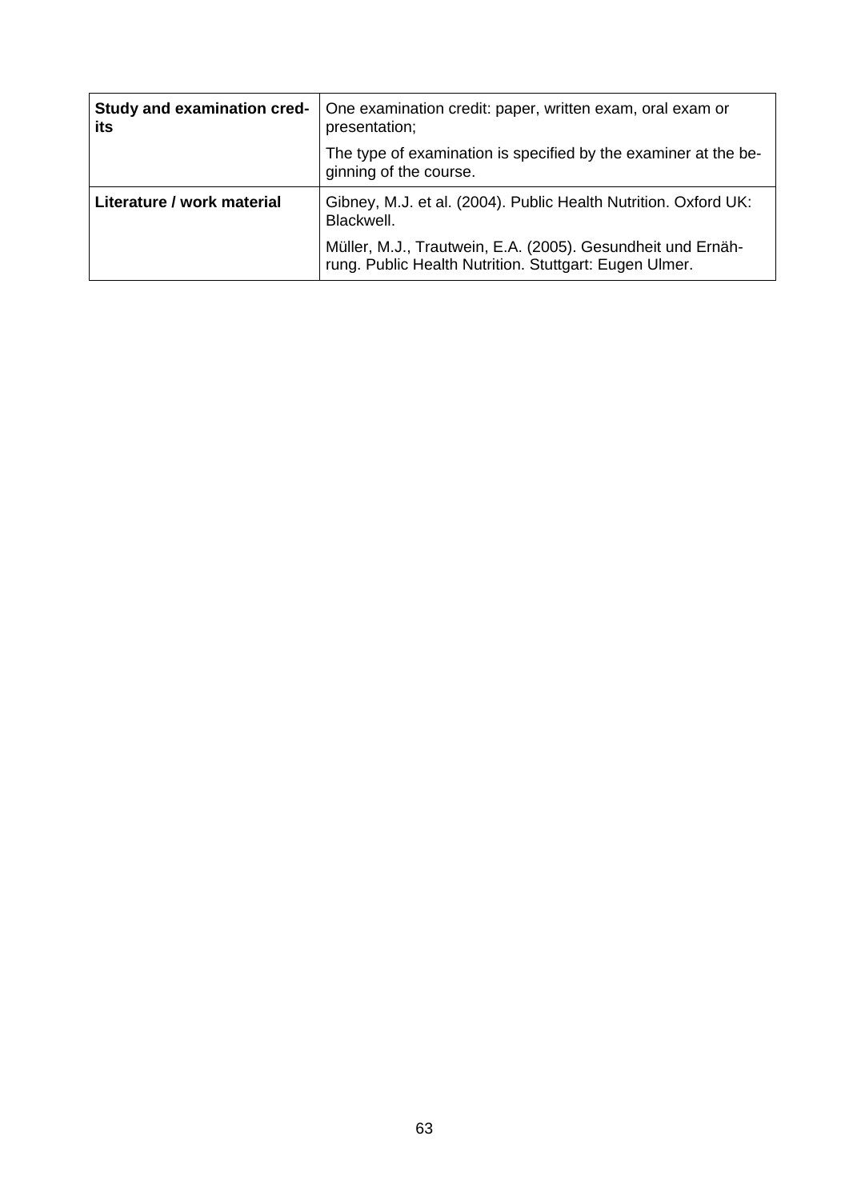| | |
|---|---|
| **Study and examination credits** | One examination credit: paper, written exam, oral exam or presentation;<br><br>The type of examination is specified by the examiner at the beginning of the course. |
| **Literature / work material** | Gibney, M.J. et al. (2004). Public Health Nutrition. Oxford UK: Blackwell.<br><br>Müller, M.J., Trautwein, E.A. (2005). Gesundheit und Ernährung. Public Health Nutrition. Stuttgart: Eugen Ulmer. |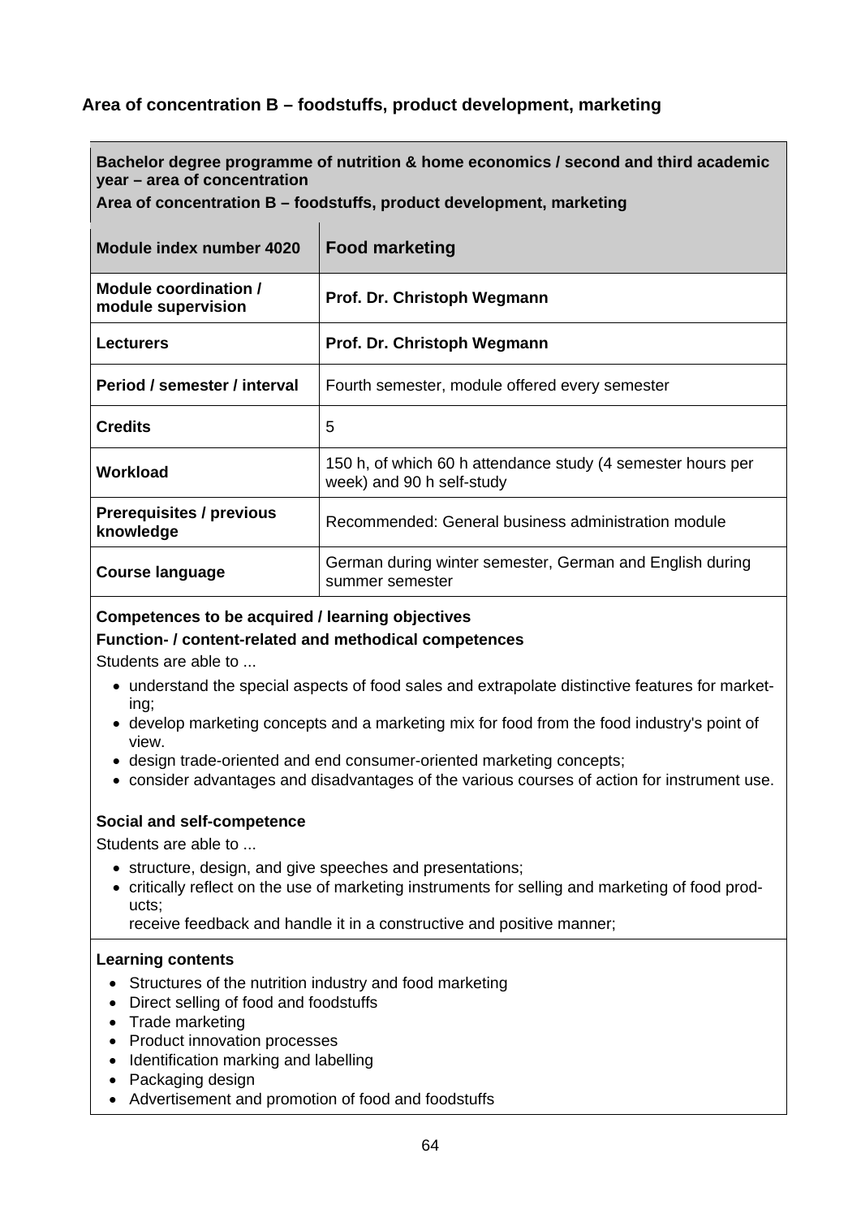## Area of concentration B – foodstuffs, product development, marketing

**Bachelor degree programme of nutrition & home economics / second and third academic year – area of concentration**
**Area of concentration B – foodstuffs, product development, marketing**

| Module index number 4020 | Food marketing |
|---|---|
| **Module coordination / module supervision** | **Prof. Dr. Christoph Wegmann** |
| **Lecturers** | **Prof. Dr. Christoph Wegmann** |
| **Period / semester / interval** | Fourth semester, module offered every semester |
| **Credits** | 5 |
| **Workload** | 150 h, of which 60 h attendance study (4 semester hours per week) and 90 h self-study |
| **Prerequisites / previous knowledge** | Recommended: General business administration module |
| **Course language** | German during winter semester, German and English during summer semester |

**Competences to be acquired / learning objectives**

**Function- / content-related and methodical competences**

Students are able to ...

- understand the special aspects of food sales and extrapolate distinctive features for marketing;
- develop marketing concepts and a marketing mix for food from the food industry's point of view.
- design trade-oriented and end consumer-oriented marketing concepts;
- consider advantages and disadvantages of the various courses of action for instrument use.

**Social and self-competence**

Students are able to ...

- structure, design, and give speeches and presentations;
- critically reflect on the use of marketing instruments for selling and marketing of food products;
  receive feedback and handle it in a constructive and positive manner;

**Learning contents**

- Structures of the nutrition industry and food marketing
- Direct selling of food and foodstuffs
- Trade marketing
- Product innovation processes
- Identification marking and labelling
- Packaging design
- Advertisement and promotion of food and foodstuffs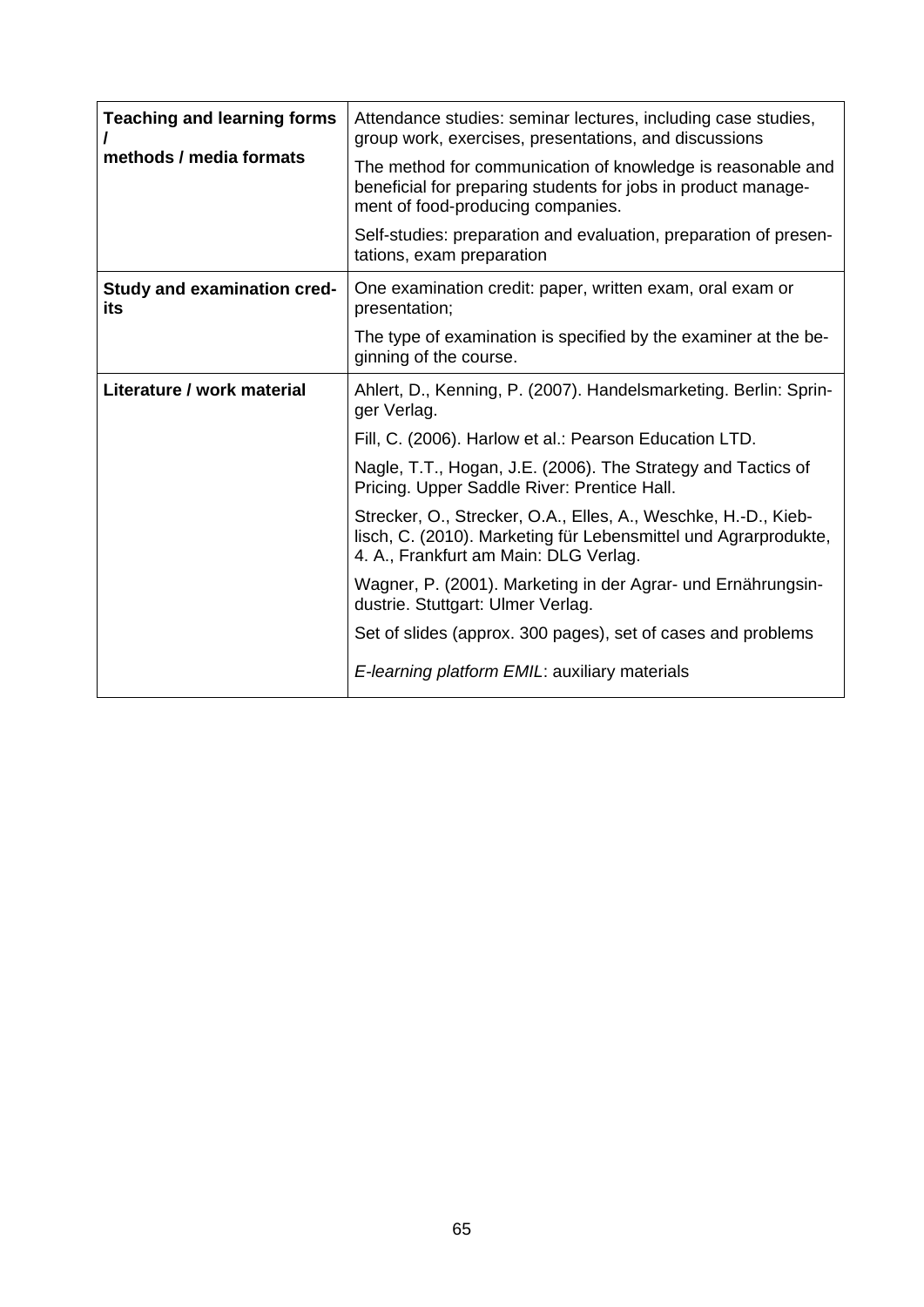| | |
|---|---|
| **Teaching and learning forms / methods / media formats** | Attendance studies: seminar lectures, including case studies, group work, exercises, presentations, and discussions<br><br>The method for communication of knowledge is reasonable and beneficial for preparing students for jobs in product management of food-producing companies.<br><br>Self-studies: preparation and evaluation, preparation of presentations, exam preparation |
| **Study and examination credits** | One examination credit: paper, written exam, oral exam or presentation;<br><br>The type of examination is specified by the examiner at the beginning of the course. |
| **Literature / work material** | Ahlert, D., Kenning, P. (2007). Handelsmarketing. Berlin: Springer Verlag.<br><br>Fill, C. (2006). Harlow et al.: Pearson Education LTD.<br><br>Nagle, T.T., Hogan, J.E. (2006). The Strategy and Tactics of Pricing. Upper Saddle River: Prentice Hall.<br><br>Strecker, O., Strecker, O.A., Elles, A., Weschke, H.-D., Kieblisch, C. (2010). Marketing für Lebensmittel und Agrarprodukte, 4. A., Frankfurt am Main: DLG Verlag.<br><br>Wagner, P. (2001). Marketing in der Agrar- und Ernährungsindustrie. Stuttgart: Ulmer Verlag.<br><br>Set of slides (approx. 300 pages), set of cases and problems<br><br>*E-learning platform EMIL*: auxiliary materials |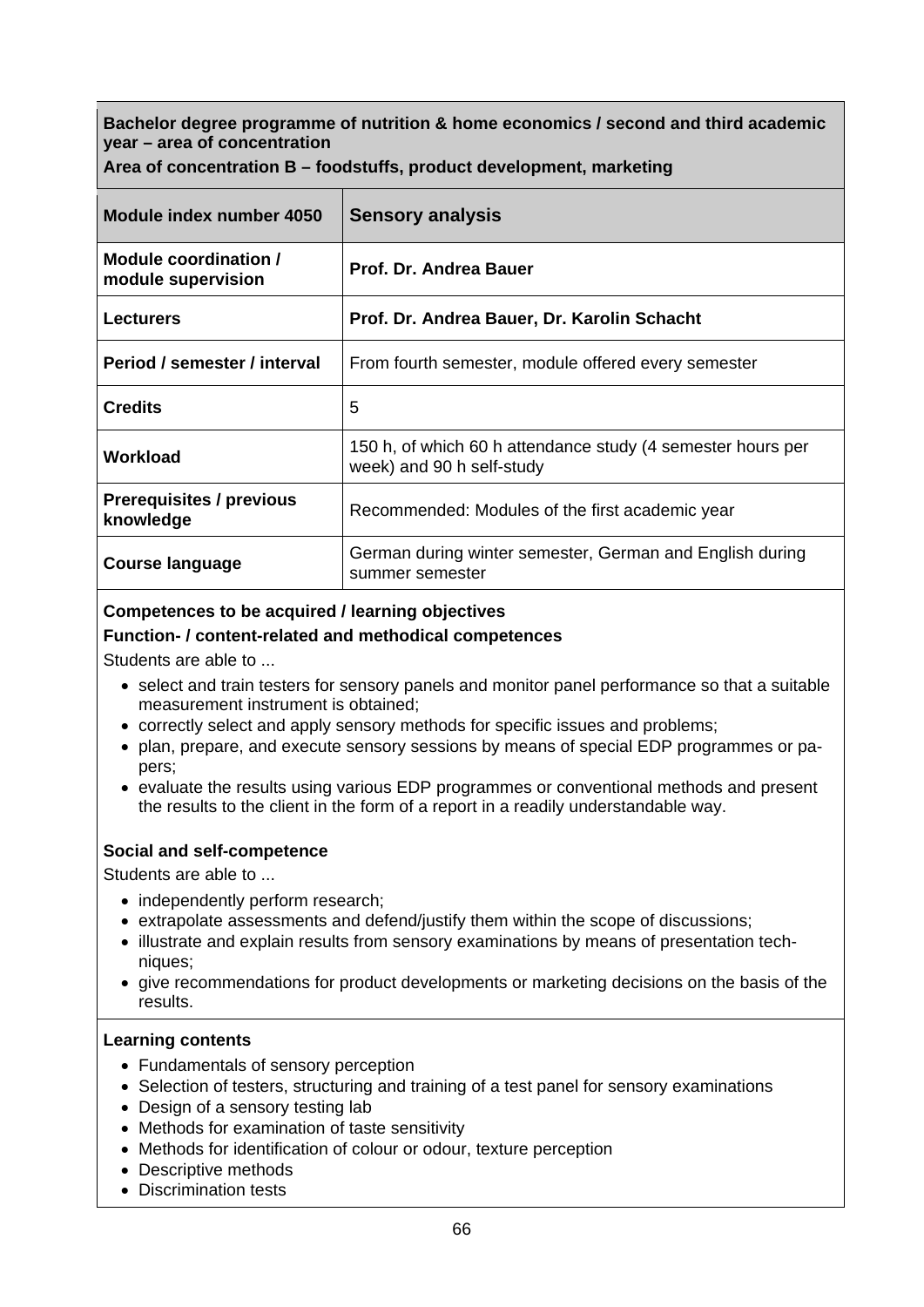**Bachelor degree programme of nutrition & home economics / second and third academic year – area of concentration**

**Area of concentration B – foodstuffs, product development, marketing**

| Module index number 4050 | Sensory analysis |
|---|---|
| **Module coordination / module supervision** | **Prof. Dr. Andrea Bauer** |
| **Lecturers** | **Prof. Dr. Andrea Bauer, Dr. Karolin Schacht** |
| **Period / semester / interval** | From fourth semester, module offered every semester |
| **Credits** | 5 |
| **Workload** | 150 h, of which 60 h attendance study (4 semester hours per week) and 90 h self-study |
| **Prerequisites / previous knowledge** | Recommended: Modules of the first academic year |
| **Course language** | German during winter semester, German and English during summer semester |

**Competences to be acquired / learning objectives**

**Function- / content-related and methodical competences**

Students are able to ...

- select and train testers for sensory panels and monitor panel performance so that a suitable measurement instrument is obtained;
- correctly select and apply sensory methods for specific issues and problems;
- plan, prepare, and execute sensory sessions by means of special EDP programmes or papers;
- evaluate the results using various EDP programmes or conventional methods and present the results to the client in the form of a report in a readily understandable way.

**Social and self-competence**

Students are able to ...

- independently perform research;
- extrapolate assessments and defend/justify them within the scope of discussions;
- illustrate and explain results from sensory examinations by means of presentation techniques;
- give recommendations for product developments or marketing decisions on the basis of the results.

**Learning contents**

- Fundamentals of sensory perception
- Selection of testers, structuring and training of a test panel for sensory examinations
- Design of a sensory testing lab
- Methods for examination of taste sensitivity
- Methods for identification of colour or odour, texture perception
- Descriptive methods
- Discrimination tests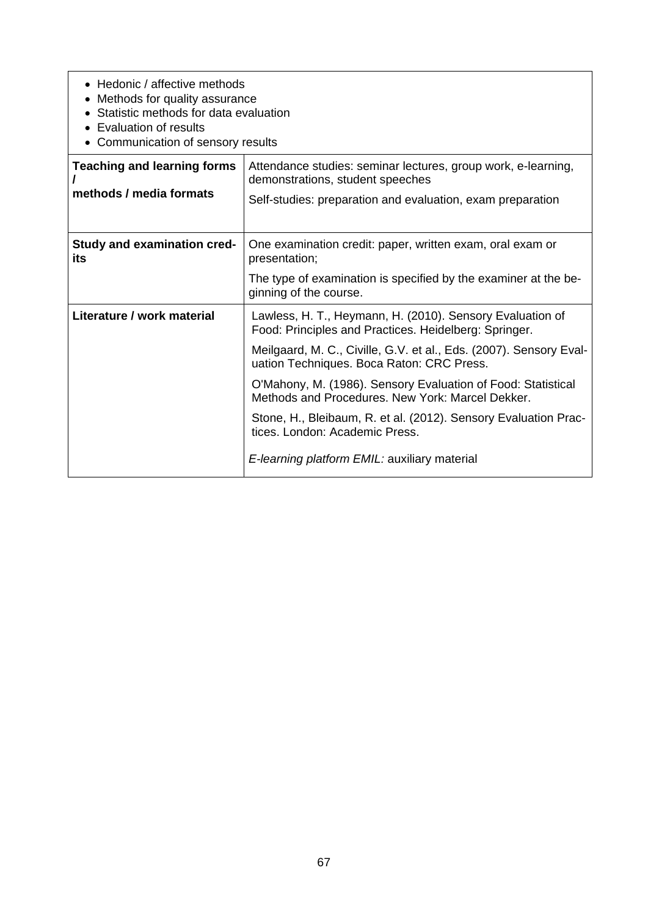- Hedonic / affective methods
- Methods for quality assurance
- Statistic methods for data evaluation
- Evaluation of results
- Communication of sensory results

| | |
|---|---|
| **Teaching and learning forms / methods / media formats** | Attendance studies: seminar lectures, group work, e-learning, demonstrations, student speeches<br>Self-studies: preparation and evaluation, exam preparation |
| **Study and examination credits** | One examination credit: paper, written exam, oral exam or presentation;<br>The type of examination is specified by the examiner at the beginning of the course. |
| **Literature / work material** | Lawless, H. T., Heymann, H. (2010). Sensory Evaluation of Food: Principles and Practices. Heidelberg: Springer.<br>Meilgaard, M. C., Civille, G.V. et al., Eds. (2007). Sensory Evaluation Techniques. Boca Raton: CRC Press.<br>O'Mahony, M. (1986). Sensory Evaluation of Food: Statistical Methods and Procedures. New York: Marcel Dekker.<br>Stone, H., Bleibaum, R. et al. (2012). Sensory Evaluation Practices. London: Academic Press.<br>*E-learning platform EMIL:* auxiliary material |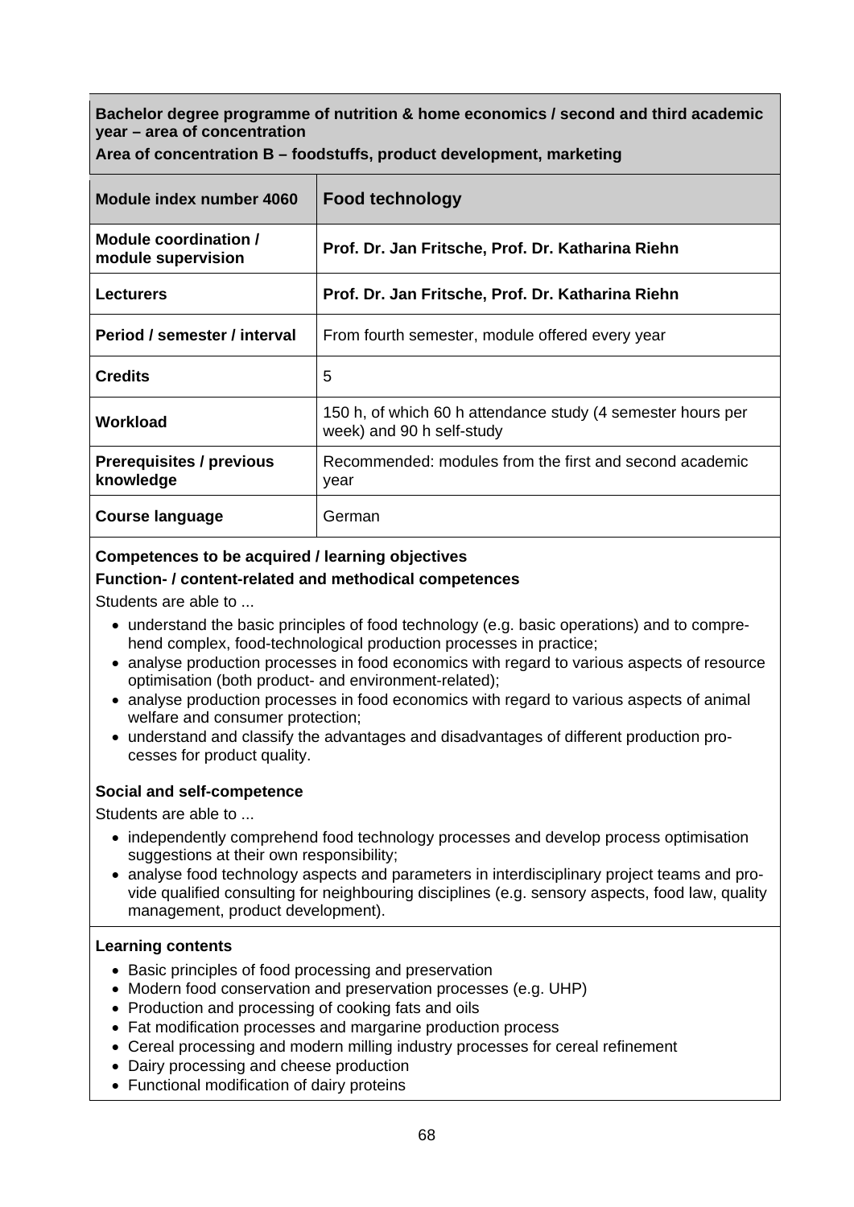**Bachelor degree programme of nutrition & home economics / second and third academic year – area of concentration**
**Area of concentration B – foodstuffs, product development, marketing**

| **Module index number 4060** | **Food technology** |
|---|---|
| **Module coordination / module supervision** | **Prof. Dr. Jan Fritsche, Prof. Dr. Katharina Riehn** |
| **Lecturers** | **Prof. Dr. Jan Fritsche, Prof. Dr. Katharina Riehn** |
| **Period / semester / interval** | From fourth semester, module offered every year |
| **Credits** | 5 |
| **Workload** | 150 h, of which 60 h attendance study (4 semester hours per week) and 90 h self-study |
| **Prerequisites / previous knowledge** | Recommended: modules from the first and second academic year |
| **Course language** | German |

**Competences to be acquired / learning objectives**

**Function- / content-related and methodical competences**

Students are able to ...

- understand the basic principles of food technology (e.g. basic operations) and to comprehend complex, food-technological production processes in practice;
- analyse production processes in food economics with regard to various aspects of resource optimisation (both product- and environment-related);
- analyse production processes in food economics with regard to various aspects of animal welfare and consumer protection;
- understand and classify the advantages and disadvantages of different production processes for product quality.

**Social and self-competence**

Students are able to ...

- independently comprehend food technology processes and develop process optimisation suggestions at their own responsibility;
- analyse food technology aspects and parameters in interdisciplinary project teams and provide qualified consulting for neighbouring disciplines (e.g. sensory aspects, food law, quality management, product development).

**Learning contents**

- Basic principles of food processing and preservation
- Modern food conservation and preservation processes (e.g. UHP)
- Production and processing of cooking fats and oils
- Fat modification processes and margarine production process
- Cereal processing and modern milling industry processes for cereal refinement
- Dairy processing and cheese production
- Functional modification of dairy proteins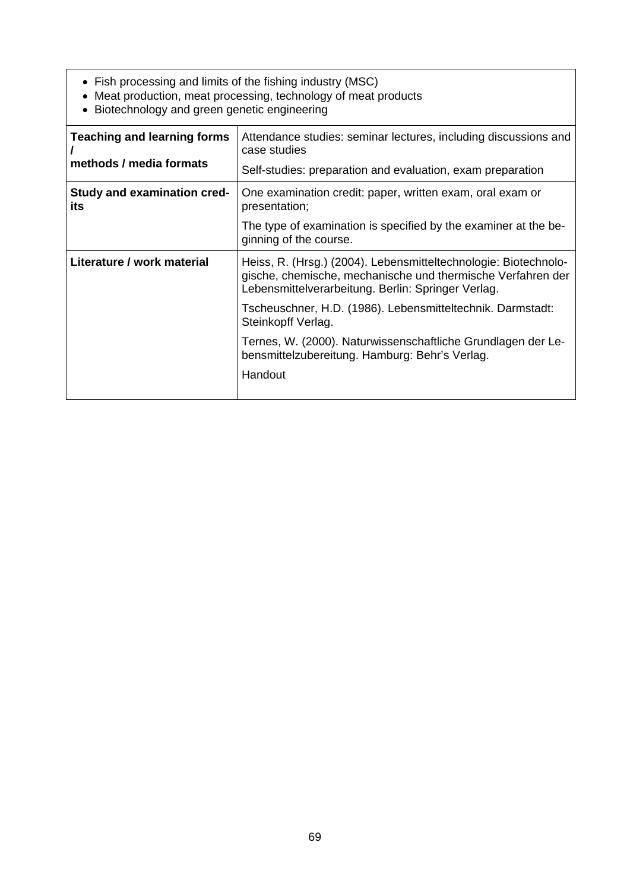- Fish processing and limits of the fishing industry (MSC)
- Meat production, meat processing, technology of meat products
- Biotechnology and green genetic engineering

| | |
|---|---|
| **Teaching and learning forms / methods / media formats** | Attendance studies: seminar lectures, including discussions and case studies<br><br>Self-studies: preparation and evaluation, exam preparation |
| **Study and examination credits** | One examination credit: paper, written exam, oral exam or presentation;<br><br>The type of examination is specified by the examiner at the beginning of the course. |
| **Literature / work material** | Heiss, R. (Hrsg.) (2004). Lebensmitteltechnologie: Biotechnologische, chemische, mechanische und thermische Verfahren der Lebensmittelverarbeitung. Berlin: Springer Verlag.<br><br>Tscheuschner, H.D. (1986). Lebensmitteltechnik. Darmstadt: Steinkopff Verlag.<br><br>Ternes, W. (2000). Naturwissenschaftliche Grundlagen der Lebensmittelzubereitung. Hamburg: Behr's Verlag.<br><br>Handout |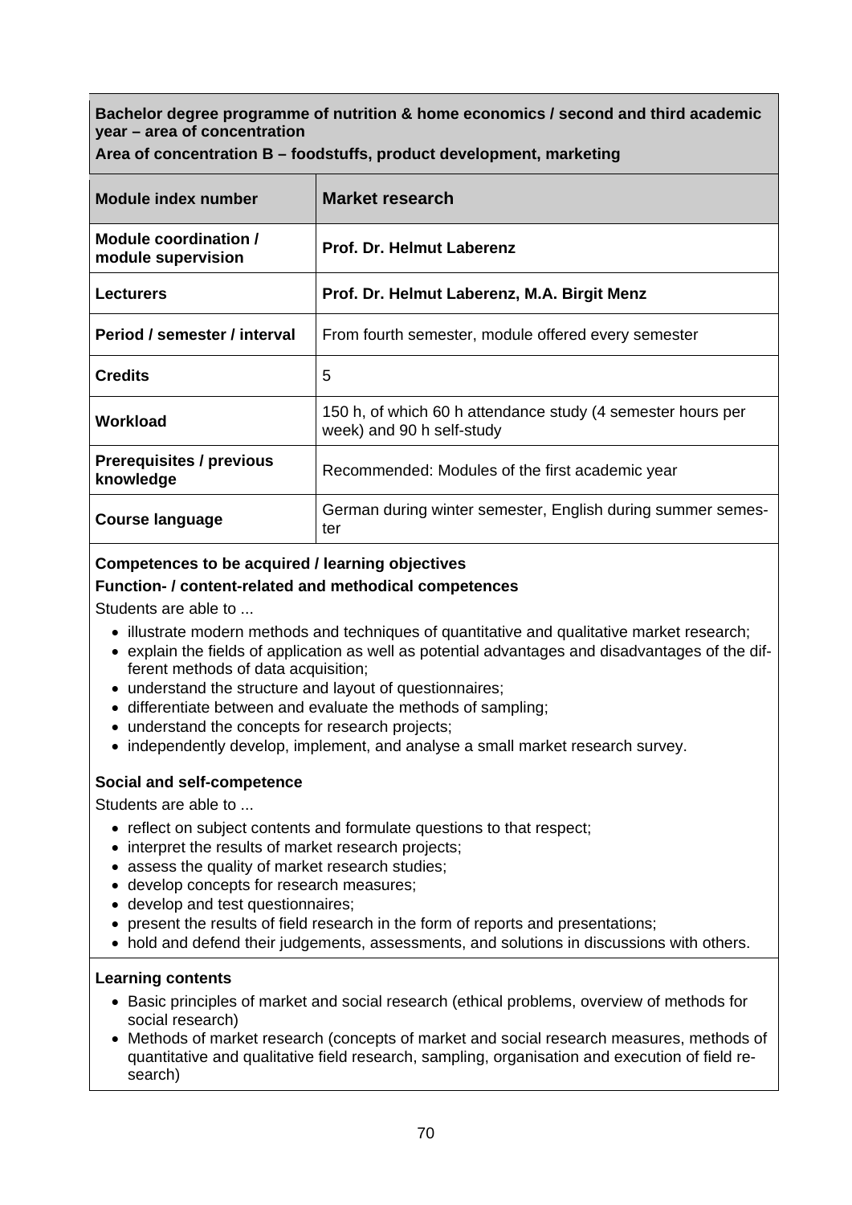**Bachelor degree programme of nutrition & home economics / second and third academic year – area of concentration**

**Area of concentration B – foodstuffs, product development, marketing**

| **Module index number** | **Market research** |
|---|---|
| **Module coordination / module supervision** | **Prof. Dr. Helmut Laberenz** |
| **Lecturers** | **Prof. Dr. Helmut Laberenz, M.A. Birgit Menz** |
| **Period / semester / interval** | From fourth semester, module offered every semester |
| **Credits** | 5 |
| **Workload** | 150 h, of which 60 h attendance study (4 semester hours per week) and 90 h self-study |
| **Prerequisites / previous knowledge** | Recommended: Modules of the first academic year |
| **Course language** | German during winter semester, English during summer semester |

**Competences to be acquired / learning objectives**

**Function- / content-related and methodical competences**

Students are able to ...

- illustrate modern methods and techniques of quantitative and qualitative market research;
- explain the fields of application as well as potential advantages and disadvantages of the different methods of data acquisition;
- understand the structure and layout of questionnaires;
- differentiate between and evaluate the methods of sampling;
- understand the concepts for research projects;
- independently develop, implement, and analyse a small market research survey.

**Social and self-competence**

Students are able to ...

- reflect on subject contents and formulate questions to that respect;
- interpret the results of market research projects;
- assess the quality of market research studies;
- develop concepts for research measures;
- develop and test questionnaires;
- present the results of field research in the form of reports and presentations;
- hold and defend their judgements, assessments, and solutions in discussions with others.

**Learning contents**

- Basic principles of market and social research (ethical problems, overview of methods for social research)
- Methods of market research (concepts of market and social research measures, methods of quantitative and qualitative field research, sampling, organisation and execution of field research)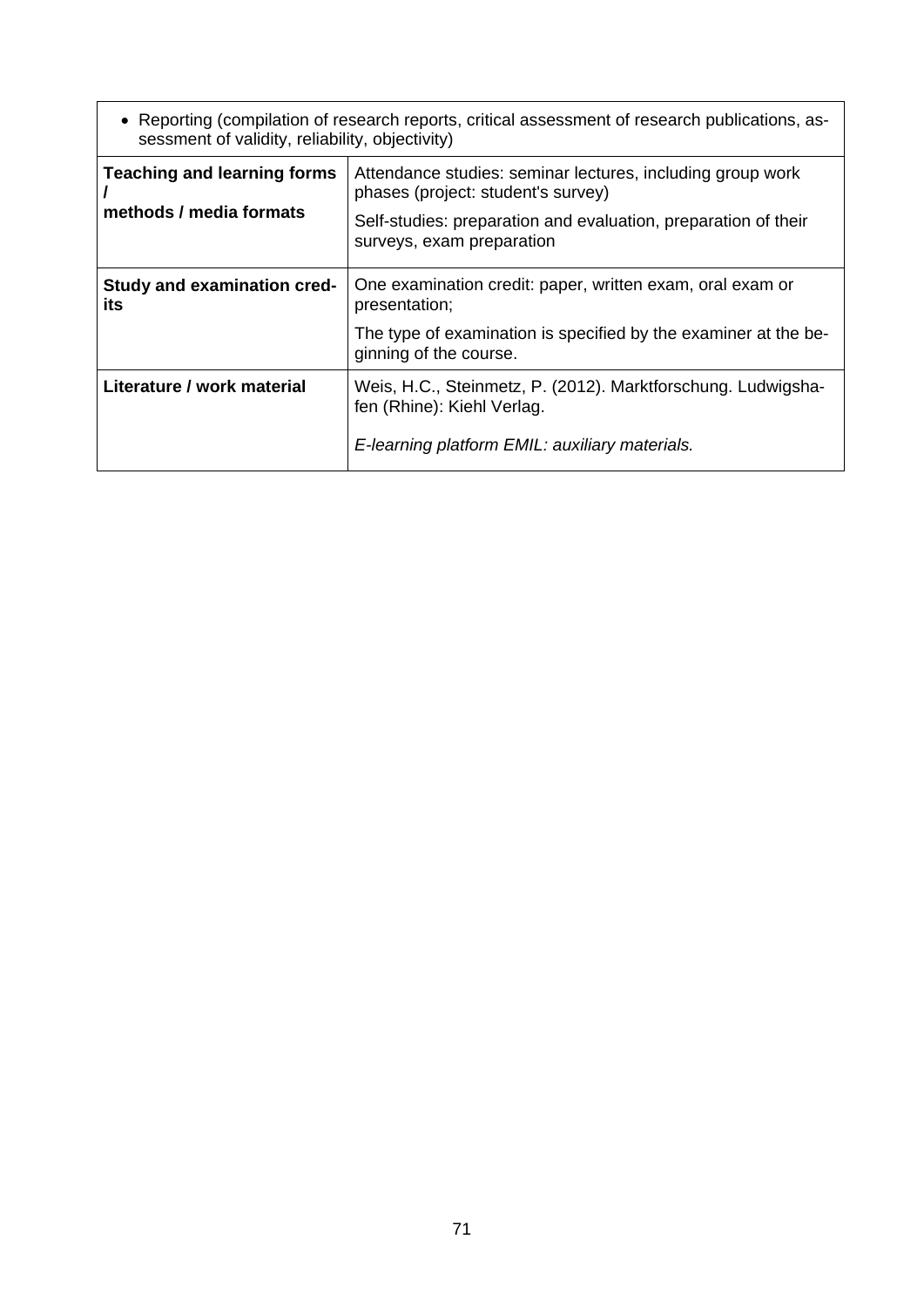| • Reporting (compilation of research reports, critical assessment of research publications, assessment of validity, reliability, objectivity) | |
|---|---|
| **Teaching and learning forms / methods / media formats** | Attendance studies: seminar lectures, including group work phases (project: student's survey)<br><br>Self-studies: preparation and evaluation, preparation of their surveys, exam preparation |
| **Study and examination credits** | One examination credit: paper, written exam, oral exam or presentation;<br><br>The type of examination is specified by the examiner at the beginning of the course. |
| **Literature / work material** | Weis, H.C., Steinmetz, P. (2012). Marktforschung. Ludwigshafen (Rhine): Kiehl Verlag.<br><br>*E-learning platform EMIL: auxiliary materials.* |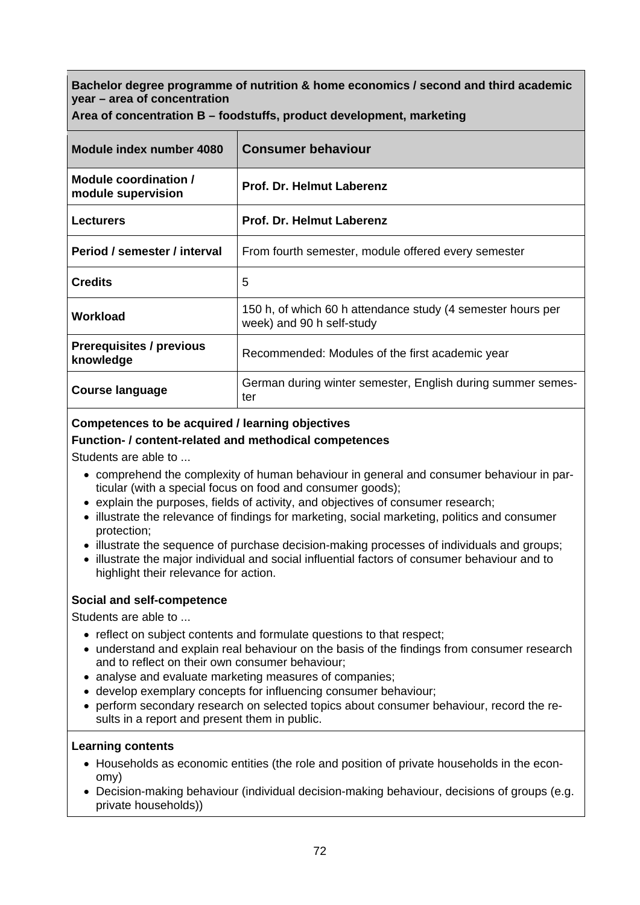**Bachelor degree programme of nutrition & home economics / second and third academic year – area of concentration**

**Area of concentration B – foodstuffs, product development, marketing**

| Module index number 4080 | Consumer behaviour |
|---|---|
| **Module coordination / module supervision** | **Prof. Dr. Helmut Laberenz** |
| **Lecturers** | **Prof. Dr. Helmut Laberenz** |
| **Period / semester / interval** | From fourth semester, module offered every semester |
| **Credits** | 5 |
| **Workload** | 150 h, of which 60 h attendance study (4 semester hours per week) and 90 h self-study |
| **Prerequisites / previous knowledge** | Recommended: Modules of the first academic year |
| **Course language** | German during winter semester, English during summer semester |

**Competences to be acquired / learning objectives**

**Function- / content-related and methodical competences**

Students are able to ...

- comprehend the complexity of human behaviour in general and consumer behaviour in particular (with a special focus on food and consumer goods);
- explain the purposes, fields of activity, and objectives of consumer research;
- illustrate the relevance of findings for marketing, social marketing, politics and consumer protection;
- illustrate the sequence of purchase decision-making processes of individuals and groups;
- illustrate the major individual and social influential factors of consumer behaviour and to highlight their relevance for action.

**Social and self-competence**

Students are able to ...

- reflect on subject contents and formulate questions to that respect;
- understand and explain real behaviour on the basis of the findings from consumer research and to reflect on their own consumer behaviour;
- analyse and evaluate marketing measures of companies;
- develop exemplary concepts for influencing consumer behaviour;
- perform secondary research on selected topics about consumer behaviour, record the results in a report and present them in public.

**Learning contents**

- Households as economic entities (the role and position of private households in the economy)
- Decision-making behaviour (individual decision-making behaviour, decisions of groups (e.g. private households))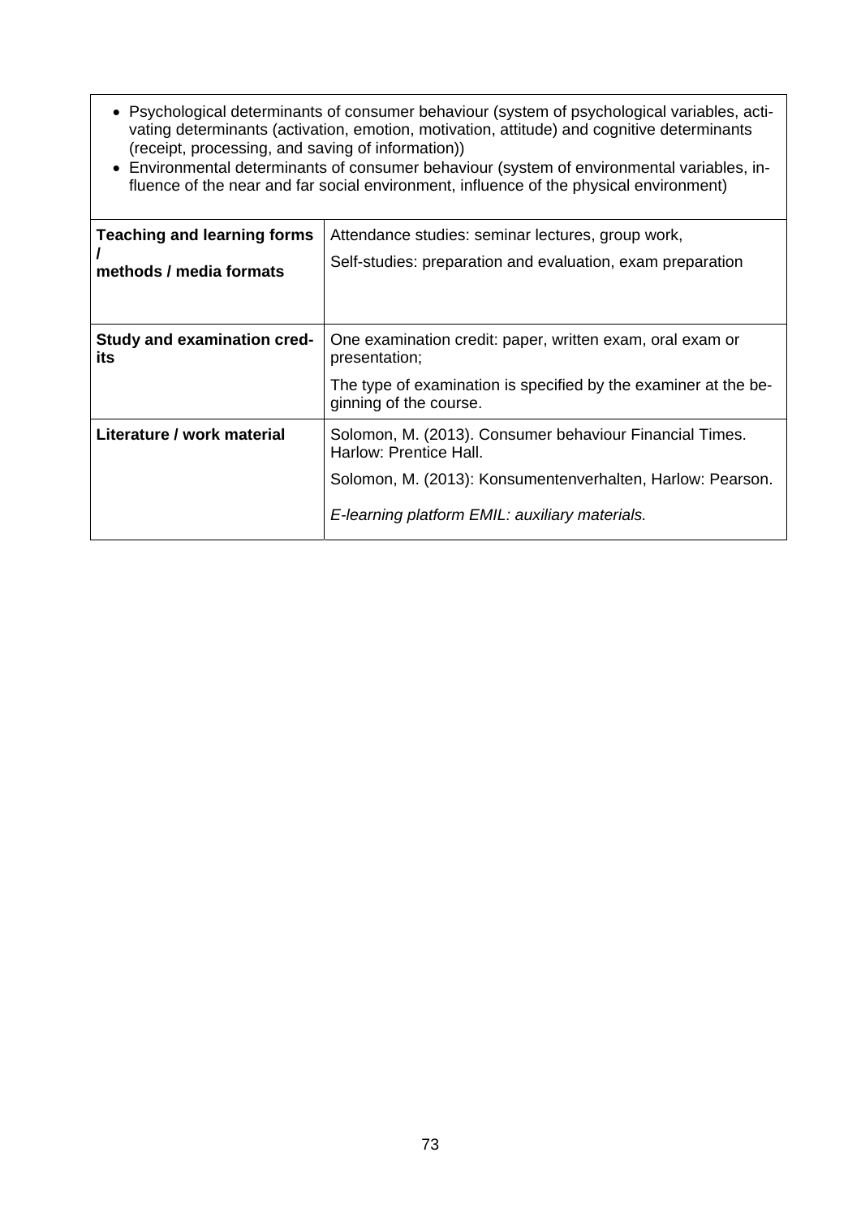| | |
|---|---|
| • Psychological determinants of consumer behaviour (system of psychological variables, activating determinants (activation, emotion, motivation, attitude) and cognitive determinants (receipt, processing, and saving of information)) <br> • Environmental determinants of consumer behaviour (system of environmental variables, influence of the near and far social environment, influence of the physical environment) | |
| **Teaching and learning forms / methods / media formats** | Attendance studies: seminar lectures, group work, <br> Self-studies: preparation and evaluation, exam preparation |
| **Study and examination credits** | One examination credit: paper, written exam, oral exam or presentation; <br> The type of examination is specified by the examiner at the beginning of the course. |
| **Literature / work material** | Solomon, M. (2013). Consumer behaviour Financial Times. Harlow: Prentice Hall. <br> Solomon, M. (2013): Konsumentenverhalten, Harlow: Pearson. <br> *E-learning platform EMIL: auxiliary materials.* |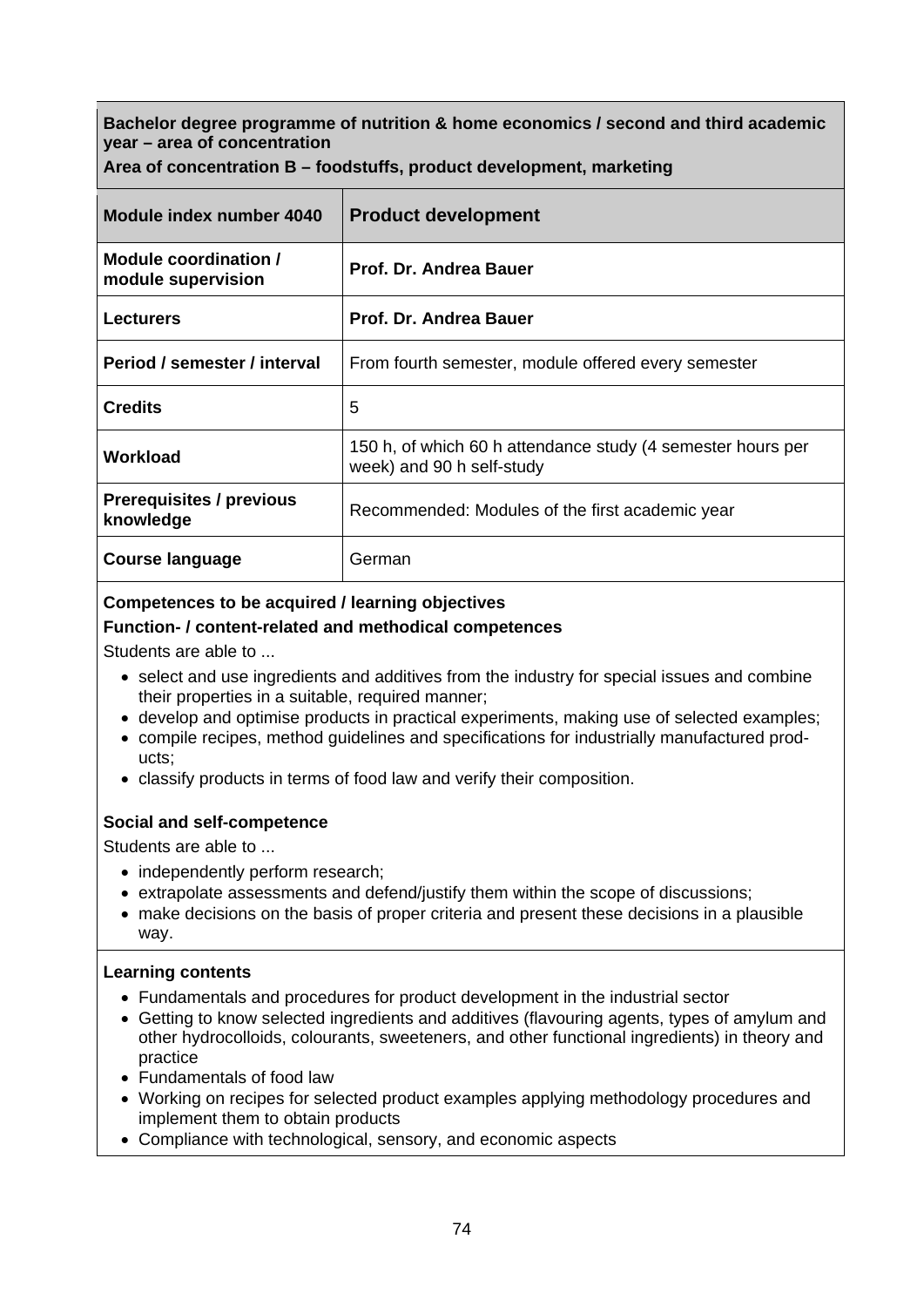**Bachelor degree programme of nutrition & home economics / second and third academic year – area of concentration**
**Area of concentration B – foodstuffs, product development, marketing**

| Module index number 4040 | Product development |
|---|---|
| **Module coordination / module supervision** | **Prof. Dr. Andrea Bauer** |
| **Lecturers** | **Prof. Dr. Andrea Bauer** |
| **Period / semester / interval** | From fourth semester, module offered every semester |
| **Credits** | 5 |
| **Workload** | 150 h, of which 60 h attendance study (4 semester hours per week) and 90 h self-study |
| **Prerequisites / previous knowledge** | Recommended: Modules of the first academic year |
| **Course language** | German |

**Competences to be acquired / learning objectives**

**Function- / content-related and methodical competences**

Students are able to ...

- select and use ingredients and additives from the industry for special issues and combine their properties in a suitable, required manner;
- develop and optimise products in practical experiments, making use of selected examples;
- compile recipes, method guidelines and specifications for industrially manufactured products;
- classify products in terms of food law and verify their composition.

**Social and self-competence**

Students are able to ...

- independently perform research;
- extrapolate assessments and defend/justify them within the scope of discussions;
- make decisions on the basis of proper criteria and present these decisions in a plausible way.

**Learning contents**

- Fundamentals and procedures for product development in the industrial sector
- Getting to know selected ingredients and additives (flavouring agents, types of amylum and other hydrocolloids, colourants, sweeteners, and other functional ingredients) in theory and practice
- Fundamentals of food law
- Working on recipes for selected product examples applying methodology procedures and implement them to obtain products
- Compliance with technological, sensory, and economic aspects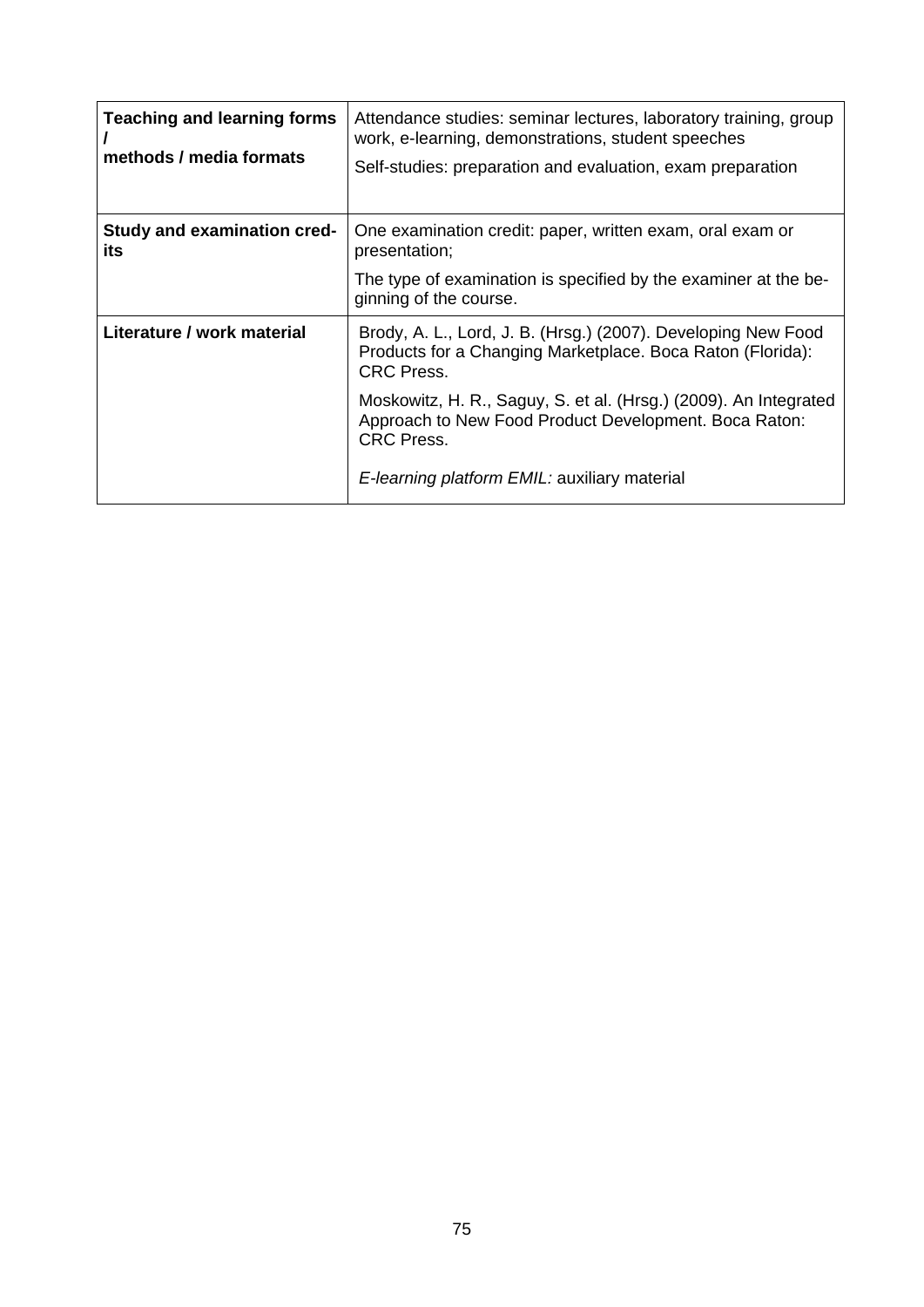| | |
|---|---|
| **Teaching and learning forms / methods / media formats** | Attendance studies: seminar lectures, laboratory training, group work, e-learning, demonstrations, student speeches<br>Self-studies: preparation and evaluation, exam preparation |
| **Study and examination credits** | One examination credit: paper, written exam, oral exam or presentation;<br>The type of examination is specified by the examiner at the beginning of the course. |
| **Literature / work material** | Brody, A. L., Lord, J. B. (Hrsg.) (2007). Developing New Food Products for a Changing Marketplace. Boca Raton (Florida): CRC Press.<br>Moskowitz, H. R., Saguy, S. et al. (Hrsg.) (2009). An Integrated Approach to New Food Product Development. Boca Raton: CRC Press.<br>*E-learning platform EMIL:* auxiliary material |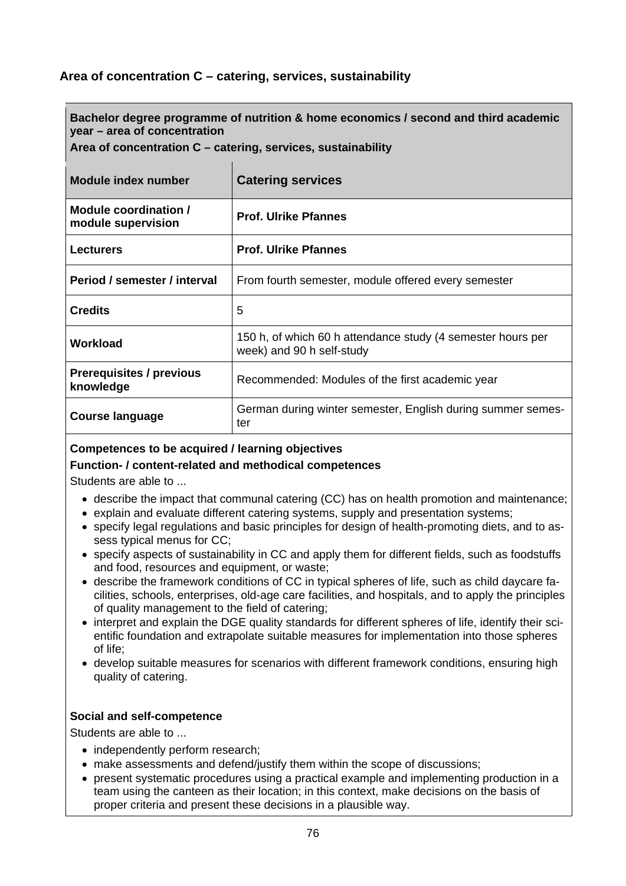## Area of concentration C – catering, services, sustainability

| **Bachelor degree programme of nutrition & home economics / second and third academic year – area of concentration**<br>**Area of concentration C – catering, services, sustainability** | |
|---|---|
| **Module index number** | **Catering services** |
| **Module coordination / module supervision** | **Prof. Ulrike Pfannes** |
| **Lecturers** | **Prof. Ulrike Pfannes** |
| **Period / semester / interval** | From fourth semester, module offered every semester |
| **Credits** | 5 |
| **Workload** | 150 h, of which 60 h attendance study (4 semester hours per week) and 90 h self-study |
| **Prerequisites / previous knowledge** | Recommended: Modules of the first academic year |
| **Course language** | German during winter semester, English during summer semester |

**Competences to be acquired / learning objectives**

**Function- / content-related and methodical competences**

Students are able to ...

- describe the impact that communal catering (CC) has on health promotion and maintenance;
- explain and evaluate different catering systems, supply and presentation systems;
- specify legal regulations and basic principles for design of health-promoting diets, and to assess typical menus for CC;
- specify aspects of sustainability in CC and apply them for different fields, such as foodstuffs and food, resources and equipment, or waste;
- describe the framework conditions of CC in typical spheres of life, such as child daycare facilities, schools, enterprises, old-age care facilities, and hospitals, and to apply the principles of quality management to the field of catering;
- interpret and explain the DGE quality standards for different spheres of life, identify their scientific foundation and extrapolate suitable measures for implementation into those spheres of life;
- develop suitable measures for scenarios with different framework conditions, ensuring high quality of catering.

**Social and self-competence**

Students are able to ...

- independently perform research;
- make assessments and defend/justify them within the scope of discussions;
- present systematic procedures using a practical example and implementing production in a team using the canteen as their location; in this context, make decisions on the basis of proper criteria and present these decisions in a plausible way.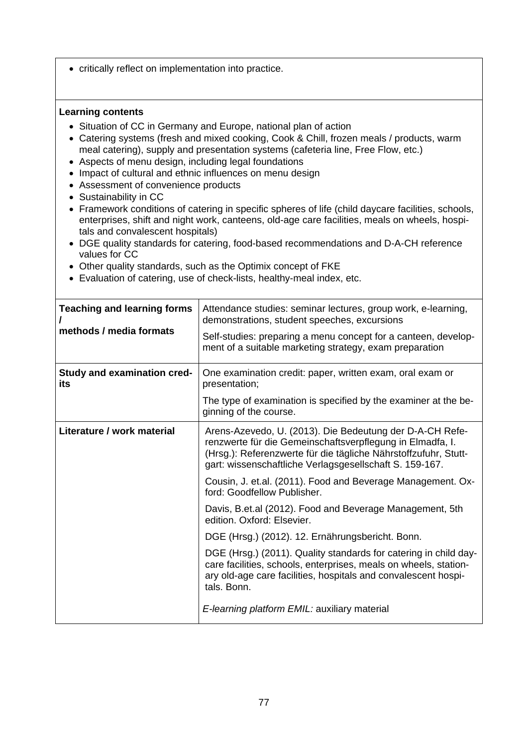- critically reflect on implementation into practice.

**Learning contents**

- Situation of CC in Germany and Europe, national plan of action
- Catering systems (fresh and mixed cooking, Cook & Chill, frozen meals / products, warm meal catering), supply and presentation systems (cafeteria line, Free Flow, etc.)
- Aspects of menu design, including legal foundations
- Impact of cultural and ethnic influences on menu design
- Assessment of convenience products
- Sustainability in CC
- Framework conditions of catering in specific spheres of life (child daycare facilities, schools, enterprises, shift and night work, canteens, old-age care facilities, meals on wheels, hospitals and convalescent hospitals)
- DGE quality standards for catering, food-based recommendations and D-A-CH reference values for CC
- Other quality standards, such as the Optimix concept of FKE
- Evaluation of catering, use of check-lists, healthy-meal index, etc.

| | |
|---|---|
| **Teaching and learning forms / methods / media formats** | Attendance studies: seminar lectures, group work, e-learning, demonstrations, student speeches, excursions<br><br>Self-studies: preparing a menu concept for a canteen, development of a suitable marketing strategy, exam preparation |
| **Study and examination credits** | One examination credit: paper, written exam, oral exam or presentation;<br><br>The type of examination is specified by the examiner at the beginning of the course. |
| **Literature / work material** | Arens-Azevedo, U. (2013). Die Bedeutung der D-A-CH Referenzwerte für die Gemeinschaftsverpflegung in Elmadfa, I. (Hrsg.): Referenzwerte für die tägliche Nährstoffzufuhr, Stuttgart: wissenschaftliche Verlagsgesellschaft S. 159-167.<br><br>Cousin, J. et.al. (2011). Food and Beverage Management. Oxford: Goodfellow Publisher.<br><br>Davis, B.et.al (2012). Food and Beverage Management, 5th edition. Oxford: Elsevier.<br><br>DGE (Hrsg.) (2012). 12. Ernährungsbericht. Bonn.<br><br>DGE (Hrsg.) (2011). Quality standards for catering in child daycare facilities, schools, enterprises, meals on wheels, stationary old-age care facilities, hospitals and convalescent hospitals. Bonn.<br><br>*E-learning platform EMIL:* auxiliary material |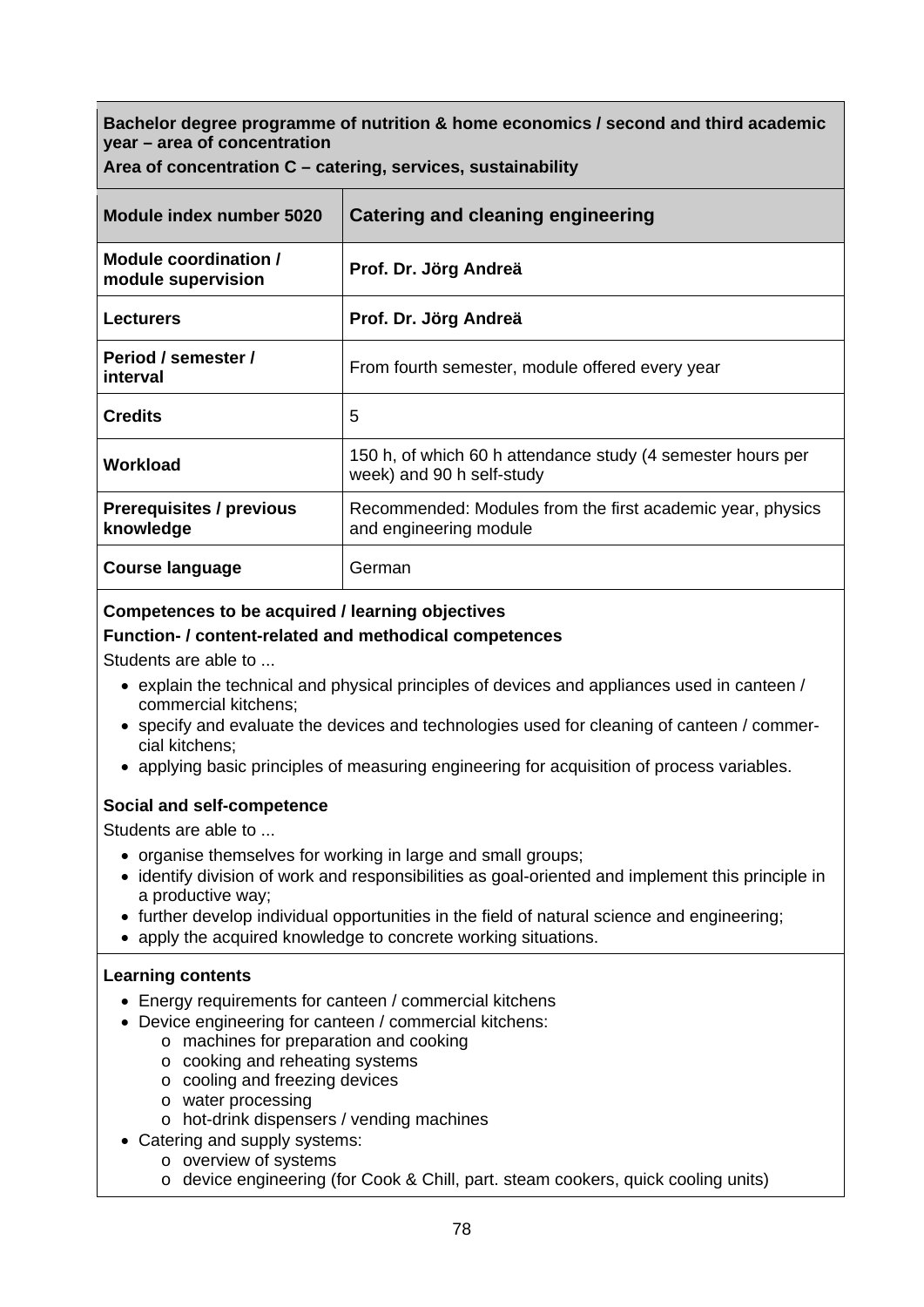**Bachelor degree programme of nutrition & home economics / second and third academic year – area of concentration**

**Area of concentration C – catering, services, sustainability**

| **Module index number 5020** | **Catering and cleaning engineering** |
|---|---|
| **Module coordination / module supervision** | **Prof. Dr. Jörg Andreä** |
| **Lecturers** | **Prof. Dr. Jörg Andreä** |
| **Period / semester / interval** | From fourth semester, module offered every year |
| **Credits** | 5 |
| **Workload** | 150 h, of which 60 h attendance study (4 semester hours per week) and 90 h self-study |
| **Prerequisites / previous knowledge** | Recommended: Modules from the first academic year, physics and engineering module |
| **Course language** | German |

**Competences to be acquired / learning objectives**

**Function- / content-related and methodical competences**

Students are able to ...

- explain the technical and physical principles of devices and appliances used in canteen / commercial kitchens;
- specify and evaluate the devices and technologies used for cleaning of canteen / commercial kitchens;
- applying basic principles of measuring engineering for acquisition of process variables.

**Social and self-competence**

Students are able to ...

- organise themselves for working in large and small groups;
- identify division of work and responsibilities as goal-oriented and implement this principle in a productive way;
- further develop individual opportunities in the field of natural science and engineering;
- apply the acquired knowledge to concrete working situations.

**Learning contents**

- Energy requirements for canteen / commercial kitchens
- Device engineering for canteen / commercial kitchens:
  - machines for preparation and cooking
  - cooking and reheating systems
  - cooling and freezing devices
  - water processing
  - hot-drink dispensers / vending machines
- Catering and supply systems:
  - overview of systems
  - device engineering (for Cook & Chill, part. steam cookers, quick cooling units)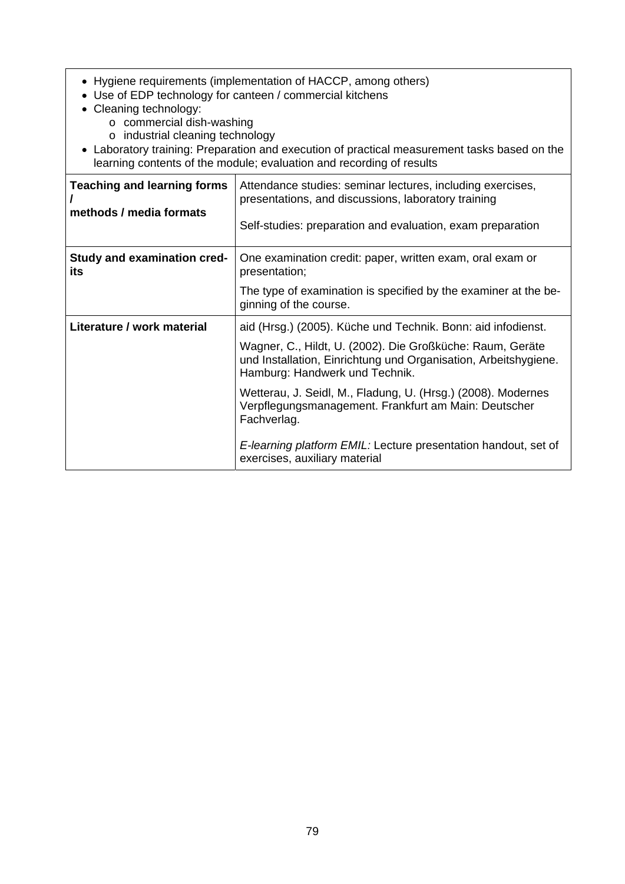- Hygiene requirements (implementation of HACCP, among others)
- Use of EDP technology for canteen / commercial kitchens
- Cleaning technology:
  - commercial dish-washing
  - industrial cleaning technology
- Laboratory training: Preparation and execution of practical measurement tasks based on the learning contents of the module; evaluation and recording of results

| | |
|---|---|
| **Teaching and learning forms / methods / media formats** | Attendance studies: seminar lectures, including exercises, presentations, and discussions, laboratory training<br><br>Self-studies: preparation and evaluation, exam preparation |
| **Study and examination credits** | One examination credit: paper, written exam, oral exam or presentation;<br><br>The type of examination is specified by the examiner at the beginning of the course. |
| **Literature / work material** | aid (Hrsg.) (2005). Küche und Technik. Bonn: aid infodienst.<br><br>Wagner, C., Hildt, U. (2002). Die Großküche: Raum, Geräte und Installation, Einrichtung und Organisation, Arbeitshygiene. Hamburg: Handwerk und Technik.<br><br>Wetterau, J. Seidl, M., Fladung, U. (Hrsg.) (2008). Modernes Verpflegungsmanagement. Frankfurt am Main: Deutscher Fachverlag.<br><br>*E-learning platform EMIL:* Lecture presentation handout, set of exercises, auxiliary material |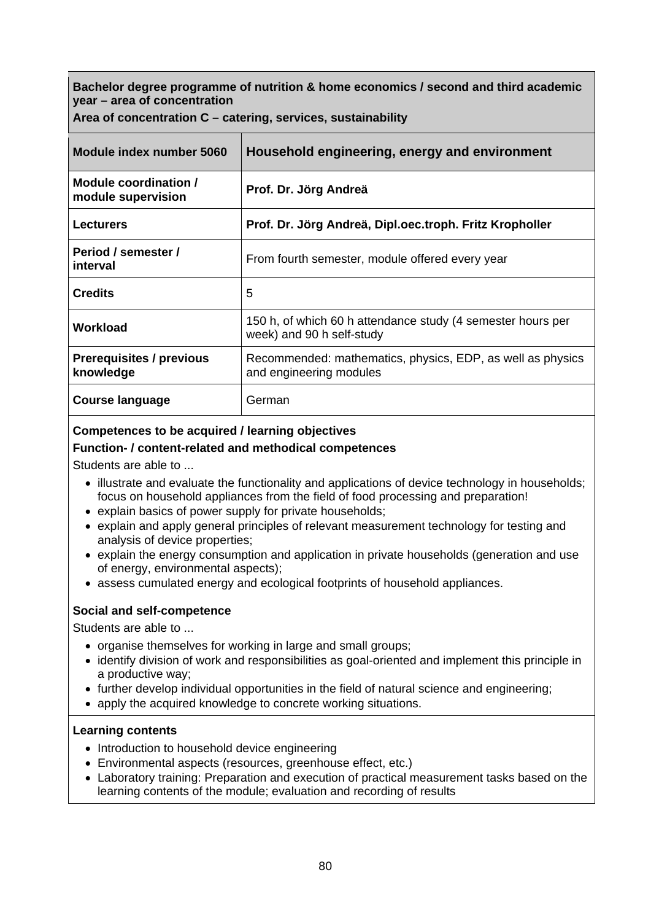**Bachelor degree programme of nutrition & home economics / second and third academic year – area of concentration**

**Area of concentration C – catering, services, sustainability**

| **Module index number 5060** | **Household engineering, energy and environment** |
|---|---|
| **Module coordination / module supervision** | **Prof. Dr. Jörg Andreä** |
| **Lecturers** | **Prof. Dr. Jörg Andreä, Dipl.oec.troph. Fritz Kropholler** |
| **Period / semester / interval** | From fourth semester, module offered every year |
| **Credits** | 5 |
| **Workload** | 150 h, of which 60 h attendance study (4 semester hours per week) and 90 h self-study |
| **Prerequisites / previous knowledge** | Recommended: mathematics, physics, EDP, as well as physics and engineering modules |
| **Course language** | German |

**Competences to be acquired / learning objectives**

**Function- / content-related and methodical competences**

Students are able to ...

- illustrate and evaluate the functionality and applications of device technology in households; focus on household appliances from the field of food processing and preparation!
- explain basics of power supply for private households;
- explain and apply general principles of relevant measurement technology for testing and analysis of device properties;
- explain the energy consumption and application in private households (generation and use of energy, environmental aspects);
- assess cumulated energy and ecological footprints of household appliances.

**Social and self-competence**

Students are able to ...

- organise themselves for working in large and small groups;
- identify division of work and responsibilities as goal-oriented and implement this principle in a productive way;
- further develop individual opportunities in the field of natural science and engineering;
- apply the acquired knowledge to concrete working situations.

**Learning contents**

- Introduction to household device engineering
- Environmental aspects (resources, greenhouse effect, etc.)
- Laboratory training: Preparation and execution of practical measurement tasks based on the learning contents of the module; evaluation and recording of results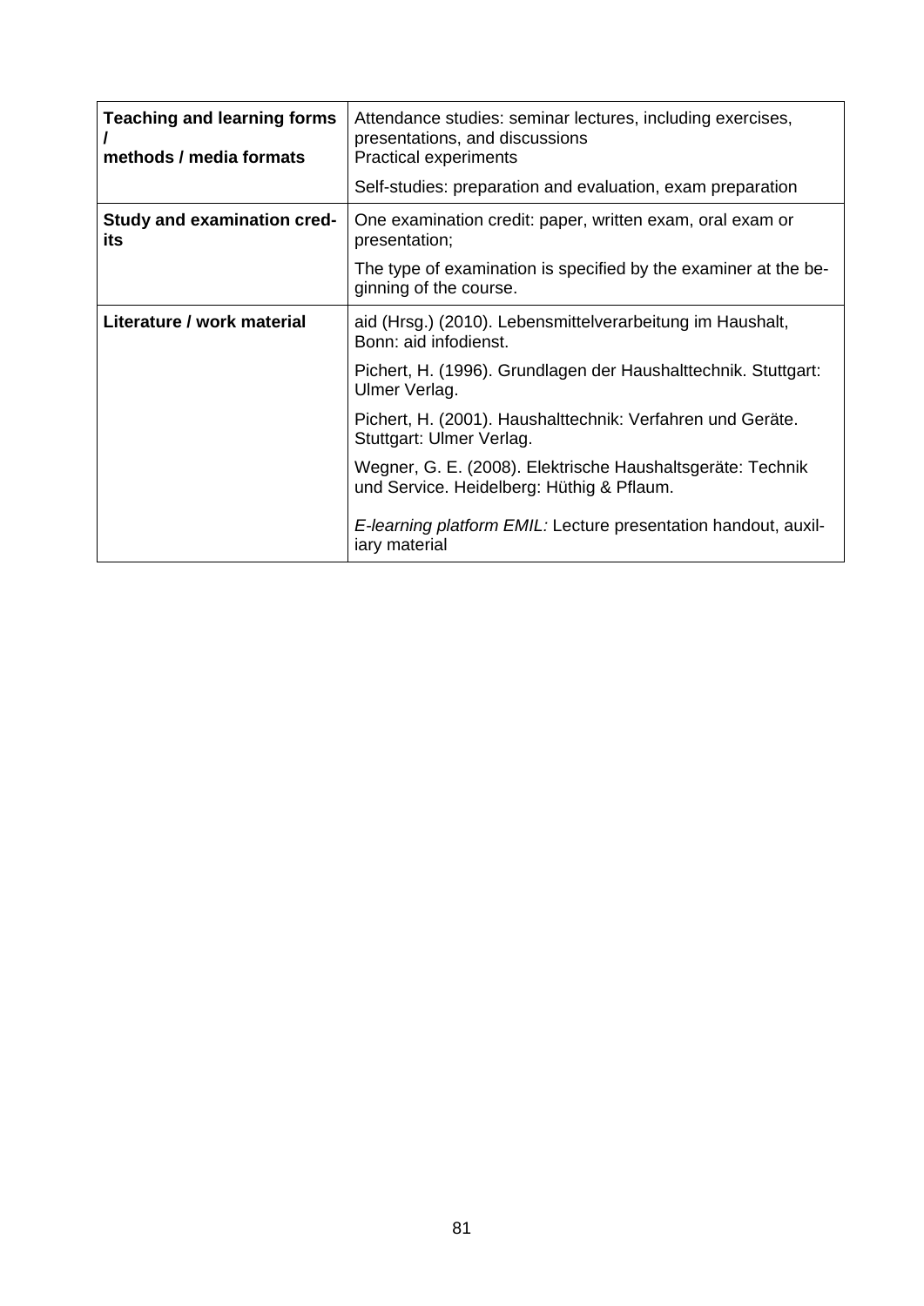| Teaching and learning forms / methods / media formats | Attendance studies: seminar lectures, including exercises, presentations, and discussions<br>Practical experiments<br><br>Self-studies: preparation and evaluation, exam preparation |
|---|---|
| **Study and examination credits** | One examination credit: paper, written exam, oral exam or presentation;<br><br>The type of examination is specified by the examiner at the beginning of the course. |
| **Literature / work material** | aid (Hrsg.) (2010). Lebensmittelverarbeitung im Haushalt, Bonn: aid infodienst.<br><br>Pichert, H. (1996). Grundlagen der Haushalttechnik. Stuttgart: Ulmer Verlag.<br><br>Pichert, H. (2001). Haushalttechnik: Verfahren und Geräte. Stuttgart: Ulmer Verlag.<br><br>Wegner, G. E. (2008). Elektrische Haushaltsgeräte: Technik und Service. Heidelberg: Hüthig & Pflaum.<br><br>*E-learning platform EMIL:* Lecture presentation handout, auxiliary material |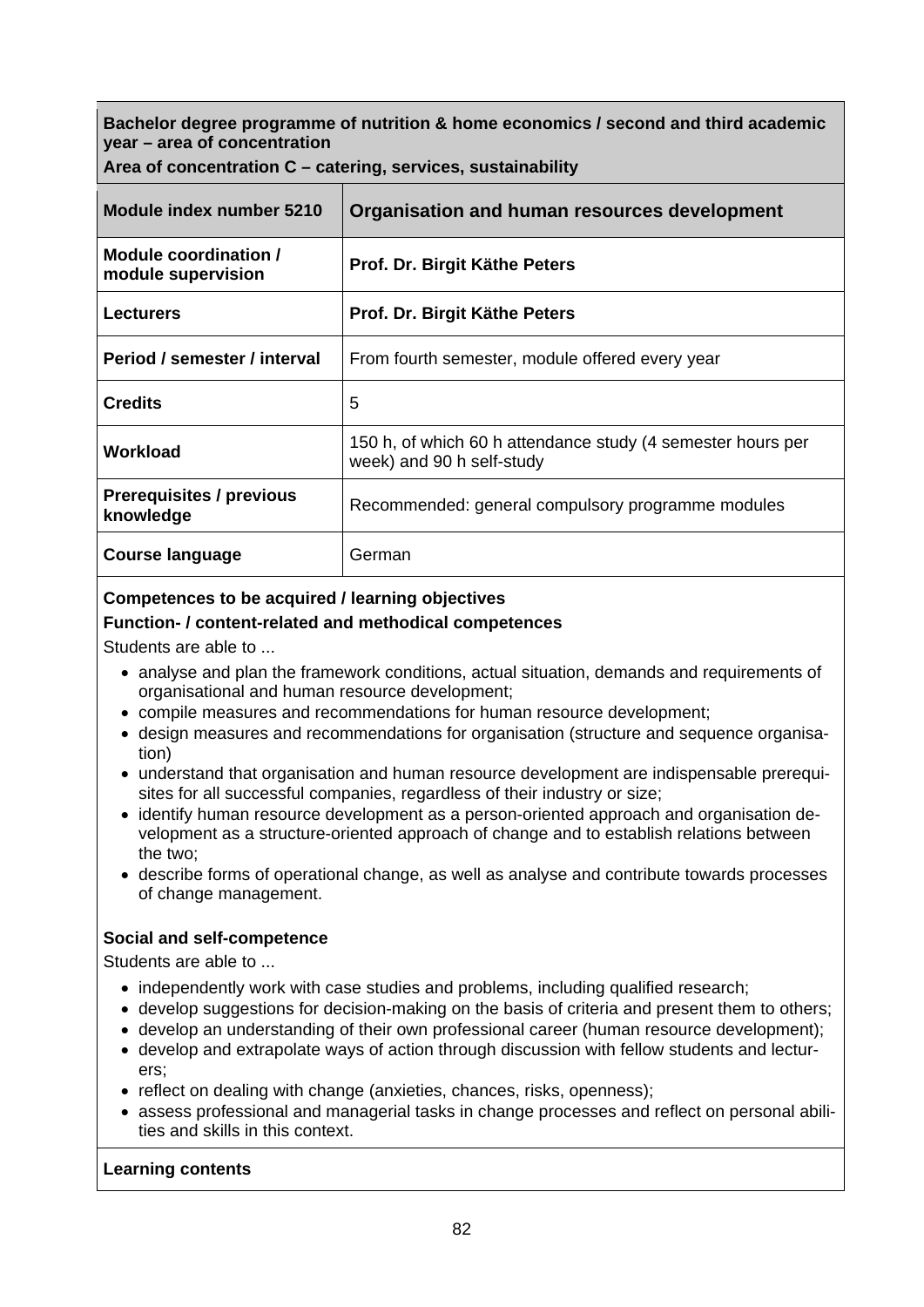**Bachelor degree programme of nutrition & home economics / second and third academic year – area of concentration**

**Area of concentration C – catering, services, sustainability**

| **Module index number 5210** | **Organisation and human resources development** |
|---|---|
| **Module coordination / module supervision** | **Prof. Dr. Birgit Käthe Peters** |
| **Lecturers** | **Prof. Dr. Birgit Käthe Peters** |
| **Period / semester / interval** | From fourth semester, module offered every year |
| **Credits** | 5 |
| **Workload** | 150 h, of which 60 h attendance study (4 semester hours per week) and 90 h self-study |
| **Prerequisites / previous knowledge** | Recommended: general compulsory programme modules |
| **Course language** | German |

**Competences to be acquired / learning objectives**

**Function- / content-related and methodical competences**

Students are able to ...

- analyse and plan the framework conditions, actual situation, demands and requirements of organisational and human resource development;
- compile measures and recommendations for human resource development;
- design measures and recommendations for organisation (structure and sequence organisation)
- understand that organisation and human resource development are indispensable prerequisites for all successful companies, regardless of their industry or size;
- identify human resource development as a person-oriented approach and organisation development as a structure-oriented approach of change and to establish relations between the two;
- describe forms of operational change, as well as analyse and contribute towards processes of change management.

**Social and self-competence**

Students are able to ...

- independently work with case studies and problems, including qualified research;
- develop suggestions for decision-making on the basis of criteria and present them to others;
- develop an understanding of their own professional career (human resource development);
- develop and extrapolate ways of action through discussion with fellow students and lecturers;
- reflect on dealing with change (anxieties, chances, risks, openness);
- assess professional and managerial tasks in change processes and reflect on personal abilities and skills in this context.

**Learning contents**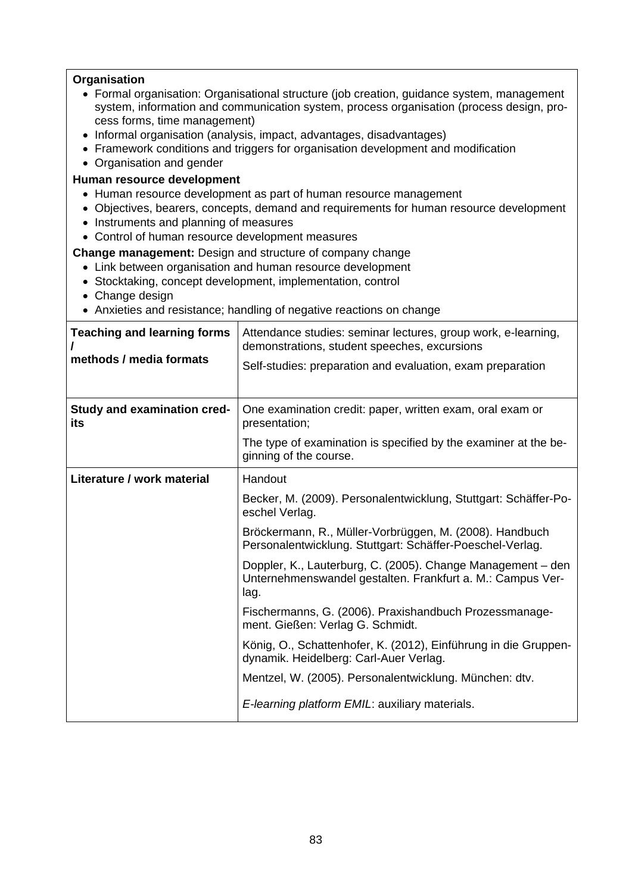**Organisation**

- Formal organisation: Organisational structure (job creation, guidance system, management system, information and communication system, process organisation (process design, process forms, time management)
- Informal organisation (analysis, impact, advantages, disadvantages)
- Framework conditions and triggers for organisation development and modification
- Organisation and gender

**Human resource development**

- Human resource development as part of human resource management
- Objectives, bearers, concepts, demand and requirements for human resource development
- Instruments and planning of measures
- Control of human resource development measures

**Change management:** Design and structure of company change

- Link between organisation and human resource development
- Stocktaking, concept development, implementation, control
- Change design
- Anxieties and resistance; handling of negative reactions on change

| | |
|---|---|
| **Teaching and learning forms / methods / media formats** | Attendance studies: seminar lectures, group work, e-learning, demonstrations, student speeches, excursions<br><br>Self-studies: preparation and evaluation, exam preparation |
| **Study and examination credits** | One examination credit: paper, written exam, oral exam or presentation;<br><br>The type of examination is specified by the examiner at the beginning of the course. |
| **Literature / work material** | Handout<br><br>Becker, M. (2009). Personalentwicklung, Stuttgart: Schäffer-Poeschel Verlag.<br><br>Bröckermann, R., Müller-Vorbrüggen, M. (2008). Handbuch Personalentwicklung. Stuttgart: Schäffer-Poeschel-Verlag.<br><br>Doppler, K., Lauterburg, C. (2005). Change Management – den Unternehmenswandel gestalten. Frankfurt a. M.: Campus Verlag.<br><br>Fischermanns, G. (2006). Praxishandbuch Prozessmanagement. Gießen: Verlag G. Schmidt.<br><br>König, O., Schattenhofer, K. (2012), Einführung in die Gruppendynamik. Heidelberg: Carl-Auer Verlag.<br><br>Mentzel, W. (2005). Personalentwicklung. München: dtv.<br><br>*E-learning platform EMIL*: auxiliary materials. |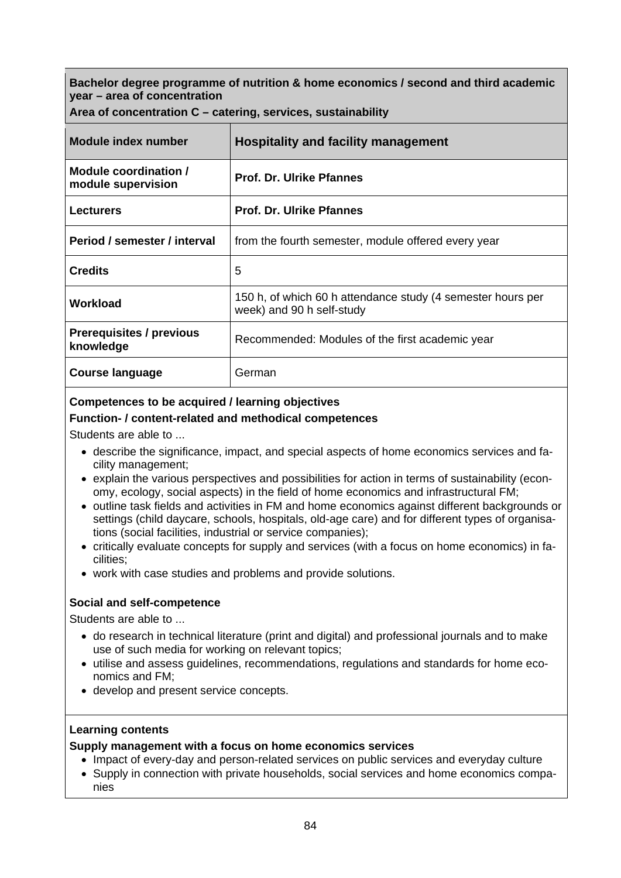**Bachelor degree programme of nutrition & home economics / second and third academic year – area of concentration**

**Area of concentration C – catering, services, sustainability**

| Module index number | Hospitality and facility management |
|---|---|
| Module coordination / module supervision | Prof. Dr. Ulrike Pfannes |
| Lecturers | Prof. Dr. Ulrike Pfannes |
| Period / semester / interval | from the fourth semester, module offered every year |
| Credits | 5 |
| Workload | 150 h, of which 60 h attendance study (4 semester hours per week) and 90 h self-study |
| Prerequisites / previous knowledge | Recommended: Modules of the first academic year |
| Course language | German |

**Competences to be acquired / learning objectives**

**Function- / content-related and methodical competences**

Students are able to ...

- describe the significance, impact, and special aspects of home economics services and facility management;
- explain the various perspectives and possibilities for action in terms of sustainability (economy, ecology, social aspects) in the field of home economics and infrastructural FM;
- outline task fields and activities in FM and home economics against different backgrounds or settings (child daycare, schools, hospitals, old-age care) and for different types of organisations (social facilities, industrial or service companies);
- critically evaluate concepts for supply and services (with a focus on home economics) in facilities;
- work with case studies and problems and provide solutions.

**Social and self-competence**

Students are able to ...

- do research in technical literature (print and digital) and professional journals and to make use of such media for working on relevant topics;
- utilise and assess guidelines, recommendations, regulations and standards for home economics and FM;
- develop and present service concepts.

**Learning contents**

**Supply management with a focus on home economics services**

- Impact of every-day and person-related services on public services and everyday culture
- Supply in connection with private households, social services and home economics companies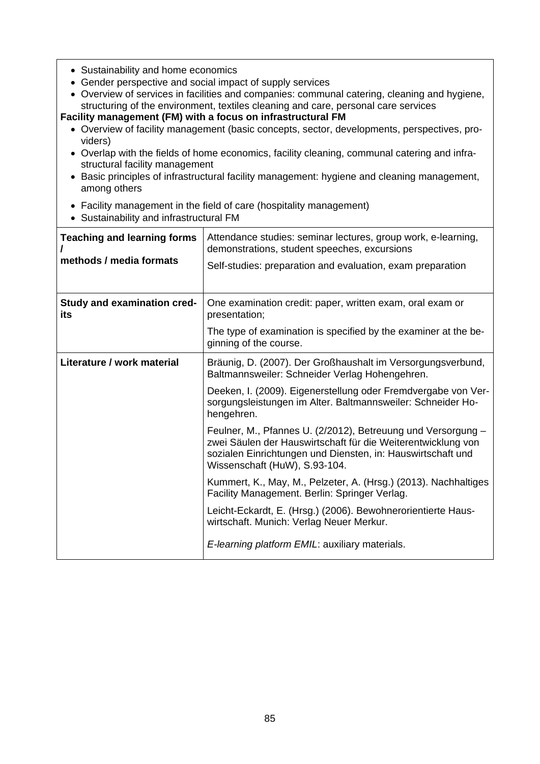- Sustainability and home economics
- Gender perspective and social impact of supply services
- Overview of services in facilities and companies: communal catering, cleaning and hygiene, structuring of the environment, textiles cleaning and care, personal care services

**Facility management (FM) with a focus on infrastructural FM**

- Overview of facility management (basic concepts, sector, developments, perspectives, providers)
- Overlap with the fields of home economics, facility cleaning, communal catering and infrastructural facility management
- Basic principles of infrastructural facility management: hygiene and cleaning management, among others
- Facility management in the field of care (hospitality management)
- Sustainability and infrastructural FM

| | |
|---|---|
| **Teaching and learning forms / methods / media formats** | Attendance studies: seminar lectures, group work, e-learning, demonstrations, student speeches, excursions<br><br>Self-studies: preparation and evaluation, exam preparation |
| **Study and examination credits** | One examination credit: paper, written exam, oral exam or presentation;<br><br>The type of examination is specified by the examiner at the beginning of the course. |
| **Literature / work material** | Bräunig, D. (2007). Der Großhaushalt im Versorgungsverbund, Baltmannsweiler: Schneider Verlag Hohengehren.<br><br>Deeken, I. (2009). Eigenerstellung oder Fremdvergabe von Versorgungsleistungen im Alter. Baltmannsweiler: Schneider Hohengehren.<br><br>Feulner, M., Pfannes U. (2/2012), Betreuung und Versorgung – zwei Säulen der Hauswirtschaft für die Weiterentwicklung von sozialen Einrichtungen und Diensten, in: Hauswirtschaft und Wissenschaft (HuW), S.93-104.<br><br>Kummert, K., May, M., Pelzeter, A. (Hrsg.) (2013). Nachhaltiges Facility Management. Berlin: Springer Verlag.<br><br>Leicht-Eckardt, E. (Hrsg.) (2006). Bewohnerorientierte Hauswirtschaft. Munich: Verlag Neuer Merkur.<br><br>*E-learning platform EMIL*: auxiliary materials. |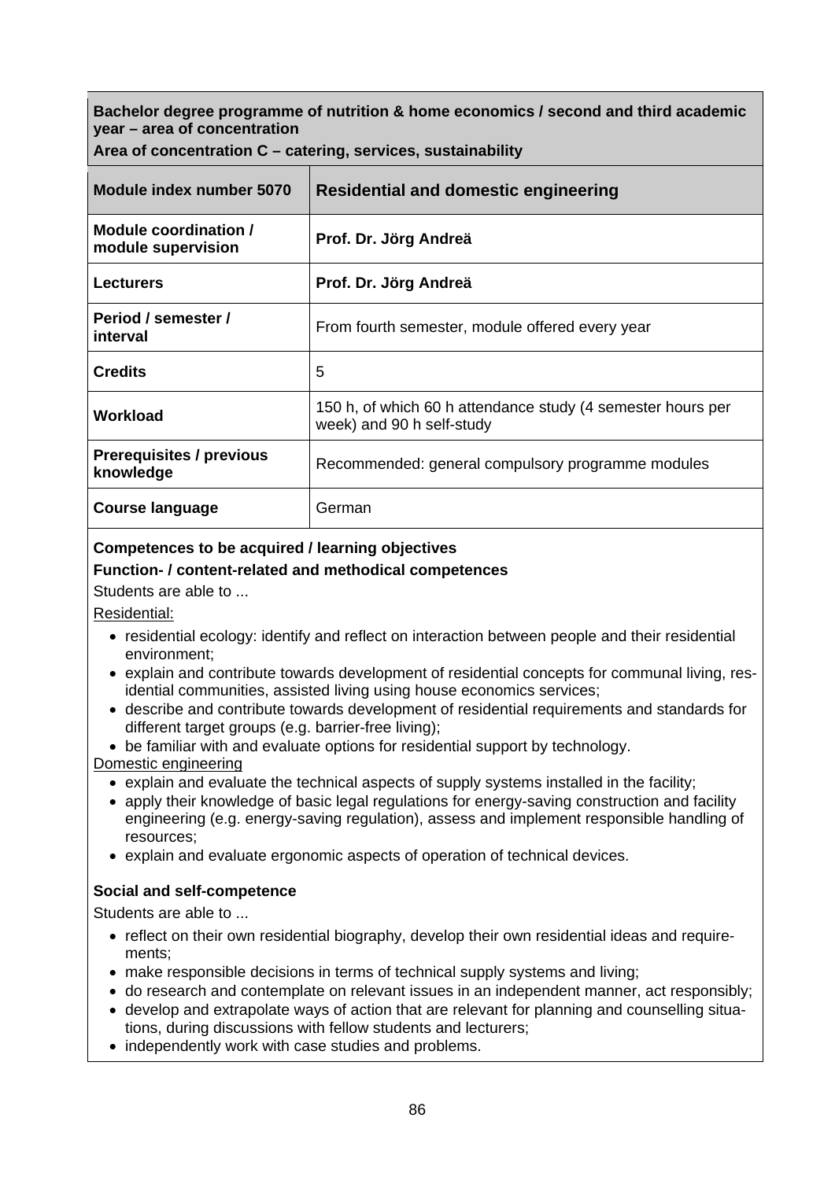**Bachelor degree programme of nutrition & home economics / second and third academic year – area of concentration**

**Area of concentration C – catering, services, sustainability**

| **Module index number 5070** | **Residential and domestic engineering** |
|---|---|
| **Module coordination / module supervision** | **Prof. Dr. Jörg Andreä** |
| **Lecturers** | **Prof. Dr. Jörg Andreä** |
| **Period / semester / interval** | From fourth semester, module offered every year |
| **Credits** | 5 |
| **Workload** | 150 h, of which 60 h attendance study (4 semester hours per week) and 90 h self-study |
| **Prerequisites / previous knowledge** | Recommended: general compulsory programme modules |
| **Course language** | German |

**Competences to be acquired / learning objectives**

**Function- / content-related and methodical competences**

Students are able to ...

Residential:

- residential ecology: identify and reflect on interaction between people and their residential environment;
- explain and contribute towards development of residential concepts for communal living, residential communities, assisted living using house economics services;
- describe and contribute towards development of residential requirements and standards for different target groups (e.g. barrier-free living);
- be familiar with and evaluate options for residential support by technology.

Domestic engineering

- explain and evaluate the technical aspects of supply systems installed in the facility;
- apply their knowledge of basic legal regulations for energy-saving construction and facility engineering (e.g. energy-saving regulation), assess and implement responsible handling of resources;
- explain and evaluate ergonomic aspects of operation of technical devices.

**Social and self-competence**

Students are able to ...

- reflect on their own residential biography, develop their own residential ideas and requirements;
- make responsible decisions in terms of technical supply systems and living;
- do research and contemplate on relevant issues in an independent manner, act responsibly;
- develop and extrapolate ways of action that are relevant for planning and counselling situations, during discussions with fellow students and lecturers;
- independently work with case studies and problems.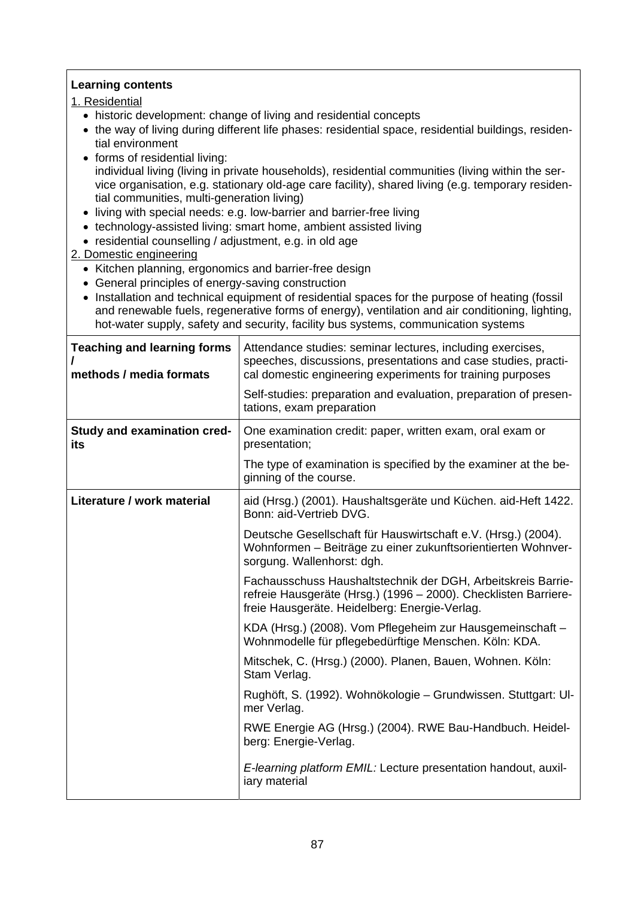**Learning contents**

1. Residential
   - historic development: change of living and residential concepts
   - the way of living during different life phases: residential space, residential buildings, residential environment
   - forms of residential living:
     individual living (living in private households), residential communities (living within the service organisation, e.g. stationary old-age care facility), shared living (e.g. temporary residential communities, multi-generation living)
   - living with special needs: e.g. low-barrier and barrier-free living
   - technology-assisted living: smart home, ambient assisted living
   - residential counselling / adjustment, e.g. in old age
2. Domestic engineering
   - Kitchen planning, ergonomics and barrier-free design
   - General principles of energy-saving construction
   - Installation and technical equipment of residential spaces for the purpose of heating (fossil and renewable fuels, regenerative forms of energy), ventilation and air conditioning, lighting, hot-water supply, safety and security, facility bus systems, communication systems

| | |
|---|---|
| **Teaching and learning forms / methods / media formats** | Attendance studies: seminar lectures, including exercises, speeches, discussions, presentations and case studies, practical domestic engineering experiments for training purposes |
| | Self-studies: preparation and evaluation, preparation of presentations, exam preparation |
| **Study and examination credits** | One examination credit: paper, written exam, oral exam or presentation; |
| | The type of examination is specified by the examiner at the beginning of the course. |
| **Literature / work material** | aid (Hrsg.) (2001). Haushaltsgeräte und Küchen. aid-Heft 1422. Bonn: aid-Vertrieb DVG. |
| | Deutsche Gesellschaft für Hauswirtschaft e.V. (Hrsg.) (2004). Wohnformen – Beiträge zu einer zukunftsorientierten Wohnversorgung. Wallenhorst: dgh. |
| | Fachausschuss Haushaltstechnik der DGH, Arbeitskreis Barrierefreie Hausgeräte (Hrsg.) (1996 – 2000). Checklisten Barrierefreie Hausgeräte. Heidelberg: Energie-Verlag. |
| | KDA (Hrsg.) (2008). Vom Pflegeheim zur Hausgemeinschaft – Wohnmodelle für pflegebedürftige Menschen. Köln: KDA. |
| | Mitschek, C. (Hrsg.) (2000). Planen, Bauen, Wohnen. Köln: Stam Verlag. |
| | Rughöft, S. (1992). Wohnökologie – Grundwissen. Stuttgart: Ulmer Verlag. |
| | RWE Energie AG (Hrsg.) (2004). RWE Bau-Handbuch. Heidelberg: Energie-Verlag. |
| | *E-learning platform EMIL:* Lecture presentation handout, auxiliary material |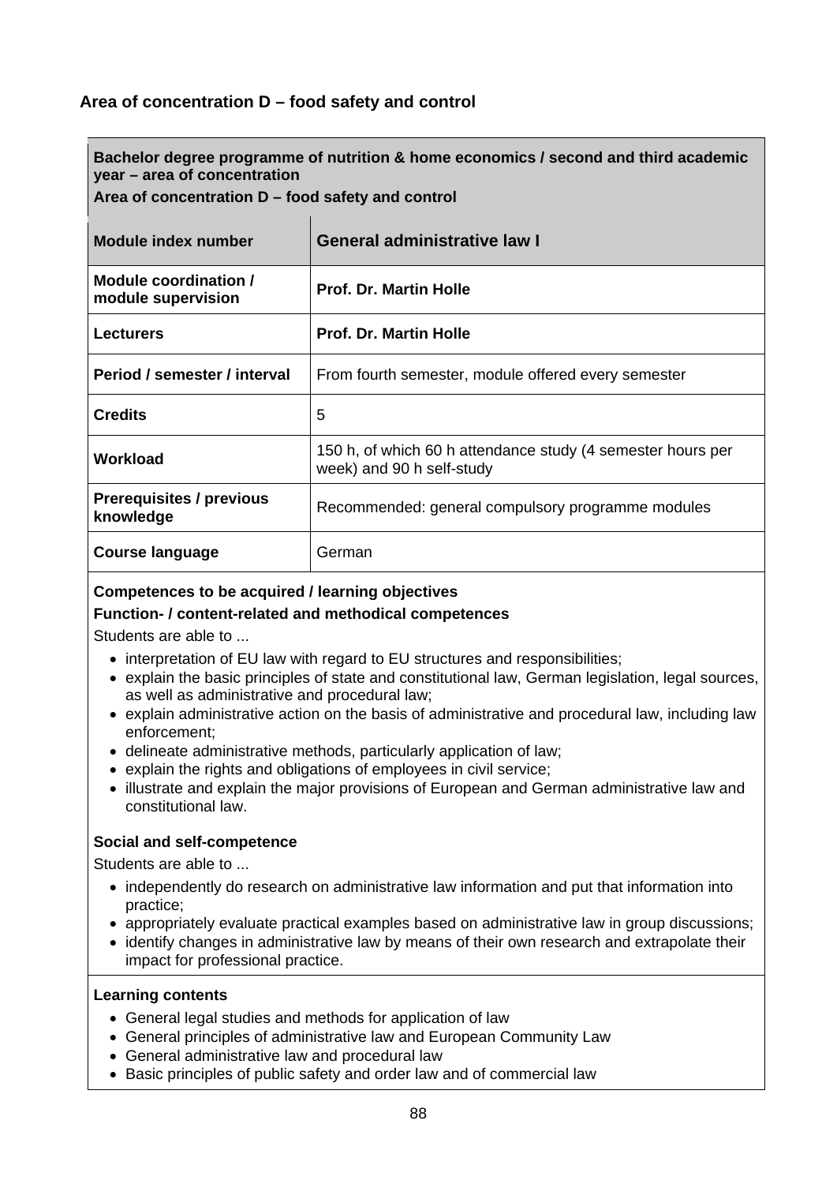## Area of concentration D – food safety and control

**Bachelor degree programme of nutrition & home economics / second and third academic year – area of concentration**
**Area of concentration D – food safety and control**

| Module index number | General administrative law I |
|---|---|
| Module coordination / module supervision | **Prof. Dr. Martin Holle** |
| Lecturers | **Prof. Dr. Martin Holle** |
| Period / semester / interval | From fourth semester, module offered every semester |
| Credits | 5 |
| Workload | 150 h, of which 60 h attendance study (4 semester hours per week) and 90 h self-study |
| Prerequisites / previous knowledge | Recommended: general compulsory programme modules |
| Course language | German |

**Competences to be acquired / learning objectives**

**Function- / content-related and methodical competences**

Students are able to ...

- interpretation of EU law with regard to EU structures and responsibilities;
- explain the basic principles of state and constitutional law, German legislation, legal sources, as well as administrative and procedural law;
- explain administrative action on the basis of administrative and procedural law, including law enforcement;
- delineate administrative methods, particularly application of law;
- explain the rights and obligations of employees in civil service;
- illustrate and explain the major provisions of European and German administrative law and constitutional law.

**Social and self-competence**

Students are able to ...

- independently do research on administrative law information and put that information into practice;
- appropriately evaluate practical examples based on administrative law in group discussions;
- identify changes in administrative law by means of their own research and extrapolate their impact for professional practice.

**Learning contents**

- General legal studies and methods for application of law
- General principles of administrative law and European Community Law
- General administrative law and procedural law
- Basic principles of public safety and order law and of commercial law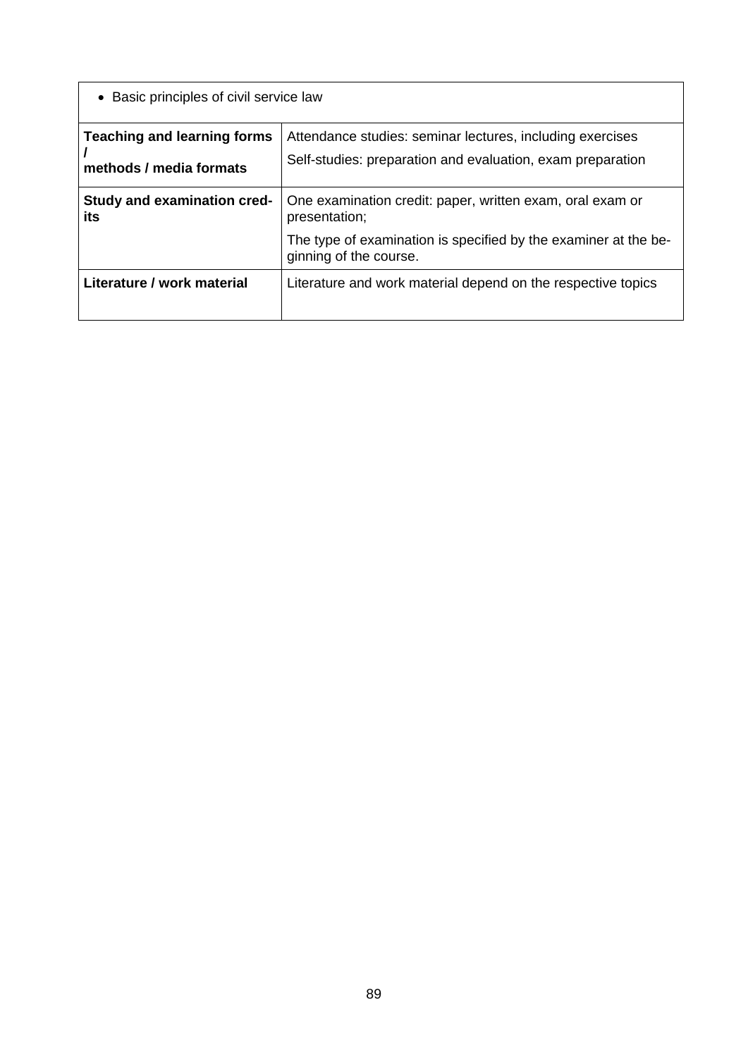| • Basic principles of civil service law | |
|---|---|
| **Teaching and learning forms / methods / media formats** | Attendance studies: seminar lectures, including exercises<br>Self-studies: preparation and evaluation, exam preparation |
| **Study and examination credits** | One examination credit: paper, written exam, oral exam or presentation;<br>The type of examination is specified by the examiner at the beginning of the course. |
| **Literature / work material** | Literature and work material depend on the respective topics |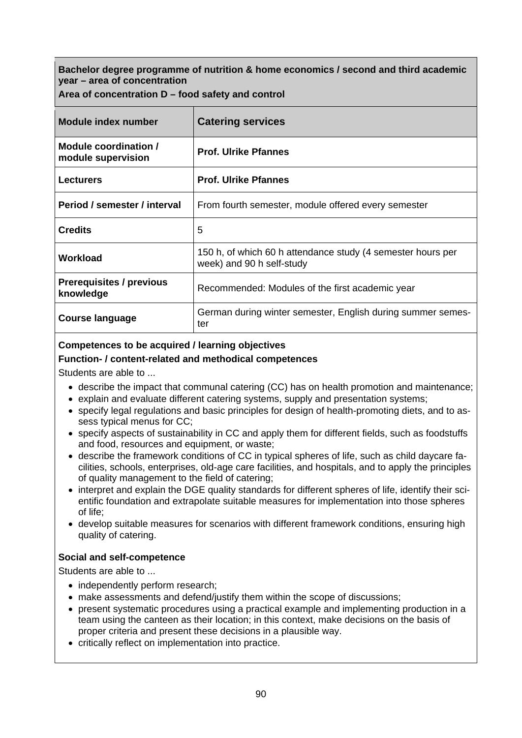**Bachelor degree programme of nutrition & home economics / second and third academic year – area of concentration**

**Area of concentration D – food safety and control**

| **Module index number** | **Catering services** |
|---|---|
| **Module coordination / module supervision** | **Prof. Ulrike Pfannes** |
| **Lecturers** | **Prof. Ulrike Pfannes** |
| **Period / semester / interval** | From fourth semester, module offered every semester |
| **Credits** | 5 |
| **Workload** | 150 h, of which 60 h attendance study (4 semester hours per week) and 90 h self-study |
| **Prerequisites / previous knowledge** | Recommended: Modules of the first academic year |
| **Course language** | German during winter semester, English during summer semester |

**Competences to be acquired / learning objectives**

**Function- / content-related and methodical competences**

Students are able to ...

- describe the impact that communal catering (CC) has on health promotion and maintenance;
- explain and evaluate different catering systems, supply and presentation systems;
- specify legal regulations and basic principles for design of health-promoting diets, and to assess typical menus for CC;
- specify aspects of sustainability in CC and apply them for different fields, such as foodstuffs and food, resources and equipment, or waste;
- describe the framework conditions of CC in typical spheres of life, such as child daycare facilities, schools, enterprises, old-age care facilities, and hospitals, and to apply the principles of quality management to the field of catering;
- interpret and explain the DGE quality standards for different spheres of life, identify their scientific foundation and extrapolate suitable measures for implementation into those spheres of life;
- develop suitable measures for scenarios with different framework conditions, ensuring high quality of catering.

**Social and self-competence**

Students are able to ...

- independently perform research;
- make assessments and defend/justify them within the scope of discussions;
- present systematic procedures using a practical example and implementing production in a team using the canteen as their location; in this context, make decisions on the basis of proper criteria and present these decisions in a plausible way.
- critically reflect on implementation into practice.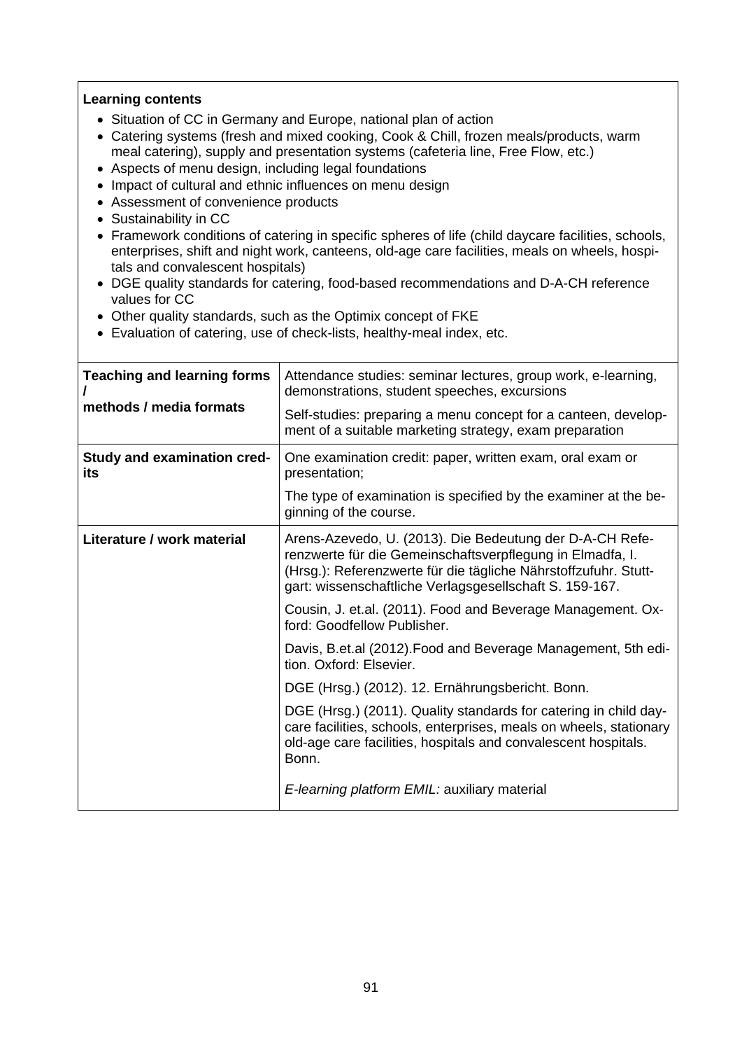**Learning contents**

- Situation of CC in Germany and Europe, national plan of action
- Catering systems (fresh and mixed cooking, Cook & Chill, frozen meals/products, warm meal catering), supply and presentation systems (cafeteria line, Free Flow, etc.)
- Aspects of menu design, including legal foundations
- Impact of cultural and ethnic influences on menu design
- Assessment of convenience products
- Sustainability in CC
- Framework conditions of catering in specific spheres of life (child daycare facilities, schools, enterprises, shift and night work, canteens, old-age care facilities, meals on wheels, hospitals and convalescent hospitals)
- DGE quality standards for catering, food-based recommendations and D-A-CH reference values for CC
- Other quality standards, such as the Optimix concept of FKE
- Evaluation of catering, use of check-lists, healthy-meal index, etc.

| | |
|---|---|
| **Teaching and learning forms / methods / media formats** | Attendance studies: seminar lectures, group work, e-learning, demonstrations, student speeches, excursions<br><br>Self-studies: preparing a menu concept for a canteen, development of a suitable marketing strategy, exam preparation |
| **Study and examination credits** | One examination credit: paper, written exam, oral exam or presentation;<br><br>The type of examination is specified by the examiner at the beginning of the course. |
| **Literature / work material** | Arens-Azevedo, U. (2013). Die Bedeutung der D-A-CH Referenzwerte für die Gemeinschaftsverpflegung in Elmadfa, I. (Hrsg.): Referenzwerte für die tägliche Nährstoffzufuhr. Stuttgart: wissenschaftliche Verlagsgesellschaft S. 159-167.<br><br>Cousin, J. et.al. (2011). Food and Beverage Management. Oxford: Goodfellow Publisher.<br><br>Davis, B.et.al (2012).Food and Beverage Management, 5th edition. Oxford: Elsevier.<br><br>DGE (Hrsg.) (2012). 12. Ernährungsbericht. Bonn.<br><br>DGE (Hrsg.) (2011). Quality standards for catering in child daycare facilities, schools, enterprises, meals on wheels, stationary old-age care facilities, hospitals and convalescent hospitals. Bonn.<br><br>*E-learning platform EMIL:* auxiliary material |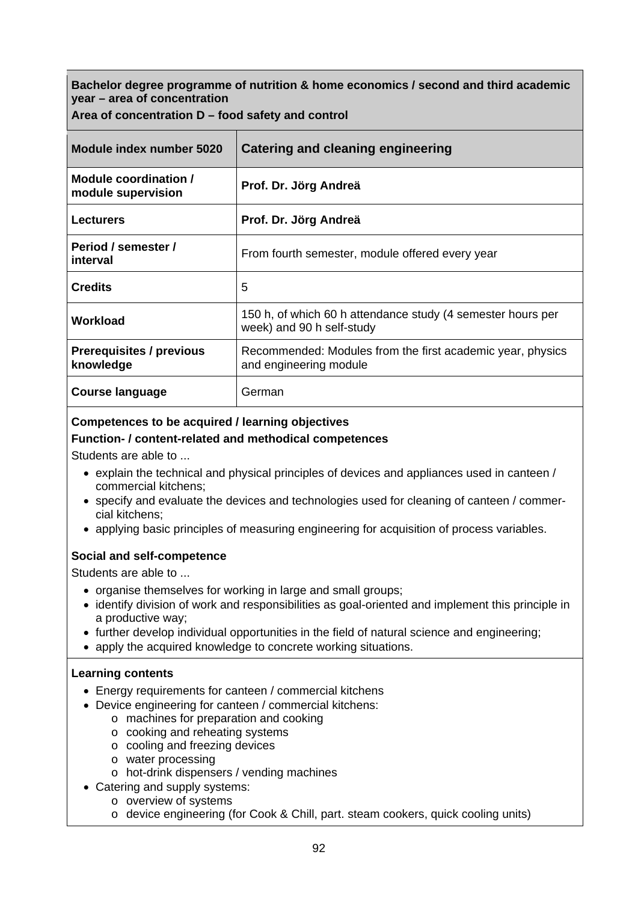**Bachelor degree programme of nutrition & home economics / second and third academic year – area of concentration**

**Area of concentration D – food safety and control**

| Module index number 5020 | Catering and cleaning engineering |
|---|---|
| **Module coordination / module supervision** | **Prof. Dr. Jörg Andreä** |
| **Lecturers** | **Prof. Dr. Jörg Andreä** |
| **Period / semester / interval** | From fourth semester, module offered every year |
| **Credits** | 5 |
| **Workload** | 150 h, of which 60 h attendance study (4 semester hours per week) and 90 h self-study |
| **Prerequisites / previous knowledge** | Recommended: Modules from the first academic year, physics and engineering module |
| **Course language** | German |

**Competences to be acquired / learning objectives**

**Function- / content-related and methodical competences**

Students are able to ...

- explain the technical and physical principles of devices and appliances used in canteen / commercial kitchens;
- specify and evaluate the devices and technologies used for cleaning of canteen / commercial kitchens;
- applying basic principles of measuring engineering for acquisition of process variables.

**Social and self-competence**

Students are able to ...

- organise themselves for working in large and small groups;
- identify division of work and responsibilities as goal-oriented and implement this principle in a productive way;
- further develop individual opportunities in the field of natural science and engineering;
- apply the acquired knowledge to concrete working situations.

**Learning contents**

- Energy requirements for canteen / commercial kitchens
- Device engineering for canteen / commercial kitchens:
  - machines for preparation and cooking
  - cooking and reheating systems
  - cooling and freezing devices
  - water processing
  - hot-drink dispensers / vending machines
- Catering and supply systems:
  - overview of systems
  - device engineering (for Cook & Chill, part. steam cookers, quick cooling units)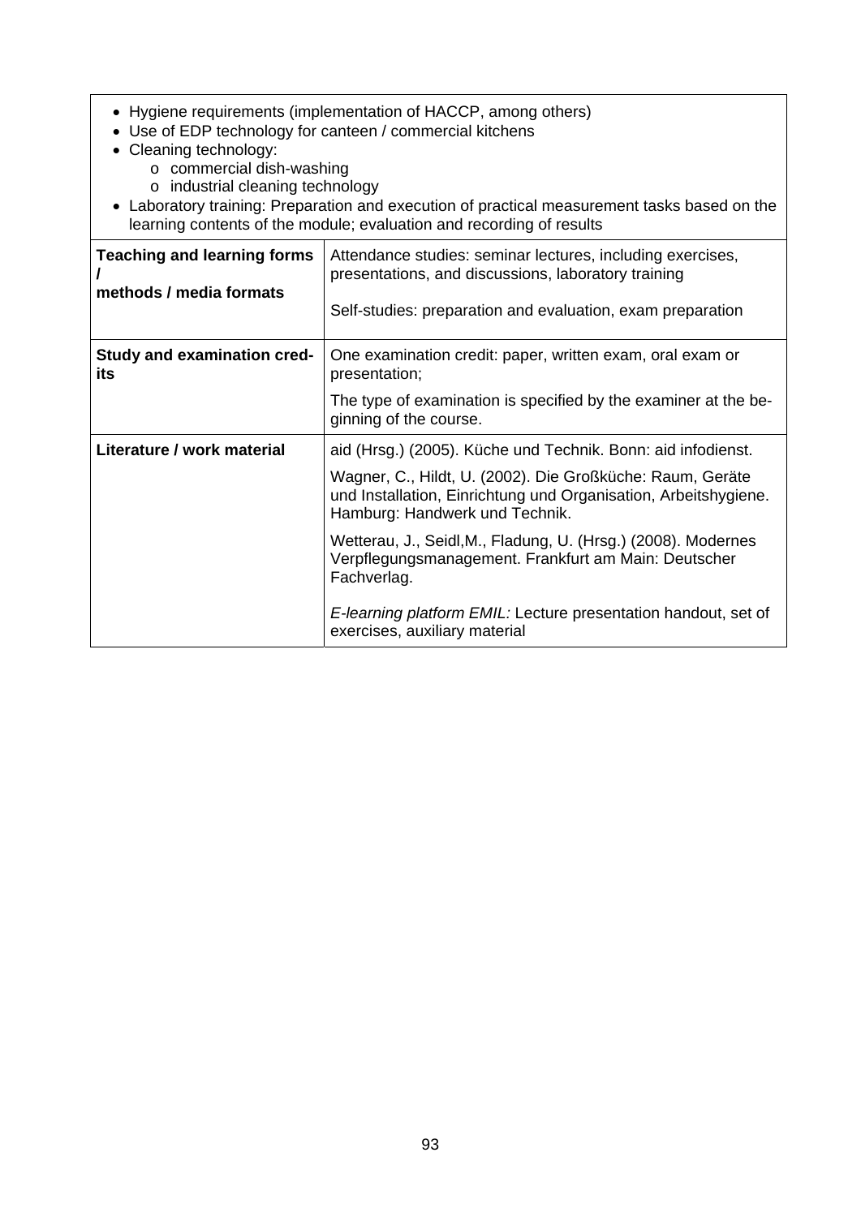| | |
|---|---|
| • Hygiene requirements (implementation of HACCP, among others)<br>• Use of EDP technology for canteen / commercial kitchens<br>• Cleaning technology:<br>  o commercial dish-washing<br>  o industrial cleaning technology<br>• Laboratory training: Preparation and execution of practical measurement tasks based on the learning contents of the module; evaluation and recording of results | |
| **Teaching and learning forms / methods / media formats** | Attendance studies: seminar lectures, including exercises, presentations, and discussions, laboratory training<br><br>Self-studies: preparation and evaluation, exam preparation |
| **Study and examination credits** | One examination credit: paper, written exam, oral exam or presentation;<br><br>The type of examination is specified by the examiner at the beginning of the course. |
| **Literature / work material** | aid (Hrsg.) (2005). Küche und Technik. Bonn: aid infodienst.<br><br>Wagner, C., Hildt, U. (2002). Die Großküche: Raum, Geräte und Installation, Einrichtung und Organisation, Arbeitshygiene. Hamburg: Handwerk und Technik.<br><br>Wetterau, J., Seidl,M., Fladung, U. (Hrsg.) (2008). Modernes Verpflegungsmanagement. Frankfurt am Main: Deutscher Fachverlag.<br><br>*E-learning platform EMIL:* Lecture presentation handout, set of exercises, auxiliary material |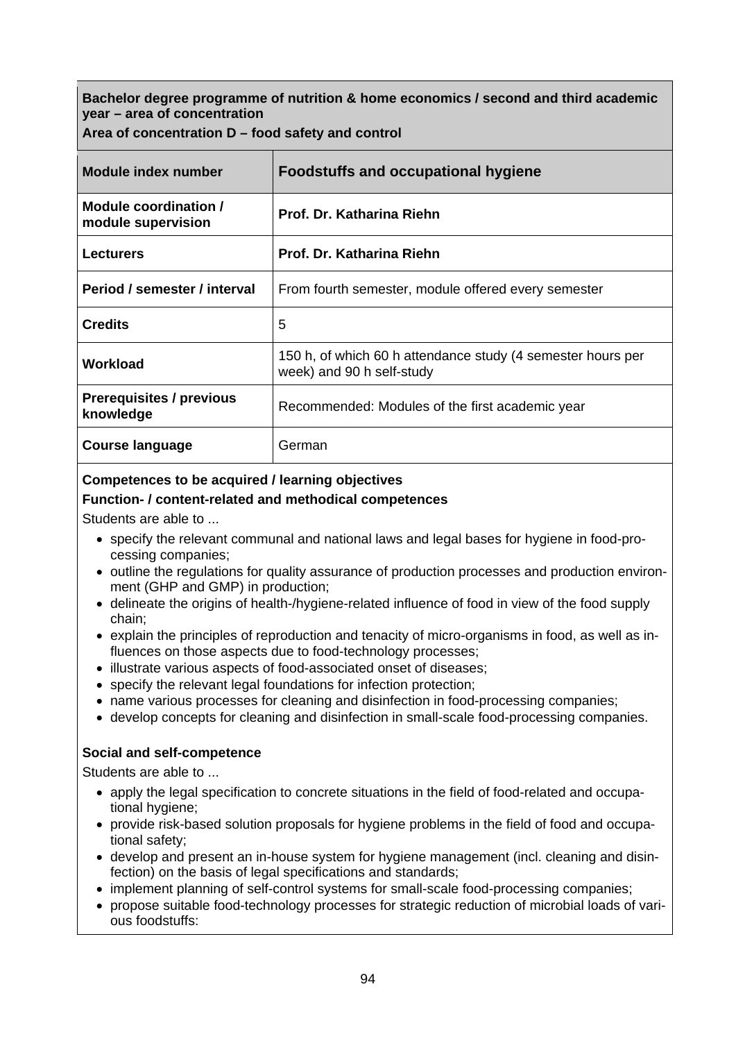**Bachelor degree programme of nutrition & home economics / second and third academic year – area of concentration**

**Area of concentration D – food safety and control**

| Module index number | Foodstuffs and occupational hygiene |
|---|---|
| **Module coordination / module supervision** | **Prof. Dr. Katharina Riehn** |
| **Lecturers** | **Prof. Dr. Katharina Riehn** |
| **Period / semester / interval** | From fourth semester, module offered every semester |
| **Credits** | 5 |
| **Workload** | 150 h, of which 60 h attendance study (4 semester hours per week) and 90 h self-study |
| **Prerequisites / previous knowledge** | Recommended: Modules of the first academic year |
| **Course language** | German |

**Competences to be acquired / learning objectives**

**Function- / content-related and methodical competences**

Students are able to ...

- specify the relevant communal and national laws and legal bases for hygiene in food-processing companies;
- outline the regulations for quality assurance of production processes and production environment (GHP and GMP) in production;
- delineate the origins of health-/hygiene-related influence of food in view of the food supply chain;
- explain the principles of reproduction and tenacity of micro-organisms in food, as well as influences on those aspects due to food-technology processes;
- illustrate various aspects of food-associated onset of diseases;
- specify the relevant legal foundations for infection protection;
- name various processes for cleaning and disinfection in food-processing companies;
- develop concepts for cleaning and disinfection in small-scale food-processing companies.

**Social and self-competence**

Students are able to ...

- apply the legal specification to concrete situations in the field of food-related and occupational hygiene;
- provide risk-based solution proposals for hygiene problems in the field of food and occupational safety;
- develop and present an in-house system for hygiene management (incl. cleaning and disinfection) on the basis of legal specifications and standards;
- implement planning of self-control systems for small-scale food-processing companies;
- propose suitable food-technology processes for strategic reduction of microbial loads of various foodstuffs: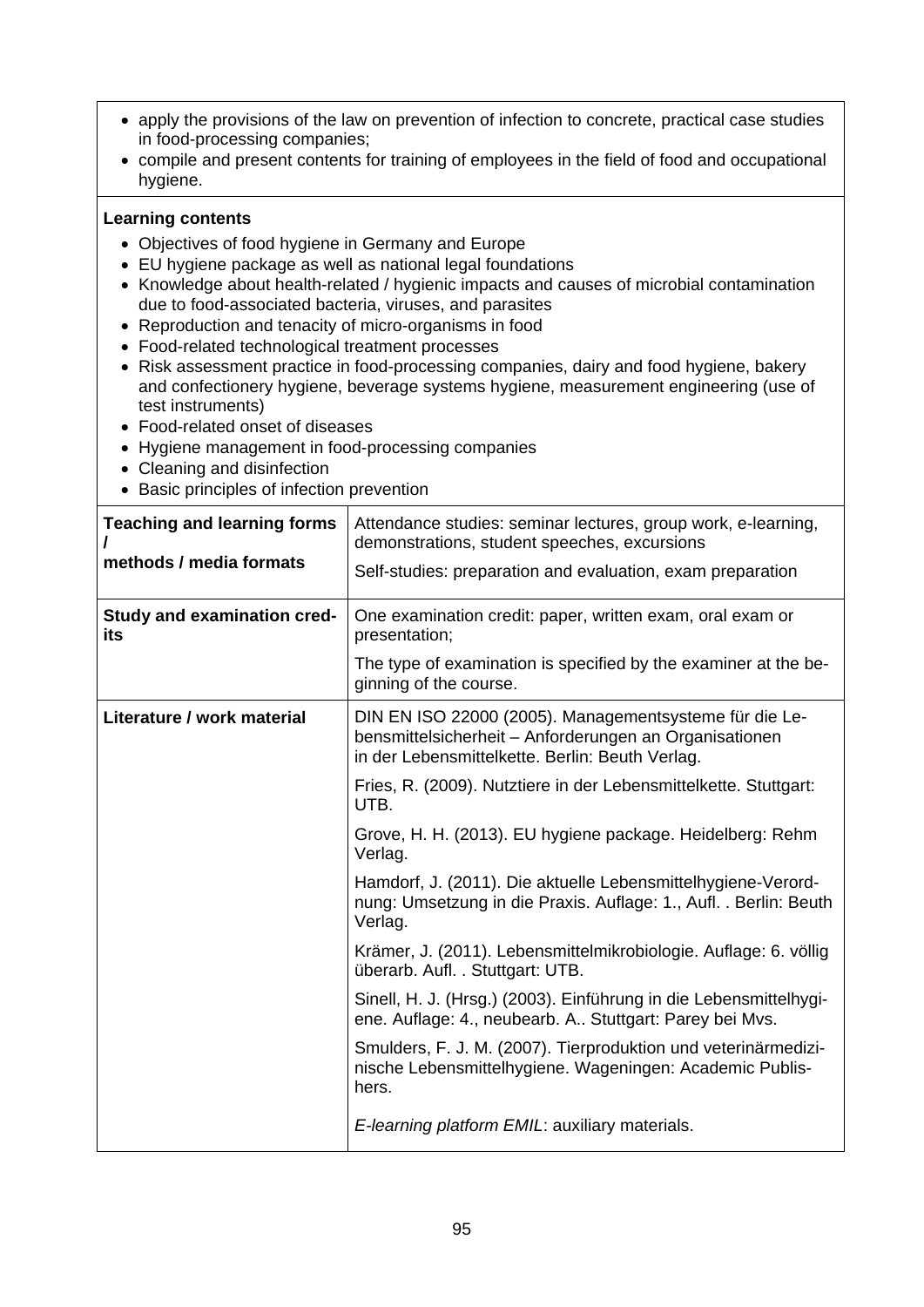- apply the provisions of the law on prevention of infection to concrete, practical case studies in food-processing companies;
- compile and present contents for training of employees in the field of food and occupational hygiene.

**Learning contents**

- Objectives of food hygiene in Germany and Europe
- EU hygiene package as well as national legal foundations
- Knowledge about health-related / hygienic impacts and causes of microbial contamination due to food-associated bacteria, viruses, and parasites
- Reproduction and tenacity of micro-organisms in food
- Food-related technological treatment processes
- Risk assessment practice in food-processing companies, dairy and food hygiene, bakery and confectionery hygiene, beverage systems hygiene, measurement engineering (use of test instruments)
- Food-related onset of diseases
- Hygiene management in food-processing companies
- Cleaning and disinfection
- Basic principles of infection prevention

| | |
|---|---|
| **Teaching and learning forms / methods / media formats** | Attendance studies: seminar lectures, group work, e-learning, demonstrations, student speeches, excursions<br><br>Self-studies: preparation and evaluation, exam preparation |
| **Study and examination credits** | One examination credit: paper, written exam, oral exam or presentation;<br><br>The type of examination is specified by the examiner at the beginning of the course. |
| **Literature / work material** | DIN EN ISO 22000 (2005). Managementsysteme für die Lebensmittelsicherheit – Anforderungen an Organisationen in der Lebensmittelkette. Berlin: Beuth Verlag.<br><br>Fries, R. (2009). Nutztiere in der Lebensmittelkette. Stuttgart: UTB.<br><br>Grove, H. H. (2013). EU hygiene package. Heidelberg: Rehm Verlag.<br><br>Hamdorf, J. (2011). Die aktuelle Lebensmittelhygiene-Verordnung: Umsetzung in die Praxis. Auflage: 1., Aufl. . Berlin: Beuth Verlag.<br><br>Krämer, J. (2011). Lebensmittelmikrobiologie. Auflage: 6. völlig überarb. Aufl. . Stuttgart: UTB.<br><br>Sinell, H. J. (Hrsg.) (2003). Einführung in die Lebensmittelhygiene. Auflage: 4., neubearb. A.. Stuttgart: Parey bei Mvs.<br><br>Smulders, F. J. M. (2007). Tierproduktion und veterinärmedizinische Lebensmittelhygiene. Wageningen: Academic Publishers.<br><br>*E-learning platform EMIL*: auxiliary materials. |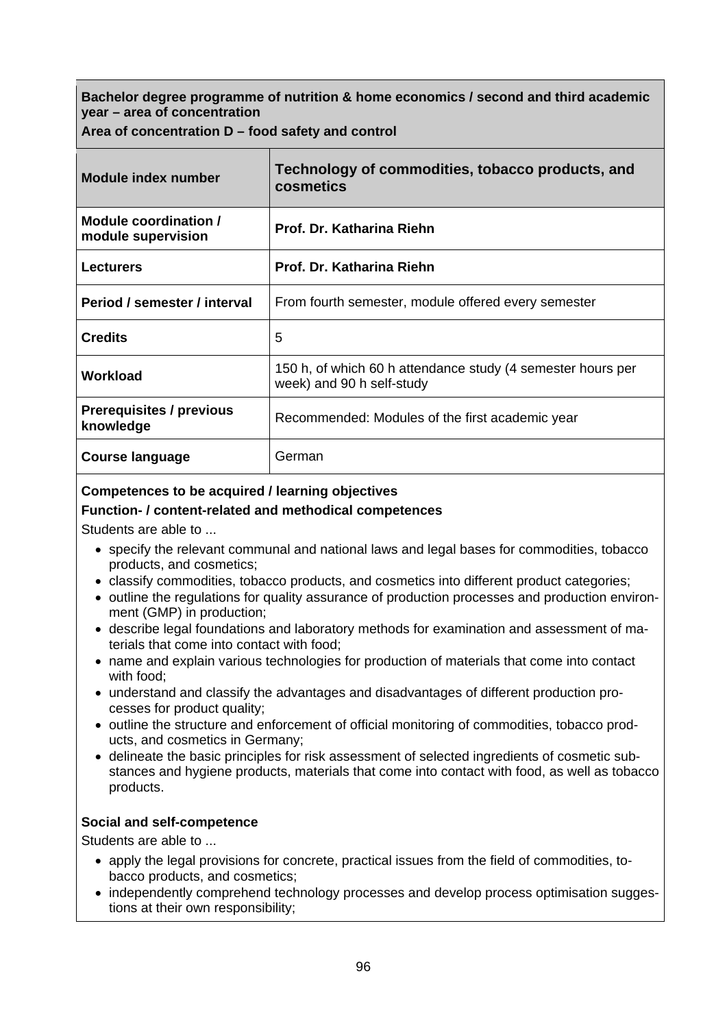**Bachelor degree programme of nutrition & home economics / second and third academic year – area of concentration**

**Area of concentration D – food safety and control**

| Module index number | Technology of commodities, tobacco products, and cosmetics |
|---|---|
| **Module coordination / module supervision** | **Prof. Dr. Katharina Riehn** |
| **Lecturers** | **Prof. Dr. Katharina Riehn** |
| **Period / semester / interval** | From fourth semester, module offered every semester |
| **Credits** | 5 |
| **Workload** | 150 h, of which 60 h attendance study (4 semester hours per week) and 90 h self-study |
| **Prerequisites / previous knowledge** | Recommended: Modules of the first academic year |
| **Course language** | German |

**Competences to be acquired / learning objectives**

**Function- / content-related and methodical competences**

Students are able to ...

- specify the relevant communal and national laws and legal bases for commodities, tobacco products, and cosmetics;
- classify commodities, tobacco products, and cosmetics into different product categories;
- outline the regulations for quality assurance of production processes and production environment (GMP) in production;
- describe legal foundations and laboratory methods for examination and assessment of materials that come into contact with food;
- name and explain various technologies for production of materials that come into contact with food;
- understand and classify the advantages and disadvantages of different production processes for product quality;
- outline the structure and enforcement of official monitoring of commodities, tobacco products, and cosmetics in Germany;
- delineate the basic principles for risk assessment of selected ingredients of cosmetic substances and hygiene products, materials that come into contact with food, as well as tobacco products.

**Social and self-competence**

Students are able to ...

- apply the legal provisions for concrete, practical issues from the field of commodities, tobacco products, and cosmetics;
- independently comprehend technology processes and develop process optimisation suggestions at their own responsibility;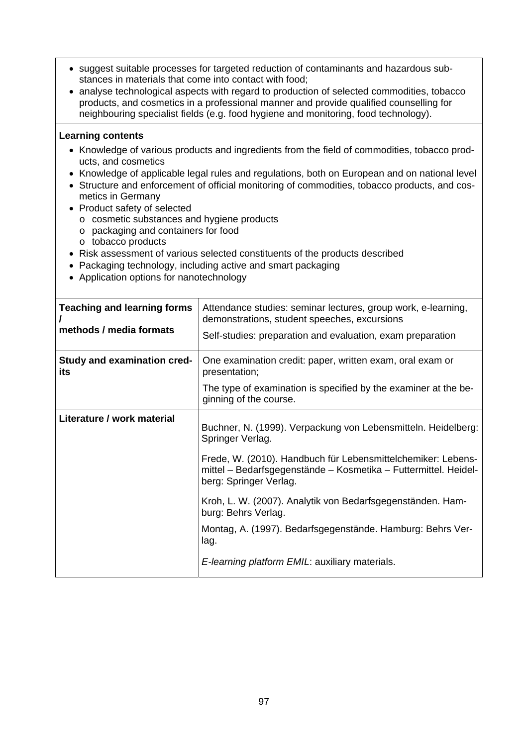- suggest suitable processes for targeted reduction of contaminants and hazardous substances in materials that come into contact with food;
- analyse technological aspects with regard to production of selected commodities, tobacco products, and cosmetics in a professional manner and provide qualified counselling for neighbouring specialist fields (e.g. food hygiene and monitoring, food technology).

**Learning contents**

- Knowledge of various products and ingredients from the field of commodities, tobacco products, and cosmetics
- Knowledge of applicable legal rules and regulations, both on European and on national level
- Structure and enforcement of official monitoring of commodities, tobacco products, and cosmetics in Germany
- Product safety of selected
  - cosmetic substances and hygiene products
  - packaging and containers for food
  - tobacco products
- Risk assessment of various selected constituents of the products described
- Packaging technology, including active and smart packaging
- Application options for nanotechnology

| | |
|---|---|
| **Teaching and learning forms / methods / media formats** | Attendance studies: seminar lectures, group work, e-learning, demonstrations, student speeches, excursions<br><br>Self-studies: preparation and evaluation, exam preparation |
| **Study and examination credits** | One examination credit: paper, written exam, oral exam or presentation;<br><br>The type of examination is specified by the examiner at the beginning of the course. |
| **Literature / work material** | Buchner, N. (1999). Verpackung von Lebensmitteln. Heidelberg: Springer Verlag.<br><br>Frede, W. (2010). Handbuch für Lebensmittelchemiker: Lebensmittel – Bedarfsgegenstände – Kosmetika – Futtermittel. Heidelberg: Springer Verlag.<br><br>Kroh, L. W. (2007). Analytik von Bedarfsgegenständen. Hamburg: Behrs Verlag.<br><br>Montag, A. (1997). Bedarfsgegenstände. Hamburg: Behrs Verlag.<br><br>*E-learning platform EMIL*: auxiliary materials. |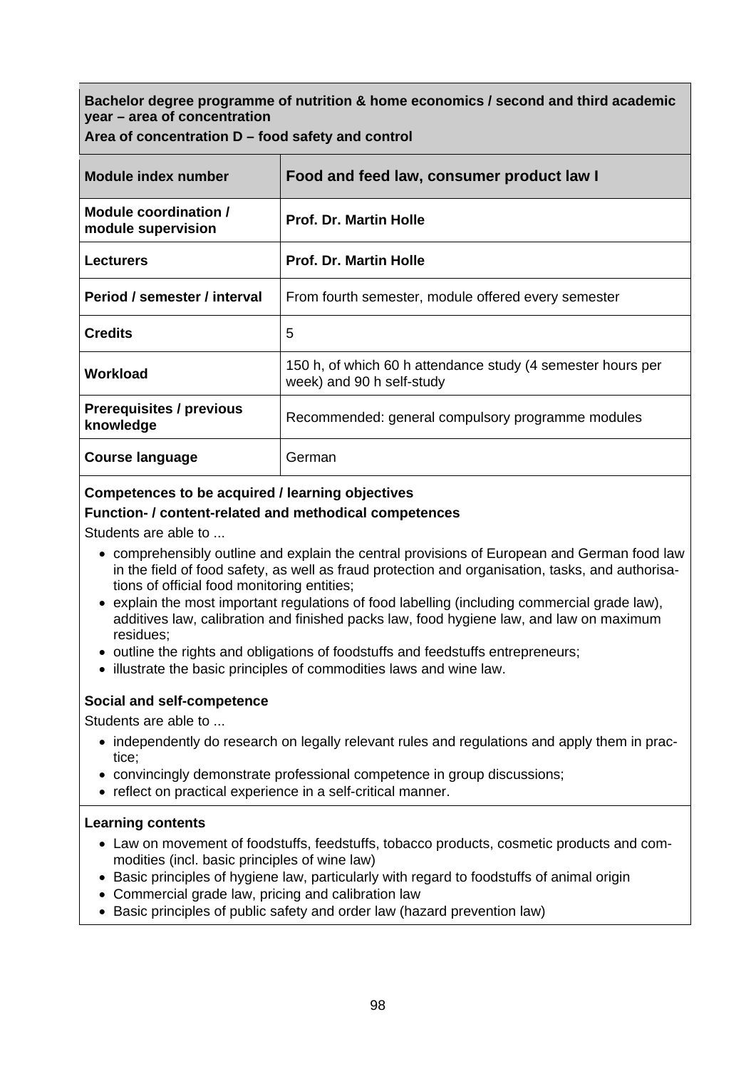**Bachelor degree programme of nutrition & home economics / second and third academic year – area of concentration**

**Area of concentration D – food safety and control**

| **Module index number** | **Food and feed law, consumer product law I** |
|---|---|
| **Module coordination / module supervision** | **Prof. Dr. Martin Holle** |
| **Lecturers** | **Prof. Dr. Martin Holle** |
| **Period / semester / interval** | From fourth semester, module offered every semester |
| **Credits** | 5 |
| **Workload** | 150 h, of which 60 h attendance study (4 semester hours per week) and 90 h self-study |
| **Prerequisites / previous knowledge** | Recommended: general compulsory programme modules |
| **Course language** | German |

**Competences to be acquired / learning objectives**

**Function- / content-related and methodical competences**

Students are able to ...

- comprehensibly outline and explain the central provisions of European and German food law in the field of food safety, as well as fraud protection and organisation, tasks, and authorisations of official food monitoring entities;
- explain the most important regulations of food labelling (including commercial grade law), additives law, calibration and finished packs law, food hygiene law, and law on maximum residues;
- outline the rights and obligations of foodstuffs and feedstuffs entrepreneurs;
- illustrate the basic principles of commodities laws and wine law.

**Social and self-competence**

Students are able to ...

- independently do research on legally relevant rules and regulations and apply them in practice;
- convincingly demonstrate professional competence in group discussions;
- reflect on practical experience in a self-critical manner.

**Learning contents**

- Law on movement of foodstuffs, feedstuffs, tobacco products, cosmetic products and commodities (incl. basic principles of wine law)
- Basic principles of hygiene law, particularly with regard to foodstuffs of animal origin
- Commercial grade law, pricing and calibration law
- Basic principles of public safety and order law (hazard prevention law)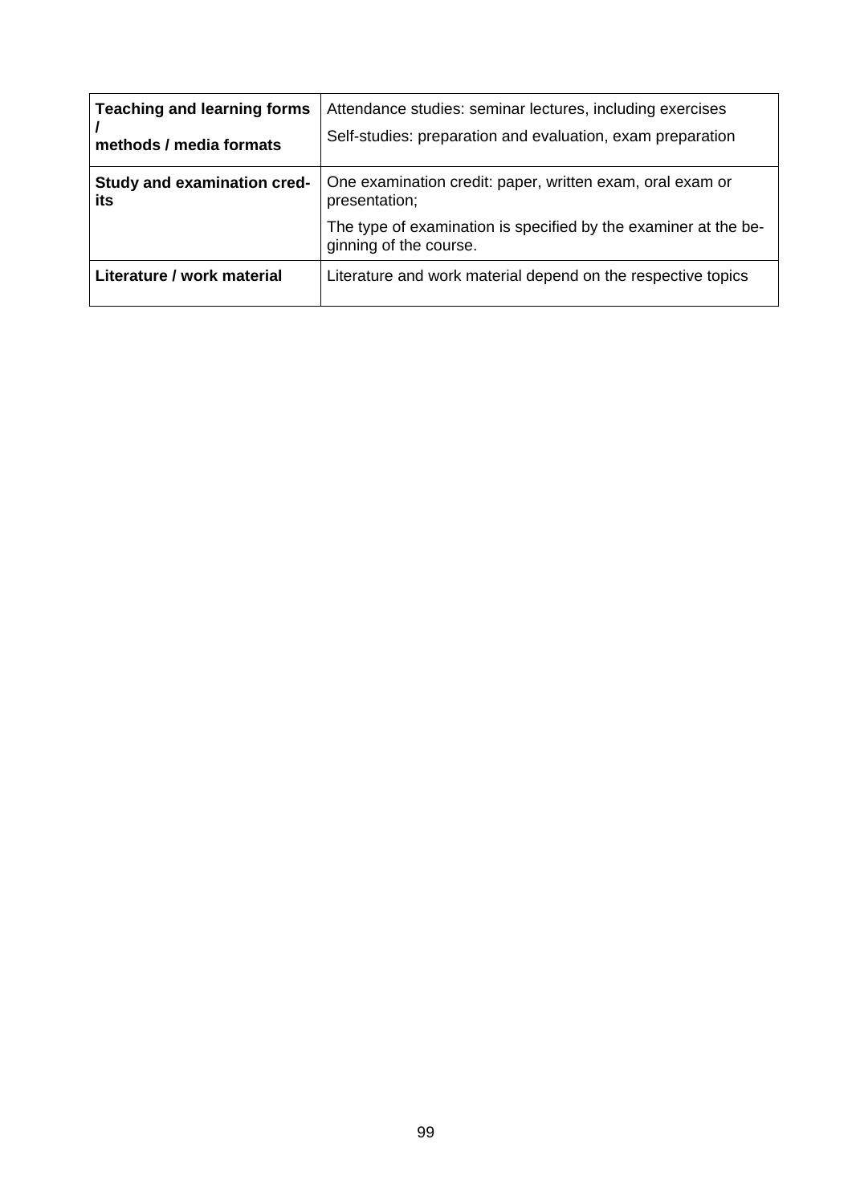| | |
|---|---|
| **Teaching and learning forms / methods / media formats** | Attendance studies: seminar lectures, including exercises<br>Self-studies: preparation and evaluation, exam preparation |
| **Study and examination credits** | One examination credit: paper, written exam, oral exam or presentation;<br>The type of examination is specified by the examiner at the beginning of the course. |
| **Literature / work material** | Literature and work material depend on the respective topics |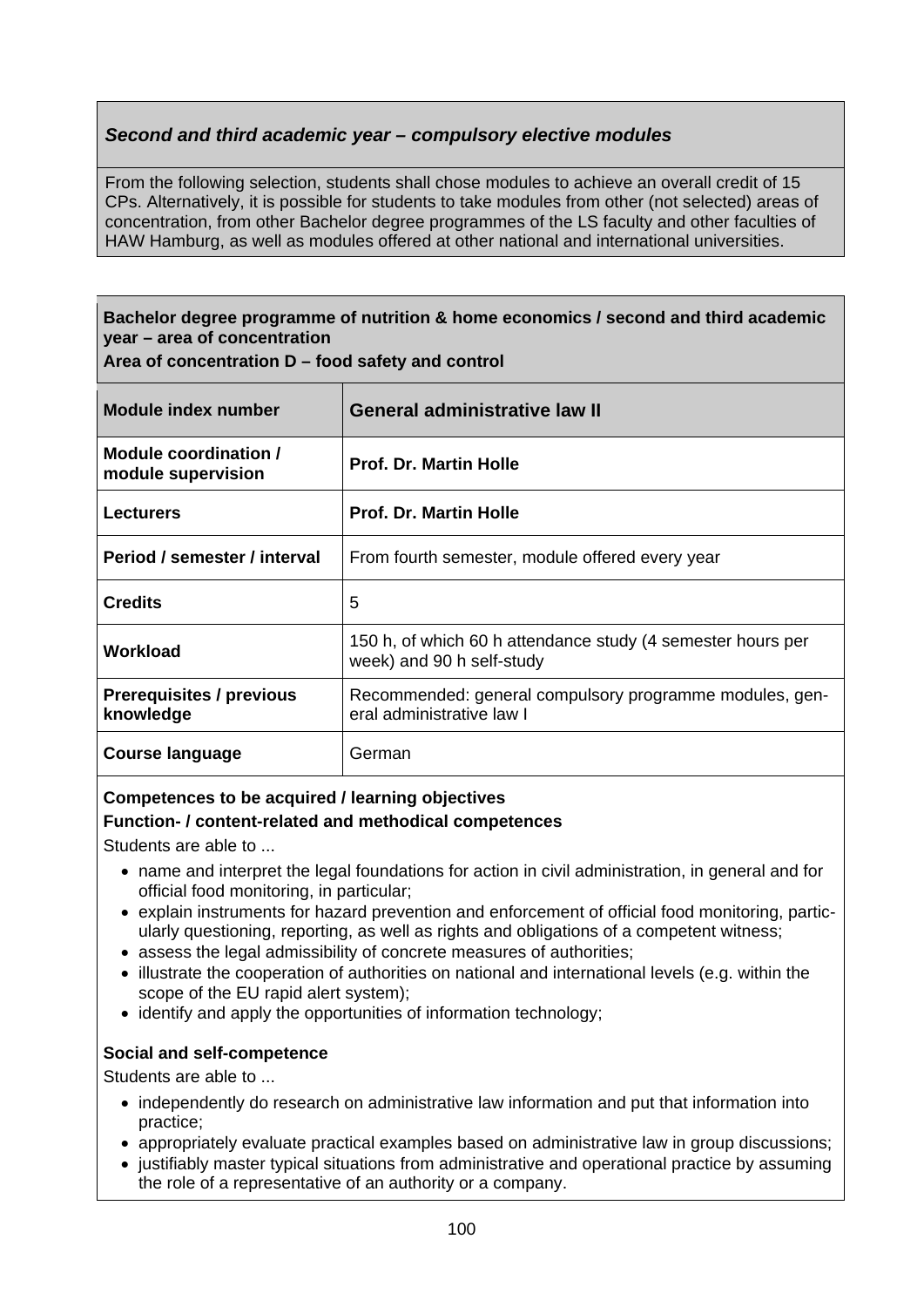### *Second and third academic year – compulsory elective modules*

From the following selection, students shall chose modules to achieve an overall credit of 15 CPs. Alternatively, it is possible for students to take modules from other (not selected) areas of concentration, from other Bachelor degree programmes of the LS faculty and other faculties of HAW Hamburg, as well as modules offered at other national and international universities.

**Bachelor degree programme of nutrition & home economics / second and third academic year – area of concentration**
**Area of concentration D – food safety and control**

| **Module index number** | **General administrative law II** |
|---|---|
| **Module coordination / module supervision** | **Prof. Dr. Martin Holle** |
| **Lecturers** | **Prof. Dr. Martin Holle** |
| **Period / semester / interval** | From fourth semester, module offered every year |
| **Credits** | 5 |
| **Workload** | 150 h, of which 60 h attendance study (4 semester hours per week) and 90 h self-study |
| **Prerequisites / previous knowledge** | Recommended: general compulsory programme modules, general administrative law I |
| **Course language** | German |

**Competences to be acquired / learning objectives**
**Function- / content-related and methodical competences**

Students are able to ...

- name and interpret the legal foundations for action in civil administration, in general and for official food monitoring, in particular;
- explain instruments for hazard prevention and enforcement of official food monitoring, particularly questioning, reporting, as well as rights and obligations of a competent witness;
- assess the legal admissibility of concrete measures of authorities;
- illustrate the cooperation of authorities on national and international levels (e.g. within the scope of the EU rapid alert system);
- identify and apply the opportunities of information technology;

**Social and self-competence**

Students are able to ...

- independently do research on administrative law information and put that information into practice;
- appropriately evaluate practical examples based on administrative law in group discussions;
- justifiably master typical situations from administrative and operational practice by assuming the role of a representative of an authority or a company.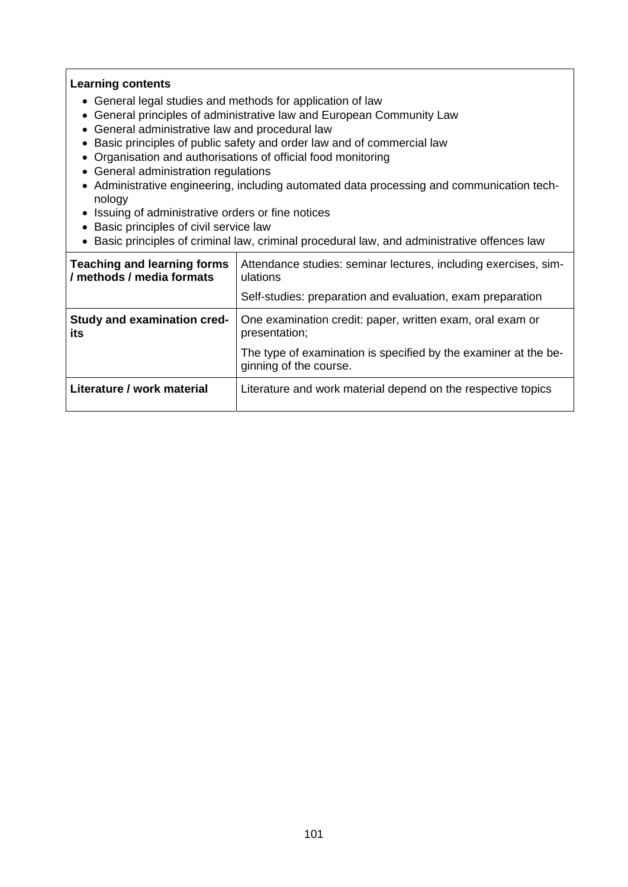**Learning contents**

- General legal studies and methods for application of law
- General principles of administrative law and European Community Law
- General administrative law and procedural law
- Basic principles of public safety and order law and of commercial law
- Organisation and authorisations of official food monitoring
- General administration regulations
- Administrative engineering, including automated data processing and communication technology
- Issuing of administrative orders or fine notices
- Basic principles of civil service law
- Basic principles of criminal law, criminal procedural law, and administrative offences law

| | |
|---|---|
| **Teaching and learning forms / methods / media formats** | Attendance studies: seminar lectures, including exercises, simulations<br><br>Self-studies: preparation and evaluation, exam preparation |
| **Study and examination credits** | One examination credit: paper, written exam, oral exam or presentation;<br><br>The type of examination is specified by the examiner at the beginning of the course. |
| **Literature / work material** | Literature and work material depend on the respective topics |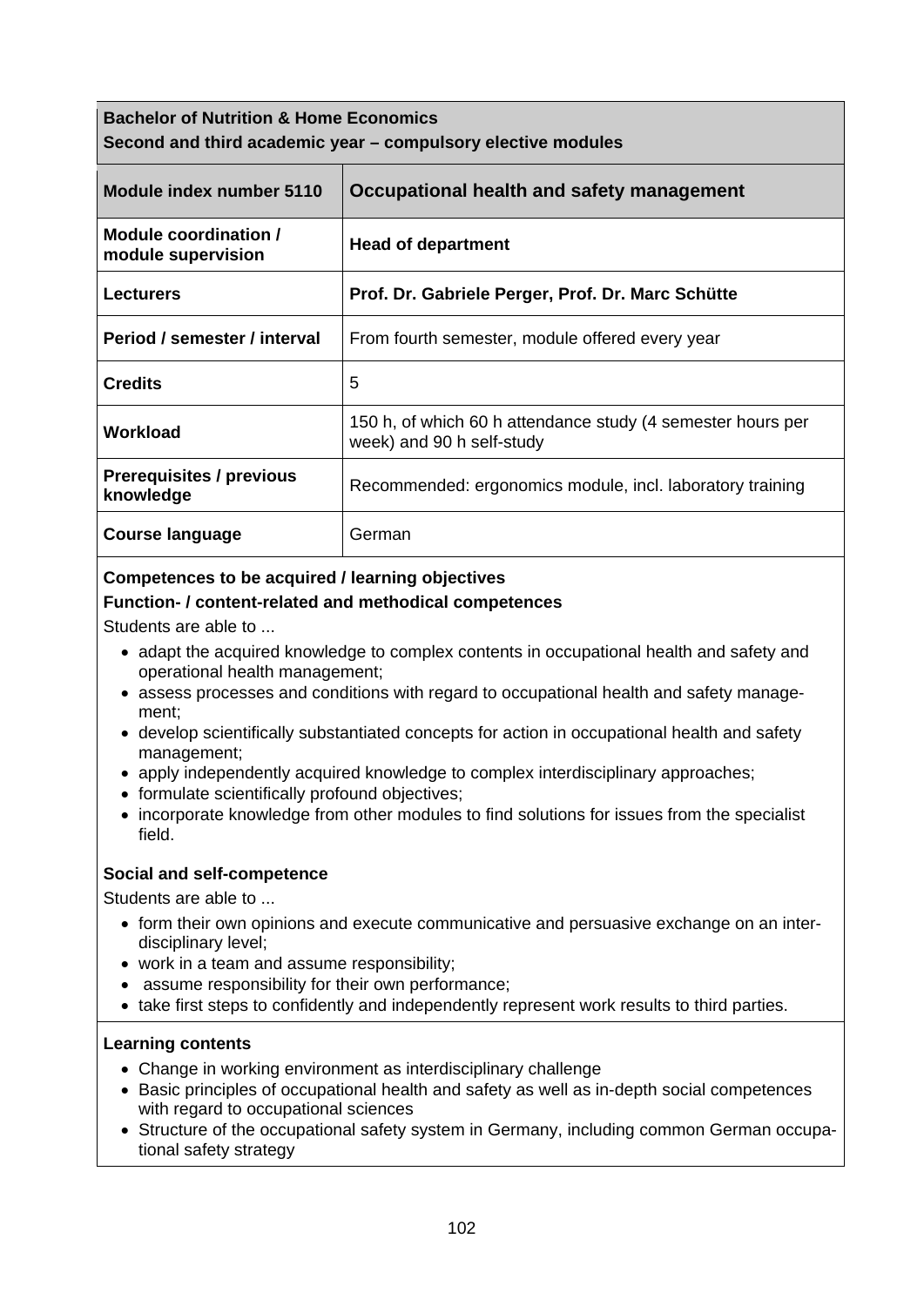**Bachelor of Nutrition & Home Economics**
**Second and third academic year – compulsory elective modules**

| Module index number 5110 | Occupational health and safety management |
|---|---|
| **Module coordination / module supervision** | **Head of department** |
| **Lecturers** | **Prof. Dr. Gabriele Perger, Prof. Dr. Marc Schütte** |
| **Period / semester / interval** | From fourth semester, module offered every year |
| **Credits** | 5 |
| **Workload** | 150 h, of which 60 h attendance study (4 semester hours per week) and 90 h self-study |
| **Prerequisites / previous knowledge** | Recommended: ergonomics module, incl. laboratory training |
| **Course language** | German |

**Competences to be acquired / learning objectives**

**Function- / content-related and methodical competences**

Students are able to ...

- adapt the acquired knowledge to complex contents in occupational health and safety and operational health management;
- assess processes and conditions with regard to occupational health and safety management;
- develop scientifically substantiated concepts for action in occupational health and safety management;
- apply independently acquired knowledge to complex interdisciplinary approaches;
- formulate scientifically profound objectives;
- incorporate knowledge from other modules to find solutions for issues from the specialist field.

**Social and self-competence**

Students are able to ...

- form their own opinions and execute communicative and persuasive exchange on an interdisciplinary level;
- work in a team and assume responsibility;
- assume responsibility for their own performance;
- take first steps to confidently and independently represent work results to third parties.

**Learning contents**

- Change in working environment as interdisciplinary challenge
- Basic principles of occupational health and safety as well as in-depth social competences with regard to occupational sciences
- Structure of the occupational safety system in Germany, including common German occupational safety strategy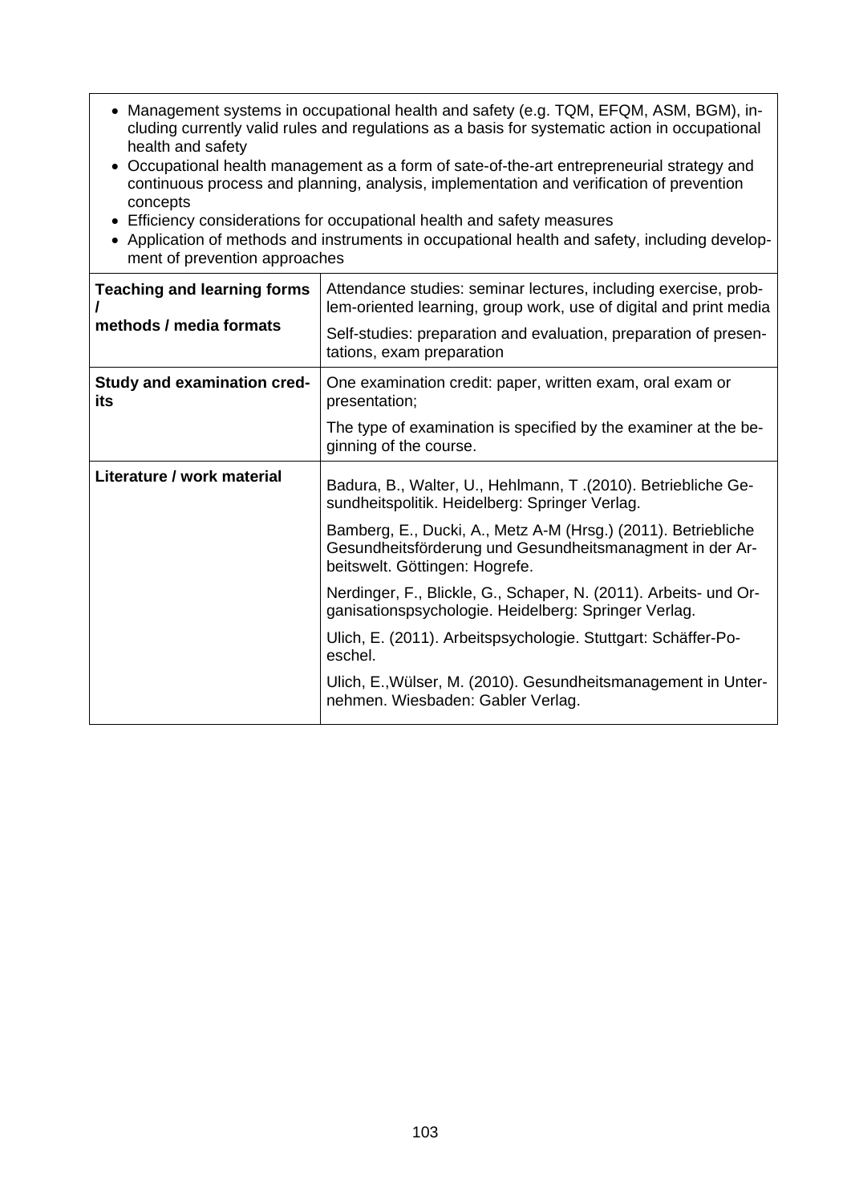- Management systems in occupational health and safety (e.g. TQM, EFQM, ASM, BGM), including currently valid rules and regulations as a basis for systematic action in occupational health and safety
- Occupational health management as a form of sate-of-the-art entrepreneurial strategy and continuous process and planning, analysis, implementation and verification of prevention concepts
- Efficiency considerations for occupational health and safety measures
- Application of methods and instruments in occupational health and safety, including development of prevention approaches

| | |
|---|---|
| **Teaching and learning forms / methods / media formats** | Attendance studies: seminar lectures, including exercise, problem-oriented learning, group work, use of digital and print media<br><br>Self-studies: preparation and evaluation, preparation of presentations, exam preparation |
| **Study and examination credits** | One examination credit: paper, written exam, oral exam or presentation;<br><br>The type of examination is specified by the examiner at the beginning of the course. |
| **Literature / work material** | Badura, B., Walter, U., Hehlmann, T .(2010). Betriebliche Gesundheitspolitik. Heidelberg: Springer Verlag.<br><br>Bamberg, E., Ducki, A., Metz A-M (Hrsg.) (2011). Betriebliche Gesundheitsförderung und Gesundheitsmanagment in der Arbeitswelt. Göttingen: Hogrefe.<br><br>Nerdinger, F., Blickle, G., Schaper, N. (2011). Arbeits- und Organisationspsychologie. Heidelberg: Springer Verlag.<br><br>Ulich, E. (2011). Arbeitspsychologie. Stuttgart: Schäffer-Poeschel.<br><br>Ulich, E.,Wülser, M. (2010). Gesundheitsmanagement in Unternehmen. Wiesbaden: Gabler Verlag. |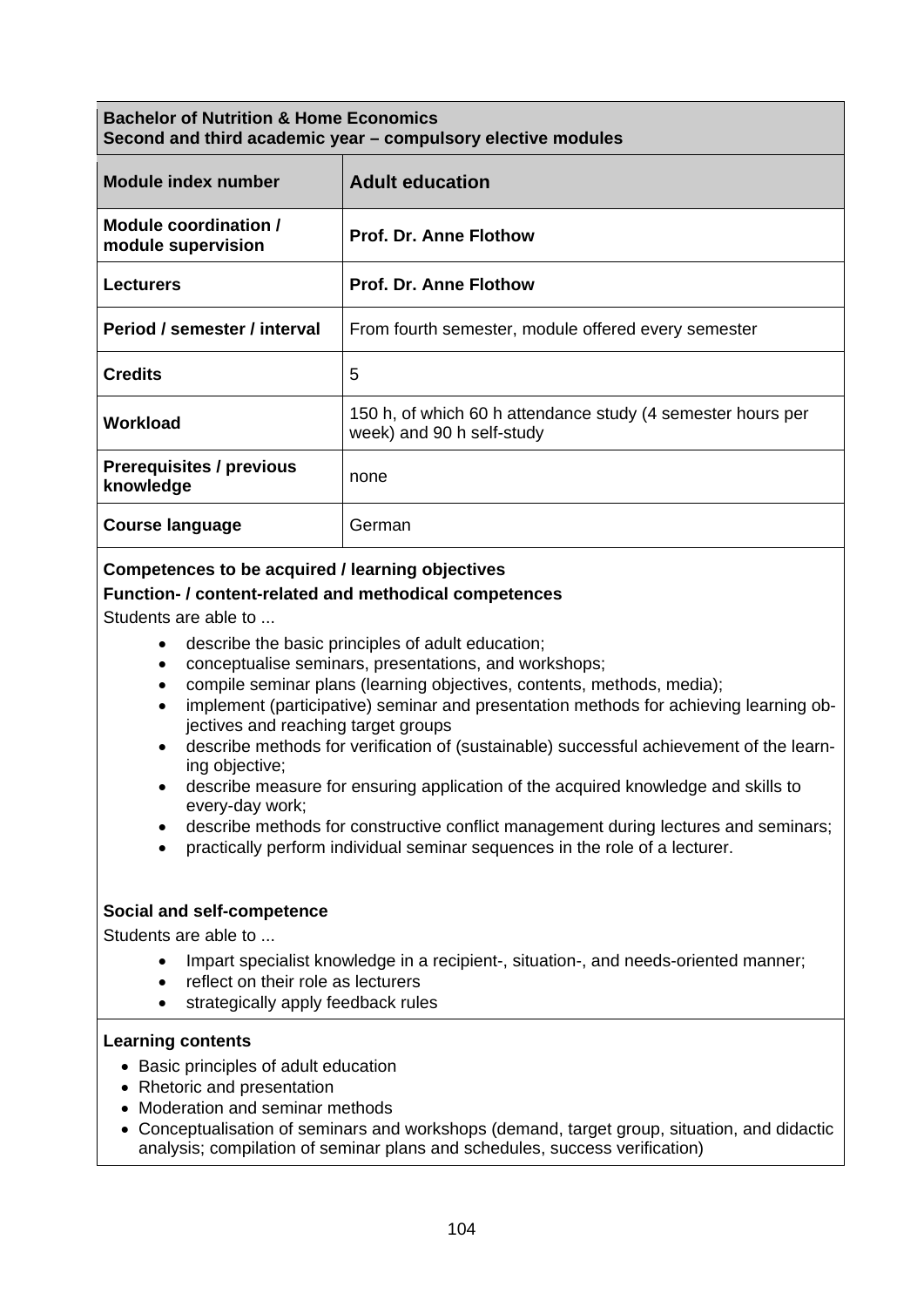**Bachelor of Nutrition & Home Economics**
**Second and third academic year – compulsory elective modules**

| Module index number | Adult education |
|---|---|
| Module coordination / module supervision | **Prof. Dr. Anne Flothow** |
| Lecturers | **Prof. Dr. Anne Flothow** |
| Period / semester / interval | From fourth semester, module offered every semester |
| Credits | 5 |
| Workload | 150 h, of which 60 h attendance study (4 semester hours per week) and 90 h self-study |
| Prerequisites / previous knowledge | none |
| Course language | German |

**Competences to be acquired / learning objectives**

**Function- / content-related and methodical competences**

Students are able to ...

- describe the basic principles of adult education;
- conceptualise seminars, presentations, and workshops;
- compile seminar plans (learning objectives, contents, methods, media);
- implement (participative) seminar and presentation methods for achieving learning objectives and reaching target groups
- describe methods for verification of (sustainable) successful achievement of the learning objective;
- describe measure for ensuring application of the acquired knowledge and skills to every-day work;
- describe methods for constructive conflict management during lectures and seminars;
- practically perform individual seminar sequences in the role of a lecturer.

**Social and self-competence**

Students are able to ...

- Impart specialist knowledge in a recipient-, situation-, and needs-oriented manner;
- reflect on their role as lecturers
- strategically apply feedback rules

**Learning contents**

- Basic principles of adult education
- Rhetoric and presentation
- Moderation and seminar methods
- Conceptualisation of seminars and workshops (demand, target group, situation, and didactic analysis; compilation of seminar plans and schedules, success verification)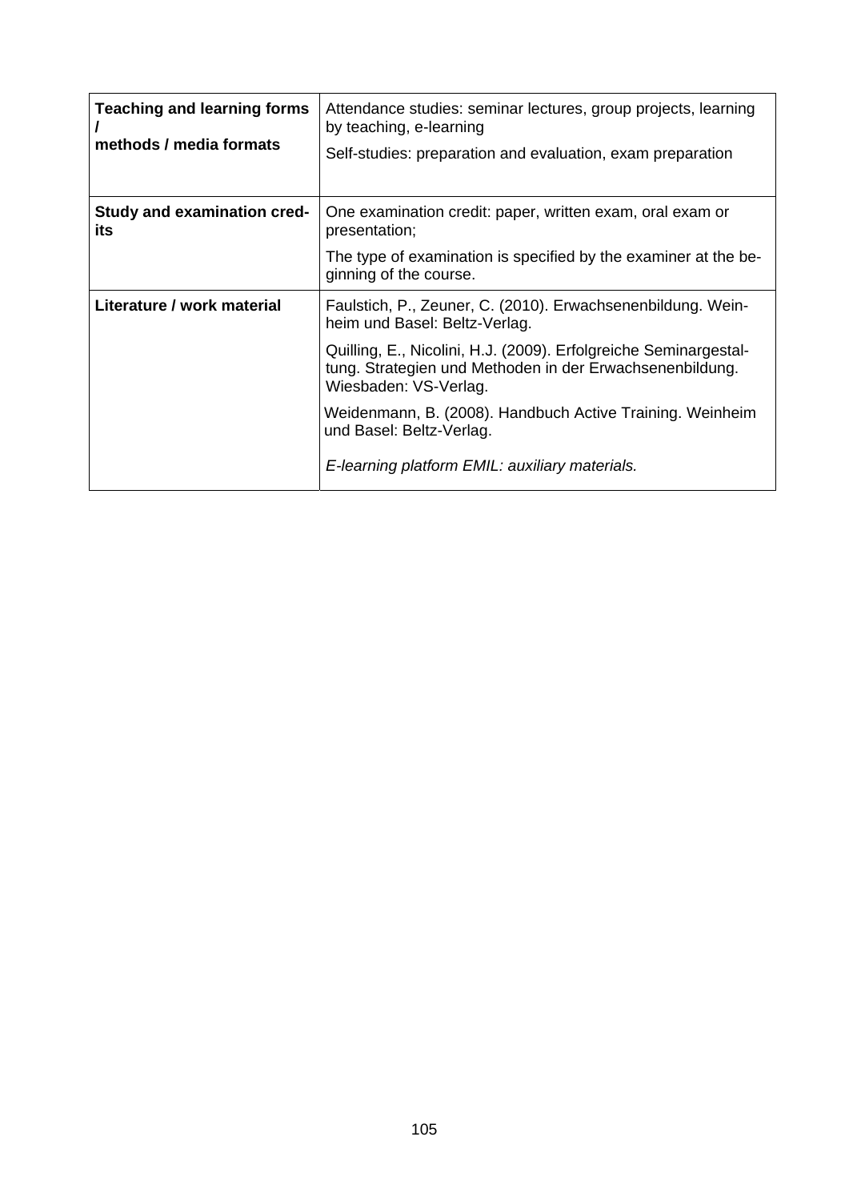| | |
|---|---|
| **Teaching and learning forms / methods / media formats** | Attendance studies: seminar lectures, group projects, learning by teaching, e-learning<br><br>Self-studies: preparation and evaluation, exam preparation |
| **Study and examination credits** | One examination credit: paper, written exam, oral exam or presentation;<br><br>The type of examination is specified by the examiner at the beginning of the course. |
| **Literature / work material** | Faulstich, P., Zeuner, C. (2010). Erwachsenenbildung. Weinheim und Basel: Beltz-Verlag.<br><br>Quilling, E., Nicolini, H.J. (2009). Erfolgreiche Seminargestaltung. Strategien und Methoden in der Erwachsenenbildung. Wiesbaden: VS-Verlag.<br><br>Weidenmann, B. (2008). Handbuch Active Training. Weinheim und Basel: Beltz-Verlag.<br><br>*E-learning platform EMIL: auxiliary materials.* |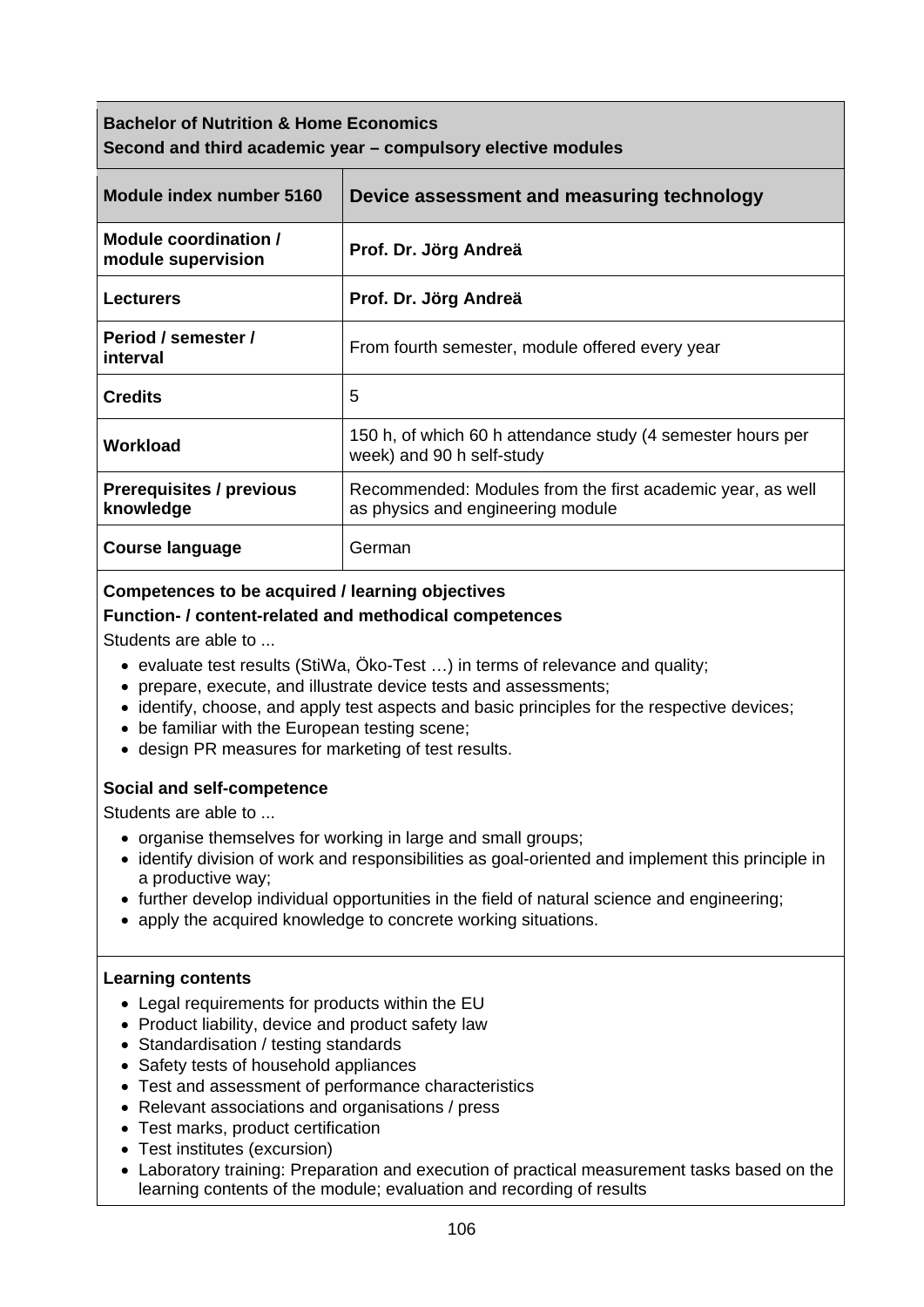**Bachelor of Nutrition & Home Economics**
**Second and third academic year – compulsory elective modules**

| Module index number 5160 | Device assessment and measuring technology |
|---|---|
| **Module coordination / module supervision** | **Prof. Dr. Jörg Andreä** |
| **Lecturers** | **Prof. Dr. Jörg Andreä** |
| **Period / semester / interval** | From fourth semester, module offered every year |
| **Credits** | 5 |
| **Workload** | 150 h, of which 60 h attendance study (4 semester hours per week) and 90 h self-study |
| **Prerequisites / previous knowledge** | Recommended: Modules from the first academic year, as well as physics and engineering module |
| **Course language** | German |

**Competences to be acquired / learning objectives**

**Function- / content-related and methodical competences**

Students are able to ...

- evaluate test results (StiWa, Öko-Test …) in terms of relevance and quality;
- prepare, execute, and illustrate device tests and assessments;
- identify, choose, and apply test aspects and basic principles for the respective devices;
- be familiar with the European testing scene;
- design PR measures for marketing of test results.

**Social and self-competence**

Students are able to ...

- organise themselves for working in large and small groups;
- identify division of work and responsibilities as goal-oriented and implement this principle in a productive way;
- further develop individual opportunities in the field of natural science and engineering;
- apply the acquired knowledge to concrete working situations.

**Learning contents**

- Legal requirements for products within the EU
- Product liability, device and product safety law
- Standardisation / testing standards
- Safety tests of household appliances
- Test and assessment of performance characteristics
- Relevant associations and organisations / press
- Test marks, product certification
- Test institutes (excursion)
- Laboratory training: Preparation and execution of practical measurement tasks based on the learning contents of the module; evaluation and recording of results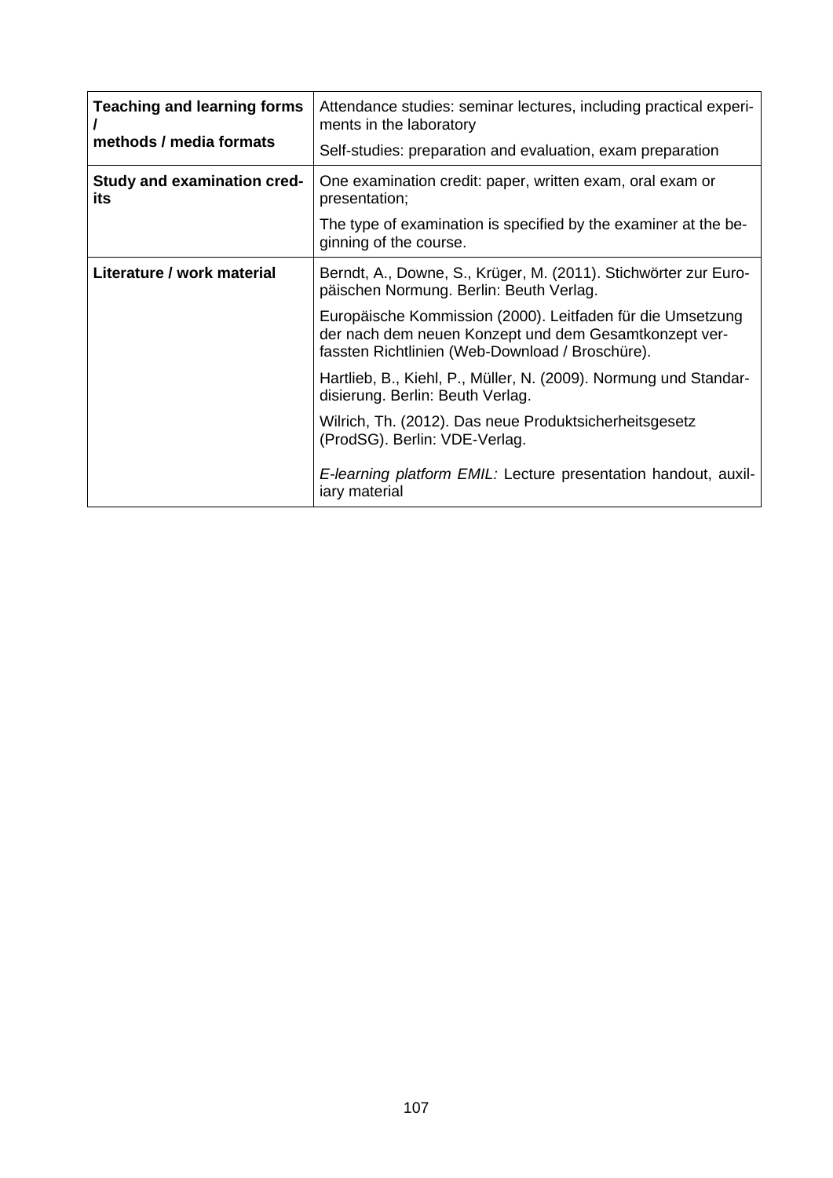| | |
|---|---|
| **Teaching and learning forms / methods / media formats** | Attendance studies: seminar lectures, including practical experiments in the laboratory<br><br>Self-studies: preparation and evaluation, exam preparation |
| **Study and examination credits** | One examination credit: paper, written exam, oral exam or presentation;<br><br>The type of examination is specified by the examiner at the beginning of the course. |
| **Literature / work material** | Berndt, A., Downe, S., Krüger, M. (2011). Stichwörter zur Europäischen Normung. Berlin: Beuth Verlag.<br><br>Europäische Kommission (2000). Leitfaden für die Umsetzung der nach dem neuen Konzept und dem Gesamtkonzept verfassten Richtlinien (Web-Download / Broschüre).<br><br>Hartlieb, B., Kiehl, P., Müller, N. (2009). Normung und Standardisierung. Berlin: Beuth Verlag.<br><br>Wilrich, Th. (2012). Das neue Produktsicherheitsgesetz (ProdSG). Berlin: VDE-Verlag.<br><br>*E-learning platform EMIL:* Lecture presentation handout, auxiliary material |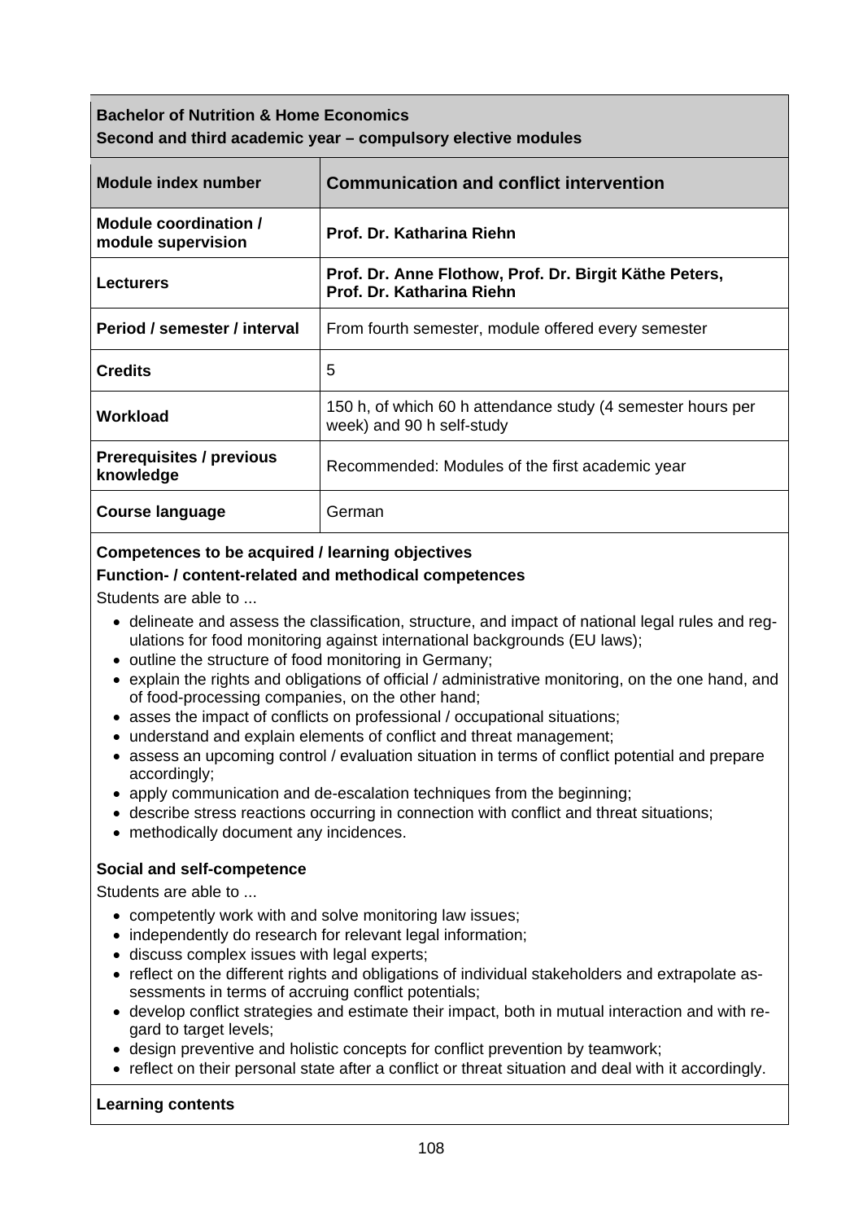**Bachelor of Nutrition & Home Economics**
**Second and third academic year – compulsory elective modules**

| Module index number | Communication and conflict intervention |
|---|---|
| **Module coordination / module supervision** | **Prof. Dr. Katharina Riehn** |
| **Lecturers** | **Prof. Dr. Anne Flothow, Prof. Dr. Birgit Käthe Peters, Prof. Dr. Katharina Riehn** |
| **Period / semester / interval** | From fourth semester, module offered every semester |
| **Credits** | 5 |
| **Workload** | 150 h, of which 60 h attendance study (4 semester hours per week) and 90 h self-study |
| **Prerequisites / previous knowledge** | Recommended: Modules of the first academic year |
| **Course language** | German |

**Competences to be acquired / learning objectives**

**Function- / content-related and methodical competences**

Students are able to ...

- delineate and assess the classification, structure, and impact of national legal rules and regulations for food monitoring against international backgrounds (EU laws);
- outline the structure of food monitoring in Germany;
- explain the rights and obligations of official / administrative monitoring, on the one hand, and of food-processing companies, on the other hand;
- asses the impact of conflicts on professional / occupational situations;
- understand and explain elements of conflict and threat management;
- assess an upcoming control / evaluation situation in terms of conflict potential and prepare accordingly;
- apply communication and de-escalation techniques from the beginning;
- describe stress reactions occurring in connection with conflict and threat situations;
- methodically document any incidences.

**Social and self-competence**

Students are able to ...

- competently work with and solve monitoring law issues;
- independently do research for relevant legal information;
- discuss complex issues with legal experts;
- reflect on the different rights and obligations of individual stakeholders and extrapolate assessments in terms of accruing conflict potentials;
- develop conflict strategies and estimate their impact, both in mutual interaction and with regard to target levels;
- design preventive and holistic concepts for conflict prevention by teamwork;
- reflect on their personal state after a conflict or threat situation and deal with it accordingly.

**Learning contents**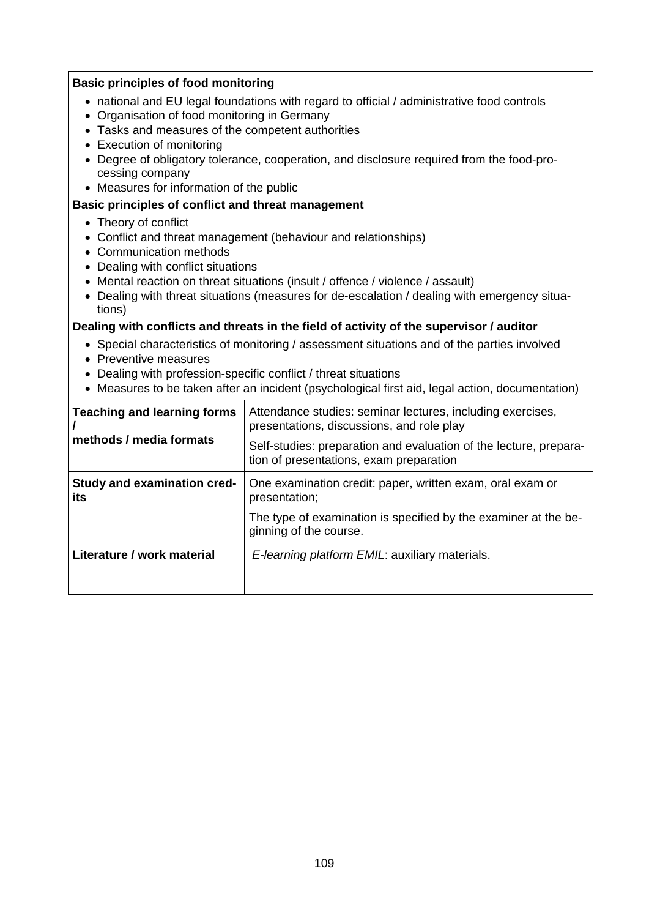**Basic principles of food monitoring**

- national and EU legal foundations with regard to official / administrative food controls
- Organisation of food monitoring in Germany
- Tasks and measures of the competent authorities
- Execution of monitoring
- Degree of obligatory tolerance, cooperation, and disclosure required from the food-processing company
- Measures for information of the public

**Basic principles of conflict and threat management**

- Theory of conflict
- Conflict and threat management (behaviour and relationships)
- Communication methods
- Dealing with conflict situations
- Mental reaction on threat situations (insult / offence / violence / assault)
- Dealing with threat situations (measures for de-escalation / dealing with emergency situations)

**Dealing with conflicts and threats in the field of activity of the supervisor / auditor**

- Special characteristics of monitoring / assessment situations and of the parties involved
- Preventive measures
- Dealing with profession-specific conflict / threat situations
- Measures to be taken after an incident (psychological first aid, legal action, documentation)

| | |
|---|---|
| **Teaching and learning forms / methods / media formats** | Attendance studies: seminar lectures, including exercises, presentations, discussions, and role play<br><br>Self-studies: preparation and evaluation of the lecture, preparation of presentations, exam preparation |
| **Study and examination credits** | One examination credit: paper, written exam, oral exam or presentation;<br><br>The type of examination is specified by the examiner at the beginning of the course. |
| **Literature / work material** | *E-learning platform EMIL*: auxiliary materials. |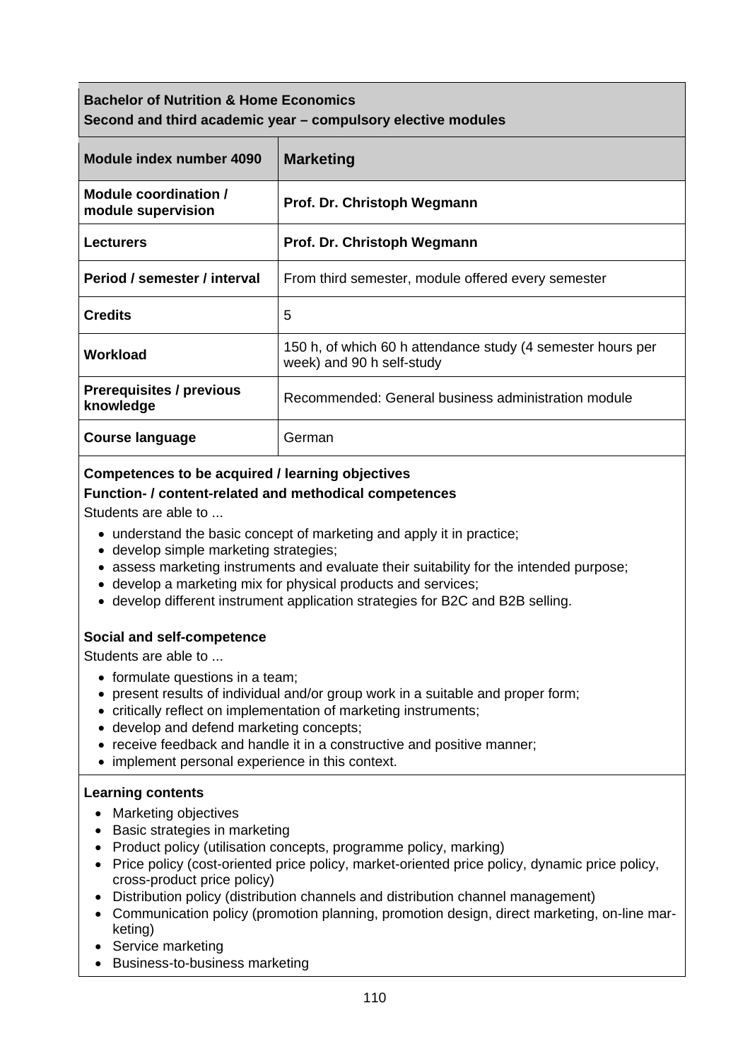**Bachelor of Nutrition & Home Economics**
**Second and third academic year – compulsory elective modules**

| Module index number 4090 | Marketing |
|---|---|
| **Module coordination / module supervision** | **Prof. Dr. Christoph Wegmann** |
| **Lecturers** | **Prof. Dr. Christoph Wegmann** |
| **Period / semester / interval** | From third semester, module offered every semester |
| **Credits** | 5 |
| **Workload** | 150 h, of which 60 h attendance study (4 semester hours per week) and 90 h self-study |
| **Prerequisites / previous knowledge** | Recommended: General business administration module |
| **Course language** | German |

**Competences to be acquired / learning objectives**

**Function- / content-related and methodical competences**

Students are able to ...

- understand the basic concept of marketing and apply it in practice;
- develop simple marketing strategies;
- assess marketing instruments and evaluate their suitability for the intended purpose;
- develop a marketing mix for physical products and services;
- develop different instrument application strategies for B2C and B2B selling.

**Social and self-competence**

Students are able to ...

- formulate questions in a team;
- present results of individual and/or group work in a suitable and proper form;
- critically reflect on implementation of marketing instruments;
- develop and defend marketing concepts;
- receive feedback and handle it in a constructive and positive manner;
- implement personal experience in this context.

**Learning contents**

- Marketing objectives
- Basic strategies in marketing
- Product policy (utilisation concepts, programme policy, marking)
- Price policy (cost-oriented price policy, market-oriented price policy, dynamic price policy, cross-product price policy)
- Distribution policy (distribution channels and distribution channel management)
- Communication policy (promotion planning, promotion design, direct marketing, on-line marketing)
- Service marketing
- Business-to-business marketing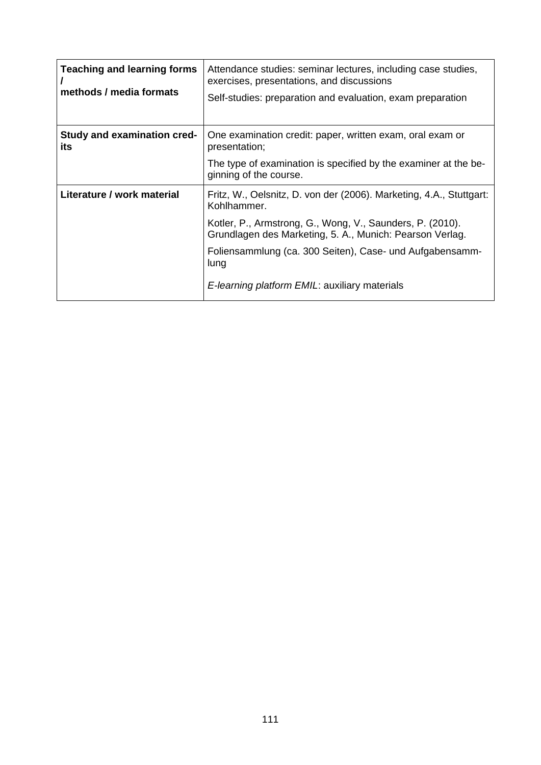| | |
|---|---|
| **Teaching and learning forms / methods / media formats** | Attendance studies: seminar lectures, including case studies, exercises, presentations, and discussions<br><br>Self-studies: preparation and evaluation, exam preparation |
| **Study and examination credits** | One examination credit: paper, written exam, oral exam or presentation;<br><br>The type of examination is specified by the examiner at the beginning of the course. |
| **Literature / work material** | Fritz, W., Oelsnitz, D. von der (2006). Marketing, 4.A., Stuttgart: Kohlhammer.<br><br>Kotler, P., Armstrong, G., Wong, V., Saunders, P. (2010). Grundlagen des Marketing, 5. A., Munich: Pearson Verlag.<br><br>Foliensammlung (ca. 300 Seiten), Case- und Aufgabensammlung<br><br>*E-learning platform EMIL*: auxiliary materials |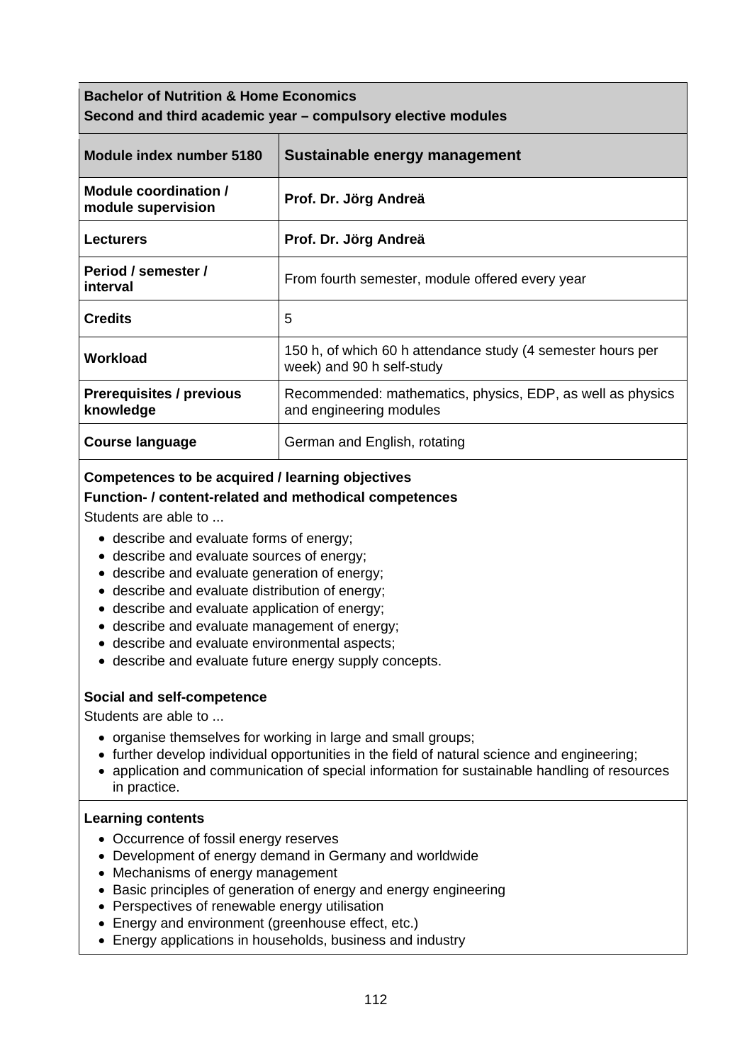**Bachelor of Nutrition & Home Economics**
**Second and third academic year – compulsory elective modules**

| Module index number 5180 | Sustainable energy management |
|---|---|
| **Module coordination / module supervision** | **Prof. Dr. Jörg Andreä** |
| **Lecturers** | **Prof. Dr. Jörg Andreä** |
| **Period / semester / interval** | From fourth semester, module offered every year |
| **Credits** | 5 |
| **Workload** | 150 h, of which 60 h attendance study (4 semester hours per week) and 90 h self-study |
| **Prerequisites / previous knowledge** | Recommended: mathematics, physics, EDP, as well as physics and engineering modules |
| **Course language** | German and English, rotating |

**Competences to be acquired / learning objectives**

**Function- / content-related and methodical competences**

Students are able to ...

- describe and evaluate forms of energy;
- describe and evaluate sources of energy;
- describe and evaluate generation of energy;
- describe and evaluate distribution of energy;
- describe and evaluate application of energy;
- describe and evaluate management of energy;
- describe and evaluate environmental aspects;
- describe and evaluate future energy supply concepts.

**Social and self-competence**

Students are able to ...

- organise themselves for working in large and small groups;
- further develop individual opportunities in the field of natural science and engineering;
- application and communication of special information for sustainable handling of resources in practice.

**Learning contents**

- Occurrence of fossil energy reserves
- Development of energy demand in Germany and worldwide
- Mechanisms of energy management
- Basic principles of generation of energy and energy engineering
- Perspectives of renewable energy utilisation
- Energy and environment (greenhouse effect, etc.)
- Energy applications in households, business and industry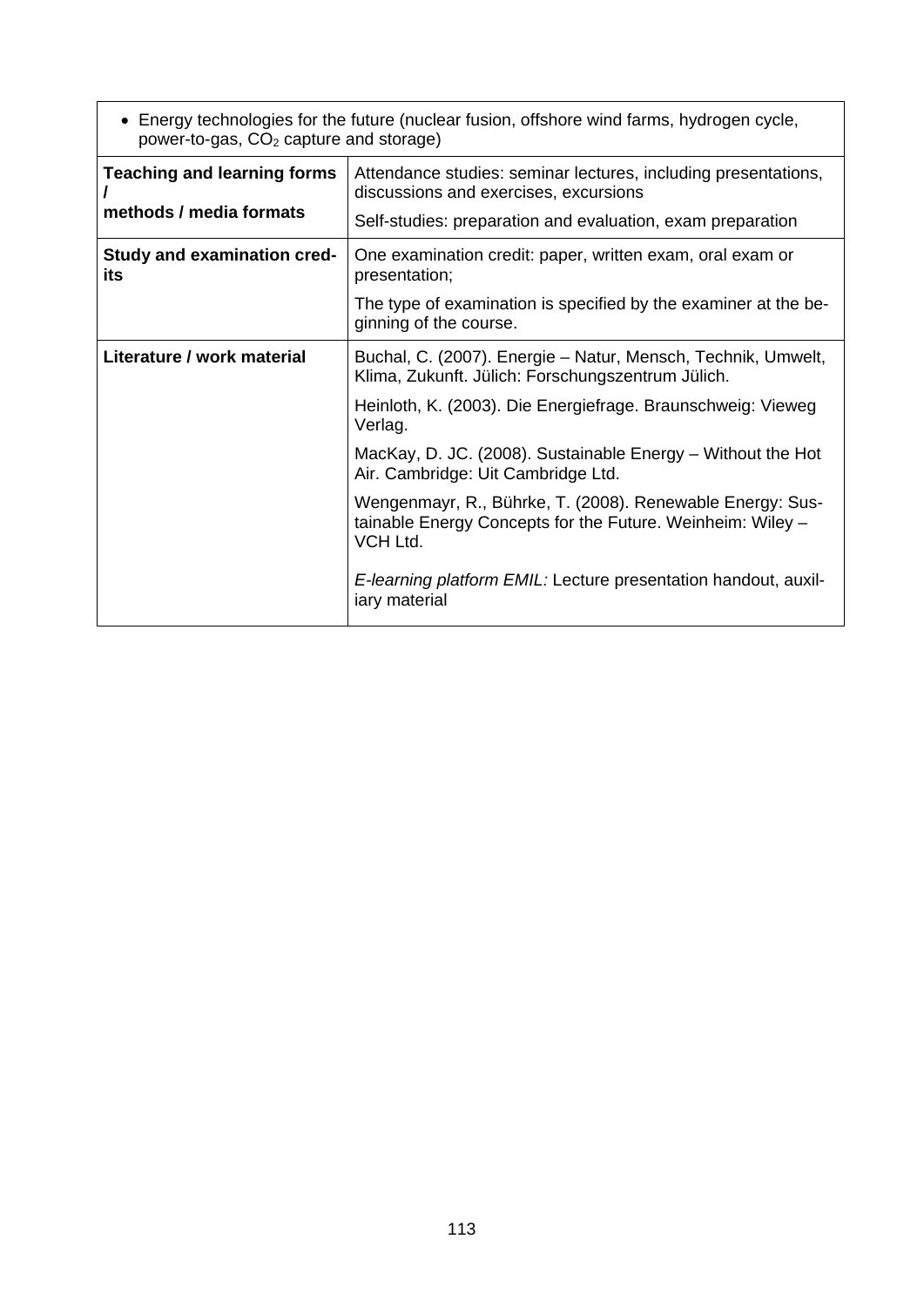| | |
|---|---|
| • Energy technologies for the future (nuclear fusion, offshore wind farms, hydrogen cycle, power-to-gas, $CO_2$ capture and storage) | |
| **Teaching and learning forms / methods / media formats** | Attendance studies: seminar lectures, including presentations, discussions and exercises, excursions<br><br>Self-studies: preparation and evaluation, exam preparation |
| **Study and examination credits** | One examination credit: paper, written exam, oral exam or presentation;<br><br>The type of examination is specified by the examiner at the beginning of the course. |
| **Literature / work material** | Buchal, C. (2007). Energie – Natur, Mensch, Technik, Umwelt, Klima, Zukunft. Jülich: Forschungszentrum Jülich.<br><br>Heinloth, K. (2003). Die Energiefrage. Braunschweig: Vieweg Verlag.<br><br>MacKay, D. JC. (2008). Sustainable Energy – Without the Hot Air. Cambridge: Uit Cambridge Ltd.<br><br>Wengenmayr, R., Bührke, T. (2008). Renewable Energy: Sustainable Energy Concepts for the Future. Weinheim: Wiley – VCH Ltd.<br><br>*E-learning platform EMIL:* Lecture presentation handout, auxiliary material |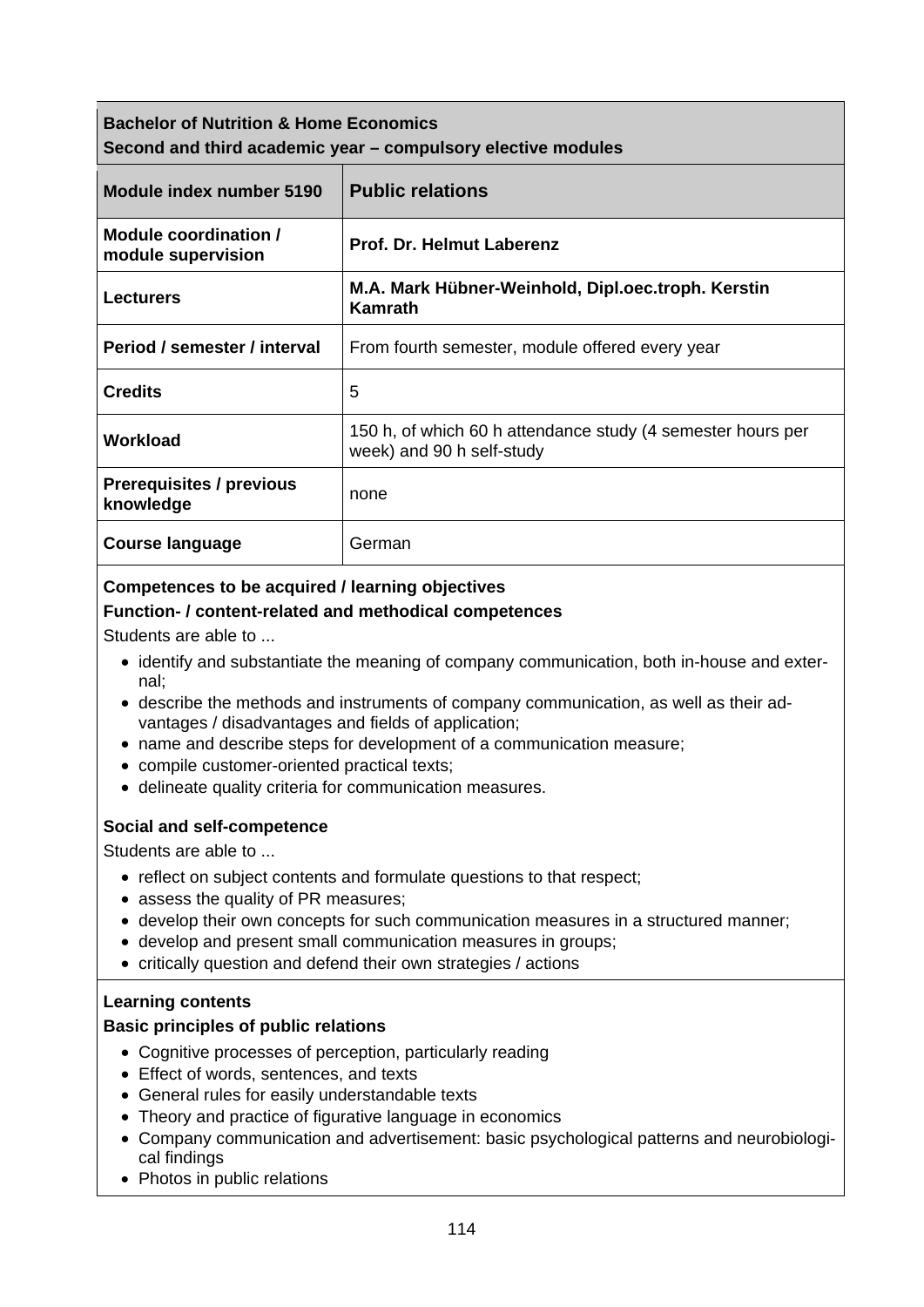**Bachelor of Nutrition & Home Economics**
**Second and third academic year – compulsory elective modules**

| Module index number 5190 | Public relations |
|---|---|
| **Module coordination / module supervision** | **Prof. Dr. Helmut Laberenz** |
| **Lecturers** | **M.A. Mark Hübner-Weinhold, Dipl.oec.troph. Kerstin Kamrath** |
| **Period / semester / interval** | From fourth semester, module offered every year |
| **Credits** | 5 |
| **Workload** | 150 h, of which 60 h attendance study (4 semester hours per week) and 90 h self-study |
| **Prerequisites / previous knowledge** | none |
| **Course language** | German |

**Competences to be acquired / learning objectives**

**Function- / content-related and methodical competences**

Students are able to ...

- identify and substantiate the meaning of company communication, both in-house and external;
- describe the methods and instruments of company communication, as well as their advantages / disadvantages and fields of application;
- name and describe steps for development of a communication measure;
- compile customer-oriented practical texts;
- delineate quality criteria for communication measures.

**Social and self-competence**

Students are able to ...

- reflect on subject contents and formulate questions to that respect;
- assess the quality of PR measures;
- develop their own concepts for such communication measures in a structured manner;
- develop and present small communication measures in groups;
- critically question and defend their own strategies / actions

**Learning contents**

**Basic principles of public relations**

- Cognitive processes of perception, particularly reading
- Effect of words, sentences, and texts
- General rules for easily understandable texts
- Theory and practice of figurative language in economics
- Company communication and advertisement: basic psychological patterns and neurobiological findings
- Photos in public relations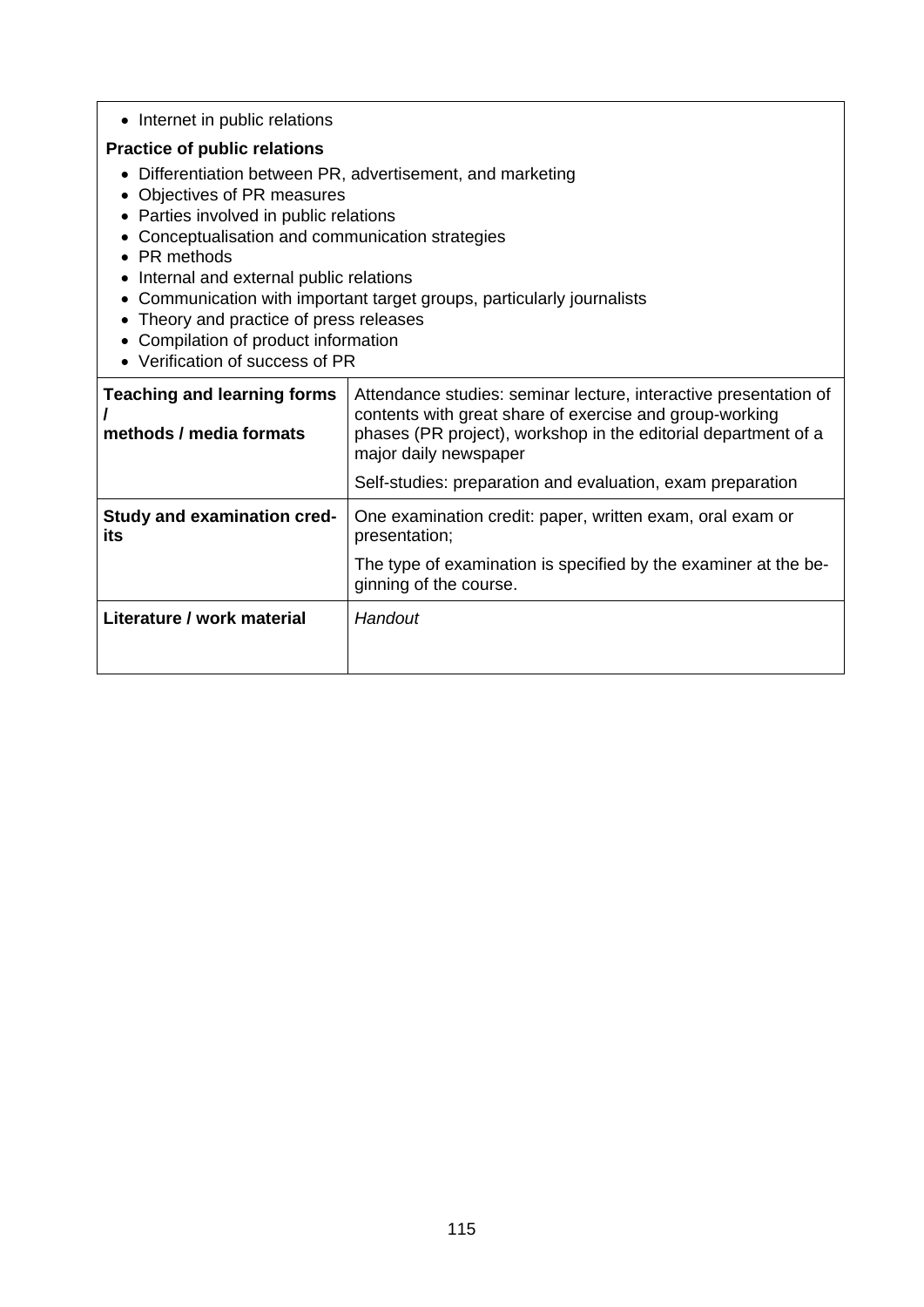- Internet in public relations

**Practice of public relations**

- Differentiation between PR, advertisement, and marketing
- Objectives of PR measures
- Parties involved in public relations
- Conceptualisation and communication strategies
- PR methods
- Internal and external public relations
- Communication with important target groups, particularly journalists
- Theory and practice of press releases
- Compilation of product information
- Verification of success of PR

| | |
|---|---|
| **Teaching and learning forms / methods / media formats** | Attendance studies: seminar lecture, interactive presentation of contents with great share of exercise and group-working phases (PR project), workshop in the editorial department of a major daily newspaper<br><br>Self-studies: preparation and evaluation, exam preparation |
| **Study and examination credits** | One examination credit: paper, written exam, oral exam or presentation;<br><br>The type of examination is specified by the examiner at the beginning of the course. |
| **Literature / work material** | *Handout* |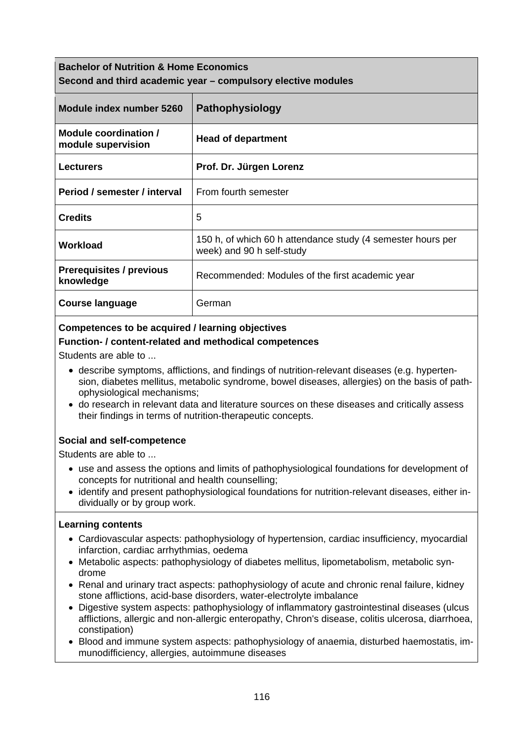**Bachelor of Nutrition & Home Economics**
**Second and third academic year – compulsory elective modules**

| Module index number 5260 | Pathophysiology |
|---|---|
| **Module coordination / module supervision** | **Head of department** |
| **Lecturers** | **Prof. Dr. Jürgen Lorenz** |
| **Period / semester / interval** | From fourth semester |
| **Credits** | 5 |
| **Workload** | 150 h, of which 60 h attendance study (4 semester hours per week) and 90 h self-study |
| **Prerequisites / previous knowledge** | Recommended: Modules of the first academic year |
| **Course language** | German |

**Competences to be acquired / learning objectives**

**Function- / content-related and methodical competences**

Students are able to ...

- describe symptoms, afflictions, and findings of nutrition-relevant diseases (e.g. hypertension, diabetes mellitus, metabolic syndrome, bowel diseases, allergies) on the basis of pathophysiological mechanisms;
- do research in relevant data and literature sources on these diseases and critically assess their findings in terms of nutrition-therapeutic concepts.

**Social and self-competence**

Students are able to ...

- use and assess the options and limits of pathophysiological foundations for development of concepts for nutritional and health counselling;
- identify and present pathophysiological foundations for nutrition-relevant diseases, either individually or by group work.

**Learning contents**

- Cardiovascular aspects: pathophysiology of hypertension, cardiac insufficiency, myocardial infarction, cardiac arrhythmias, oedema
- Metabolic aspects: pathophysiology of diabetes mellitus, lipometabolism, metabolic syndrome
- Renal and urinary tract aspects: pathophysiology of acute and chronic renal failure, kidney stone afflictions, acid-base disorders, water-electrolyte imbalance
- Digestive system aspects: pathophysiology of inflammatory gastrointestinal diseases (ulcus afflictions, allergic and non-allergic enteropathy, Chron's disease, colitis ulcerosa, diarrhoea, constipation)
- Blood and immune system aspects: pathophysiology of anaemia, disturbed haemostatis, immunodifficiency, allergies, autoimmune diseases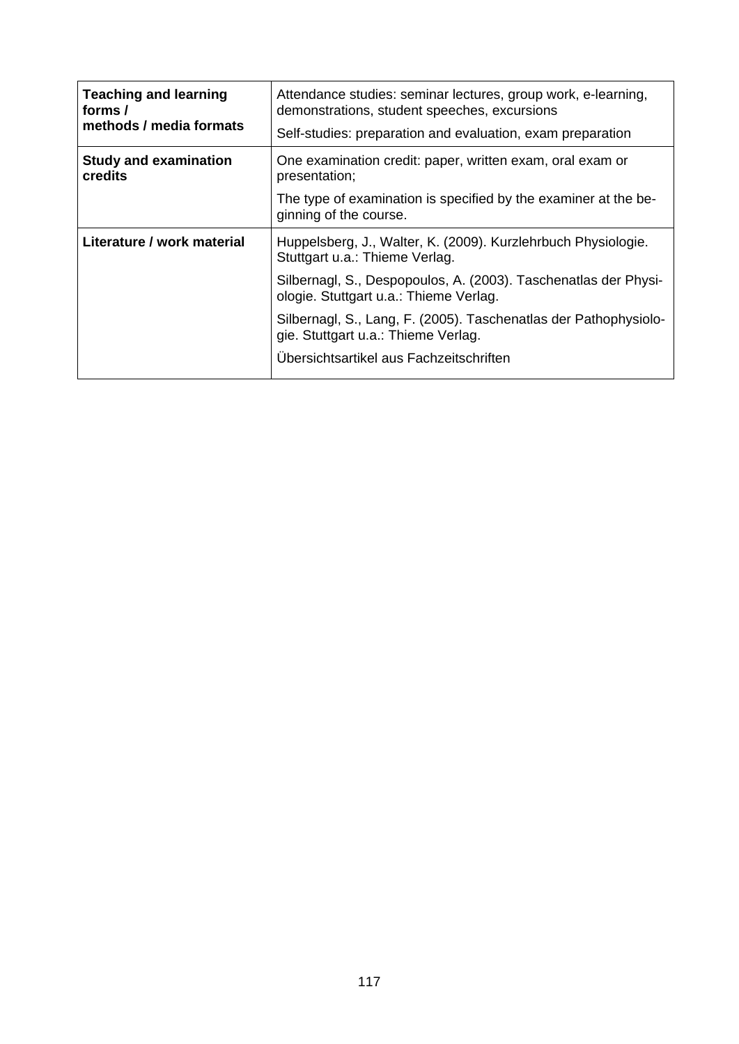| | |
|---|---|
| **Teaching and learning forms / methods / media formats** | Attendance studies: seminar lectures, group work, e-learning, demonstrations, student speeches, excursions<br><br>Self-studies: preparation and evaluation, exam preparation |
| **Study and examination credits** | One examination credit: paper, written exam, oral exam or presentation;<br><br>The type of examination is specified by the examiner at the beginning of the course. |
| **Literature / work material** | Huppelsberg, J., Walter, K. (2009). Kurzlehrbuch Physiologie. Stuttgart u.a.: Thieme Verlag.<br><br>Silbernagl, S., Despopoulos, A. (2003). Taschenatlas der Physiologie. Stuttgart u.a.: Thieme Verlag.<br><br>Silbernagl, S., Lang, F. (2005). Taschenatlas der Pathophysiologie. Stuttgart u.a.: Thieme Verlag.<br><br>Übersichtsartikel aus Fachzeitschriften |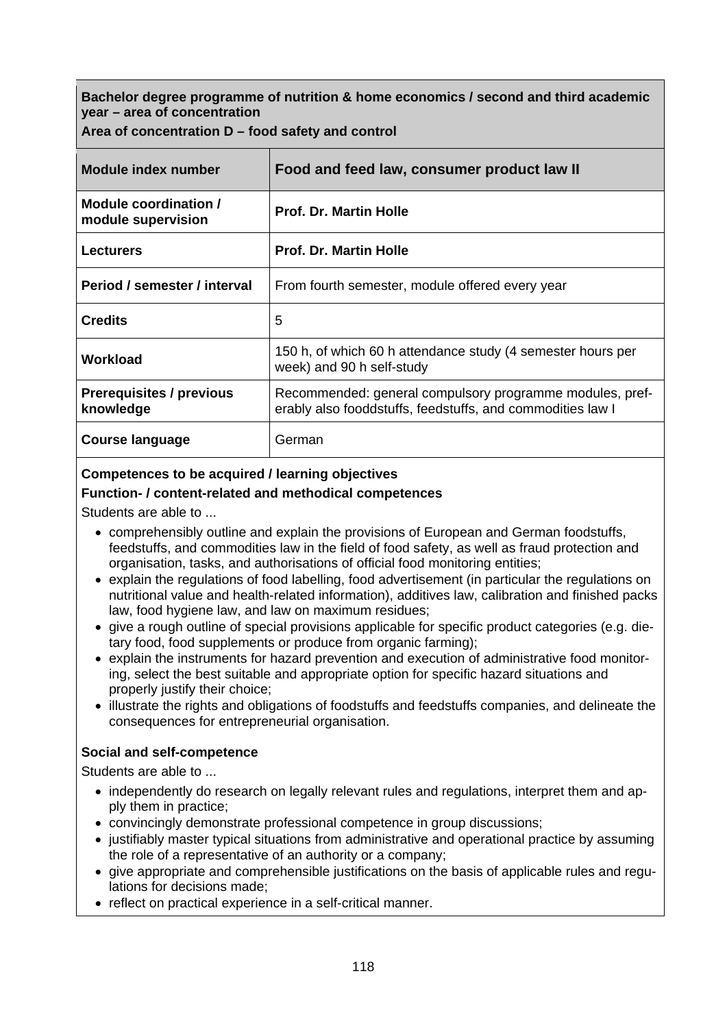**Bachelor degree programme of nutrition & home economics / second and third academic year – area of concentration**

**Area of concentration D – food safety and control**

| Module index number | Food and feed law, consumer product law II |
|---|---|
| Module coordination / module supervision | Prof. Dr. Martin Holle |
| Lecturers | Prof. Dr. Martin Holle |
| Period / semester / interval | From fourth semester, module offered every year |
| Credits | 5 |
| Workload | 150 h, of which 60 h attendance study (4 semester hours per week) and 90 h self-study |
| Prerequisites / previous knowledge | Recommended: general compulsory programme modules, preferably also fooddstuffs, feedstuffs, and commodities law I |
| Course language | German |

**Competences to be acquired / learning objectives**

**Function- / content-related and methodical competences**

Students are able to ...

- comprehensibly outline and explain the provisions of European and German foodstuffs, feedstuffs, and commodities law in the field of food safety, as well as fraud protection and organisation, tasks, and authorisations of official food monitoring entities;
- explain the regulations of food labelling, food advertisement (in particular the regulations on nutritional value and health-related information), additives law, calibration and finished packs law, food hygiene law, and law on maximum residues;
- give a rough outline of special provisions applicable for specific product categories (e.g. dietary food, food supplements or produce from organic farming);
- explain the instruments for hazard prevention and execution of administrative food monitoring, select the best suitable and appropriate option for specific hazard situations and properly justify their choice;
- illustrate the rights and obligations of foodstuffs and feedstuffs companies, and delineate the consequences for entrepreneurial organisation.

**Social and self-competence**

Students are able to ...

- independently do research on legally relevant rules and regulations, interpret them and apply them in practice;
- convincingly demonstrate professional competence in group discussions;
- justifiably master typical situations from administrative and operational practice by assuming the role of a representative of an authority or a company;
- give appropriate and comprehensible justifications on the basis of applicable rules and regulations for decisions made;
- reflect on practical experience in a self-critical manner.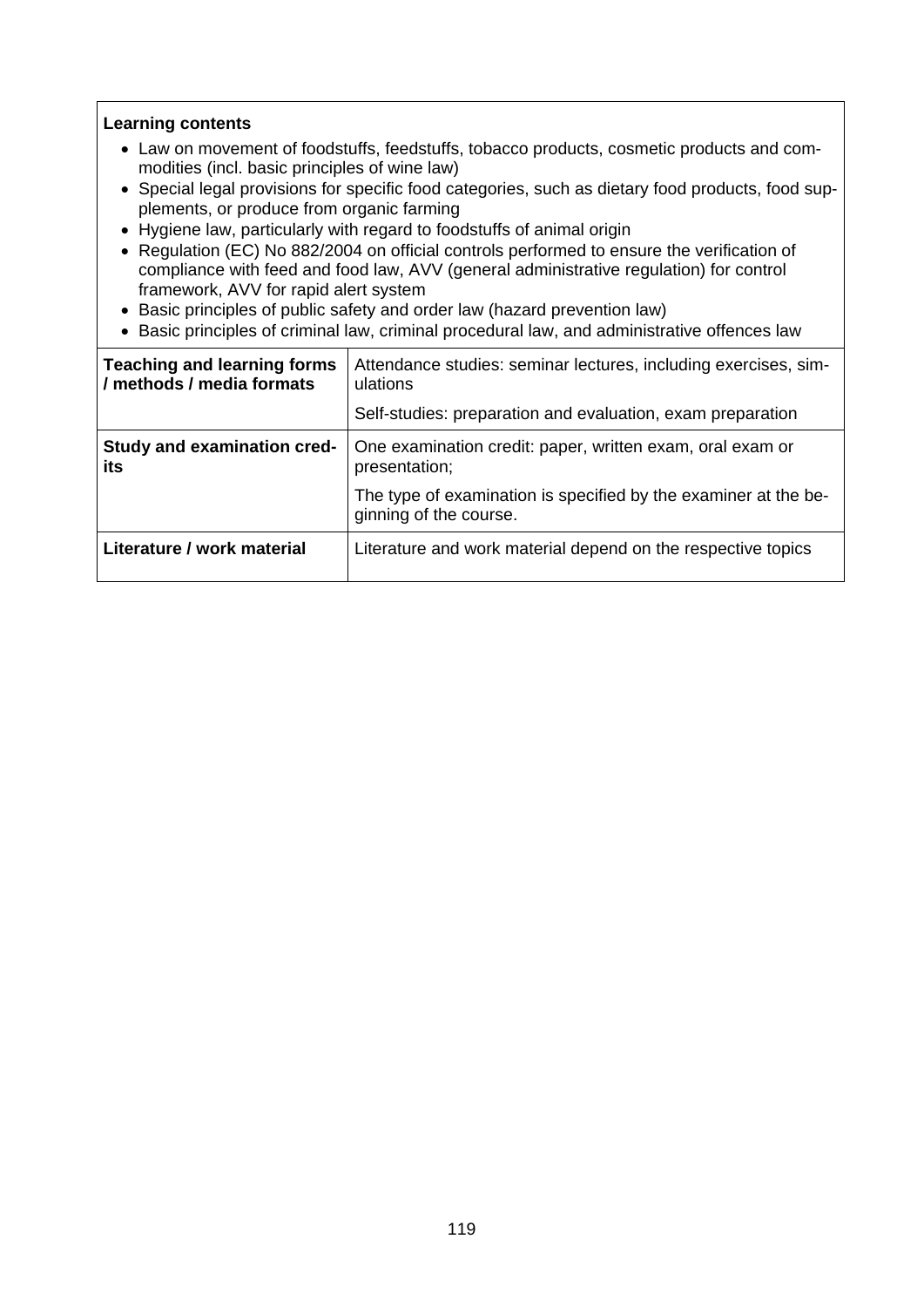**Learning contents**

- Law on movement of foodstuffs, feedstuffs, tobacco products, cosmetic products and commodities (incl. basic principles of wine law)
- Special legal provisions for specific food categories, such as dietary food products, food supplements, or produce from organic farming
- Hygiene law, particularly with regard to foodstuffs of animal origin
- Regulation (EC) No 882/2004 on official controls performed to ensure the verification of compliance with feed and food law, AVV (general administrative regulation) for control framework, AVV for rapid alert system
- Basic principles of public safety and order law (hazard prevention law)
- Basic principles of criminal law, criminal procedural law, and administrative offences law

| | |
|---|---|
| **Teaching and learning forms / methods / media formats** | Attendance studies: seminar lectures, including exercises, simulations<br><br>Self-studies: preparation and evaluation, exam preparation |
| **Study and examination credits** | One examination credit: paper, written exam, oral exam or presentation;<br><br>The type of examination is specified by the examiner at the beginning of the course. |
| **Literature / work material** | Literature and work material depend on the respective topics |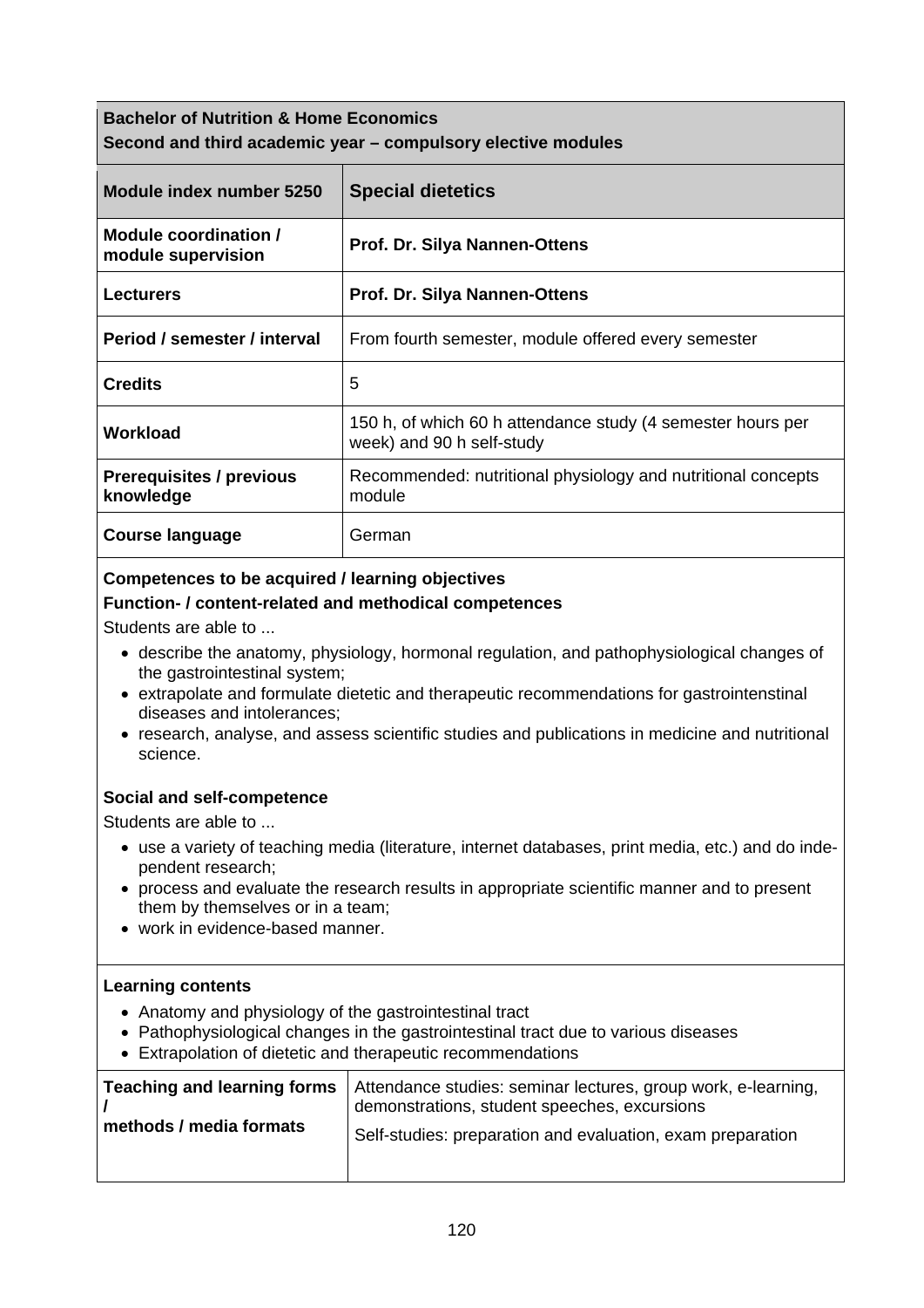**Bachelor of Nutrition & Home Economics**
**Second and third academic year – compulsory elective modules**

| Module index number 5250 | Special dietetics |
|---|---|
| **Module coordination / module supervision** | **Prof. Dr. Silya Nannen-Ottens** |
| **Lecturers** | **Prof. Dr. Silya Nannen-Ottens** |
| **Period / semester / interval** | From fourth semester, module offered every semester |
| **Credits** | 5 |
| **Workload** | 150 h, of which 60 h attendance study (4 semester hours per week) and 90 h self-study |
| **Prerequisites / previous knowledge** | Recommended: nutritional physiology and nutritional concepts module |
| **Course language** | German |

**Competences to be acquired / learning objectives**

**Function- / content-related and methodical competences**

Students are able to ...

- describe the anatomy, physiology, hormonal regulation, and pathophysiological changes of the gastrointestinal system;
- extrapolate and formulate dietetic and therapeutic recommendations for gastrointenstinal diseases and intolerances;
- research, analyse, and assess scientific studies and publications in medicine and nutritional science.

**Social and self-competence**

Students are able to ...

- use a variety of teaching media (literature, internet databases, print media, etc.) and do independent research;
- process and evaluate the research results in appropriate scientific manner and to present them by themselves or in a team;
- work in evidence-based manner.

**Learning contents**

- Anatomy and physiology of the gastrointestinal tract
- Pathophysiological changes in the gastrointestinal tract due to various diseases
- Extrapolation of dietetic and therapeutic recommendations

| Teaching and learning forms / methods / media formats | Attendance studies: seminar lectures, group work, e-learning, demonstrations, student speeches, excursions<br>Self-studies: preparation and evaluation, exam preparation |
|---|---|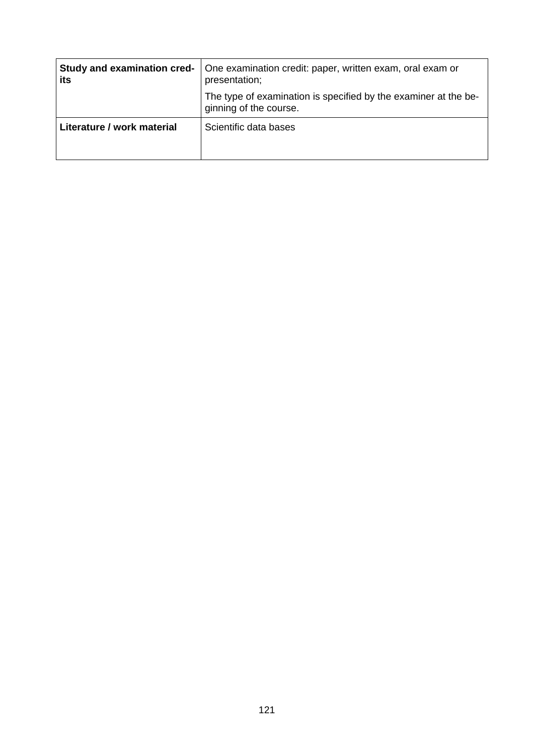| | |
|---|---|
| **Study and examination credits** | One examination credit: paper, written exam, oral exam or presentation;<br><br>The type of examination is specified by the examiner at the beginning of the course. |
| **Literature / work material** | Scientific data bases |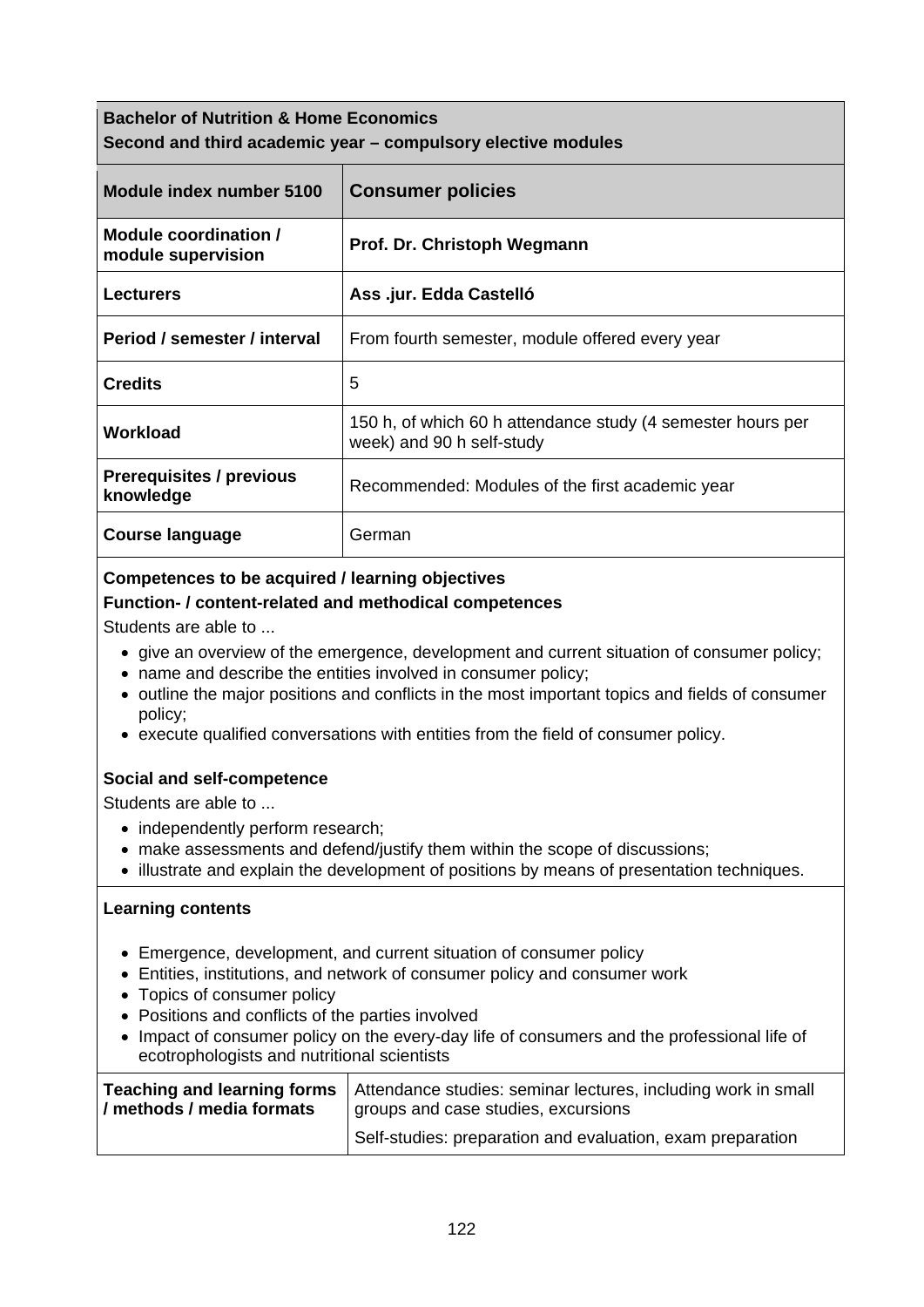| **Bachelor of Nutrition & Home Economics**<br>**Second and third academic year – compulsory elective modules** | |
|---|---|
| **Module index number 5100** | **Consumer policies** |
| **Module coordination / module supervision** | **Prof. Dr. Christoph Wegmann** |
| **Lecturers** | **Ass .jur. Edda Castelló** |
| **Period / semester / interval** | From fourth semester, module offered every year |
| **Credits** | 5 |
| **Workload** | 150 h, of which 60 h attendance study (4 semester hours per week) and 90 h self-study |
| **Prerequisites / previous knowledge** | Recommended: Modules of the first academic year |
| **Course language** | German |

**Competences to be acquired / learning objectives**

**Function- / content-related and methodical competences**

Students are able to ...

- give an overview of the emergence, development and current situation of consumer policy;
- name and describe the entities involved in consumer policy;
- outline the major positions and conflicts in the most important topics and fields of consumer policy;
- execute qualified conversations with entities from the field of consumer policy.

**Social and self-competence**

Students are able to ...

- independently perform research;
- make assessments and defend/justify them within the scope of discussions;
- illustrate and explain the development of positions by means of presentation techniques.

**Learning contents**

- Emergence, development, and current situation of consumer policy
- Entities, institutions, and network of consumer policy and consumer work
- Topics of consumer policy
- Positions and conflicts of the parties involved
- Impact of consumer policy on the every-day life of consumers and the professional life of ecotrophologists and nutritional scientists

| **Teaching and learning forms / methods / media formats** | Attendance studies: seminar lectures, including work in small groups and case studies, excursions<br>Self-studies: preparation and evaluation, exam preparation |
|---|---|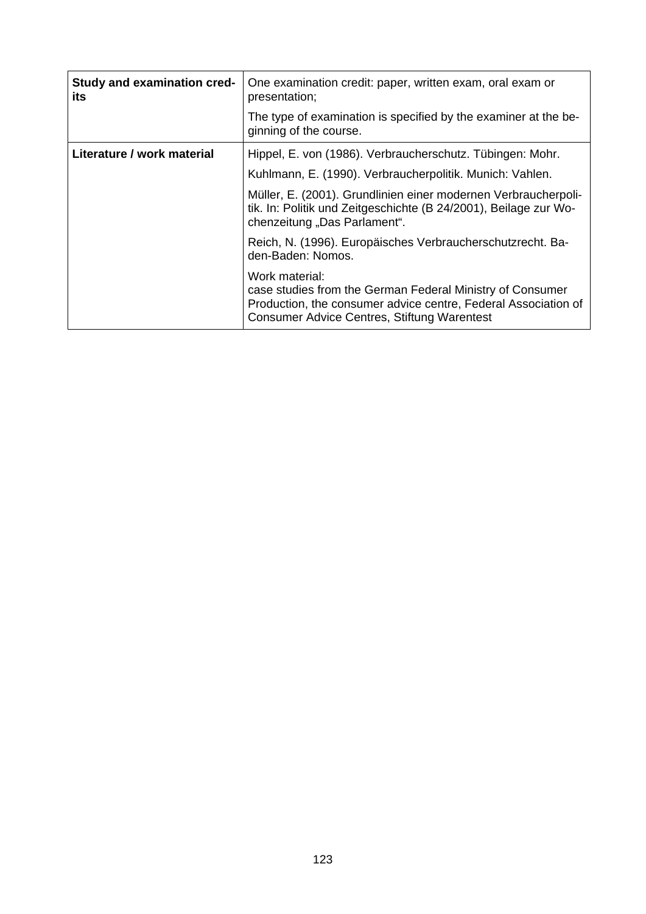| | |
|---|---|
| **Study and examination credits** | One examination credit: paper, written exam, oral exam or presentation;<br><br>The type of examination is specified by the examiner at the beginning of the course. |
| **Literature / work material** | Hippel, E. von (1986). Verbraucherschutz. Tübingen: Mohr.<br><br>Kuhlmann, E. (1990). Verbraucherpolitik. Munich: Vahlen.<br><br>Müller, E. (2001). Grundlinien einer modernen Verbraucherpolitik. In: Politik und Zeitgeschichte (B 24/2001), Beilage zur Wochenzeitung „Das Parlament".<br><br>Reich, N. (1996). Europäisches Verbraucherschutzrecht. Baden-Baden: Nomos.<br><br>Work material:<br>case studies from the German Federal Ministry of Consumer Production, the consumer advice centre, Federal Association of Consumer Advice Centres, Stiftung Warentest |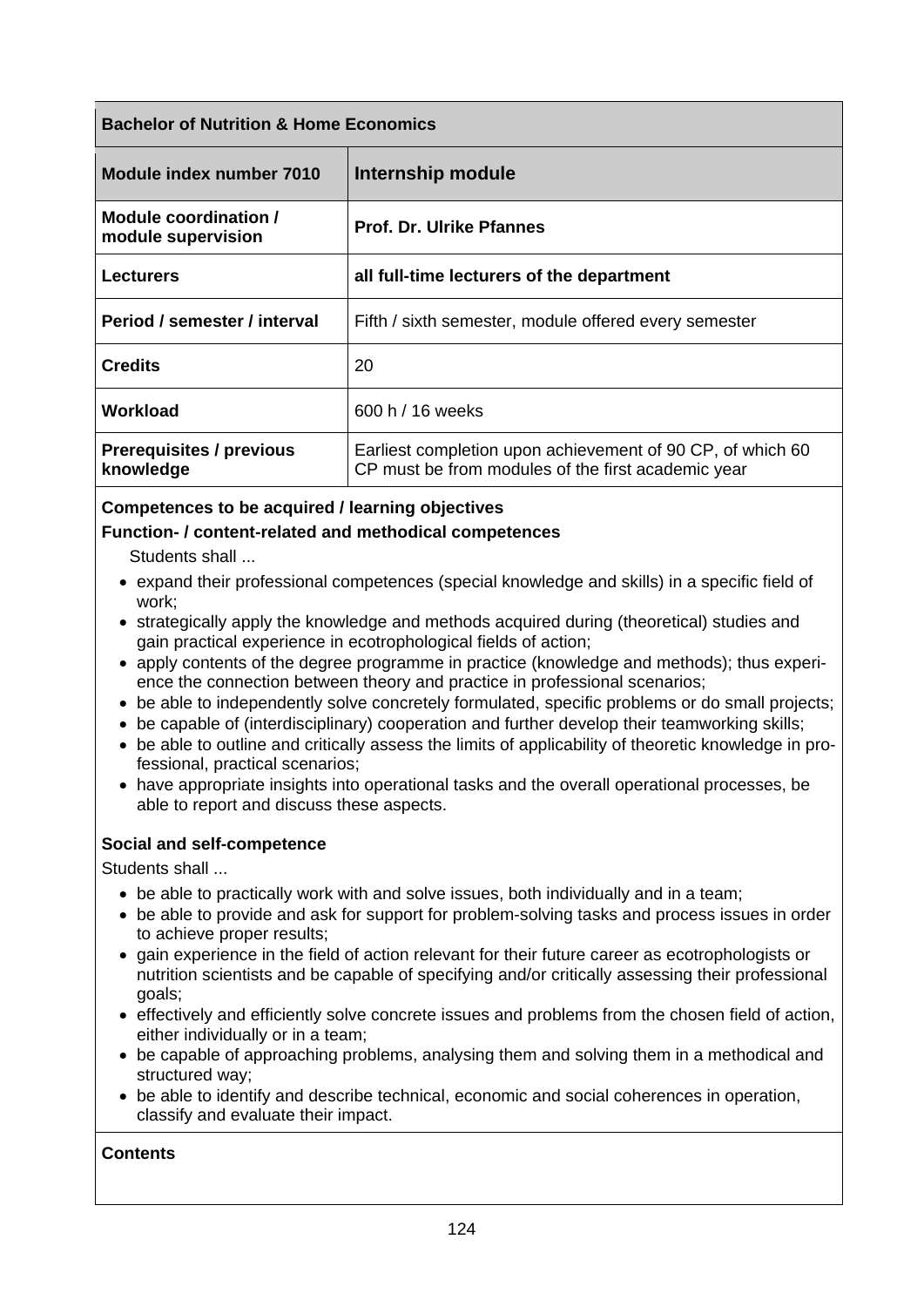| Bachelor of Nutrition & Home Economics | |
|---|---|
| **Module index number 7010** | **Internship module** |
| **Module coordination / module supervision** | **Prof. Dr. Ulrike Pfannes** |
| **Lecturers** | **all full-time lecturers of the department** |
| **Period / semester / interval** | Fifth / sixth semester, module offered every semester |
| **Credits** | 20 |
| **Workload** | 600 h / 16 weeks |
| **Prerequisites / previous knowledge** | Earliest completion upon achievement of 90 CP, of which 60 CP must be from modules of the first academic year |

**Competences to be acquired / learning objectives**

**Function- / content-related and methodical competences**

Students shall ...

- expand their professional competences (special knowledge and skills) in a specific field of work;
- strategically apply the knowledge and methods acquired during (theoretical) studies and gain practical experience in ecotrophological fields of action;
- apply contents of the degree programme in practice (knowledge and methods); thus experience the connection between theory and practice in professional scenarios;
- be able to independently solve concretely formulated, specific problems or do small projects;
- be capable of (interdisciplinary) cooperation and further develop their teamworking skills;
- be able to outline and critically assess the limits of applicability of theoretic knowledge in professional, practical scenarios;
- have appropriate insights into operational tasks and the overall operational processes, be able to report and discuss these aspects.

**Social and self-competence**

Students shall ...

- be able to practically work with and solve issues, both individually and in a team;
- be able to provide and ask for support for problem-solving tasks and process issues in order to achieve proper results;
- gain experience in the field of action relevant for their future career as ecotrophologists or nutrition scientists and be capable of specifying and/or critically assessing their professional goals;
- effectively and efficiently solve concrete issues and problems from the chosen field of action, either individually or in a team;
- be capable of approaching problems, analysing them and solving them in a methodical and structured way;
- be able to identify and describe technical, economic and social coherences in operation, classify and evaluate their impact.

**Contents**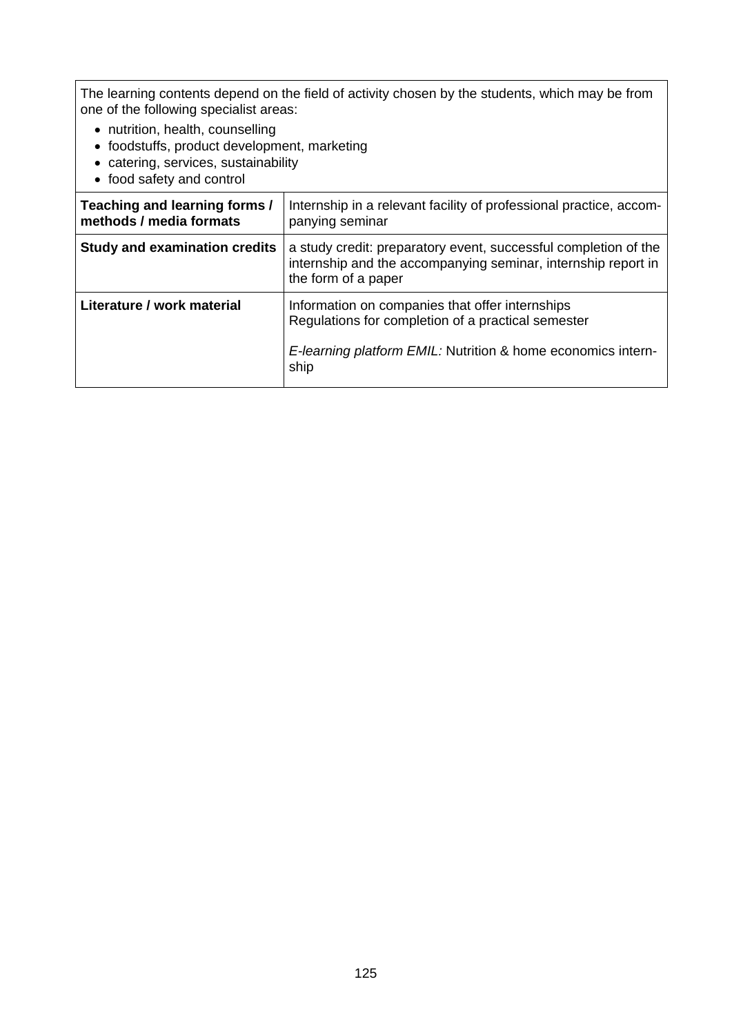The learning contents depend on the field of activity chosen by the students, which may be from one of the following specialist areas:

- nutrition, health, counselling
- foodstuffs, product development, marketing
- catering, services, sustainability
- food safety and control

| | |
|---|---|
| **Teaching and learning forms / methods / media formats** | Internship in a relevant facility of professional practice, accompanying seminar |
| **Study and examination credits** | a study credit: preparatory event, successful completion of the internship and the accompanying seminar, internship report in the form of a paper |
| **Literature / work material** | Information on companies that offer internships<br>Regulations for completion of a practical semester<br><br>*E-learning platform EMIL:* Nutrition & home economics internship |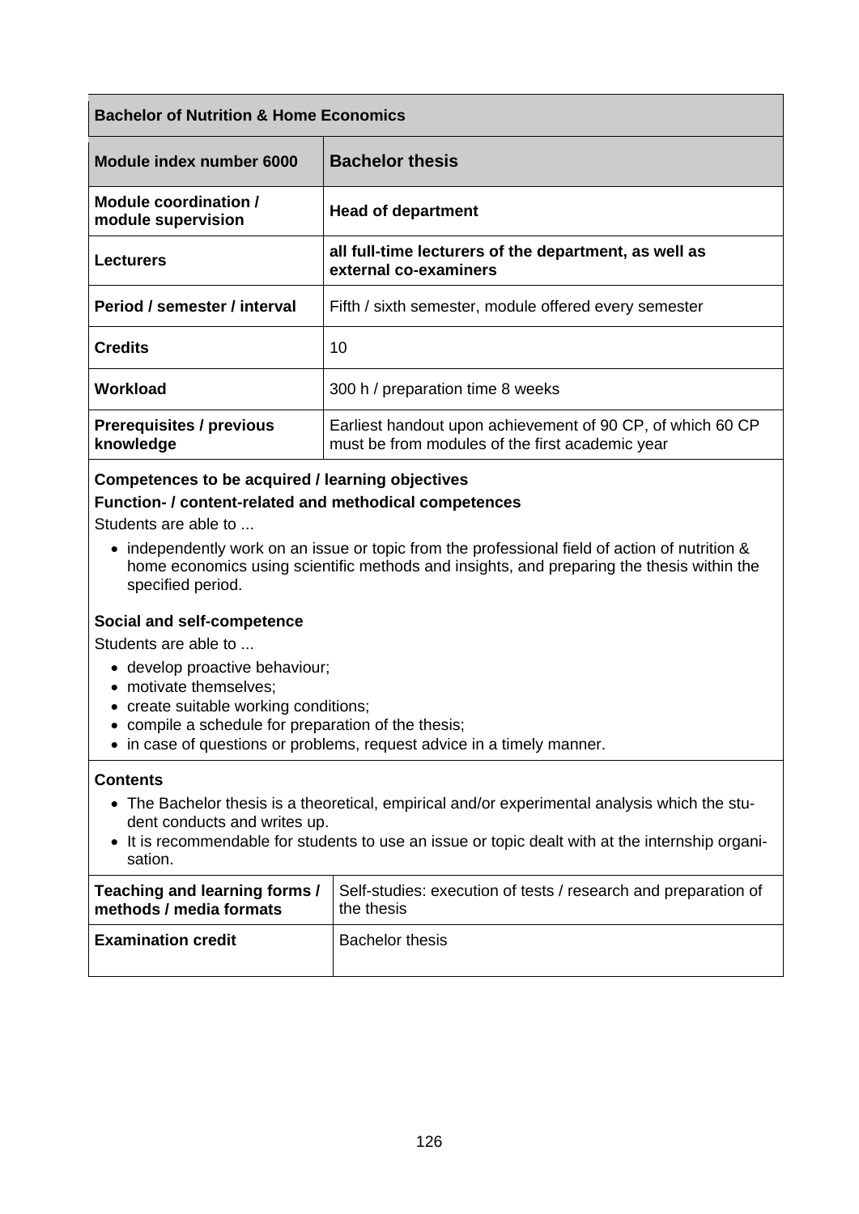| **Bachelor of Nutrition & Home Economics** | |
|---|---|
| **Module index number 6000** | **Bachelor thesis** |
| **Module coordination / module supervision** | **Head of department** |
| **Lecturers** | **all full-time lecturers of the department, as well as external co-examiners** |
| **Period / semester / interval** | Fifth / sixth semester, module offered every semester |
| **Credits** | 10 |
| **Workload** | 300 h / preparation time 8 weeks |
| **Prerequisites / previous knowledge** | Earliest handout upon achievement of 90 CP, of which 60 CP must be from modules of the first academic year |

**Competences to be acquired / learning objectives**

**Function- / content-related and methodical competences**

Students are able to ...

- independently work on an issue or topic from the professional field of action of nutrition & home economics using scientific methods and insights, and preparing the thesis within the specified period.

**Social and self-competence**

Students are able to ...

- develop proactive behaviour;
- motivate themselves;
- create suitable working conditions;
- compile a schedule for preparation of the thesis;
- in case of questions or problems, request advice in a timely manner.

**Contents**

- The Bachelor thesis is a theoretical, empirical and/or experimental analysis which the student conducts and writes up.
- It is recommendable for students to use an issue or topic dealt with at the internship organisation.

| **Teaching and learning forms / methods / media formats** | Self-studies: execution of tests / research and preparation of the thesis |
|---|---|
| **Examination credit** | Bachelor thesis |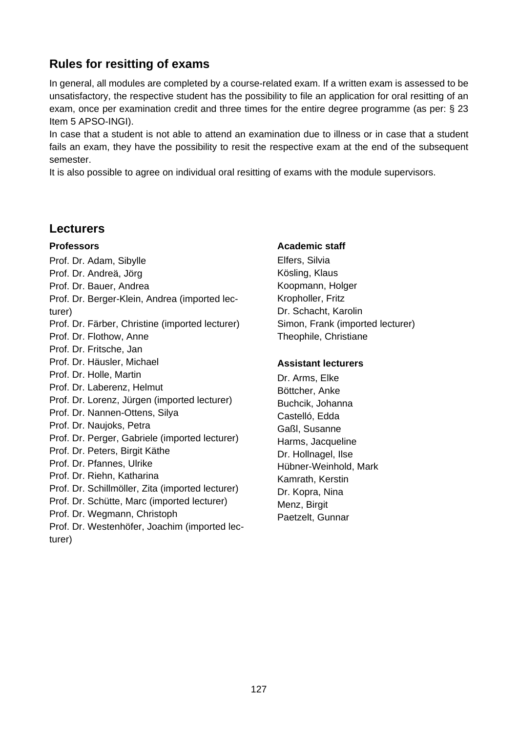## Rules for resitting of exams

In general, all modules are completed by a course-related exam. If a written exam is assessed to be unsatisfactory, the respective student has the possibility to file an application for oral resitting of an exam, once per examination credit and three times for the entire degree programme (as per: § 23 Item 5 APSO-INGI).

In case that a student is not able to attend an examination due to illness or in case that a student fails an exam, they have the possibility to resit the respective exam at the end of the subsequent semester.

It is also possible to agree on individual oral resitting of exams with the module supervisors.

## Lecturers

### Professors

Prof. Dr. Adam, Sibylle
Prof. Dr. Andreä, Jörg
Prof. Dr. Bauer, Andrea
Prof. Dr. Berger-Klein, Andrea (imported lecturer)
Prof. Dr. Färber, Christine (imported lecturer)
Prof. Dr. Flothow, Anne
Prof. Dr. Fritsche, Jan
Prof. Dr. Häusler, Michael
Prof. Dr. Holle, Martin
Prof. Dr. Laberenz, Helmut
Prof. Dr. Lorenz, Jürgen (imported lecturer)
Prof. Dr. Nannen-Ottens, Silya
Prof. Dr. Naujoks, Petra
Prof. Dr. Perger, Gabriele (imported lecturer)
Prof. Dr. Peters, Birgit Käthe
Prof. Dr. Pfannes, Ulrike
Prof. Dr. Riehn, Katharina
Prof. Dr. Schillmöller, Zita (imported lecturer)
Prof. Dr. Schütte, Marc (imported lecturer)
Prof. Dr. Wegmann, Christoph
Prof. Dr. Westenhöfer, Joachim (imported lecturer)

### Academic staff

Elfers, Silvia
Kösling, Klaus
Koopmann, Holger
Kropholler, Fritz
Dr. Schacht, Karolin
Simon, Frank (imported lecturer)
Theophile, Christiane

### Assistant lecturers

Dr. Arms, Elke
Böttcher, Anke
Buchcik, Johanna
Castelló, Edda
Gaßl, Susanne
Harms, Jacqueline
Dr. Hollnagel, Ilse
Hübner-Weinhold, Mark
Kamrath, Kerstin
Dr. Kopra, Nina
Menz, Birgit
Paetzelt, Gunnar